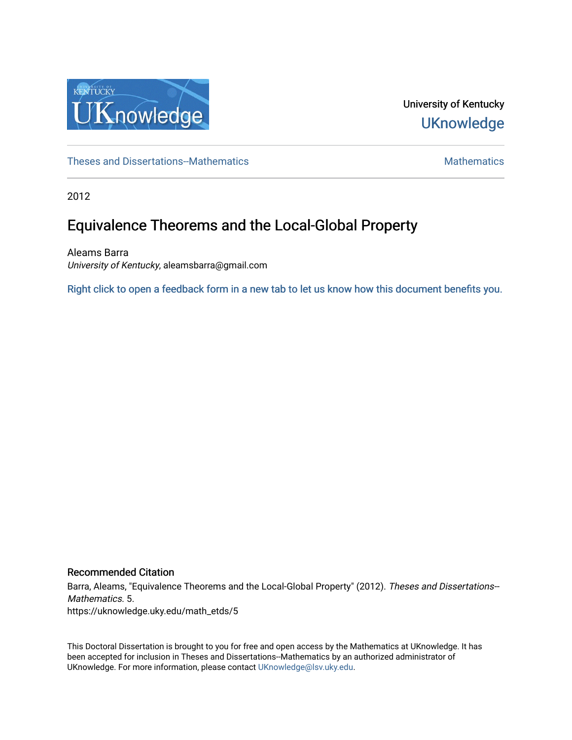University of Kentucky

UKnowledge

Theses and Dissertations--Mathematics

Mathematics

2012

# Equivalence Theorems and the Local-Global Property

Aleams Barra
*University of Kentucky*, aleamsbarra@gmail.com

Right click to open a feedback form in a new tab to let us know how this document benefits you.

## Recommended Citation

Barra, Aleams, "Equivalence Theorems and the Local-Global Property" (2012). *Theses and Dissertations--Mathematics*. 5.
https://uknowledge.uky.edu/math_etds/5

This Doctoral Dissertation is brought to you for free and open access by the Mathematics at UKnowledge. It has been accepted for inclusion in Theses and Dissertations--Mathematics by an authorized administrator of UKnowledge. For more information, please contact UKnowledge@lsv.uky.edu.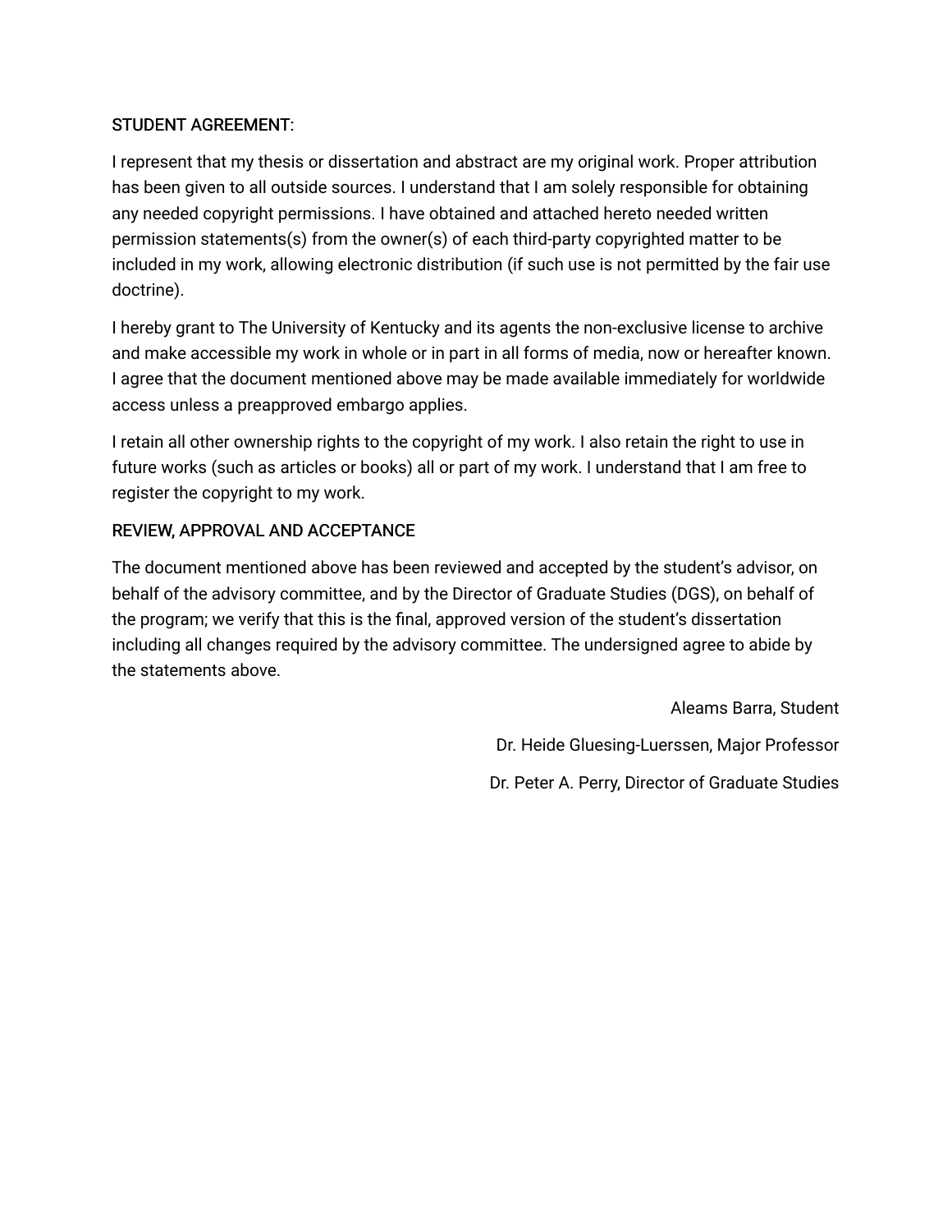STUDENT AGREEMENT:

I represent that my thesis or dissertation and abstract are my original work. Proper attribution has been given to all outside sources. I understand that I am solely responsible for obtaining any needed copyright permissions. I have obtained and attached hereto needed written permission statements(s) from the owner(s) of each third-party copyrighted matter to be included in my work, allowing electronic distribution (if such use is not permitted by the fair use doctrine).

I hereby grant to The University of Kentucky and its agents the non-exclusive license to archive and make accessible my work in whole or in part in all forms of media, now or hereafter known. I agree that the document mentioned above may be made available immediately for worldwide access unless a preapproved embargo applies.

I retain all other ownership rights to the copyright of my work. I also retain the right to use in future works (such as articles or books) all or part of my work. I understand that I am free to register the copyright to my work.

REVIEW, APPROVAL AND ACCEPTANCE

The document mentioned above has been reviewed and accepted by the student's advisor, on behalf of the advisory committee, and by the Director of Graduate Studies (DGS), on behalf of the program; we verify that this is the final, approved version of the student's dissertation including all changes required by the advisory committee. The undersigned agree to abide by the statements above.

Aleams Barra, Student

Dr. Heide Gluesing-Luerssen, Major Professor

Dr. Peter A. Perry, Director of Graduate Studies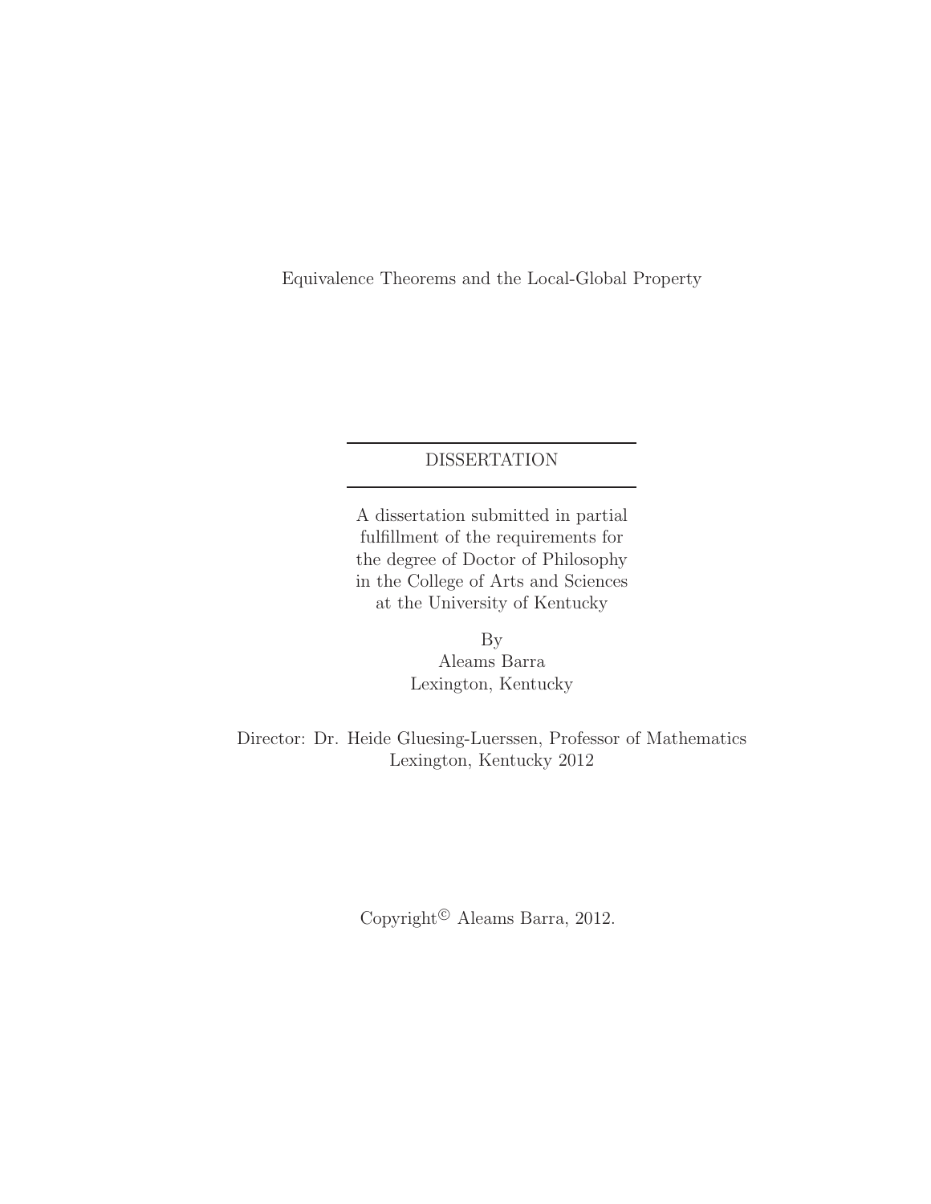Equivalence Theorems and the Local-Global Property

---

DISSERTATION

---

A dissertation submitted in partial fulfillment of the requirements for the degree of Doctor of Philosophy in the College of Arts and Sciences at the University of Kentucky

By
Aleams Barra
Lexington, Kentucky

Director: Dr. Heide Gluesing-Luerssen, Professor of Mathematics
Lexington, Kentucky 2012

Copyright© Aleams Barra, 2012.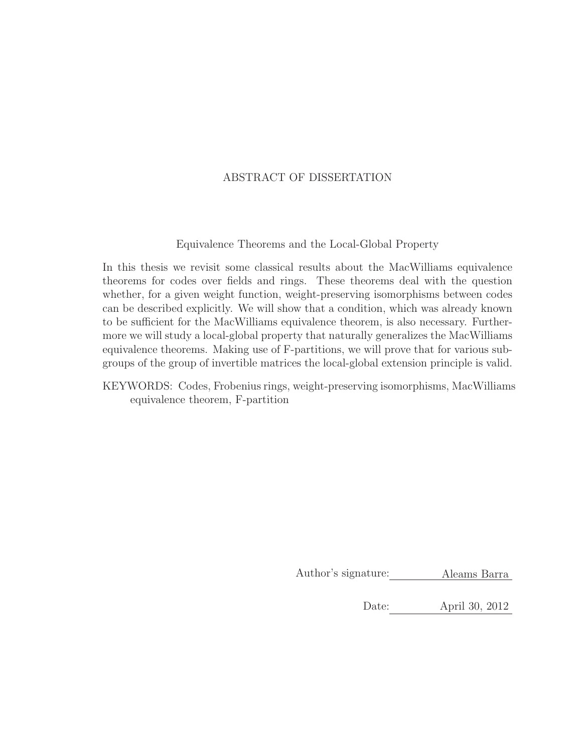# ABSTRACT OF DISSERTATION

## Equivalence Theorems and the Local-Global Property

In this thesis we revisit some classical results about the MacWilliams equivalence theorems for codes over fields and rings. These theorems deal with the question whether, for a given weight function, weight-preserving isomorphisms between codes can be described explicitly. We will show that a condition, which was already known to be sufficient for the MacWilliams equivalence theorem, is also necessary. Furthermore we will study a local-global property that naturally generalizes the MacWilliams equivalence theorems. Making use of F-partitions, we will prove that for various subgroups of the group of invertible matrices the local-global extension principle is valid.

KEYWORDS: Codes, Frobenius rings, weight-preserving isomorphisms, MacWilliams equivalence theorem, F-partition

Author's signature: Aleams Barra

Date: April 30, 2012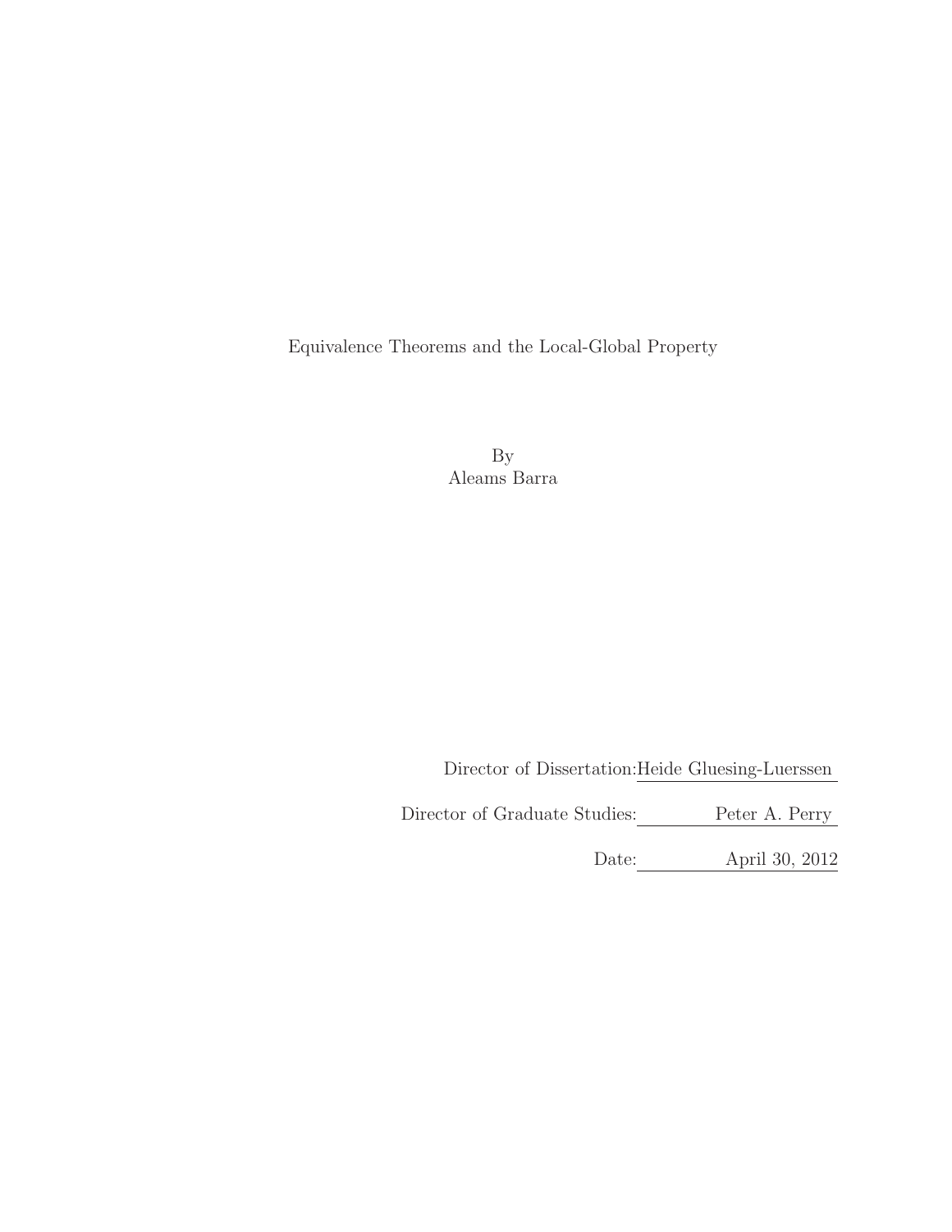Equivalence Theorems and the Local-Global Property

By
Aleams Barra

Director of Dissertation: Heide Gluesing-Luerssen

Director of Graduate Studies: Peter A. Perry

Date: April 30, 2012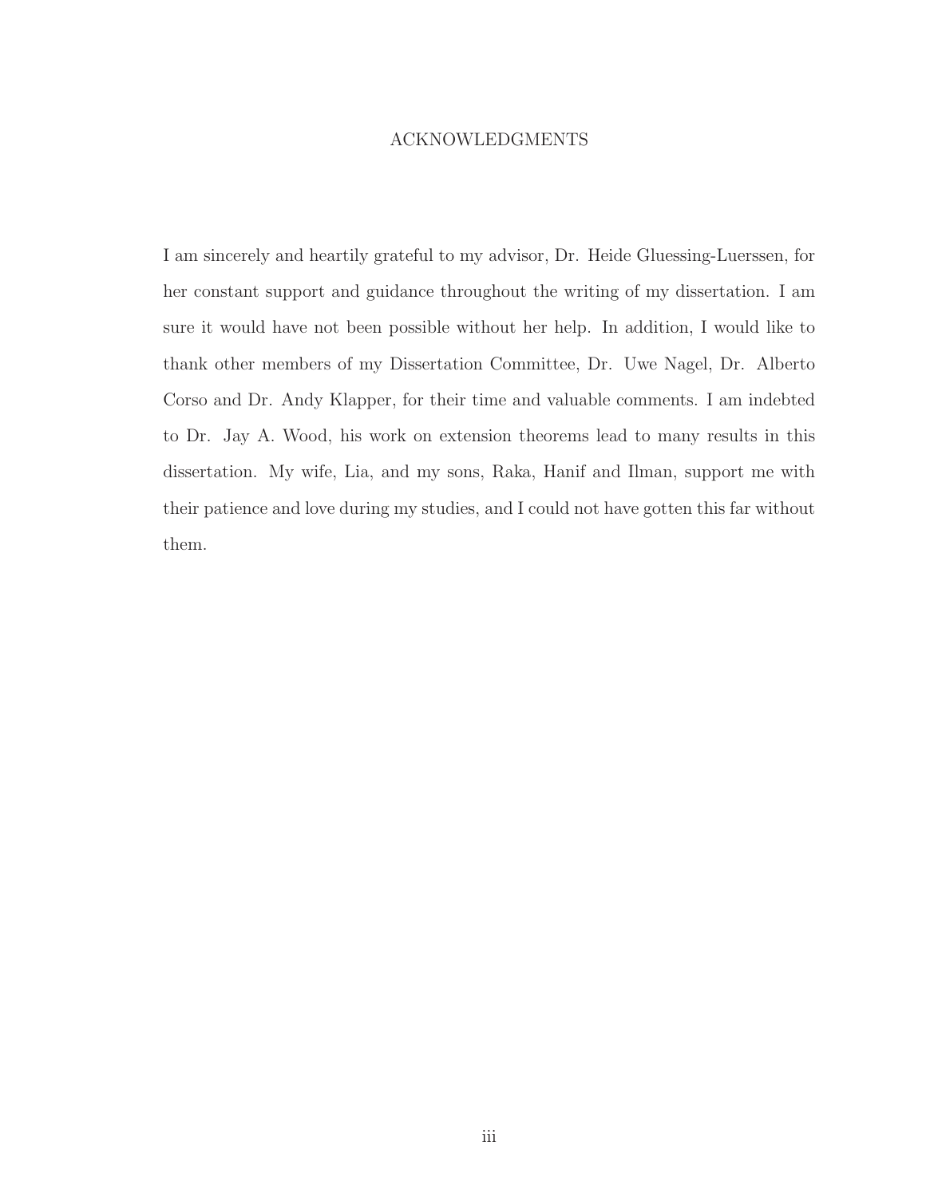# ACKNOWLEDGMENTS

I am sincerely and heartily grateful to my advisor, Dr. Heide Gluessing-Luerssen, for her constant support and guidance throughout the writing of my dissertation. I am sure it would have not been possible without her help. In addition, I would like to thank other members of my Dissertation Committee, Dr. Uwe Nagel, Dr. Alberto Corso and Dr. Andy Klapper, for their time and valuable comments. I am indebted to Dr. Jay A. Wood, his work on extension theorems lead to many results in this dissertation. My wife, Lia, and my sons, Raka, Hanif and Ilman, support me with their patience and love during my studies, and I could not have gotten this far without them.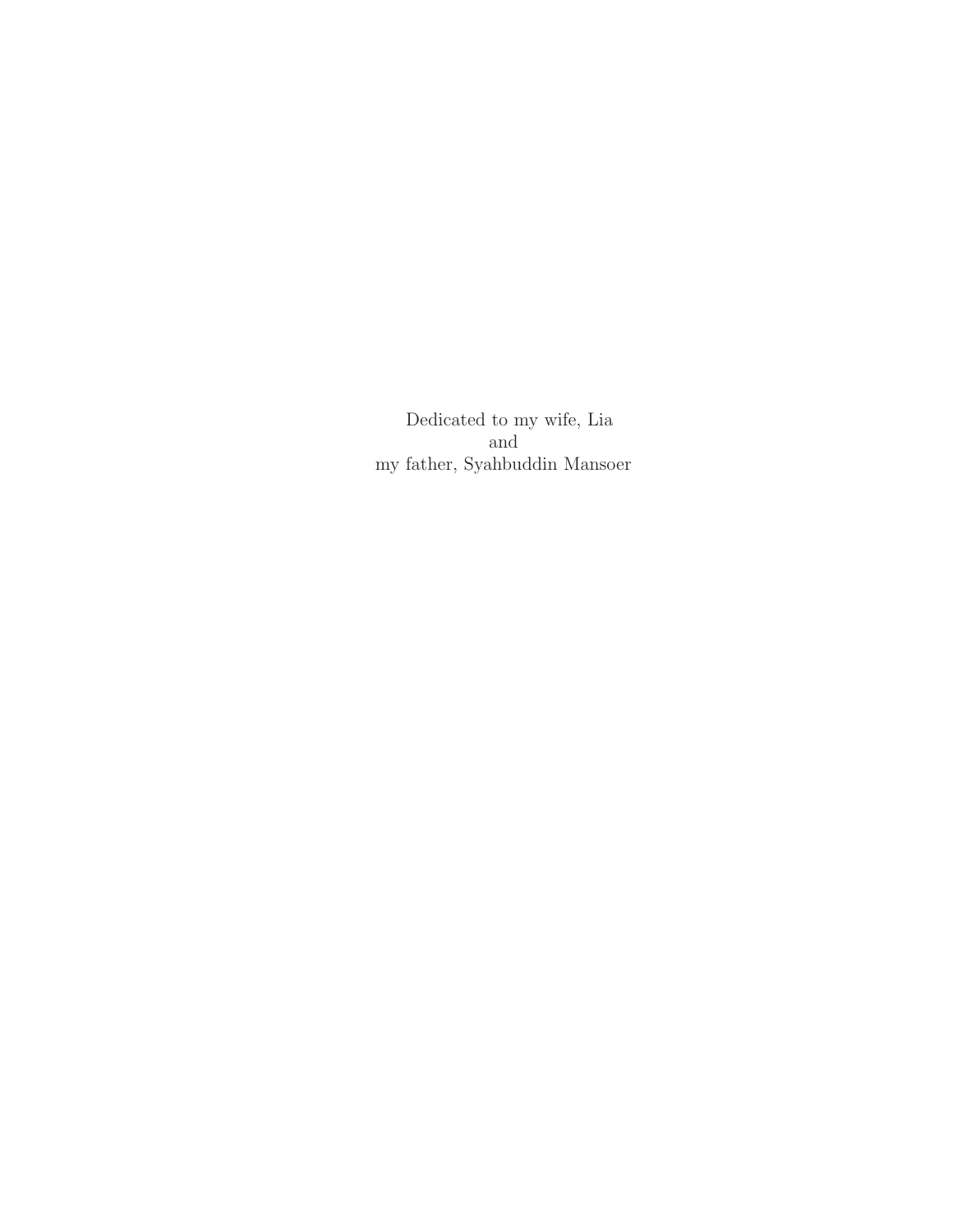Dedicated to my wife, Lia
and
my father, Syahbuddin Mansoer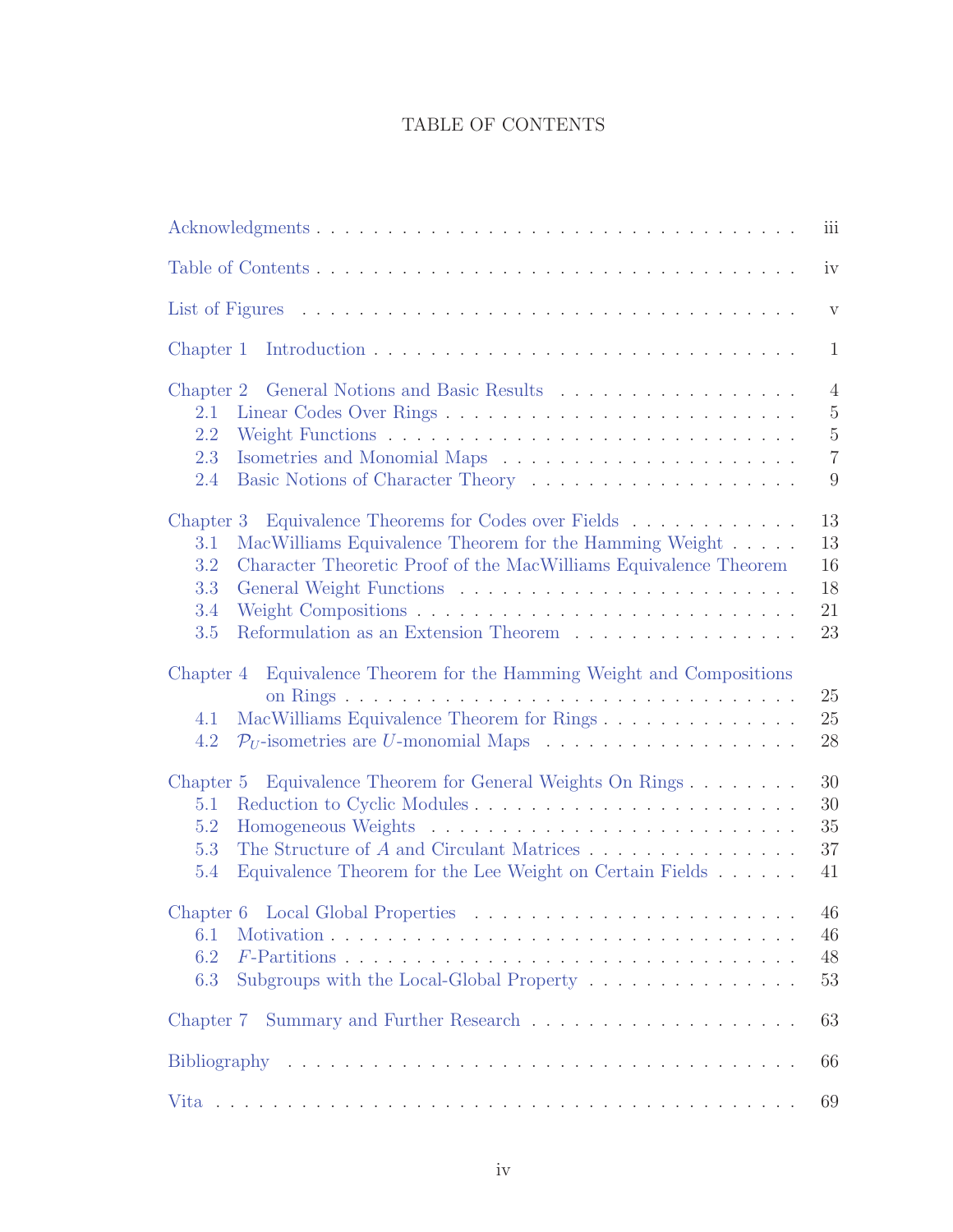# TABLE OF CONTENTS

Acknowledgments . . . . . . . . . . . . . . . . . . . . . . . . . . . . . . . . . . iii

Table of Contents . . . . . . . . . . . . . . . . . . . . . . . . . . . . . . . . . iv

List of Figures . . . . . . . . . . . . . . . . . . . . . . . . . . . . . . . . . . v

Chapter 1 Introduction . . . . . . . . . . . . . . . . . . . . . . . . . . . . . . 1

Chapter 2 General Notions and Basic Results . . . . . . . . . . . . . . . . . . 4
- 2.1 Linear Codes Over Rings . . . . . . . . . . . . . . . . . . . . . . . . 5
- 2.2 Weight Functions . . . . . . . . . . . . . . . . . . . . . . . . . . . . 5
- 2.3 Isometries and Monomial Maps . . . . . . . . . . . . . . . . . . . . . 7
- 2.4 Basic Notions of Character Theory . . . . . . . . . . . . . . . . . . . 9

Chapter 3 Equivalence Theorems for Codes over Fields . . . . . . . . . . . . . 13
- 3.1 MacWilliams Equivalence Theorem for the Hamming Weight . . . . . 13
- 3.2 Character Theoretic Proof of the MacWilliams Equivalence Theorem 16
- 3.3 General Weight Functions . . . . . . . . . . . . . . . . . . . . . . . 18
- 3.4 Weight Compositions . . . . . . . . . . . . . . . . . . . . . . . . . . 21
- 3.5 Reformulation as an Extension Theorem . . . . . . . . . . . . . . . . 23

Chapter 4 Equivalence Theorem for the Hamming Weight and Compositions on Rings . . . . . . . . . . . . . . . . . . . . . . . . . . . . . . . . . 25
- 4.1 MacWilliams Equivalence Theorem for Rings . . . . . . . . . . . . . . 25
- 4.2 $\mathcal{P}_U$-isometries are $U$-monomial Maps . . . . . . . . . . . . . . . . . 28

Chapter 5 Equivalence Theorem for General Weights On Rings . . . . . . . . 30
- 5.1 Reduction to Cyclic Modules . . . . . . . . . . . . . . . . . . . . . . 30
- 5.2 Homogeneous Weights . . . . . . . . . . . . . . . . . . . . . . . . . . 35
- 5.3 The Structure of $A$ and Circulant Matrices . . . . . . . . . . . . . . . 37
- 5.4 Equivalence Theorem for the Lee Weight on Certain Fields . . . . . . 41

Chapter 6 Local Global Properties . . . . . . . . . . . . . . . . . . . . . . . 46
- 6.1 Motivation . . . . . . . . . . . . . . . . . . . . . . . . . . . . . . . 46
- 6.2 $F$-Partitions . . . . . . . . . . . . . . . . . . . . . . . . . . . . . . 48
- 6.3 Subgroups with the Local-Global Property . . . . . . . . . . . . . . . 53

Chapter 7 Summary and Further Research . . . . . . . . . . . . . . . . . . . 63

Bibliography . . . . . . . . . . . . . . . . . . . . . . . . . . . . . . . . . . . 66

Vita . . . . . . . . . . . . . . . . . . . . . . . . . . . . . . . . . . . . . . . 69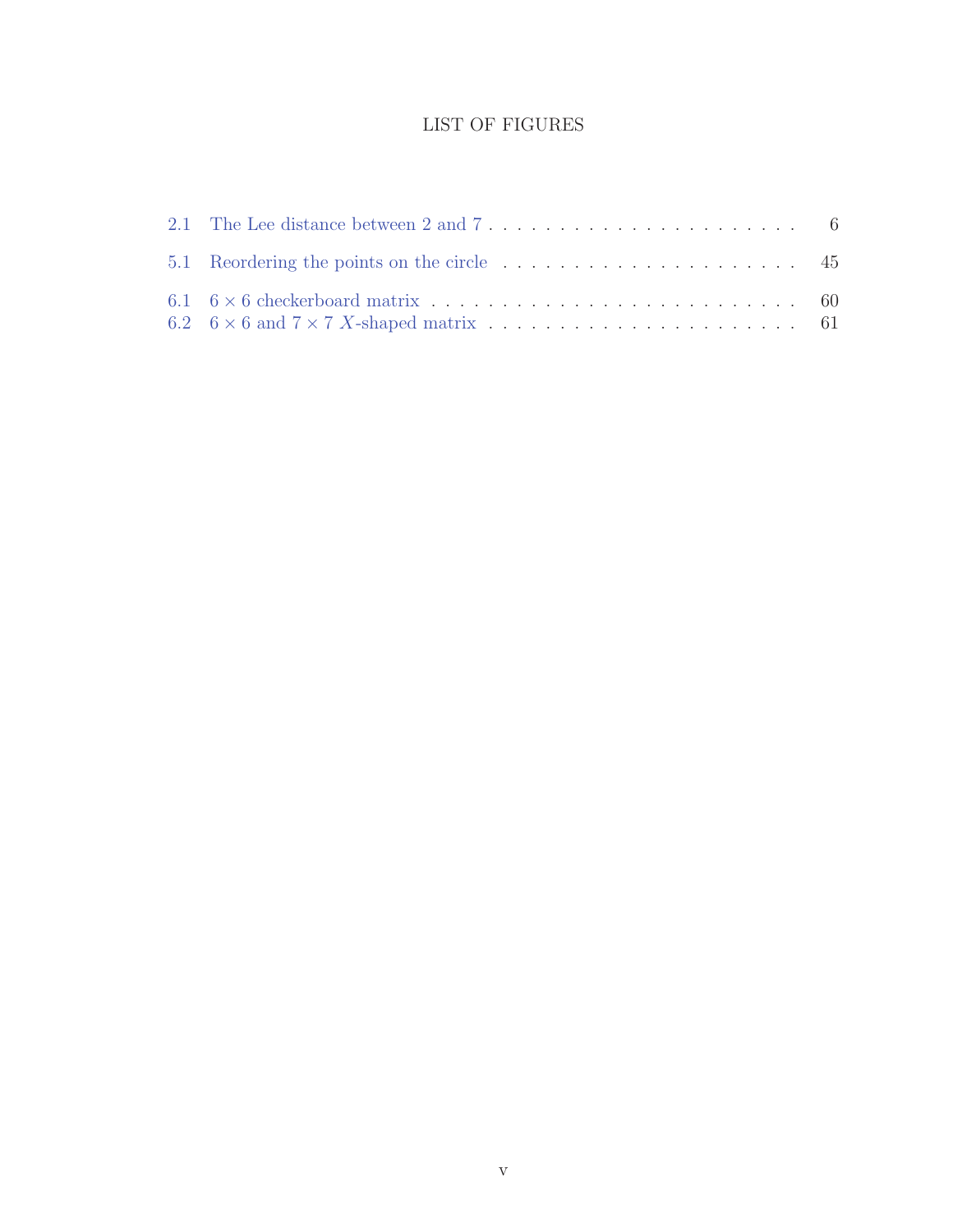# LIST OF FIGURES

2.1 The Lee distance between 2 and 7 . . . . . . . . . . . . . . . . . . . . . . . 6

5.1 Reordering the points on the circle . . . . . . . . . . . . . . . . . . . . . . 45

6.1 $6 \times 6$ checkerboard matrix . . . . . . . . . . . . . . . . . . . . . . . . . . . 60

6.2 $6 \times 6$ and $7 \times 7$ $X$-shaped matrix . . . . . . . . . . . . . . . . . . . . . 61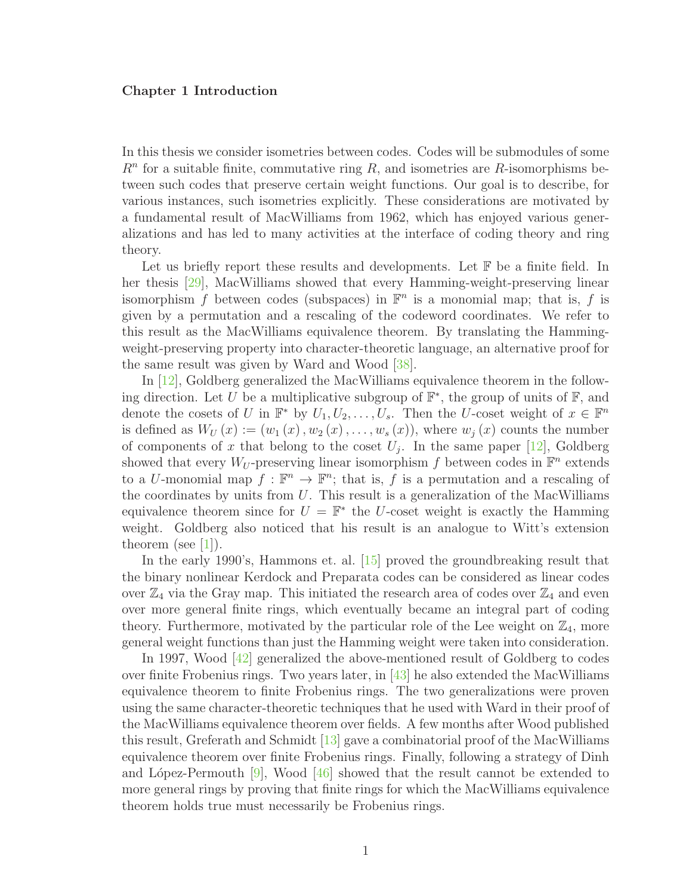# Chapter 1 Introduction

In this thesis we consider isometries between codes. Codes will be submodules of some $R^n$ for a suitable finite, commutative ring $R$, and isometries are $R$-isomorphisms between such codes that preserve certain weight functions. Our goal is to describe, for various instances, such isometries explicitly. These considerations are motivated by a fundamental result of MacWilliams from 1962, which has enjoyed various generalizations and has led to many activities at the interface of coding theory and ring theory.

Let us briefly report these results and developments. Let $\mathbb{F}$ be a finite field. In her thesis [29], MacWilliams showed that every Hamming-weight-preserving linear isomorphism $f$ between codes (subspaces) in $\mathbb{F}^n$ is a monomial map; that is, $f$ is given by a permutation and a rescaling of the codeword coordinates. We refer to this result as the MacWilliams equivalence theorem. By translating the Hamming-weight-preserving property into character-theoretic language, an alternative proof for the same result was given by Ward and Wood [38].

In [12], Goldberg generalized the MacWilliams equivalence theorem in the following direction. Let $U$ be a multiplicative subgroup of $\mathbb{F}^*$, the group of units of $\mathbb{F}$, and denote the cosets of $U$ in $\mathbb{F}^*$ by $U_1, U_2, \ldots, U_s$. Then the $U$-coset weight of $x \in \mathbb{F}^n$ is defined as $W_U(x) := (w_1(x), w_2(x), \ldots, w_s(x))$, where $w_j(x)$ counts the number of components of $x$ that belong to the coset $U_j$. In the same paper [12], Goldberg showed that every $W_U$-preserving linear isomorphism $f$ between codes in $\mathbb{F}^n$ extends to a $U$-monomial map $f : \mathbb{F}^n \to \mathbb{F}^n$; that is, $f$ is a permutation and a rescaling of the coordinates by units from $U$. This result is a generalization of the MacWilliams equivalence theorem since for $U = \mathbb{F}^*$ the $U$-coset weight is exactly the Hamming weight. Goldberg also noticed that his result is an analogue to Witt's extension theorem (see [1]).

In the early 1990's, Hammons et. al. [15] proved the groundbreaking result that the binary nonlinear Kerdock and Preparata codes can be considered as linear codes over $\mathbb{Z}_4$ via the Gray map. This initiated the research area of codes over $\mathbb{Z}_4$ and even over more general finite rings, which eventually became an integral part of coding theory. Furthermore, motivated by the particular role of the Lee weight on $\mathbb{Z}_4$, more general weight functions than just the Hamming weight were taken into consideration.

In 1997, Wood [42] generalized the above-mentioned result of Goldberg to codes over finite Frobenius rings. Two years later, in [43] he also extended the MacWilliams equivalence theorem to finite Frobenius rings. The two generalizations were proven using the same character-theoretic techniques that he used with Ward in their proof of the MacWilliams equivalence theorem over fields. A few months after Wood published this result, Greferath and Schmidt [13] gave a combinatorial proof of the MacWilliams equivalence theorem over finite Frobenius rings. Finally, following a strategy of Dinh and López-Permouth [9], Wood [46] showed that the result cannot be extended to more general rings by proving that finite rings for which the MacWilliams equivalence theorem holds true must necessarily be Frobenius rings.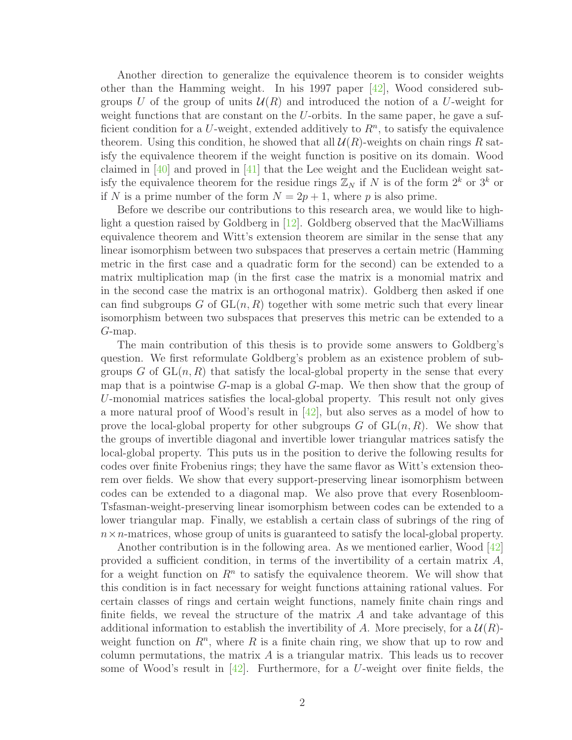Another direction to generalize the equivalence theorem is to consider weights other than the Hamming weight. In his 1997 paper [42], Wood considered subgroups $U$ of the group of units $\mathcal{U}(R)$ and introduced the notion of a $U$-weight for weight functions that are constant on the $U$-orbits. In the same paper, he gave a sufficient condition for a $U$-weight, extended additively to $R^n$, to satisfy the equivalence theorem. Using this condition, he showed that all $\mathcal{U}(R)$-weights on chain rings $R$ satisfy the equivalence theorem if the weight function is positive on its domain. Wood claimed in [40] and proved in [41] that the Lee weight and the Euclidean weight satisfy the equivalence theorem for the residue rings $\mathbb{Z}_N$ if $N$ is of the form $2^k$ or $3^k$ or if $N$ is a prime number of the form $N = 2p + 1$, where $p$ is also prime.

Before we describe our contributions to this research area, we would like to highlight a question raised by Goldberg in [12]. Goldberg observed that the MacWilliams equivalence theorem and Witt's extension theorem are similar in the sense that any linear isomorphism between two subspaces that preserves a certain metric (Hamming metric in the first case and a quadratic form for the second) can be extended to a matrix multiplication map (in the first case the matrix is a monomial matrix and in the second case the matrix is an orthogonal matrix). Goldberg then asked if one can find subgroups $G$ of $\mathrm{GL}(n, R)$ together with some metric such that every linear isomorphism between two subspaces that preserves this metric can be extended to a $G$-map.

The main contribution of this thesis is to provide some answers to Goldberg's question. We first reformulate Goldberg's problem as an existence problem of subgroups $G$ of $\mathrm{GL}(n, R)$ that satisfy the local-global property in the sense that every map that is a pointwise $G$-map is a global $G$-map. We then show that the group of $U$-monomial matrices satisfies the local-global property. This result not only gives a more natural proof of Wood's result in [42], but also serves as a model of how to prove the local-global property for other subgroups $G$ of $\mathrm{GL}(n, R)$. We show that the groups of invertible diagonal and invertible lower triangular matrices satisfy the local-global property. This puts us in the position to derive the following results for codes over finite Frobenius rings; they have the same flavor as Witt's extension theorem over fields. We show that every support-preserving linear isomorphism between codes can be extended to a diagonal map. We also prove that every Rosenbloom-Tsfasman-weight-preserving linear isomorphism between codes can be extended to a lower triangular map. Finally, we establish a certain class of subrings of the ring of $n \times n$-matrices, whose group of units is guaranteed to satisfy the local-global property.

Another contribution is in the following area. As we mentioned earlier, Wood [42] provided a sufficient condition, in terms of the invertibility of a certain matrix $A$, for a weight function on $R^n$ to satisfy the equivalence theorem. We will show that this condition is in fact necessary for weight functions attaining rational values. For certain classes of rings and certain weight functions, namely finite chain rings and finite fields, we reveal the structure of the matrix $A$ and take advantage of this additional information to establish the invertibility of $A$. More precisely, for a $\mathcal{U}(R)$-weight function on $R^n$, where $R$ is a finite chain ring, we show that up to row and column permutations, the matrix $A$ is a triangular matrix. This leads us to recover some of Wood's result in [42]. Furthermore, for a $U$-weight over finite fields, the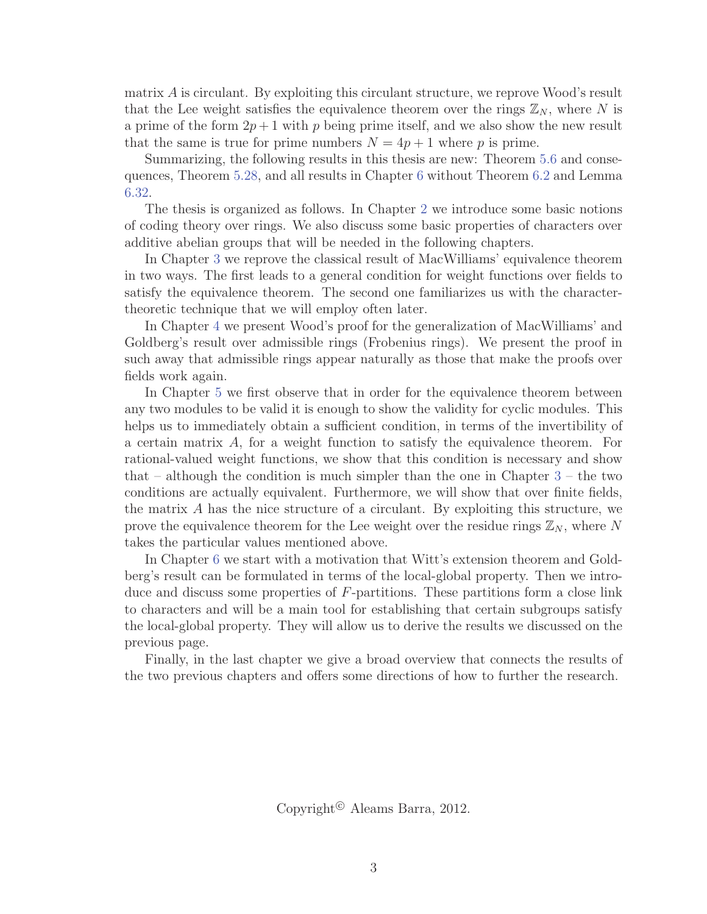matrix $A$ is circulant. By exploiting this circulant structure, we reprove Wood's result that the Lee weight satisfies the equivalence theorem over the rings $\mathbb{Z}_N$, where $N$ is a prime of the form $2p+1$ with $p$ being prime itself, and we also show the new result that the same is true for prime numbers $N = 4p + 1$ where $p$ is prime.

Summarizing, the following results in this thesis are new: Theorem 5.6 and consequences, Theorem 5.28, and all results in Chapter 6 without Theorem 6.2 and Lemma 6.32.

The thesis is organized as follows. In Chapter 2 we introduce some basic notions of coding theory over rings. We also discuss some basic properties of characters over additive abelian groups that will be needed in the following chapters.

In Chapter 3 we reprove the classical result of MacWilliams' equivalence theorem in two ways. The first leads to a general condition for weight functions over fields to satisfy the equivalence theorem. The second one familiarizes us with the character-theoretic technique that we will employ often later.

In Chapter 4 we present Wood's proof for the generalization of MacWilliams' and Goldberg's result over admissible rings (Frobenius rings). We present the proof in such away that admissible rings appear naturally as those that make the proofs over fields work again.

In Chapter 5 we first observe that in order for the equivalence theorem between any two modules to be valid it is enough to show the validity for cyclic modules. This helps us to immediately obtain a sufficient condition, in terms of the invertibility of a certain matrix $A$, for a weight function to satisfy the equivalence theorem. For rational-valued weight functions, we show that this condition is necessary and show that – although the condition is much simpler than the one in Chapter 3 – the two conditions are actually equivalent. Furthermore, we will show that over finite fields, the matrix $A$ has the nice structure of a circulant. By exploiting this structure, we prove the equivalence theorem for the Lee weight over the residue rings $\mathbb{Z}_N$, where $N$ takes the particular values mentioned above.

In Chapter 6 we start with a motivation that Witt's extension theorem and Goldberg's result can be formulated in terms of the local-global property. Then we introduce and discuss some properties of $F$-partitions. These partitions form a close link to characters and will be a main tool for establishing that certain subgroups satisfy the local-global property. They will allow us to derive the results we discussed on the previous page.

Finally, in the last chapter we give a broad overview that connects the results of the two previous chapters and offers some directions of how to further the research.

Copyright© Aleams Barra, 2012.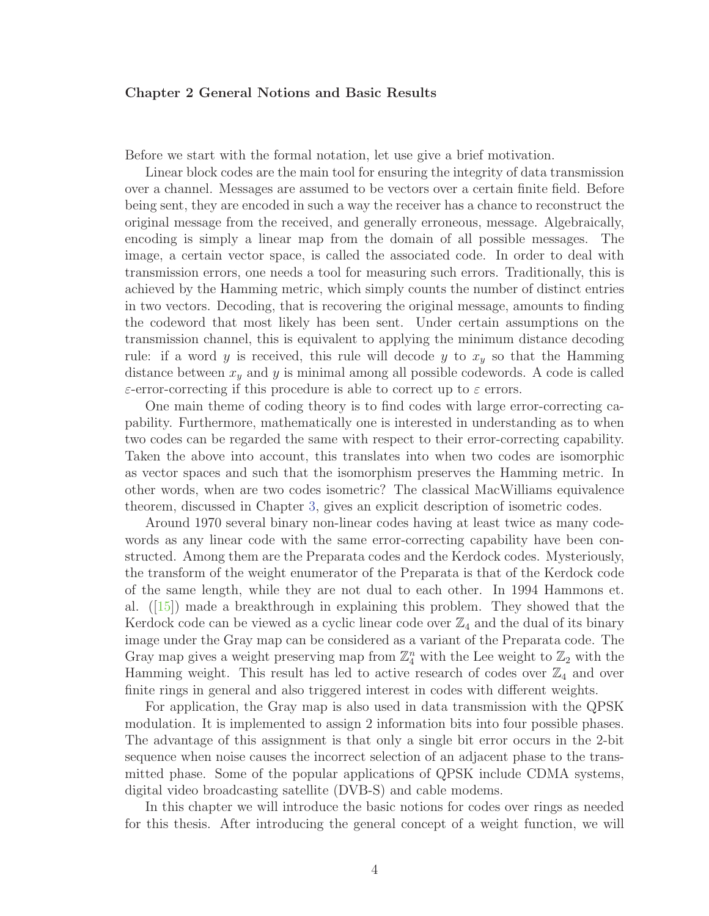# Chapter 2 General Notions and Basic Results

Before we start with the formal notation, let use give a brief motivation.

Linear block codes are the main tool for ensuring the integrity of data transmission over a channel. Messages are assumed to be vectors over a certain finite field. Before being sent, they are encoded in such a way the receiver has a chance to reconstruct the original message from the received, and generally erroneous, message. Algebraically, encoding is simply a linear map from the domain of all possible messages. The image, a certain vector space, is called the associated code. In order to deal with transmission errors, one needs a tool for measuring such errors. Traditionally, this is achieved by the Hamming metric, which simply counts the number of distinct entries in two vectors. Decoding, that is recovering the original message, amounts to finding the codeword that most likely has been sent. Under certain assumptions on the transmission channel, this is equivalent to applying the minimum distance decoding rule: if a word $y$ is received, this rule will decode $y$ to $x_y$ so that the Hamming distance between $x_y$ and $y$ is minimal among all possible codewords. A code is called $\varepsilon$-error-correcting if this procedure is able to correct up to $\varepsilon$ errors.

One main theme of coding theory is to find codes with large error-correcting capability. Furthermore, mathematically one is interested in understanding as to when two codes can be regarded the same with respect to their error-correcting capability. Taken the above into account, this translates into when two codes are isomorphic as vector spaces and such that the isomorphism preserves the Hamming metric. In other words, when are two codes isometric? The classical MacWilliams equivalence theorem, discussed in Chapter 3, gives an explicit description of isometric codes.

Around 1970 several binary non-linear codes having at least twice as many codewords as any linear code with the same error-correcting capability have been constructed. Among them are the Preparata codes and the Kerdock codes. Mysteriously, the transform of the weight enumerator of the Preparata is that of the Kerdock code of the same length, while they are not dual to each other. In 1994 Hammons et. al. ([15]) made a breakthrough in explaining this problem. They showed that the Kerdock code can be viewed as a cyclic linear code over $\mathbb{Z}_4$ and the dual of its binary image under the Gray map can be considered as a variant of the Preparata code. The Gray map gives a weight preserving map from $\mathbb{Z}_4^n$ with the Lee weight to $\mathbb{Z}_2$ with the Hamming weight. This result has led to active research of codes over $\mathbb{Z}_4$ and over finite rings in general and also triggered interest in codes with different weights.

For application, the Gray map is also used in data transmission with the QPSK modulation. It is implemented to assign 2 information bits into four possible phases. The advantage of this assignment is that only a single bit error occurs in the 2-bit sequence when noise causes the incorrect selection of an adjacent phase to the transmitted phase. Some of the popular applications of QPSK include CDMA systems, digital video broadcasting satellite (DVB-S) and cable modems.

In this chapter we will introduce the basic notions for codes over rings as needed for this thesis. After introducing the general concept of a weight function, we will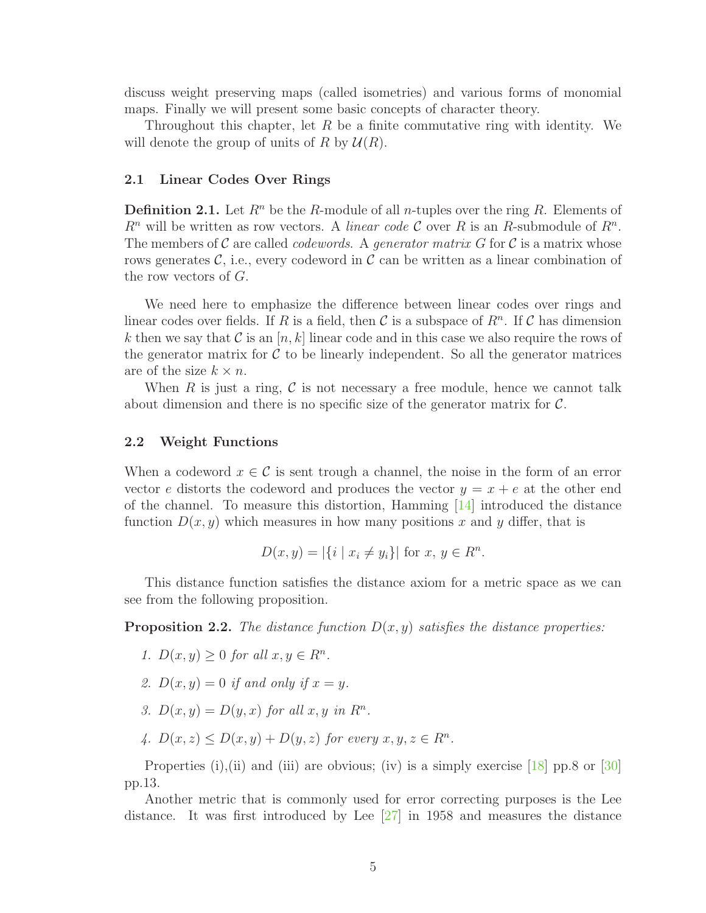discuss weight preserving maps (called isometries) and various forms of monomial maps. Finally we will present some basic concepts of character theory.

Throughout this chapter, let $R$ be a finite commutative ring with identity. We will denote the group of units of $R$ by $\mathcal{U}(R)$.

### 2.1 Linear Codes Over Rings

**Definition 2.1.** Let $R^n$ be the $R$-module of all $n$-tuples over the ring $R$. Elements of $R^n$ will be written as row vectors. A *linear code* $\mathcal{C}$ over $R$ is an $R$-submodule of $R^n$. The members of $\mathcal{C}$ are called *codewords*. A *generator matrix* $G$ for $\mathcal{C}$ is a matrix whose rows generates $\mathcal{C}$, i.e., every codeword in $\mathcal{C}$ can be written as a linear combination of the row vectors of $G$.

We need here to emphasize the difference between linear codes over rings and linear codes over fields. If $R$ is a field, then $\mathcal{C}$ is a subspace of $R^n$. If $\mathcal{C}$ has dimension $k$ then we say that $\mathcal{C}$ is an $[n, k]$ linear code and in this case we also require the rows of the generator matrix for $\mathcal{C}$ to be linearly independent. So all the generator matrices are of the size $k \times n$.

When $R$ is just a ring, $\mathcal{C}$ is not necessary a free module, hence we cannot talk about dimension and there is no specific size of the generator matrix for $\mathcal{C}$.

### 2.2 Weight Functions

When a codeword $x \in \mathcal{C}$ is sent trough a channel, the noise in the form of an error vector $e$ distorts the codeword and produces the vector $y = x + e$ at the other end of the channel. To measure this distortion, Hamming [14] introduced the distance function $D(x, y)$ which measures in how many positions $x$ and $y$ differ, that is

$$D(x, y) = |\{i \mid x_i \neq y_i\}| \text{ for } x,\, y \in R^n.$$

This distance function satisfies the distance axiom for a metric space as we can see from the following proposition.

**Proposition 2.2.** *The distance function $D(x, y)$ satisfies the distance properties:*

1. *$D(x, y) \geq 0$ for all $x, y \in R^n$.*
2. *$D(x, y) = 0$ if and only if $x = y$.*
3. *$D(x, y) = D(y, x)$ for all $x, y$ in $R^n$.*
4. *$D(x, z) \leq D(x, y) + D(y, z)$ for every $x, y, z \in R^n$.*

Properties (i),(ii) and (iii) are obvious; (iv) is a simply exercise [18] pp.8 or [30] pp.13.

Another metric that is commonly used for error correcting purposes is the Lee distance. It was first introduced by Lee [27] in 1958 and measures the distance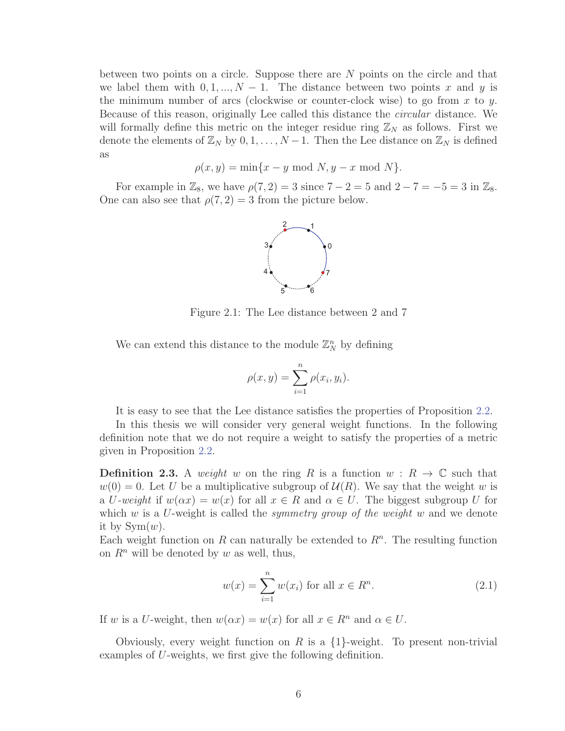between two points on a circle. Suppose there are $N$ points on the circle and that we label them with $0, 1, ..., N-1$. The distance between two points $x$ and $y$ is the minimum number of arcs (clockwise or counter-clock wise) to go from $x$ to $y$. Because of this reason, originally Lee called this distance the *circular* distance. We will formally define this metric on the integer residue ring $\mathbb{Z}_N$ as follows. First we denote the elements of $\mathbb{Z}_N$ by $0, 1, \ldots, N-1$. Then the Lee distance on $\mathbb{Z}_N$ is defined as

$$\rho(x, y) = \min\{x - y \bmod N, y - x \bmod N\}.$$

For example in $\mathbb{Z}_8$, we have $\rho(7, 2) = 3$ since $7 - 2 = 5$ and $2 - 7 = -5 = 3$ in $\mathbb{Z}_8$. One can also see that $\rho(7, 2) = 3$ from the picture below.

Figure 2.1: The Lee distance between 2 and 7

We can extend this distance to the module $\mathbb{Z}_N^n$ by defining

$$\rho(x, y) = \sum_{i=1}^{n} \rho(x_i, y_i).$$

It is easy to see that the Lee distance satisfies the properties of Proposition 2.2.

In this thesis we will consider very general weight functions. In the following definition note that we do not require a weight to satisfy the properties of a metric given in Proposition 2.2.

**Definition 2.3.** A *weight* $w$ on the ring $R$ is a function $w : R \to \mathbb{C}$ such that $w(0) = 0$. Let $U$ be a multiplicative subgroup of $\mathcal{U}(R)$. We say that the weight $w$ is a *$U$-weight* if $w(\alpha x) = w(x)$ for all $x \in R$ and $\alpha \in U$. The biggest subgroup $U$ for which $w$ is a $U$-weight is called the *symmetry group of the weight* $w$ and we denote it by $\mathrm{Sym}(w)$.
Each weight function on $R$ can naturally be extended to $R^n$. The resulting function on $R^n$ will be denoted by $w$ as well, thus,

$$w(x) = \sum_{i=1}^{n} w(x_i) \text{ for all } x \in R^n. \tag{2.1}$$

If $w$ is a $U$-weight, then $w(\alpha x) = w(x)$ for all $x \in R^n$ and $\alpha \in U$.

Obviously, every weight function on $R$ is a $\{1\}$-weight. To present non-trivial examples of $U$-weights, we first give the following definition.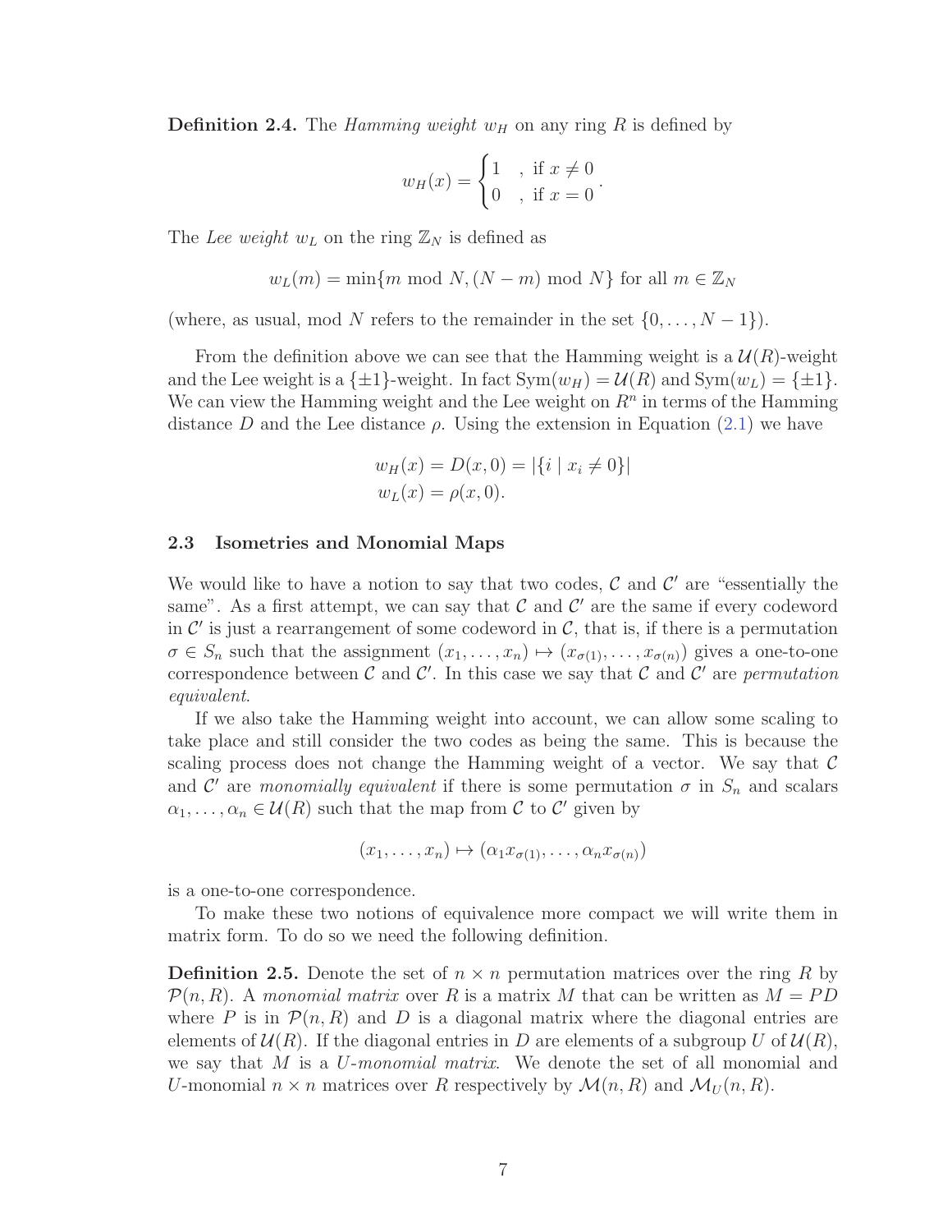**Definition 2.4.** The *Hamming weight* $w_H$ on any ring $R$ is defined by

$$w_H(x) = \begin{cases} 1 & , \text{ if } x \neq 0 \\ 0 & , \text{ if } x = 0 \end{cases}.$$

The *Lee weight* $w_L$ on the ring $\mathbb{Z}_N$ is defined as

$$w_L(m) = \min\{m \bmod N, (N-m) \bmod N\} \text{ for all } m \in \mathbb{Z}_N$$

(where, as usual, mod $N$ refers to the remainder in the set $\{0, \ldots, N-1\}$).

From the definition above we can see that the Hamming weight is a $\mathcal{U}(R)$-weight and the Lee weight is a $\{\pm 1\}$-weight. In fact $\mathrm{Sym}(w_H) = \mathcal{U}(R)$ and $\mathrm{Sym}(w_L) = \{\pm 1\}$. We can view the Hamming weight and the Lee weight on $R^n$ in terms of the Hamming distance $D$ and the Lee distance $\rho$. Using the extension in Equation (2.1) we have

$$\begin{aligned} w_H(x) &= D(x, 0) = |\{i \mid x_i \neq 0\}| \\ w_L(x) &= \rho(x, 0). \end{aligned}$$

### 2.3 Isometries and Monomial Maps

We would like to have a notion to say that two codes, $\mathcal{C}$ and $\mathcal{C}'$ are "essentially the same". As a first attempt, we can say that $\mathcal{C}$ and $\mathcal{C}'$ are the same if every codeword in $\mathcal{C}'$ is just a rearrangement of some codeword in $\mathcal{C}$, that is, if there is a permutation $\sigma \in S_n$ such that the assignment $(x_1, \ldots, x_n) \mapsto (x_{\sigma(1)}, \ldots, x_{\sigma(n)})$ gives a one-to-one correspondence between $\mathcal{C}$ and $\mathcal{C}'$. In this case we say that $\mathcal{C}$ and $\mathcal{C}'$ are *permutation equivalent*.

If we also take the Hamming weight into account, we can allow some scaling to take place and still consider the two codes as being the same. This is because the scaling process does not change the Hamming weight of a vector. We say that $\mathcal{C}$ and $\mathcal{C}'$ are *monomially equivalent* if there is some permutation $\sigma$ in $S_n$ and scalars $\alpha_1, \ldots, \alpha_n \in \mathcal{U}(R)$ such that the map from $\mathcal{C}$ to $\mathcal{C}'$ given by

$$(x_1, \ldots, x_n) \mapsto (\alpha_1 x_{\sigma(1)}, \ldots, \alpha_n x_{\sigma(n)})$$

is a one-to-one correspondence.

To make these two notions of equivalence more compact we will write them in matrix form. To do so we need the following definition.

**Definition 2.5.** Denote the set of $n \times n$ permutation matrices over the ring $R$ by $\mathcal{P}(n, R)$. A *monomial matrix* over $R$ is a matrix $M$ that can be written as $M = PD$ where $P$ is in $\mathcal{P}(n, R)$ and $D$ is a diagonal matrix where the diagonal entries are elements of $\mathcal{U}(R)$. If the diagonal entries in $D$ are elements of a subgroup $U$ of $\mathcal{U}(R)$, we say that $M$ is a *$U$-monomial matrix*. We denote the set of all monomial and $U$-monomial $n \times n$ matrices over $R$ respectively by $\mathcal{M}(n, R)$ and $\mathcal{M}_U(n, R)$.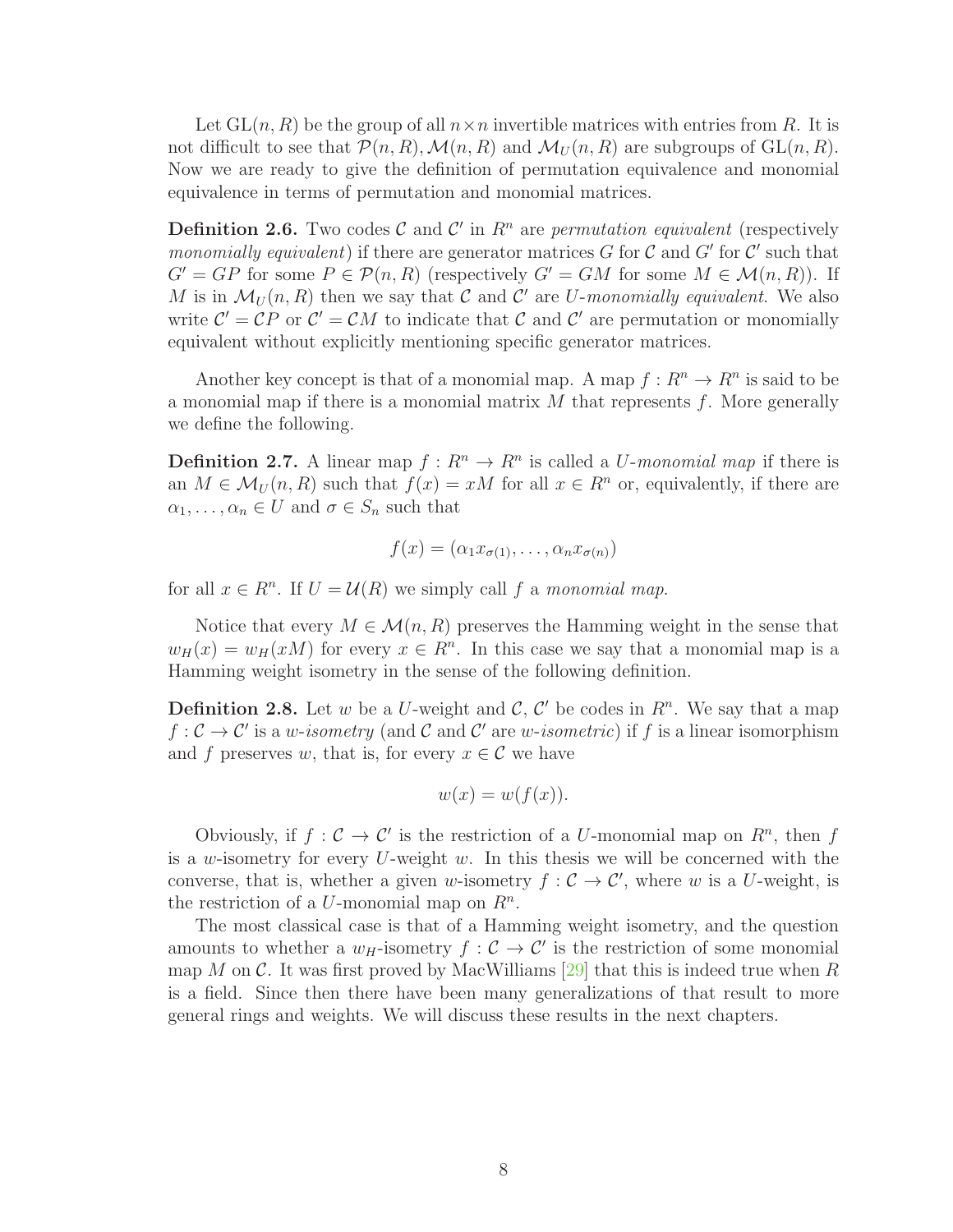Let $\mathrm{GL}(n, R)$ be the group of all $n \times n$ invertible matrices with entries from $R$. It is not difficult to see that $\mathcal{P}(n, R)$, $\mathcal{M}(n, R)$ and $\mathcal{M}_U(n, R)$ are subgroups of $\mathrm{GL}(n, R)$. Now we are ready to give the definition of permutation equivalence and monomial equivalence in terms of permutation and monomial matrices.

**Definition 2.6.** Two codes $\mathcal{C}$ and $\mathcal{C}'$ in $R^n$ are *permutation equivalent* (respectively *monomially equivalent*) if there are generator matrices $G$ for $\mathcal{C}$ and $G'$ for $\mathcal{C}'$ such that $G' = GP$ for some $P \in \mathcal{P}(n, R)$ (respectively $G' = GM$ for some $M \in \mathcal{M}(n, R)$). If $M$ is in $\mathcal{M}_U(n, R)$ then we say that $\mathcal{C}$ and $\mathcal{C}'$ are *$U$-monomially equivalent*. We also write $\mathcal{C}' = \mathcal{C}P$ or $\mathcal{C}' = \mathcal{C}M$ to indicate that $\mathcal{C}$ and $\mathcal{C}'$ are permutation or monomially equivalent without explicitly mentioning specific generator matrices.

Another key concept is that of a monomial map. A map $f : R^n \to R^n$ is said to be a monomial map if there is a monomial matrix $M$ that represents $f$. More generally we define the following.

**Definition 2.7.** A linear map $f : R^n \to R^n$ is called a *$U$-monomial map* if there is an $M \in \mathcal{M}_U(n, R)$ such that $f(x) = xM$ for all $x \in R^n$ or, equivalently, if there are $\alpha_1, \ldots, \alpha_n \in U$ and $\sigma \in S_n$ such that

$$f(x) = (\alpha_1 x_{\sigma(1)}, \ldots, \alpha_n x_{\sigma(n)})$$

for all $x \in R^n$. If $U = \mathcal{U}(R)$ we simply call $f$ a *monomial map*.

Notice that every $M \in \mathcal{M}(n, R)$ preserves the Hamming weight in the sense that $w_H(x) = w_H(xM)$ for every $x \in R^n$. In this case we say that a monomial map is a Hamming weight isometry in the sense of the following definition.

**Definition 2.8.** Let $w$ be a $U$-weight and $\mathcal{C}$, $\mathcal{C}'$ be codes in $R^n$. We say that a map $f : \mathcal{C} \to \mathcal{C}'$ is a *$w$-isometry* (and $\mathcal{C}$ and $\mathcal{C}'$ are *$w$-isometric*) if $f$ is a linear isomorphism and $f$ preserves $w$, that is, for every $x \in \mathcal{C}$ we have

$$w(x) = w(f(x)).$$

Obviously, if $f : \mathcal{C} \to \mathcal{C}'$ is the restriction of a $U$-monomial map on $R^n$, then $f$ is a $w$-isometry for every $U$-weight $w$. In this thesis we will be concerned with the converse, that is, whether a given $w$-isometry $f : \mathcal{C} \to \mathcal{C}'$, where $w$ is a $U$-weight, is the restriction of a $U$-monomial map on $R^n$.

The most classical case is that of a Hamming weight isometry, and the question amounts to whether a $w_H$-isometry $f : \mathcal{C} \to \mathcal{C}'$ is the restriction of some monomial map $M$ on $\mathcal{C}$. It was first proved by MacWilliams [29] that this is indeed true when $R$ is a field. Since then there have been many generalizations of that result to more general rings and weights. We will discuss these results in the next chapters.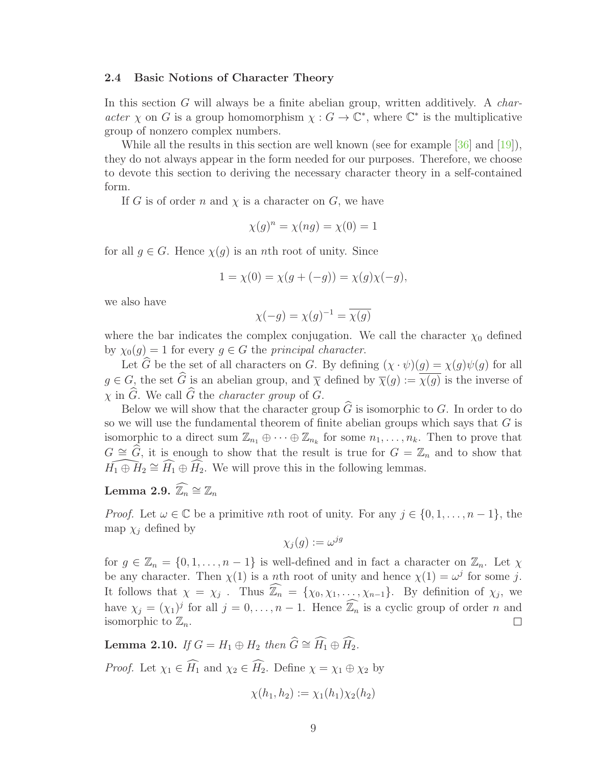### 2.4 Basic Notions of Character Theory

In this section $G$ will always be a finite abelian group, written additively. A *character* $\chi$ on $G$ is a group homomorphism $\chi : G \to \mathbb{C}^*$, where $\mathbb{C}^*$ is the multiplicative group of nonzero complex numbers.

While all the results in this section are well known (see for example [36] and [19]), they do not always appear in the form needed for our purposes. Therefore, we choose to devote this section to deriving the necessary character theory in a self-contained form.

If $G$ is of order $n$ and $\chi$ is a character on $G$, we have

$$\chi(g)^n = \chi(ng) = \chi(0) = 1$$

for all $g \in G$. Hence $\chi(g)$ is an $n$th root of unity. Since

$$1 = \chi(0) = \chi(g + (-g)) = \chi(g)\chi(-g),$$

we also have

$$\chi(-g) = \chi(g)^{-1} = \overline{\chi(g)}$$

where the bar indicates the complex conjugation. We call the character $\chi_0$ defined by $\chi_0(g) = 1$ for every $g \in G$ the *principal character*.

Let $\widehat{G}$ be the set of all characters on $G$. By defining $(\chi \cdot \psi)(g) = \chi(g)\psi(g)$ for all $g \in G$, the set $\widehat{G}$ is an abelian group, and $\overline{\chi}$ defined by $\overline{\chi}(g) := \overline{\chi(g)}$ is the inverse of $\chi$ in $\widehat{G}$. We call $\widehat{G}$ the *character group* of $G$.

Below we will show that the character group $\widehat{G}$ is isomorphic to $G$. In order to do so we will use the fundamental theorem of finite abelian groups which says that $G$ is isomorphic to a direct sum $\mathbb{Z}_{n_1} \oplus \cdots \oplus \mathbb{Z}_{n_k}$ for some $n_1, \ldots, n_k$. Then to prove that $G \cong \widehat{G}$, it is enough to show that the result is true for $G = \mathbb{Z}_n$ and to show that $\widehat{H_1 \oplus H_2} \cong \widehat{H_1} \oplus \widehat{H_2}$. We will prove this in the following lemmas.

**Lemma 2.9.** $\widehat{\mathbb{Z}_n} \cong \mathbb{Z}_n$

*Proof.* Let $\omega \in \mathbb{C}$ be a primitive $n$th root of unity. For any $j \in \{0, 1, \ldots, n-1\}$, the map $\chi_j$ defined by

$$\chi_j(g) := \omega^{jg}$$

for $g \in \mathbb{Z}_n = \{0, 1, \ldots, n-1\}$ is well-defined and in fact a character on $\mathbb{Z}_n$. Let $\chi$ be any character. Then $\chi(1)$ is a $n$th root of unity and hence $\chi(1) = \omega^j$ for some $j$. It follows that $\chi = \chi_j$ . Thus $\widehat{\mathbb{Z}_n} = \{\chi_0, \chi_1, \ldots, \chi_{n-1}\}$. By definition of $\chi_j$, we have $\chi_j = (\chi_1)^j$ for all $j = 0, \ldots, n-1$. Hence $\widehat{\mathbb{Z}_n}$ is a cyclic group of order $n$ and isomorphic to $\mathbb{Z}_n$. $\square$

**Lemma 2.10.** *If $G = H_1 \oplus H_2$ then $\widehat{G} \cong \widehat{H_1} \oplus \widehat{H_2}$.*

*Proof.* Let $\chi_1 \in \widehat{H_1}$ and $\chi_2 \in \widehat{H_2}$. Define $\chi = \chi_1 \oplus \chi_2$ by

$$\chi(h_1, h_2) := \chi_1(h_1)\chi_2(h_2)$$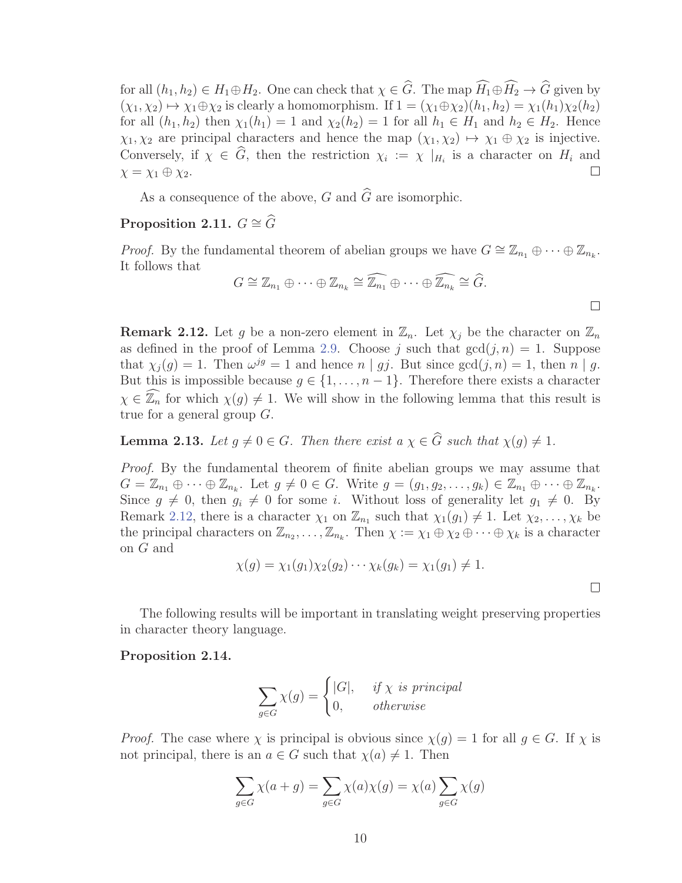for all $(h_1, h_2) \in H_1 \oplus H_2$. One can check that $\chi \in \widehat{G}$. The map $\widehat{H_1} \oplus \widehat{H_2} \to \widehat{G}$ given by $(\chi_1, \chi_2) \mapsto \chi_1 \oplus \chi_2$ is clearly a homomorphism. If $1 = (\chi_1 \oplus \chi_2)(h_1, h_2) = \chi_1(h_1)\chi_2(h_2)$ for all $(h_1, h_2)$ then $\chi_1(h_1) = 1$ and $\chi_2(h_2) = 1$ for all $h_1 \in H_1$ and $h_2 \in H_2$. Hence $\chi_1, \chi_2$ are principal characters and hence the map $(\chi_1, \chi_2) \mapsto \chi_1 \oplus \chi_2$ is injective. Conversely, if $\chi \in \widehat{G}$, then the restriction $\chi_i := \chi \mid_{H_i}$ is a character on $H_i$ and $\chi = \chi_1 \oplus \chi_2$. □

As a consequence of the above, $G$ and $\widehat{G}$ are isomorphic.

**Proposition 2.11.** $G \cong \widehat{G}$

*Proof.* By the fundamental theorem of abelian groups we have $G \cong \mathbb{Z}_{n_1} \oplus \cdots \oplus \mathbb{Z}_{n_k}$. It follows that

$$G \cong \mathbb{Z}_{n_1} \oplus \cdots \oplus \mathbb{Z}_{n_k} \cong \widehat{\mathbb{Z}_{n_1}} \oplus \cdots \oplus \widehat{\mathbb{Z}_{n_k}} \cong \widehat{G}.$$

□

**Remark 2.12.** Let $g$ be a non-zero element in $\mathbb{Z}_n$. Let $\chi_j$ be the character on $\mathbb{Z}_n$ as defined in the proof of Lemma 2.9. Choose $j$ such that $\gcd(j, n) = 1$. Suppose that $\chi_j(g) = 1$. Then $\omega^{jg} = 1$ and hence $n \mid gj$. But since $\gcd(j, n) = 1$, then $n \mid g$. But this is impossible because $g \in \{1, \ldots, n-1\}$. Therefore exists a character $\chi \in \widehat{\mathbb{Z}_n}$ for which $\chi(g) \neq 1$. We will show in the following lemma that this result is true for a general group $G$.

**Lemma 2.13.** *Let $g \neq 0 \in G$. Then there exist a $\chi \in \widehat{G}$ such that $\chi(g) \neq 1$.*

*Proof.* By the fundamental theorem of finite abelian groups we may assume that $G = \mathbb{Z}_{n_1} \oplus \cdots \oplus \mathbb{Z}_{n_k}$. Let $g \neq 0 \in G$. Write $g = (g_1, g_2, \ldots, g_k) \in \mathbb{Z}_{n_1} \oplus \cdots \oplus \mathbb{Z}_{n_k}$. Since $g \neq 0$, then $g_i \neq 0$ for some $i$. Without loss of generality let $g_1 \neq 0$. By Remark 2.12, there is a character $\chi_1$ on $\mathbb{Z}_{n_1}$ such that $\chi_1(g_1) \neq 1$. Let $\chi_2, \ldots, \chi_k$ be the principal characters on $\mathbb{Z}_{n_2}, \ldots, \mathbb{Z}_{n_k}$. Then $\chi := \chi_1 \oplus \chi_2 \oplus \cdots \oplus \chi_k$ is a character on $G$ and

$$\chi(g) = \chi_1(g_1)\chi_2(g_2)\cdots\chi_k(g_k) = \chi_1(g_1) \neq 1.$$

□

The following results will be important in translating weight preserving properties in character theory language.

**Proposition 2.14.**

$$\sum_{g \in G} \chi(g) = \begin{cases} |G|, & \text{if } \chi \text{ is principal} \\ 0, & \text{otherwise} \end{cases}$$

*Proof.* The case where $\chi$ is principal is obvious since $\chi(g) = 1$ for all $g \in G$. If $\chi$ is not principal, there is an $a \in G$ such that $\chi(a) \neq 1$. Then

$$\sum_{g \in G} \chi(a + g) = \sum_{g \in G} \chi(a)\chi(g) = \chi(a) \sum_{g \in G} \chi(g)$$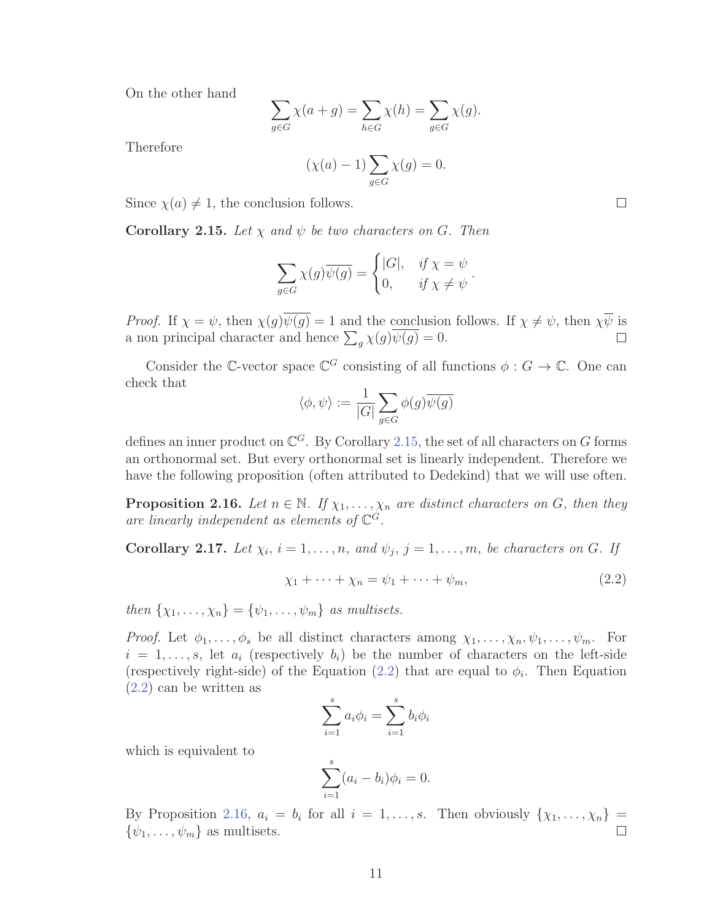On the other hand

$$\sum_{g \in G} \chi(a+g) = \sum_{h \in G} \chi(h) = \sum_{g \in G} \chi(g).$$

Therefore

$$(\chi(a) - 1) \sum_{g \in G} \chi(g) = 0.$$

Since $\chi(a) \neq 1$, the conclusion follows. ☐

**Corollary 2.15.** *Let $\chi$ and $\psi$ be two characters on $G$. Then*

$$\sum_{g \in G} \chi(g)\overline{\psi(g)} = \begin{cases} |G|, & \text{if } \chi = \psi \\ 0, & \text{if } \chi \neq \psi \end{cases}.$$

*Proof.* If $\chi = \psi$, then $\chi(g)\overline{\psi(g)} = 1$ and the conclusion follows. If $\chi \neq \psi$, then $\chi\overline{\psi}$ is a non principal character and hence $\sum_g \chi(g)\overline{\psi(g)} = 0$. ☐

Consider the $\mathbb{C}$-vector space $\mathbb{C}^G$ consisting of all functions $\phi : G \to \mathbb{C}$. One can check that

$$\langle \phi, \psi \rangle := \frac{1}{|G|} \sum_{g \in G} \phi(g)\overline{\psi(g)}$$

defines an inner product on $\mathbb{C}^G$. By Corollary 2.15, the set of all characters on $G$ forms an orthonormal set. But every orthonormal set is linearly independent. Therefore we have the following proposition (often attributed to Dedekind) that we will use often.

**Proposition 2.16.** *Let $n \in \mathbb{N}$. If $\chi_1, \dots, \chi_n$ are distinct characters on $G$, then they are linearly independent as elements of $\mathbb{C}^G$.*

**Corollary 2.17.** *Let $\chi_i$, $i = 1, \dots, n$, and $\psi_j$, $j = 1, \dots, m$, be characters on $G$. If*

$$\chi_1 + \cdots + \chi_n = \psi_1 + \cdots + \psi_m, \tag{2.2}$$

*then $\{\chi_1, \dots, \chi_n\} = \{\psi_1, \dots, \psi_m\}$ as multisets.*

*Proof.* Let $\phi_1, \dots, \phi_s$ be all distinct characters among $\chi_1, \dots, \chi_n, \psi_1, \dots, \psi_m$. For $i = 1, \dots, s$, let $a_i$ (respectively $b_i$) be the number of characters on the left-side (respectively right-side) of the Equation (2.2) that are equal to $\phi_i$. Then Equation (2.2) can be written as

$$\sum_{i=1}^{s} a_i \phi_i = \sum_{i=1}^{s} b_i \phi_i$$

which is equivalent to

$$\sum_{i=1}^{s} (a_i - b_i)\phi_i = 0.$$

By Proposition 2.16, $a_i = b_i$ for all $i = 1, \dots, s$. Then obviously $\{\chi_1, \dots, \chi_n\} = \{\psi_1, \dots, \psi_m\}$ as multisets. ☐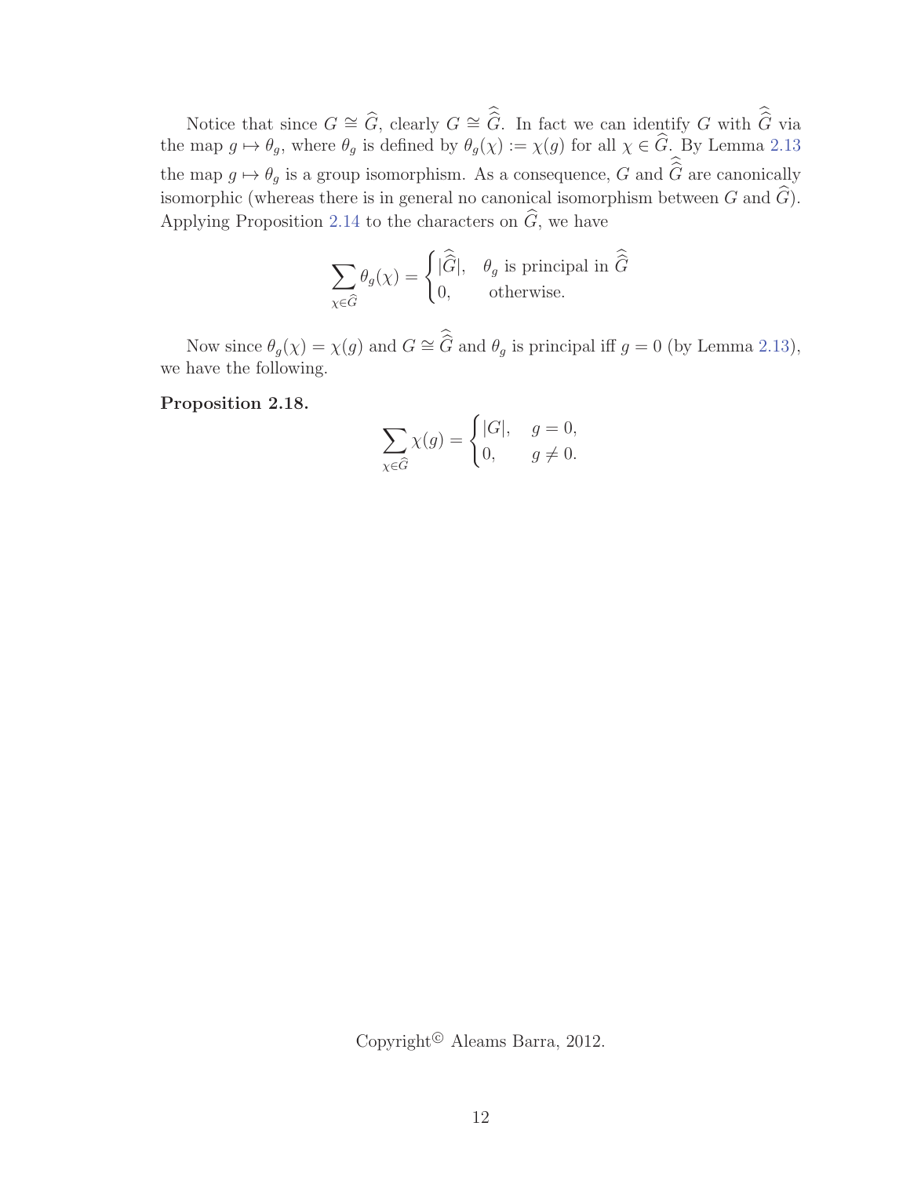Notice that since $G \cong \widehat{G}$, clearly $G \cong \widehat{\widehat{G}}$. In fact we can identify $G$ with $\widehat{\widehat{G}}$ via the map $g \mapsto \theta_g$, where $\theta_g$ is defined by $\theta_g(\chi) := \chi(g)$ for all $\chi \in \widehat{G}$. By Lemma 2.13 the map $g \mapsto \theta_g$ is a group isomorphism. As a consequence, $G$ and $\widehat{\widehat{G}}$ are canonically isomorphic (whereas there is in general no canonical isomorphism between $G$ and $\widehat{G}$). Applying Proposition 2.14 to the characters on $\widehat{G}$, we have

$$\sum_{\chi \in \widehat{G}} \theta_g(\chi) = \begin{cases} |\widehat{\widehat{G}}|, & \theta_g \text{ is principal in } \widehat{\widehat{G}} \\ 0, & \text{otherwise.} \end{cases}$$

Now since $\theta_g(\chi) = \chi(g)$ and $G \cong \widehat{\widehat{G}}$ and $\theta_g$ is principal iff $g = 0$ (by Lemma 2.13), we have the following.

**Proposition 2.18.**

$$\sum_{\chi \in \widehat{G}} \chi(g) = \begin{cases} |G|, & g = 0, \\ 0, & g \neq 0. \end{cases}$$

Copyright© Aleams Barra, 2012.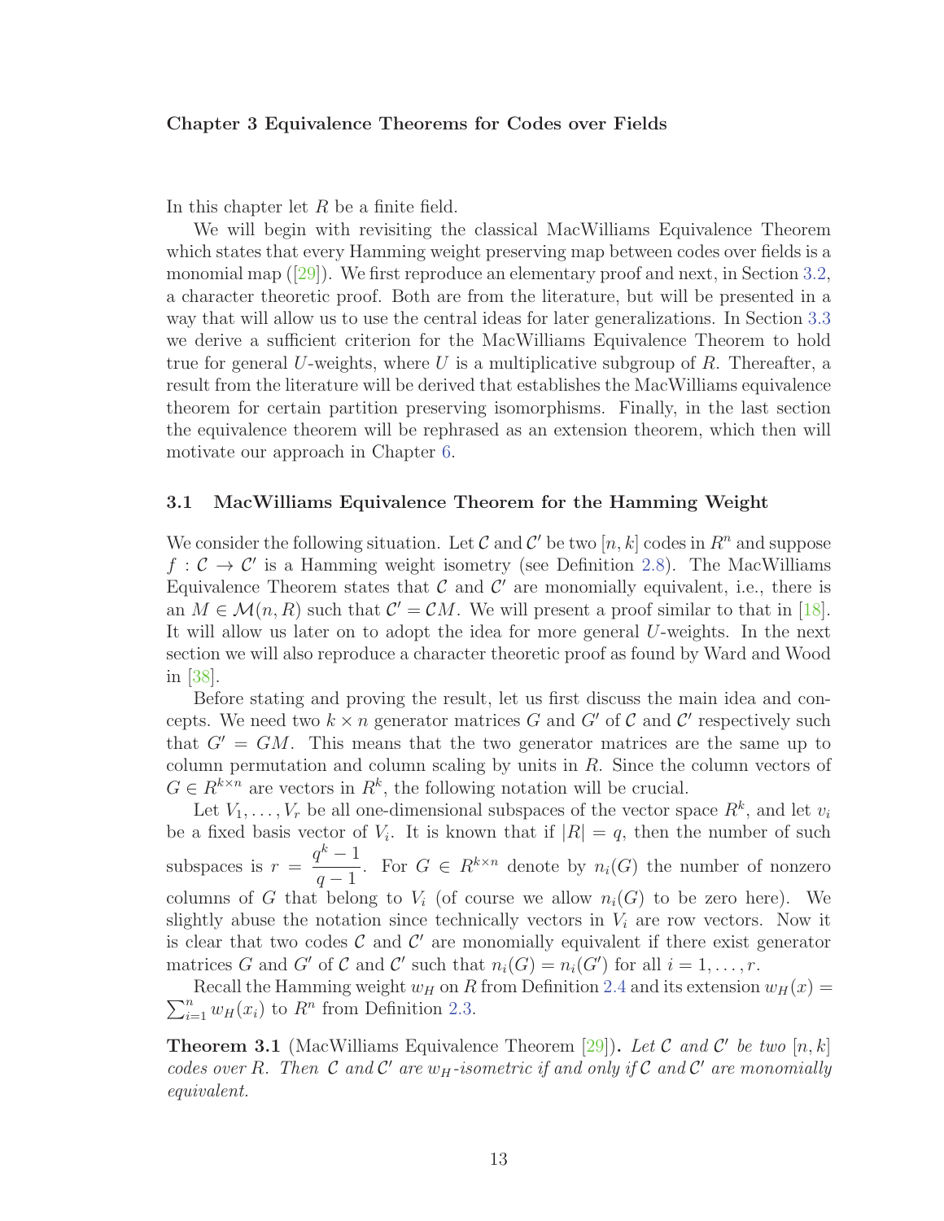# Chapter 3 Equivalence Theorems for Codes over Fields

In this chapter let $R$ be a finite field.

We will begin with revisiting the classical MacWilliams Equivalence Theorem which states that every Hamming weight preserving map between codes over fields is a monomial map ([29]). We first reproduce an elementary proof and next, in Section 3.2, a character theoretic proof. Both are from the literature, but will be presented in a way that will allow us to use the central ideas for later generalizations. In Section 3.3 we derive a sufficient criterion for the MacWilliams Equivalence Theorem to hold true for general $U$-weights, where $U$ is a multiplicative subgroup of $R$. Thereafter, a result from the literature will be derived that establishes the MacWilliams equivalence theorem for certain partition preserving isomorphisms. Finally, in the last section the equivalence theorem will be rephrased as an extension theorem, which then will motivate our approach in Chapter 6.

## 3.1 MacWilliams Equivalence Theorem for the Hamming Weight

We consider the following situation. Let $\mathcal{C}$ and $\mathcal{C}'$ be two $[n, k]$ codes in $R^n$ and suppose $f : \mathcal{C} \to \mathcal{C}'$ is a Hamming weight isometry (see Definition 2.8). The MacWilliams Equivalence Theorem states that $\mathcal{C}$ and $\mathcal{C}'$ are monomially equivalent, i.e., there is an $M \in \mathcal{M}(n, R)$ such that $\mathcal{C}' = \mathcal{C}M$. We will present a proof similar to that in [18]. It will allow us later on to adopt the idea for more general $U$-weights. In the next section we will also reproduce a character theoretic proof as found by Ward and Wood in [38].

Before stating and proving the result, let us first discuss the main idea and concepts. We need two $k \times n$ generator matrices $G$ and $G'$ of $\mathcal{C}$ and $\mathcal{C}'$ respectively such that $G' = GM$. This means that the two generator matrices are the same up to column permutation and column scaling by units in $R$. Since the column vectors of $G \in R^{k \times n}$ are vectors in $R^k$, the following notation will be crucial.

Let $V_1, \ldots, V_r$ be all one-dimensional subspaces of the vector space $R^k$, and let $v_i$ be a fixed basis vector of $V_i$. It is known that if $|R| = q$, then the number of such subspaces is $r = \dfrac{q^k - 1}{q - 1}$. For $G \in R^{k \times n}$ denote by $n_i(G)$ the number of nonzero columns of $G$ that belong to $V_i$ (of course we allow $n_i(G)$ to be zero here). We slightly abuse the notation since technically vectors in $V_i$ are row vectors. Now it is clear that two codes $\mathcal{C}$ and $\mathcal{C}'$ are monomially equivalent if there exist generator matrices $G$ and $G'$ of $\mathcal{C}$ and $\mathcal{C}'$ such that $n_i(G) = n_i(G')$ for all $i = 1, \ldots, r$.

Recall the Hamming weight $w_H$ on $R$ from Definition 2.4 and its extension $w_H(x) = \sum_{i=1}^{n} w_H(x_i)$ to $R^n$ from Definition 2.3.

**Theorem 3.1** (MacWilliams Equivalence Theorem [29])**.** *Let $\mathcal{C}$ and $\mathcal{C}'$ be two $[n, k]$ codes over $R$. Then $\mathcal{C}$ and $\mathcal{C}'$ are $w_H$-isometric if and only if $\mathcal{C}$ and $\mathcal{C}'$ are monomially equivalent.*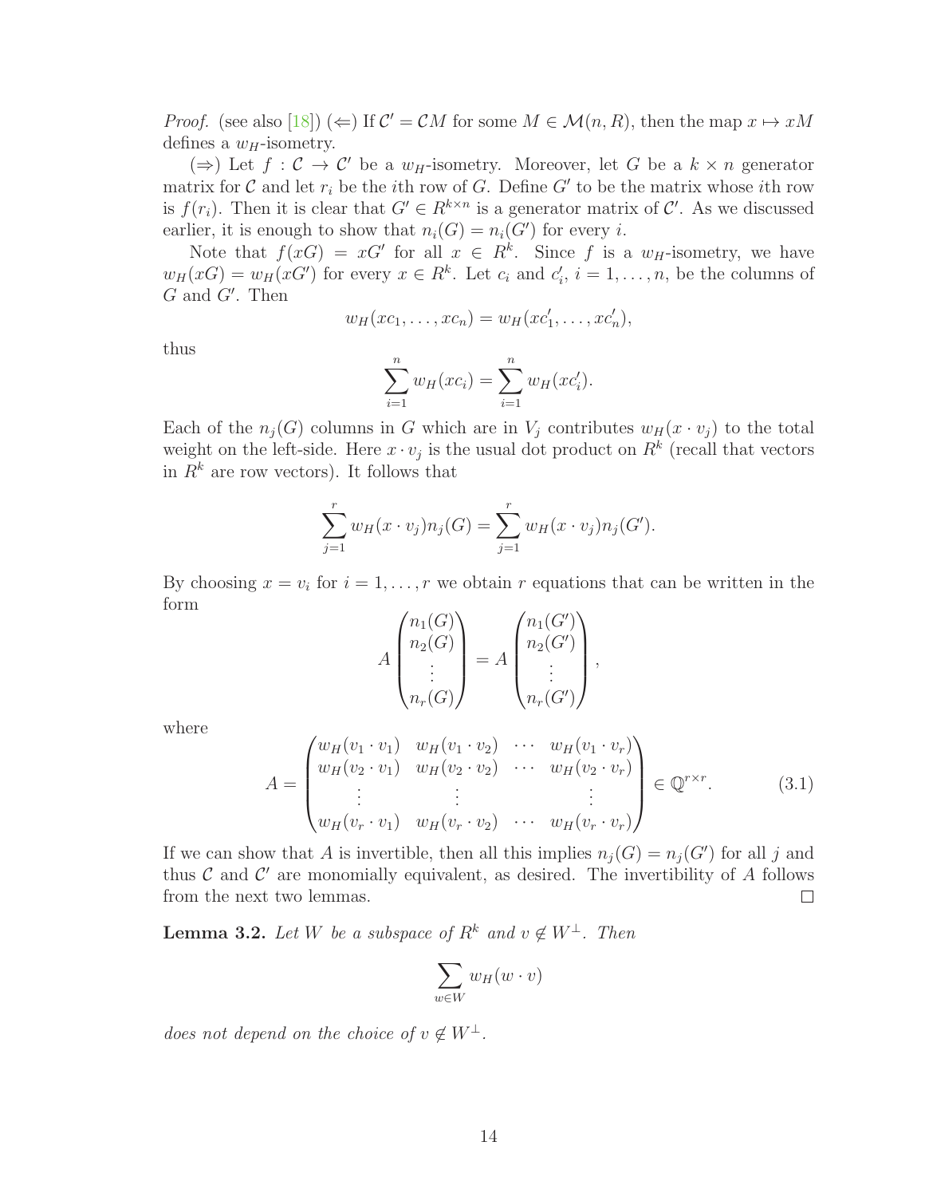*Proof.* (see also [18]) (⇐) If $\mathcal{C}' = \mathcal{C}M$ for some $M \in \mathcal{M}(n, R)$, then the map $x \mapsto xM$ defines a $w_H$-isometry.

(⇒) Let $f : \mathcal{C} \to \mathcal{C}'$ be a $w_H$-isometry. Moreover, let $G$ be a $k \times n$ generator matrix for $\mathcal{C}$ and let $r_i$ be the $i$th row of $G$. Define $G'$ to be the matrix whose $i$th row is $f(r_i)$. Then it is clear that $G' \in R^{k \times n}$ is a generator matrix of $\mathcal{C}'$. As we discussed earlier, it is enough to show that $n_i(G) = n_i(G')$ for every $i$.

Note that $f(xG) = xG'$ for all $x \in R^k$. Since $f$ is a $w_H$-isometry, we have $w_H(xG) = w_H(xG')$ for every $x \in R^k$. Let $c_i$ and $c_i'$, $i = 1, \ldots, n$, be the columns of $G$ and $G'$. Then

$$w_H(xc_1, \ldots, xc_n) = w_H(xc_1', \ldots, xc_n'),$$

thus

$$\sum_{i=1}^{n} w_H(xc_i) = \sum_{i=1}^{n} w_H(xc_i').$$

Each of the $n_j(G)$ columns in $G$ which are in $V_j$ contributes $w_H(x \cdot v_j)$ to the total weight on the left-side. Here $x \cdot v_j$ is the usual dot product on $R^k$ (recall that vectors in $R^k$ are row vectors). It follows that

$$\sum_{j=1}^{r} w_H(x \cdot v_j) n_j(G) = \sum_{j=1}^{r} w_H(x \cdot v_j) n_j(G').$$

By choosing $x = v_i$ for $i = 1, \ldots, r$ we obtain $r$ equations that can be written in the form

$$A \begin{pmatrix} n_1(G) \\ n_2(G) \\ \vdots \\ n_r(G) \end{pmatrix} = A \begin{pmatrix} n_1(G') \\ n_2(G') \\ \vdots \\ n_r(G') \end{pmatrix},$$

where

$$A = \begin{pmatrix} w_H(v_1 \cdot v_1) & w_H(v_1 \cdot v_2) & \cdots & w_H(v_1 \cdot v_r) \\ w_H(v_2 \cdot v_1) & w_H(v_2 \cdot v_2) & \cdots & w_H(v_2 \cdot v_r) \\ \vdots & \vdots & & \vdots \\ w_H(v_r \cdot v_1) & w_H(v_r \cdot v_2) & \cdots & w_H(v_r \cdot v_r) \end{pmatrix} \in \mathbb{Q}^{r \times r}. \tag{3.1}$$

If we can show that $A$ is invertible, then all this implies $n_j(G) = n_j(G')$ for all $j$ and thus $\mathcal{C}$ and $\mathcal{C}'$ are monomially equivalent, as desired. The invertibility of $A$ follows from the next two lemmas. □

**Lemma 3.2.** *Let $W$ be a subspace of $R^k$ and $v \notin W^\perp$. Then*

$$\sum_{w \in W} w_H(w \cdot v)$$

*does not depend on the choice of $v \notin W^\perp$.*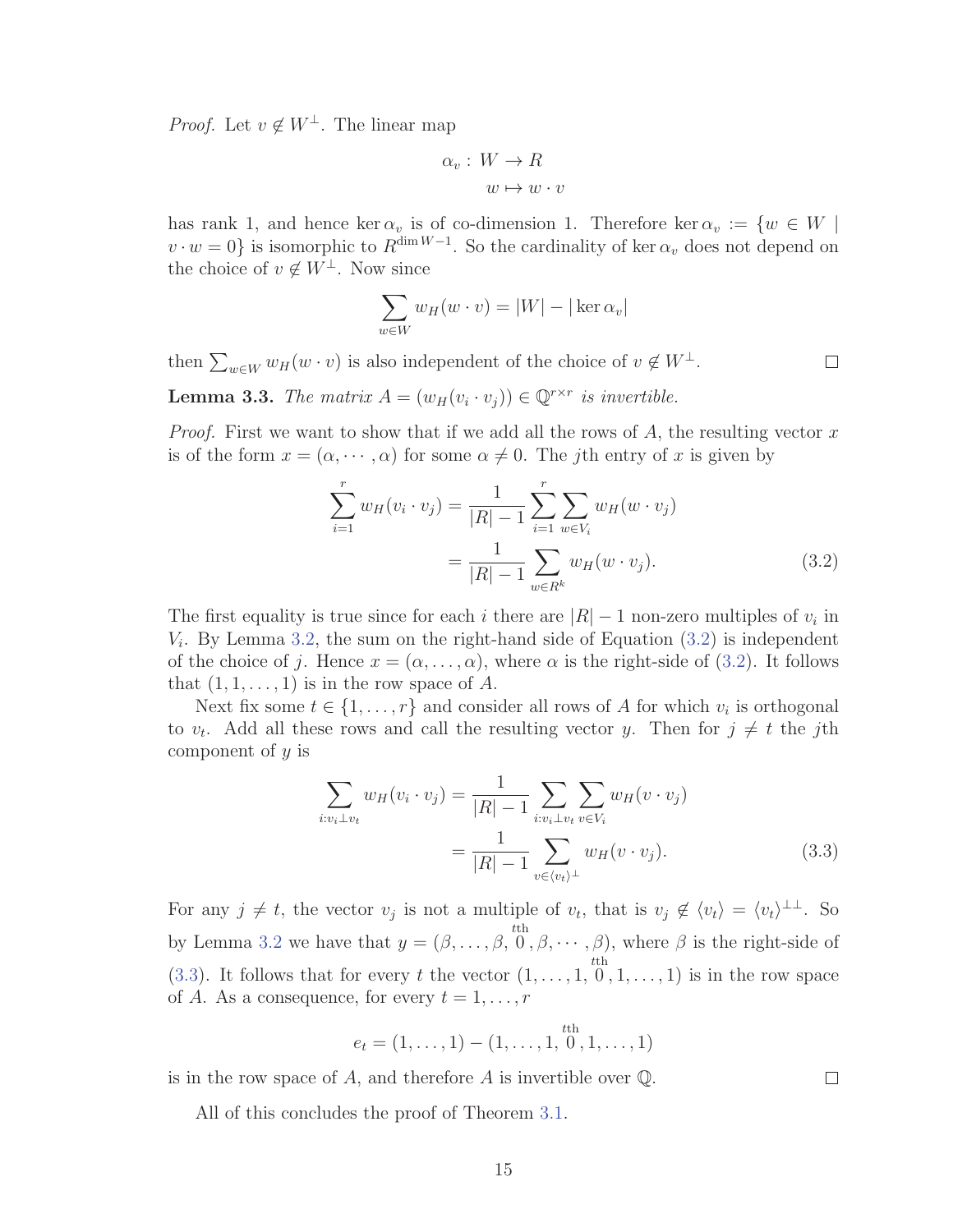*Proof.* Let $v \notin W^\perp$. The linear map

$$\begin{aligned}
\alpha_v : W &\to R \\
w &\mapsto w \cdot v
\end{aligned}$$

has rank 1, and hence $\ker \alpha_v$ is of co-dimension 1. Therefore $\ker \alpha_v := \{w \in W \mid v \cdot w = 0\}$ is isomorphic to $R^{\dim W - 1}$. So the cardinality of $\ker \alpha_v$ does not depend on the choice of $v \notin W^\perp$. Now since

$$\sum_{w \in W} w_H(w \cdot v) = |W| - |\ker \alpha_v|$$

then $\sum_{w \in W} w_H(w \cdot v)$ is also independent of the choice of $v \notin W^\perp$. □

**Lemma 3.3.** *The matrix $A = (w_H(v_i \cdot v_j)) \in \mathbb{Q}^{r \times r}$ is invertible.*

*Proof.* First we want to show that if we add all the rows of $A$, the resulting vector $x$ is of the form $x = (\alpha, \cdots, \alpha)$ for some $\alpha \neq 0$. The $j$th entry of $x$ is given by

$$\begin{aligned}
\sum_{i=1}^{r} w_H(v_i \cdot v_j) &= \frac{1}{|R| - 1} \sum_{i=1}^{r} \sum_{w \in V_i} w_H(w \cdot v_j) \\
&= \frac{1}{|R| - 1} \sum_{w \in R^k} w_H(w \cdot v_j). \qquad (3.2)
\end{aligned}$$

The first equality is true since for each $i$ there are $|R| - 1$ non-zero multiples of $v_i$ in $V_i$. By Lemma 3.2, the sum on the right-hand side of Equation (3.2) is independent of the choice of $j$. Hence $x = (\alpha, \ldots, \alpha)$, where $\alpha$ is the right-side of (3.2). It follows that $(1, 1, \ldots, 1)$ is in the row space of $A$.

Next fix some $t \in \{1, \ldots, r\}$ and consider all rows of $A$ for which $v_i$ is orthogonal to $v_t$. Add all these rows and call the resulting vector $y$. Then for $j \neq t$ the $j$th component of $y$ is

$$\begin{aligned}
\sum_{i : v_i \perp v_t} w_H(v_i \cdot v_j) &= \frac{1}{|R| - 1} \sum_{i : v_i \perp v_t} \sum_{v \in V_i} w_H(v \cdot v_j) \\
&= \frac{1}{|R| - 1} \sum_{v \in \langle v_t \rangle^\perp} w_H(v \cdot v_j). \qquad (3.3)
\end{aligned}$$

For any $j \neq t$, the vector $v_j$ is not a multiple of $v_t$, that is $v_j \notin \langle v_t \rangle = \langle v_t \rangle^{\perp\perp}$. So by Lemma 3.2 we have that $y = (\beta, \ldots, \beta, \overset{t\text{th}}{0}, \beta, \cdots, \beta)$, where $\beta$ is the right-side of (3.3). It follows that for every $t$ the vector $(1, \ldots, 1, \overset{t\text{th}}{0}, 1, \ldots, 1)$ is in the row space of $A$. As a consequence, for every $t = 1, \ldots, r$

$$e_t = (1, \ldots, 1) - (1, \ldots, 1, \overset{t\text{th}}{0}, 1, \ldots, 1)$$

is in the row space of $A$, and therefore $A$ is invertible over $\mathbb{Q}$. □

All of this concludes the proof of Theorem 3.1.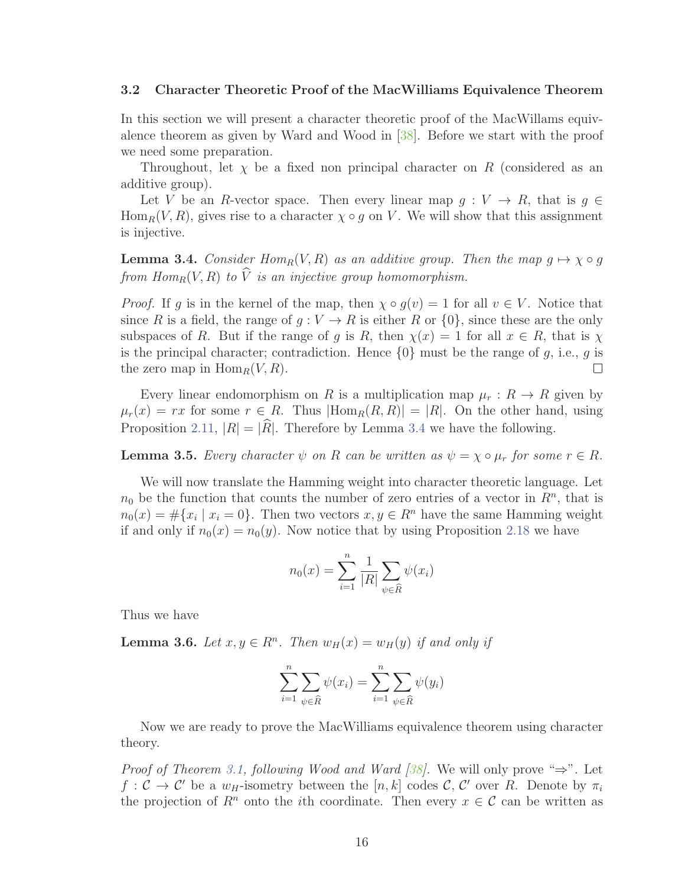### 3.2 Character Theoretic Proof of the MacWilliams Equivalence Theorem

In this section we will present a character theoretic proof of the MacWillams equivalence theorem as given by Ward and Wood in [38]. Before we start with the proof we need some preparation.

Throughout, let $\chi$ be a fixed non principal character on $R$ (considered as an additive group).

Let $V$ be an $R$-vector space. Then every linear map $g : V \to R$, that is $g \in \mathrm{Hom}_R(V, R)$, gives rise to a character $\chi \circ g$ on $V$. We will show that this assignment is injective.

**Lemma 3.4.** *Consider $Hom_R(V, R)$ as an additive group. Then the map $g \mapsto \chi \circ g$ from $Hom_R(V, R)$ to $\widehat{V}$ is an injective group homomorphism.*

*Proof.* If $g$ is in the kernel of the map, then $\chi \circ g(v) = 1$ for all $v \in V$. Notice that since $R$ is a field, the range of $g : V \to R$ is either $R$ or $\{0\}$, since these are the only subspaces of $R$. But if the range of $g$ is $R$, then $\chi(x) = 1$ for all $x \in R$, that is $\chi$ is the principal character; contradiction. Hence $\{0\}$ must be the range of $g$, i.e., $g$ is the zero map in $\mathrm{Hom}_R(V, R)$. □

Every linear endomorphism on $R$ is a multiplication map $\mu_r : R \to R$ given by $\mu_r(x) = rx$ for some $r \in R$. Thus $|\mathrm{Hom}_R(R, R)| = |R|$. On the other hand, using Proposition 2.11, $|R| = |\widehat{R}|$. Therefore by Lemma 3.4 we have the following.

**Lemma 3.5.** *Every character $\psi$ on $R$ can be written as $\psi = \chi \circ \mu_r$ for some $r \in R$.*

We will now translate the Hamming weight into character theoretic language. Let $n_0$ be the function that counts the number of zero entries of a vector in $R^n$, that is $n_0(x) = \#\{x_i \mid x_i = 0\}$. Then two vectors $x, y \in R^n$ have the same Hamming weight if and only if $n_0(x) = n_0(y)$. Now notice that by using Proposition 2.18 we have

$$n_0(x) = \sum_{i=1}^{n} \frac{1}{|R|} \sum_{\psi \in \widehat{R}} \psi(x_i)$$

Thus we have

**Lemma 3.6.** *Let $x, y \in R^n$. Then $w_H(x) = w_H(y)$ if and only if*

$$\sum_{i=1}^{n} \sum_{\psi \in \widehat{R}} \psi(x_i) = \sum_{i=1}^{n} \sum_{\psi \in \widehat{R}} \psi(y_i)$$

Now we are ready to prove the MacWilliams equivalence theorem using character theory.

*Proof of Theorem 3.1, following Wood and Ward [38].* We will only prove "⇒". Let $f : \mathcal{C} \to \mathcal{C}'$ be a $w_H$-isometry between the $[n, k]$ codes $\mathcal{C}$, $\mathcal{C}'$ over $R$. Denote by $\pi_i$ the projection of $R^n$ onto the $i$th coordinate. Then every $x \in \mathcal{C}$ can be written as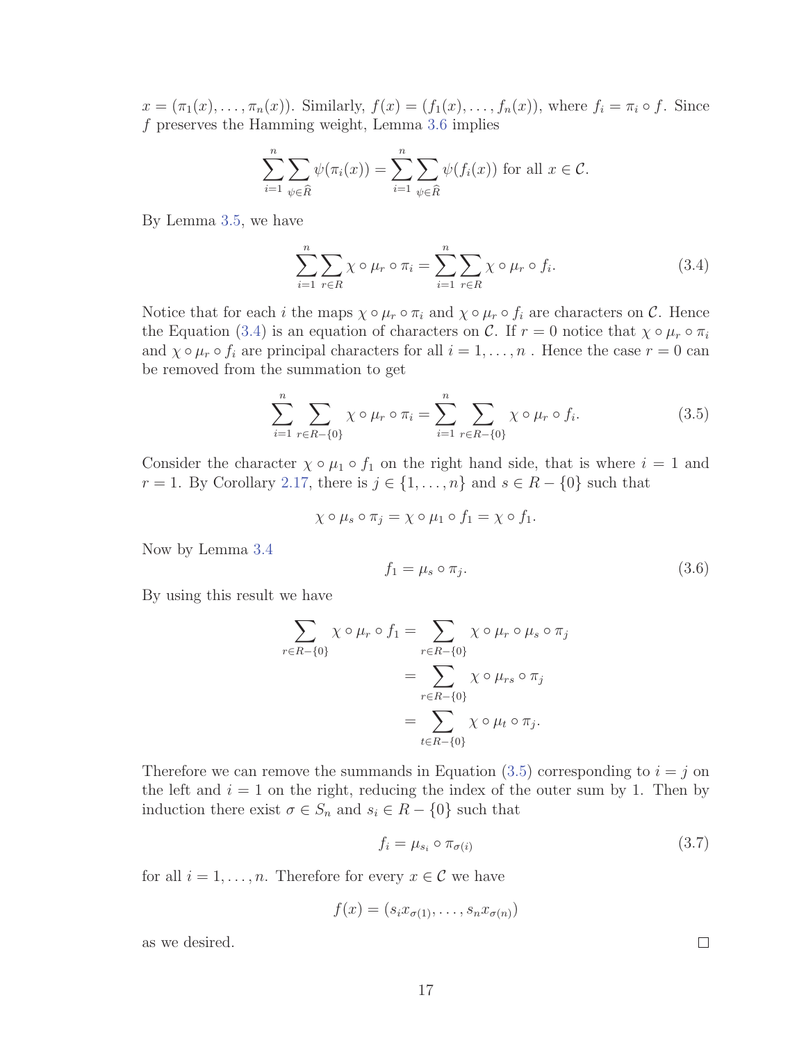$x = (\pi_1(x), \ldots, \pi_n(x))$. Similarly, $f(x) = (f_1(x), \ldots, f_n(x))$, where $f_i = \pi_i \circ f$. Since $f$ preserves the Hamming weight, Lemma 3.6 implies

$$\sum_{i=1}^{n} \sum_{\psi \in \widehat{R}} \psi(\pi_i(x)) = \sum_{i=1}^{n} \sum_{\psi \in \widehat{R}} \psi(f_i(x)) \text{ for all } x \in \mathcal{C}.$$

By Lemma 3.5, we have

$$\sum_{i=1}^{n} \sum_{r \in R} \chi \circ \mu_r \circ \pi_i = \sum_{i=1}^{n} \sum_{r \in R} \chi \circ \mu_r \circ f_i. \tag{3.4}$$

Notice that for each $i$ the maps $\chi \circ \mu_r \circ \pi_i$ and $\chi \circ \mu_r \circ f_i$ are characters on $\mathcal{C}$. Hence the Equation (3.4) is an equation of characters on $\mathcal{C}$. If $r = 0$ notice that $\chi \circ \mu_r \circ \pi_i$ and $\chi \circ \mu_r \circ f_i$ are principal characters for all $i = 1, \ldots, n$ . Hence the case $r = 0$ can be removed from the summation to get

$$\sum_{i=1}^{n} \sum_{r \in R - \{0\}} \chi \circ \mu_r \circ \pi_i = \sum_{i=1}^{n} \sum_{r \in R - \{0\}} \chi \circ \mu_r \circ f_i. \tag{3.5}$$

Consider the character $\chi \circ \mu_1 \circ f_1$ on the right hand side, that is where $i = 1$ and $r = 1$. By Corollary 2.17, there is $j \in \{1, \ldots, n\}$ and $s \in R - \{0\}$ such that

$$\chi \circ \mu_s \circ \pi_j = \chi \circ \mu_1 \circ f_1 = \chi \circ f_1.$$

Now by Lemma 3.4

$$f_1 = \mu_s \circ \pi_j. \tag{3.6}$$

By using this result we have

$$\begin{aligned}
\sum_{r \in R - \{0\}} \chi \circ \mu_r \circ f_1 &= \sum_{r \in R - \{0\}} \chi \circ \mu_r \circ \mu_s \circ \pi_j \\
&= \sum_{r \in R - \{0\}} \chi \circ \mu_{rs} \circ \pi_j \\
&= \sum_{t \in R - \{0\}} \chi \circ \mu_t \circ \pi_j.
\end{aligned}$$

Therefore we can remove the summands in Equation (3.5) corresponding to $i = j$ on the left and $i = 1$ on the right, reducing the index of the outer sum by 1. Then by induction there exist $\sigma \in S_n$ and $s_i \in R - \{0\}$ such that

$$f_i = \mu_{s_i} \circ \pi_{\sigma(i)} \tag{3.7}$$

for all $i = 1, \ldots, n$. Therefore for every $x \in \mathcal{C}$ we have

$$f(x) = (s_i x_{\sigma(1)}, \ldots, s_n x_{\sigma(n)})$$

as we desired. $\square$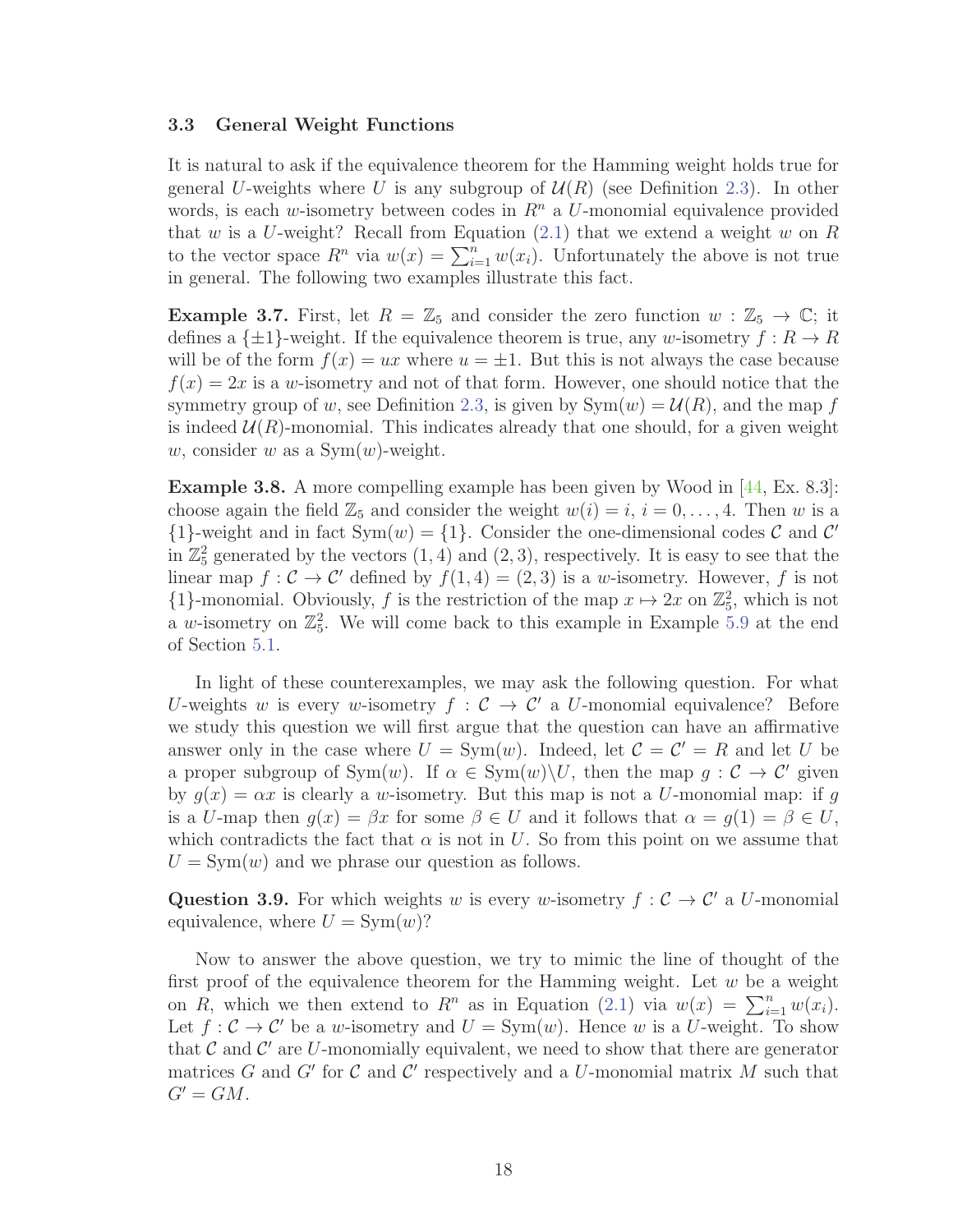### 3.3 General Weight Functions

It is natural to ask if the equivalence theorem for the Hamming weight holds true for general $U$-weights where $U$ is any subgroup of $\mathcal{U}(R)$ (see Definition 2.3). In other words, is each $w$-isometry between codes in $R^n$ a $U$-monomial equivalence provided that $w$ is a $U$-weight? Recall from Equation (2.1) that we extend a weight $w$ on $R$ to the vector space $R^n$ via $w(x) = \sum_{i=1}^{n} w(x_i)$. Unfortunately the above is not true in general. The following two examples illustrate this fact.

**Example 3.7.** First, let $R = \mathbb{Z}_5$ and consider the zero function $w : \mathbb{Z}_5 \to \mathbb{C}$; it defines a $\{\pm 1\}$-weight. If the equivalence theorem is true, any $w$-isometry $f : R \to R$ will be of the form $f(x) = ux$ where $u = \pm 1$. But this is not always the case because $f(x) = 2x$ is a $w$-isometry and not of that form. However, one should notice that the symmetry group of $w$, see Definition 2.3, is given by $\mathrm{Sym}(w) = \mathcal{U}(R)$, and the map $f$ is indeed $\mathcal{U}(R)$-monomial. This indicates already that one should, for a given weight $w$, consider $w$ as a $\mathrm{Sym}(w)$-weight.

**Example 3.8.** A more compelling example has been given by Wood in [44, Ex. 8.3]: choose again the field $\mathbb{Z}_5$ and consider the weight $w(i) = i$, $i = 0, \ldots, 4$. Then $w$ is a $\{1\}$-weight and in fact $\mathrm{Sym}(w) = \{1\}$. Consider the one-dimensional codes $\mathcal{C}$ and $\mathcal{C}'$ in $\mathbb{Z}_5^2$ generated by the vectors $(1, 4)$ and $(2, 3)$, respectively. It is easy to see that the linear map $f : \mathcal{C} \to \mathcal{C}'$ defined by $f(1, 4) = (2, 3)$ is a $w$-isometry. However, $f$ is not $\{1\}$-monomial. Obviously, $f$ is the restriction of the map $x \mapsto 2x$ on $\mathbb{Z}_5^2$, which is not a $w$-isometry on $\mathbb{Z}_5^2$. We will come back to this example in Example 5.9 at the end of Section 5.1.

In light of these counterexamples, we may ask the following question. For what $U$-weights $w$ is every $w$-isometry $f : \mathcal{C} \to \mathcal{C}'$ a $U$-monomial equivalence? Before we study this question we will first argue that the question can have an affirmative answer only in the case where $U = \mathrm{Sym}(w)$. Indeed, let $\mathcal{C} = \mathcal{C}' = R$ and let $U$ be a proper subgroup of $\mathrm{Sym}(w)$. If $\alpha \in \mathrm{Sym}(w) \backslash U$, then the map $g : \mathcal{C} \to \mathcal{C}'$ given by $g(x) = \alpha x$ is clearly a $w$-isometry. But this map is not a $U$-monomial map: if $g$ is a $U$-map then $g(x) = \beta x$ for some $\beta \in U$ and it follows that $\alpha = g(1) = \beta \in U$, which contradicts the fact that $\alpha$ is not in $U$. So from this point on we assume that $U = \mathrm{Sym}(w)$ and we phrase our question as follows.

**Question 3.9.** For which weights $w$ is every $w$-isometry $f : \mathcal{C} \to \mathcal{C}'$ a $U$-monomial equivalence, where $U = \mathrm{Sym}(w)$?

Now to answer the above question, we try to mimic the line of thought of the first proof of the equivalence theorem for the Hamming weight. Let $w$ be a weight on $R$, which we then extend to $R^n$ as in Equation (2.1) via $w(x) = \sum_{i=1}^{n} w(x_i)$. Let $f : \mathcal{C} \to \mathcal{C}'$ be a $w$-isometry and $U = \mathrm{Sym}(w)$. Hence $w$ is a $U$-weight. To show that $\mathcal{C}$ and $\mathcal{C}'$ are $U$-monomially equivalent, we need to show that there are generator matrices $G$ and $G'$ for $\mathcal{C}$ and $\mathcal{C}'$ respectively and a $U$-monomial matrix $M$ such that $G' = GM$.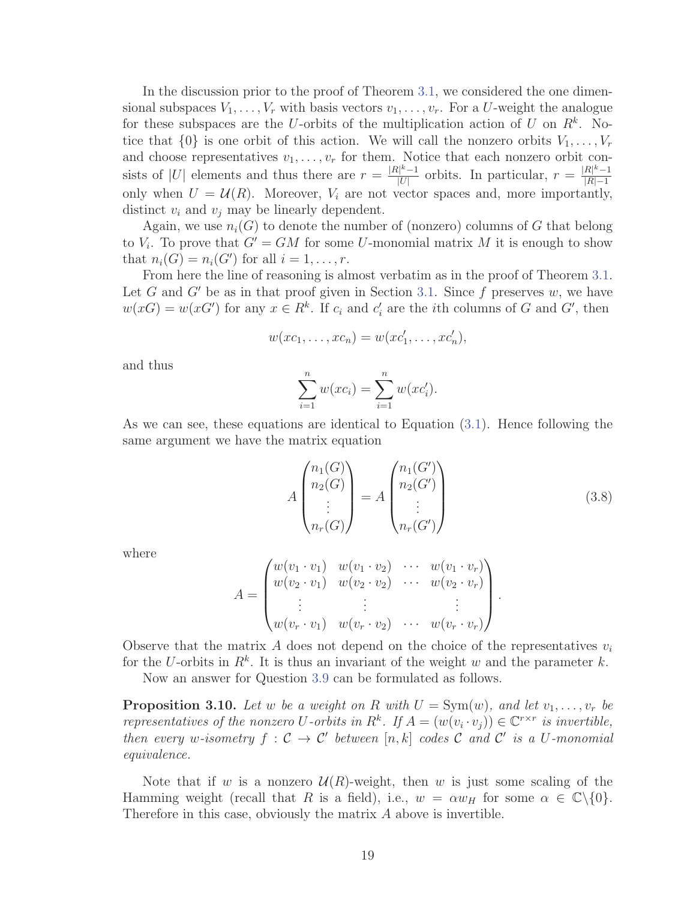In the discussion prior to the proof of Theorem 3.1, we considered the one dimensional subspaces $V_1, \ldots, V_r$ with basis vectors $v_1, \ldots, v_r$. For a $U$-weight the analogue for these subspaces are the $U$-orbits of the multiplication action of $U$ on $R^k$. Notice that $\{0\}$ is one orbit of this action. We will call the nonzero orbits $V_1, \ldots, V_r$ and choose representatives $v_1, \ldots, v_r$ for them. Notice that each nonzero orbit consists of $|U|$ elements and thus there are $r = \frac{|R|^k - 1}{|U|}$ orbits. In particular, $r = \frac{|R|^k - 1}{|R| - 1}$ only when $U = \mathcal{U}(R)$. Moreover, $V_i$ are not vector spaces and, more importantly, distinct $v_i$ and $v_j$ may be linearly dependent.

Again, we use $n_i(G)$ to denote the number of (nonzero) columns of $G$ that belong to $V_i$. To prove that $G' = GM$ for some $U$-monomial matrix $M$ it is enough to show that $n_i(G) = n_i(G')$ for all $i = 1, \ldots, r$.

From here the line of reasoning is almost verbatim as in the proof of Theorem 3.1. Let $G$ and $G'$ be as in that proof given in Section 3.1. Since $f$ preserves $w$, we have $w(xG) = w(xG')$ for any $x \in R^k$. If $c_i$ and $c_i'$ are the $i$th columns of $G$ and $G'$, then

$$w(xc_1, \ldots, xc_n) = w(xc_1', \ldots, xc_n'),$$

and thus

$$\sum_{i=1}^{n} w(xc_i) = \sum_{i=1}^{n} w(xc_i').$$

As we can see, these equations are identical to Equation (3.1). Hence following the same argument we have the matrix equation

$$A \begin{pmatrix} n_1(G) \\ n_2(G) \\ \vdots \\ n_r(G) \end{pmatrix} = A \begin{pmatrix} n_1(G') \\ n_2(G') \\ \vdots \\ n_r(G') \end{pmatrix} \tag{3.8}$$

where

$$A = \begin{pmatrix} w(v_1 \cdot v_1) & w(v_1 \cdot v_2) & \cdots & w(v_1 \cdot v_r) \\ w(v_2 \cdot v_1) & w(v_2 \cdot v_2) & \cdots & w(v_2 \cdot v_r) \\ \vdots & \vdots & & \vdots \\ w(v_r \cdot v_1) & w(v_r \cdot v_2) & \cdots & w(v_r \cdot v_r) \end{pmatrix}.$$

Observe that the matrix $A$ does not depend on the choice of the representatives $v_i$ for the $U$-orbits in $R^k$. It is thus an invariant of the weight $w$ and the parameter $k$.

Now an answer for Question 3.9 can be formulated as follows.

**Proposition 3.10.** *Let $w$ be a weight on $R$ with $U = \mathrm{Sym}(w)$, and let $v_1, \ldots, v_r$ be representatives of the nonzero $U$-orbits in $R^k$. If $A = (w(v_i \cdot v_j)) \in \mathbb{C}^{r \times r}$ is invertible, then every $w$-isometry $f : \mathcal{C} \to \mathcal{C}'$ between $[n, k]$ codes $\mathcal{C}$ and $\mathcal{C}'$ is a $U$-monomial equivalence.*

Note that if $w$ is a nonzero $\mathcal{U}(R)$-weight, then $w$ is just some scaling of the Hamming weight (recall that $R$ is a field), i.e., $w = \alpha w_H$ for some $\alpha \in \mathbb{C} \backslash \{0\}$. Therefore in this case, obviously the matrix $A$ above is invertible.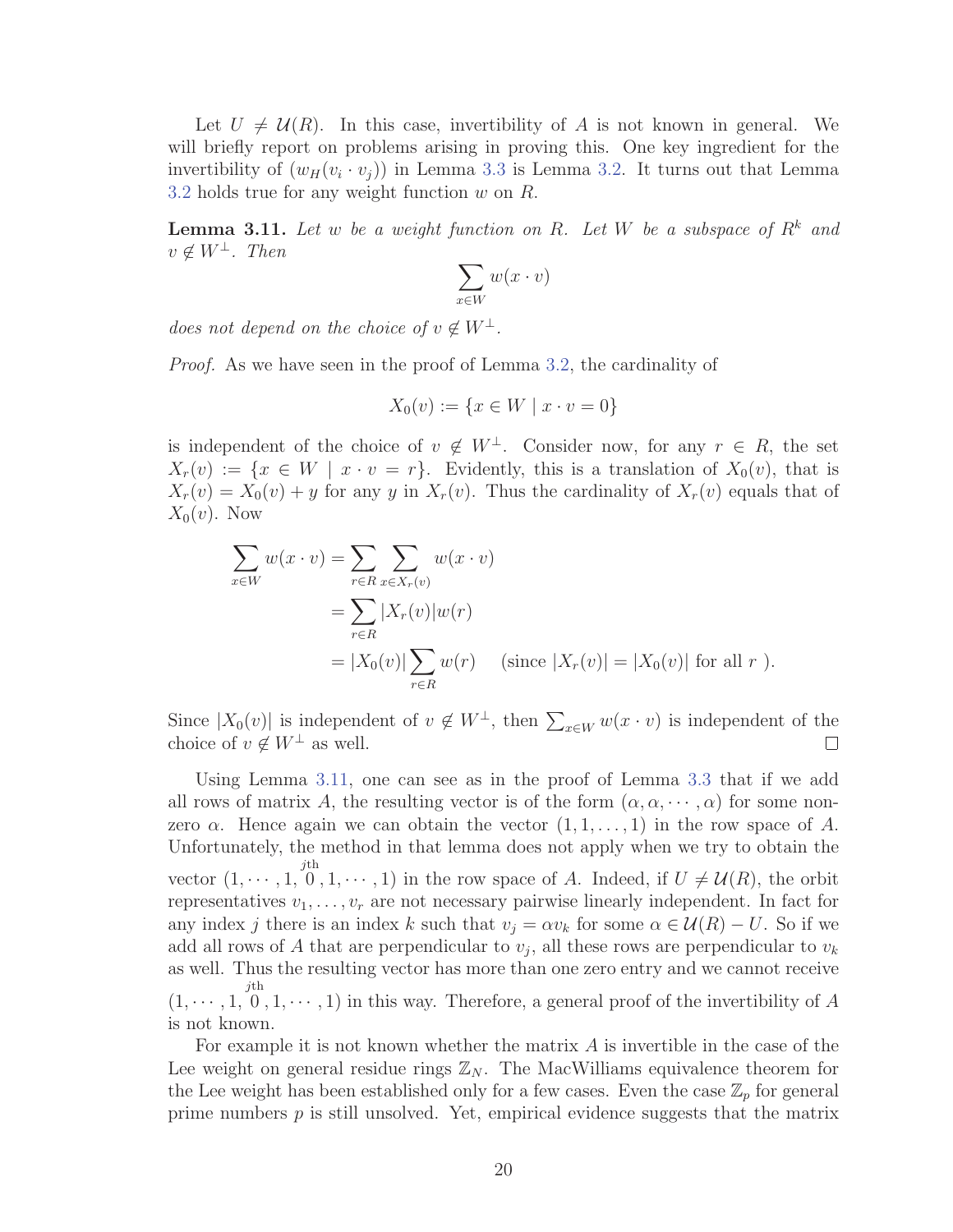Let $U \neq \mathcal{U}(R)$. In this case, invertibility of $A$ is not known in general. We will briefly report on problems arising in proving this. One key ingredient for the invertibility of $(w_H(v_i \cdot v_j))$ in Lemma 3.3 is Lemma 3.2. It turns out that Lemma 3.2 holds true for any weight function $w$ on $R$.

**Lemma 3.11.** *Let $w$ be a weight function on $R$. Let $W$ be a subspace of $R^k$ and $v \notin W^\perp$. Then*

$$\sum_{x \in W} w(x \cdot v)$$

*does not depend on the choice of $v \notin W^\perp$.*

*Proof.* As we have seen in the proof of Lemma 3.2, the cardinality of

$$X_0(v) := \{x \in W \mid x \cdot v = 0\}$$

is independent of the choice of $v \notin W^\perp$. Consider now, for any $r \in R$, the set $X_r(v) := \{x \in W \mid x \cdot v = r\}$. Evidently, this is a translation of $X_0(v)$, that is $X_r(v) = X_0(v) + y$ for any $y$ in $X_r(v)$. Thus the cardinality of $X_r(v)$ equals that of $X_0(v)$. Now

$$\begin{aligned}
\sum_{x \in W} w(x \cdot v) &= \sum_{r \in R} \sum_{x \in X_r(v)} w(x \cdot v) \\
&= \sum_{r \in R} |X_r(v)| w(r) \\
&= |X_0(v)| \sum_{r \in R} w(r) \quad \text{(since } |X_r(v)| = |X_0(v)| \text{ for all } r \text{ ).}
\end{aligned}$$

Since $|X_0(v)|$ is independent of $v \notin W^\perp$, then $\sum_{x \in W} w(x \cdot v)$ is independent of the choice of $v \notin W^\perp$ as well. ∎

Using Lemma 3.11, one can see as in the proof of Lemma 3.3 that if we add all rows of matrix $A$, the resulting vector is of the form $(\alpha, \alpha, \cdots, \alpha)$ for some non-zero $\alpha$. Hence again we can obtain the vector $(1, 1, \ldots, 1)$ in the row space of $A$. Unfortunately, the method in that lemma does not apply when we try to obtain the vector $(1, \cdots, 1, \overset{j\text{th}}{0}, 1, \cdots, 1)$ in the row space of $A$. Indeed, if $U \neq \mathcal{U}(R)$, the orbit representatives $v_1, \ldots, v_r$ are not necessary pairwise linearly independent. In fact for any index $j$ there is an index $k$ such that $v_j = \alpha v_k$ for some $\alpha \in \mathcal{U}(R) - U$. So if we add all rows of $A$ that are perpendicular to $v_j$, all these rows are perpendicular to $v_k$ as well. Thus the resulting vector has more than one zero entry and we cannot receive $(1, \cdots, 1, \overset{j\text{th}}{0}, 1, \cdots, 1)$ in this way. Therefore, a general proof of the invertibility of $A$ is not known.

For example it is not known whether the matrix $A$ is invertible in the case of the Lee weight on general residue rings $\mathbb{Z}_N$. The MacWilliams equivalence theorem for the Lee weight has been established only for a few cases. Even the case $\mathbb{Z}_p$ for general prime numbers $p$ is still unsolved. Yet, empirical evidence suggests that the matrix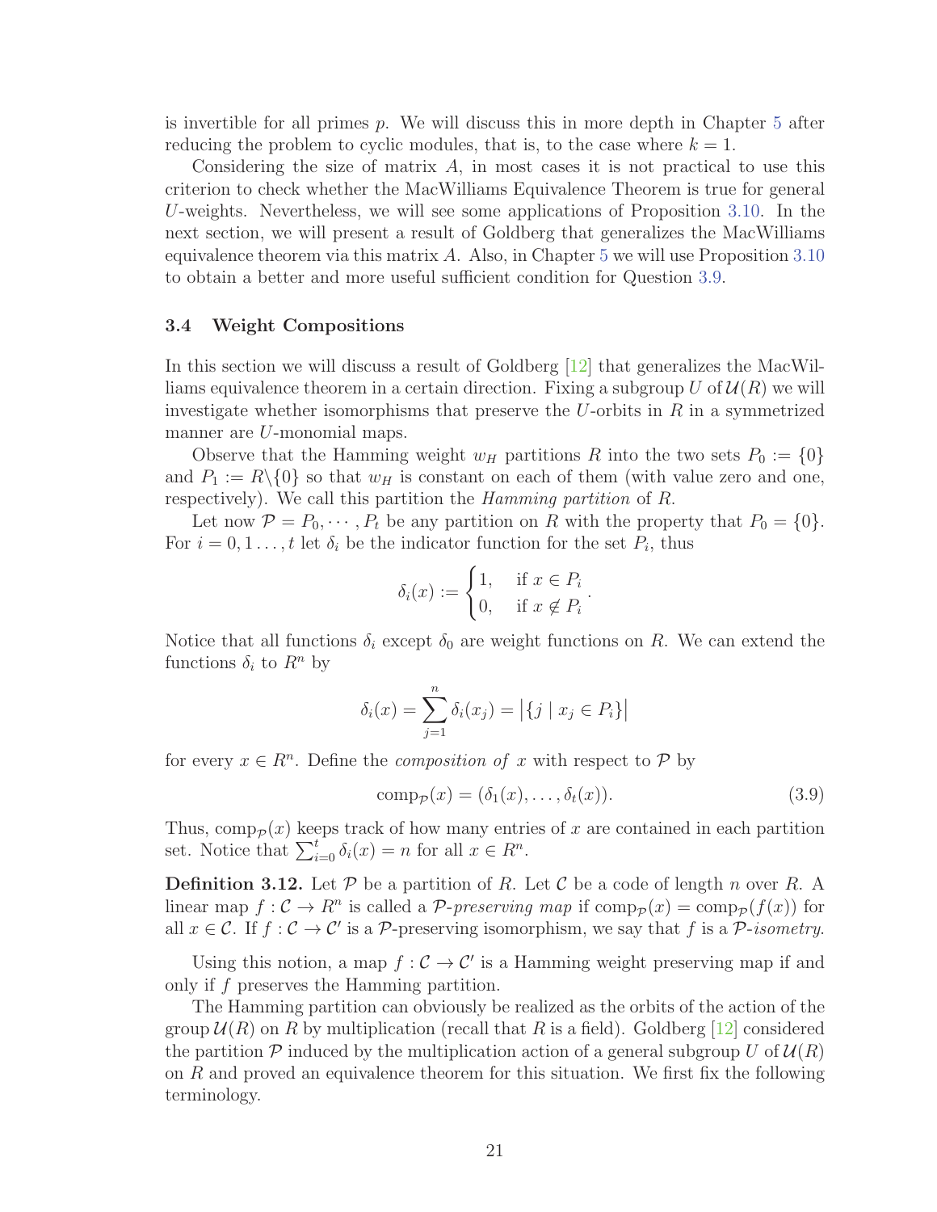is invertible for all primes $p$. We will discuss this in more depth in Chapter 5 after reducing the problem to cyclic modules, that is, to the case where $k = 1$.

Considering the size of matrix $A$, in most cases it is not practical to use this criterion to check whether the MacWilliams Equivalence Theorem is true for general $U$-weights. Nevertheless, we will see some applications of Proposition 3.10. In the next section, we will present a result of Goldberg that generalizes the MacWilliams equivalence theorem via this matrix $A$. Also, in Chapter 5 we will use Proposition 3.10 to obtain a better and more useful sufficient condition for Question 3.9.

### 3.4 Weight Compositions

In this section we will discuss a result of Goldberg [12] that generalizes the MacWilliams equivalence theorem in a certain direction. Fixing a subgroup $U$ of $\mathcal{U}(R)$ we will investigate whether isomorphisms that preserve the $U$-orbits in $R$ in a symmetrized manner are $U$-monomial maps.

Observe that the Hamming weight $w_H$ partitions $R$ into the two sets $P_0 := \{0\}$ and $P_1 := R\backslash\{0\}$ so that $w_H$ is constant on each of them (with value zero and one, respectively). We call this partition the *Hamming partition* of $R$.

Let now $\mathcal{P} = P_0, \cdots, P_t$ be any partition on $R$ with the property that $P_0 = \{0\}$. For $i = 0, 1 \ldots, t$ let $\delta_i$ be the indicator function for the set $P_i$, thus

$$\delta_i(x) := \begin{cases} 1, & \text{if } x \in P_i \\ 0, & \text{if } x \notin P_i \end{cases}.$$

Notice that all functions $\delta_i$ except $\delta_0$ are weight functions on $R$. We can extend the functions $\delta_i$ to $R^n$ by

$$\delta_i(x) = \sum_{j=1}^{n} \delta_i(x_j) = \left|\{j \mid x_j \in P_i\}\right|$$

for every $x \in R^n$. Define the *composition of* $x$ with respect to $\mathcal{P}$ by

$$\operatorname{comp}_{\mathcal{P}}(x) = (\delta_1(x), \ldots, \delta_t(x)). \tag{3.9}$$

Thus, $\operatorname{comp}_{\mathcal{P}}(x)$ keeps track of how many entries of $x$ are contained in each partition set. Notice that $\sum_{i=0}^{t} \delta_i(x) = n$ for all $x \in R^n$.

**Definition 3.12.** Let $\mathcal{P}$ be a partition of $R$. Let $\mathcal{C}$ be a code of length $n$ over $R$. A linear map $f : \mathcal{C} \to R^n$ is called a *$\mathcal{P}$-preserving map* if $\operatorname{comp}_{\mathcal{P}}(x) = \operatorname{comp}_{\mathcal{P}}(f(x))$ for all $x \in \mathcal{C}$. If $f : \mathcal{C} \to \mathcal{C}'$ is a $\mathcal{P}$-preserving isomorphism, we say that $f$ is a *$\mathcal{P}$-isometry*.

Using this notion, a map $f : \mathcal{C} \to \mathcal{C}'$ is a Hamming weight preserving map if and only if $f$ preserves the Hamming partition.

The Hamming partition can obviously be realized as the orbits of the action of the group $\mathcal{U}(R)$ on $R$ by multiplication (recall that $R$ is a field). Goldberg [12] considered the partition $\mathcal{P}$ induced by the multiplication action of a general subgroup $U$ of $\mathcal{U}(R)$ on $R$ and proved an equivalence theorem for this situation. We first fix the following terminology.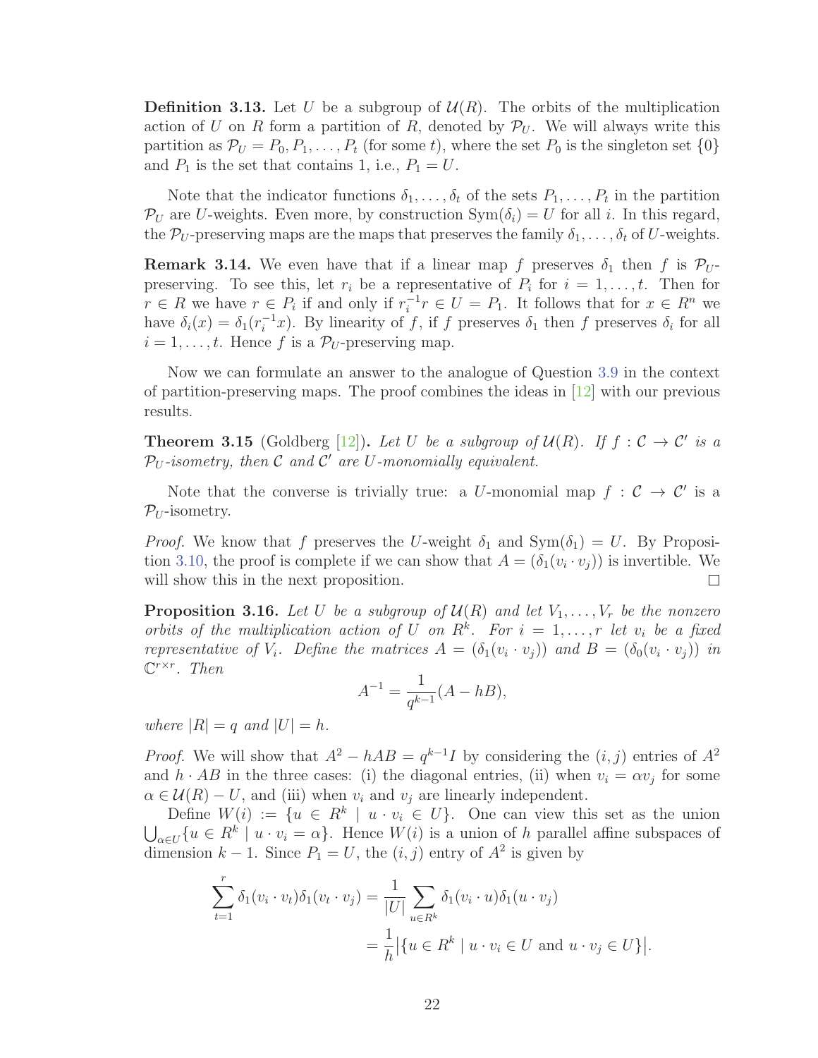**Definition 3.13.** Let $U$ be a subgroup of $\mathcal{U}(R)$. The orbits of the multiplication action of $U$ on $R$ form a partition of $R$, denoted by $\mathcal{P}_U$. We will always write this partition as $\mathcal{P}_U = P_0, P_1, \ldots, P_t$ (for some $t$), where the set $P_0$ is the singleton set $\{0\}$ and $P_1$ is the set that contains 1, i.e., $P_1 = U$.

Note that the indicator functions $\delta_1, \ldots, \delta_t$ of the sets $P_1, \ldots, P_t$ in the partition $\mathcal{P}_U$ are $U$-weights. Even more, by construction $\mathrm{Sym}(\delta_i) = U$ for all $i$. In this regard, the $\mathcal{P}_U$-preserving maps are the maps that preserves the family $\delta_1, \ldots, \delta_t$ of $U$-weights.

**Remark 3.14.** We even have that if a linear map $f$ preserves $\delta_1$ then $f$ is $\mathcal{P}_U$-preserving. To see this, let $r_i$ be a representative of $P_i$ for $i = 1, \ldots, t$. Then for $r \in R$ we have $r \in P_i$ if and only if $r_i^{-1} r \in U = P_1$. It follows that for $x \in R^n$ we have $\delta_i(x) = \delta_1(r_i^{-1} x)$. By linearity of $f$, if $f$ preserves $\delta_1$ then $f$ preserves $\delta_i$ for all $i = 1, \ldots, t$. Hence $f$ is a $\mathcal{P}_U$-preserving map.

Now we can formulate an answer to the analogue of Question 3.9 in the context of partition-preserving maps. The proof combines the ideas in [12] with our previous results.

**Theorem 3.15** (Goldberg [12])**.** *Let $U$ be a subgroup of $\mathcal{U}(R)$. If $f : \mathcal{C} \to \mathcal{C}'$ is a $\mathcal{P}_U$-isometry, then $\mathcal{C}$ and $\mathcal{C}'$ are $U$-monomially equivalent.*

Note that the converse is trivially true: a $U$-monomial map $f : \mathcal{C} \to \mathcal{C}'$ is a $\mathcal{P}_U$-isometry.

*Proof.* We know that $f$ preserves the $U$-weight $\delta_1$ and $\mathrm{Sym}(\delta_1) = U$. By Proposition 3.10, the proof is complete if we can show that $A = (\delta_1(v_i \cdot v_j))$ is invertible. We will show this in the next proposition. $\square$

**Proposition 3.16.** *Let $U$ be a subgroup of $\mathcal{U}(R)$ and let $V_1, \ldots, V_r$ be the nonzero orbits of the multiplication action of $U$ on $R^k$. For $i = 1, \ldots, r$ let $v_i$ be a fixed representative of $V_i$. Define the matrices $A = (\delta_1(v_i \cdot v_j))$ and $B = (\delta_0(v_i \cdot v_j))$ in $\mathbb{C}^{r \times r}$. Then*

$$A^{-1} = \frac{1}{q^{k-1}}(A - hB),$$

*where $|R| = q$ and $|U| = h$.*

*Proof.* We will show that $A^2 - hAB = q^{k-1} I$ by considering the $(i, j)$ entries of $A^2$ and $h \cdot AB$ in the three cases: (i) the diagonal entries, (ii) when $v_i = \alpha v_j$ for some $\alpha \in \mathcal{U}(R) - U$, and (iii) when $v_i$ and $v_j$ are linearly independent.

Define $W(i) := \{u \in R^k \mid u \cdot v_i \in U\}$. One can view this set as the union $\bigcup_{\alpha \in U} \{u \in R^k \mid u \cdot v_i = \alpha\}$. Hence $W(i)$ is a union of $h$ parallel affine subspaces of dimension $k - 1$. Since $P_1 = U$, the $(i, j)$ entry of $A^2$ is given by

$$\begin{aligned}
\sum_{t=1}^{r} \delta_1(v_i \cdot v_t)\delta_1(v_t \cdot v_j) &= \frac{1}{|U|} \sum_{u \in R^k} \delta_1(v_i \cdot u)\delta_1(u \cdot v_j) \\
&= \frac{1}{h} \big| \{u \in R^k \mid u \cdot v_i \in U \text{ and } u \cdot v_j \in U\} \big|.
\end{aligned}$$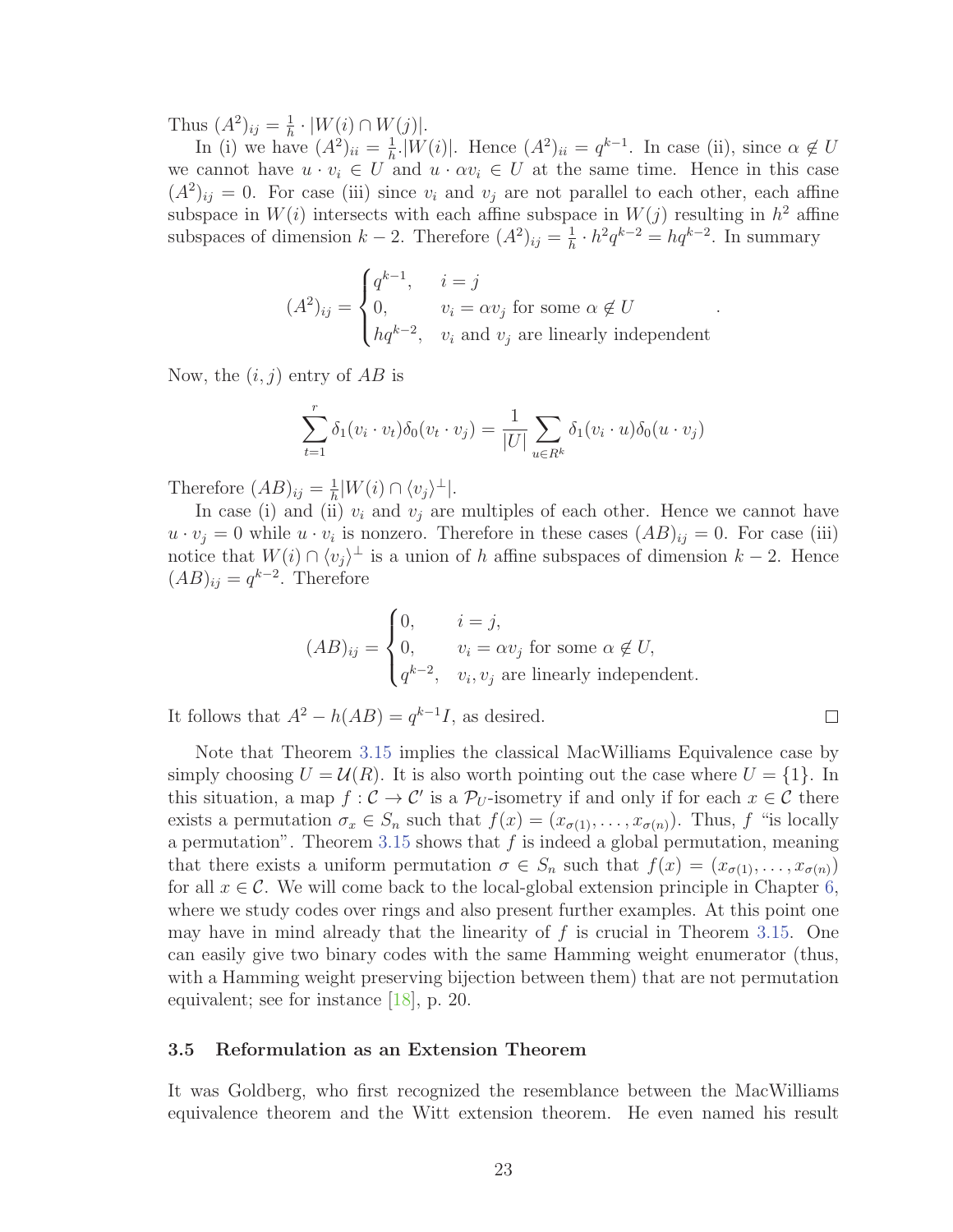Thus $(A^2)_{ij} = \frac{1}{h} \cdot |W(i) \cap W(j)|$.

In (i) we have $(A^2)_{ii} = \frac{1}{h}.|W(i)|$. Hence $(A^2)_{ii} = q^{k-1}$. In case (ii), since $\alpha \notin U$ we cannot have $u \cdot v_i \in U$ and $u \cdot \alpha v_i \in U$ at the same time. Hence in this case $(A^2)_{ij} = 0$. For case (iii) since $v_i$ and $v_j$ are not parallel to each other, each affine subspace in $W(i)$ intersects with each affine subspace in $W(j)$ resulting in $h^2$ affine subspaces of dimension $k-2$. Therefore $(A^2)_{ij} = \frac{1}{h} \cdot h^2 q^{k-2} = hq^{k-2}$. In summary

$$(A^2)_{ij} = \begin{cases} q^{k-1}, & i = j \\ 0, & v_i = \alpha v_j \text{ for some } \alpha \notin U \\ hq^{k-2}, & v_i \text{ and } v_j \text{ are linearly independent} \end{cases}.$$

Now, the $(i, j)$ entry of $AB$ is

$$\sum_{t=1}^{r} \delta_1(v_i \cdot v_t)\delta_0(v_t \cdot v_j) = \frac{1}{|U|} \sum_{u \in R^k} \delta_1(v_i \cdot u)\delta_0(u \cdot v_j)$$

Therefore $(AB)_{ij} = \frac{1}{h}|W(i) \cap \langle v_j \rangle^{\perp}|$.

In case (i) and (ii) $v_i$ and $v_j$ are multiples of each other. Hence we cannot have $u \cdot v_j = 0$ while $u \cdot v_i$ is nonzero. Therefore in these cases $(AB)_{ij} = 0$. For case (iii) notice that $W(i) \cap \langle v_j \rangle^{\perp}$ is a union of $h$ affine subspaces of dimension $k-2$. Hence $(AB)_{ij} = q^{k-2}$. Therefore

$$(AB)_{ij} = \begin{cases} 0, & i = j, \\ 0, & v_i = \alpha v_j \text{ for some } \alpha \notin U, \\ q^{k-2}, & v_i, v_j \text{ are linearly independent.} \end{cases}$$

It follows that $A^2 - h(AB) = q^{k-1}I$, as desired. □

Note that Theorem 3.15 implies the classical MacWilliams Equivalence case by simply choosing $U = \mathcal{U}(R)$. It is also worth pointing out the case where $U = \{1\}$. In this situation, a map $f : \mathcal{C} \to \mathcal{C}'$ is a $\mathcal{P}_U$-isometry if and only if for each $x \in \mathcal{C}$ there exists a permutation $\sigma_x \in S_n$ such that $f(x) = (x_{\sigma(1)}, \ldots, x_{\sigma(n)})$. Thus, $f$ "is locally a permutation". Theorem 3.15 shows that $f$ is indeed a global permutation, meaning that there exists a uniform permutation $\sigma \in S_n$ such that $f(x) = (x_{\sigma(1)}, \ldots, x_{\sigma(n)})$ for all $x \in \mathcal{C}$. We will come back to the local-global extension principle in Chapter 6, where we study codes over rings and also present further examples. At this point one may have in mind already that the linearity of $f$ is crucial in Theorem 3.15. One can easily give two binary codes with the same Hamming weight enumerator (thus, with a Hamming weight preserving bijection between them) that are not permutation equivalent; see for instance [18], p. 20.

### 3.5 Reformulation as an Extension Theorem

It was Goldberg, who first recognized the resemblance between the MacWilliams equivalence theorem and the Witt extension theorem. He even named his result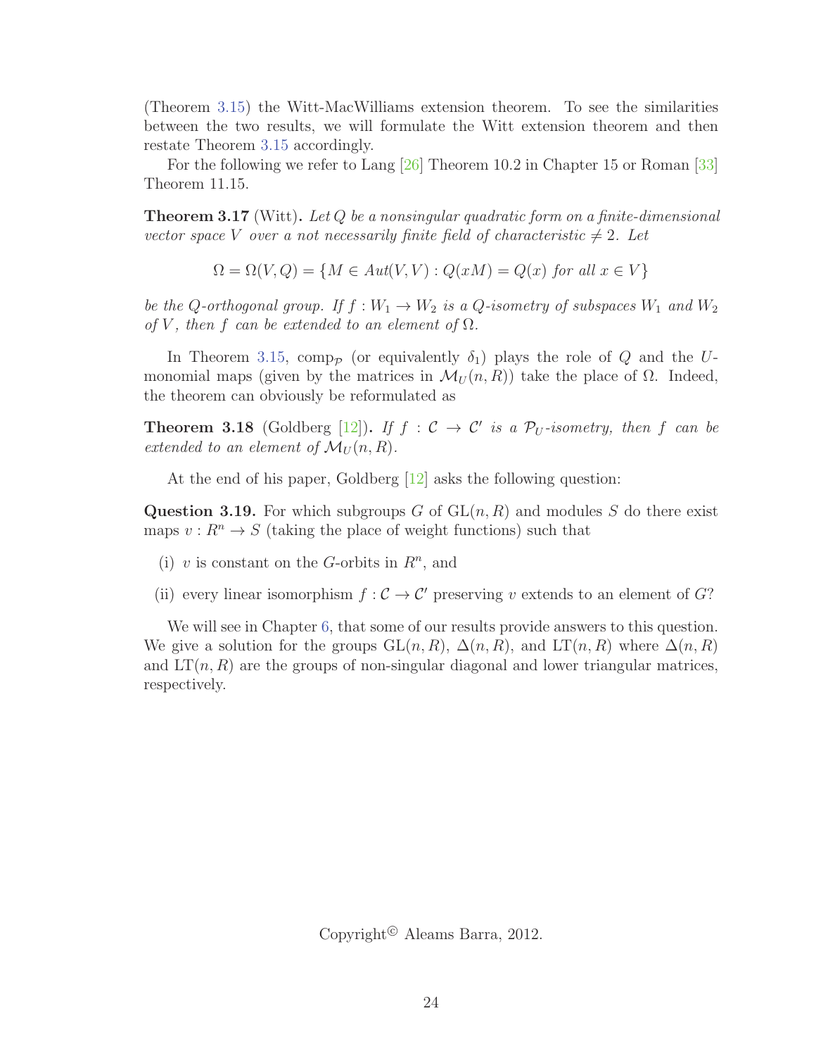(Theorem 3.15) the Witt-MacWilliams extension theorem. To see the similarities between the two results, we will formulate the Witt extension theorem and then restate Theorem 3.15 accordingly.

For the following we refer to Lang [26] Theorem 10.2 in Chapter 15 or Roman [33] Theorem 11.15.

**Theorem 3.17** (Witt)**.** *Let $Q$ be a nonsingular quadratic form on a finite-dimensional vector space $V$ over a not necessarily finite field of characteristic $\neq 2$. Let*

$$\Omega = \Omega(V, Q) = \{M \in Aut(V, V) : Q(xM) = Q(x) \text{ for all } x \in V\}$$

*be the $Q$-orthogonal group. If $f : W_1 \to W_2$ is a $Q$-isometry of subspaces $W_1$ and $W_2$ of $V$, then $f$ can be extended to an element of $\Omega$.*

In Theorem 3.15, $\mathrm{comp}_{\mathcal{P}}$ (or equivalently $\delta_1$) plays the role of $Q$ and the $U$-monomial maps (given by the matrices in $\mathcal{M}_U(n, R)$) take the place of $\Omega$. Indeed, the theorem can obviously be reformulated as

**Theorem 3.18** (Goldberg [12])**.** *If $f : \mathcal{C} \to \mathcal{C}'$ is a $\mathcal{P}_U$-isometry, then $f$ can be extended to an element of $\mathcal{M}_U(n, R)$.*

At the end of his paper, Goldberg [12] asks the following question:

**Question 3.19.** For which subgroups $G$ of $\mathrm{GL}(n, R)$ and modules $S$ do there exist maps $v : R^n \to S$ (taking the place of weight functions) such that

(i) $v$ is constant on the $G$-orbits in $R^n$, and

(ii) every linear isomorphism $f : \mathcal{C} \to \mathcal{C}'$ preserving $v$ extends to an element of $G$?

We will see in Chapter 6, that some of our results provide answers to this question. We give a solution for the groups $\mathrm{GL}(n, R)$, $\Delta(n, R)$, and $\mathrm{LT}(n, R)$ where $\Delta(n, R)$ and $\mathrm{LT}(n, R)$ are the groups of non-singular diagonal and lower triangular matrices, respectively.

Copyright© Aleams Barra, 2012.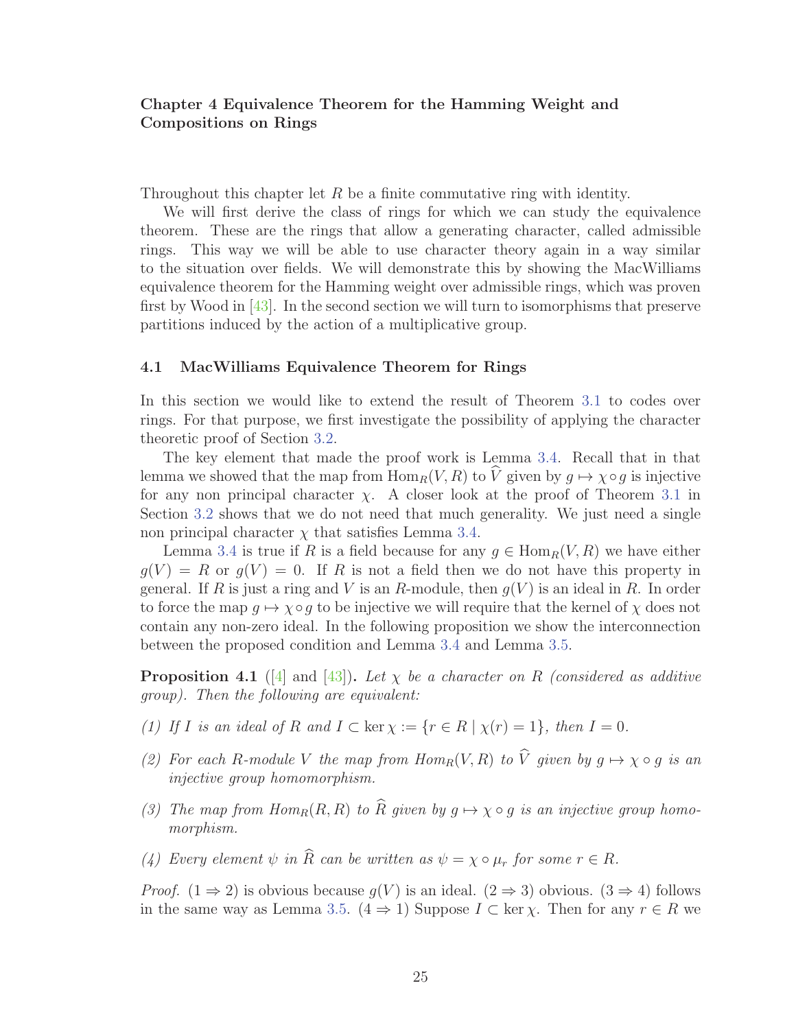## Chapter 4 Equivalence Theorem for the Hamming Weight and Compositions on Rings

Throughout this chapter let $R$ be a finite commutative ring with identity.

We will first derive the class of rings for which we can study the equivalence theorem. These are the rings that allow a generating character, called admissible rings. This way we will be able to use character theory again in a way similar to the situation over fields. We will demonstrate this by showing the MacWilliams equivalence theorem for the Hamming weight over admissible rings, which was proven first by Wood in [43]. In the second section we will turn to isomorphisms that preserve partitions induced by the action of a multiplicative group.

### 4.1 MacWilliams Equivalence Theorem for Rings

In this section we would like to extend the result of Theorem 3.1 to codes over rings. For that purpose, we first investigate the possibility of applying the character theoretic proof of Section 3.2.

The key element that made the proof work is Lemma 3.4. Recall that in that lemma we showed that the map from $\text{Hom}_R(V, R)$ to $\widehat{V}$ given by $g \mapsto \chi \circ g$ is injective for any non principal character $\chi$. A closer look at the proof of Theorem 3.1 in Section 3.2 shows that we do not need that much generality. We just need a single non principal character $\chi$ that satisfies Lemma 3.4.

Lemma 3.4 is true if $R$ is a field because for any $g \in \text{Hom}_R(V, R)$ we have either $g(V) = R$ or $g(V) = 0$. If $R$ is not a field then we do not have this property in general. If $R$ is just a ring and $V$ is an $R$-module, then $g(V)$ is an ideal in $R$. In order to force the map $g \mapsto \chi \circ g$ to be injective we will require that the kernel of $\chi$ does not contain any non-zero ideal. In the following proposition we show the interconnection between the proposed condition and Lemma 3.4 and Lemma 3.5.

**Proposition 4.1** ([4] and [43])**.** *Let $\chi$ be a character on $R$ (considered as additive group). Then the following are equivalent:*

*(1) If $I$ is an ideal of $R$ and $I \subset \ker \chi := \{r \in R \mid \chi(r) = 1\}$, then $I = 0$.*

*(2) For each $R$-module $V$ the map from $Hom_R(V, R)$ to $\widehat{V}$ given by $g \mapsto \chi \circ g$ is an injective group homomorphism.*

*(3) The map from $Hom_R(R, R)$ to $\widehat{R}$ given by $g \mapsto \chi \circ g$ is an injective group homomorphism.*

*(4) Every element $\psi$ in $\widehat{R}$ can be written as $\psi = \chi \circ \mu_r$ for some $r \in R$.*

*Proof.* $(1 \Rightarrow 2)$ is obvious because $g(V)$ is an ideal. $(2 \Rightarrow 3)$ obvious. $(3 \Rightarrow 4)$ follows in the same way as Lemma 3.5. $(4 \Rightarrow 1)$ Suppose $I \subset \ker \chi$. Then for any $r \in R$ we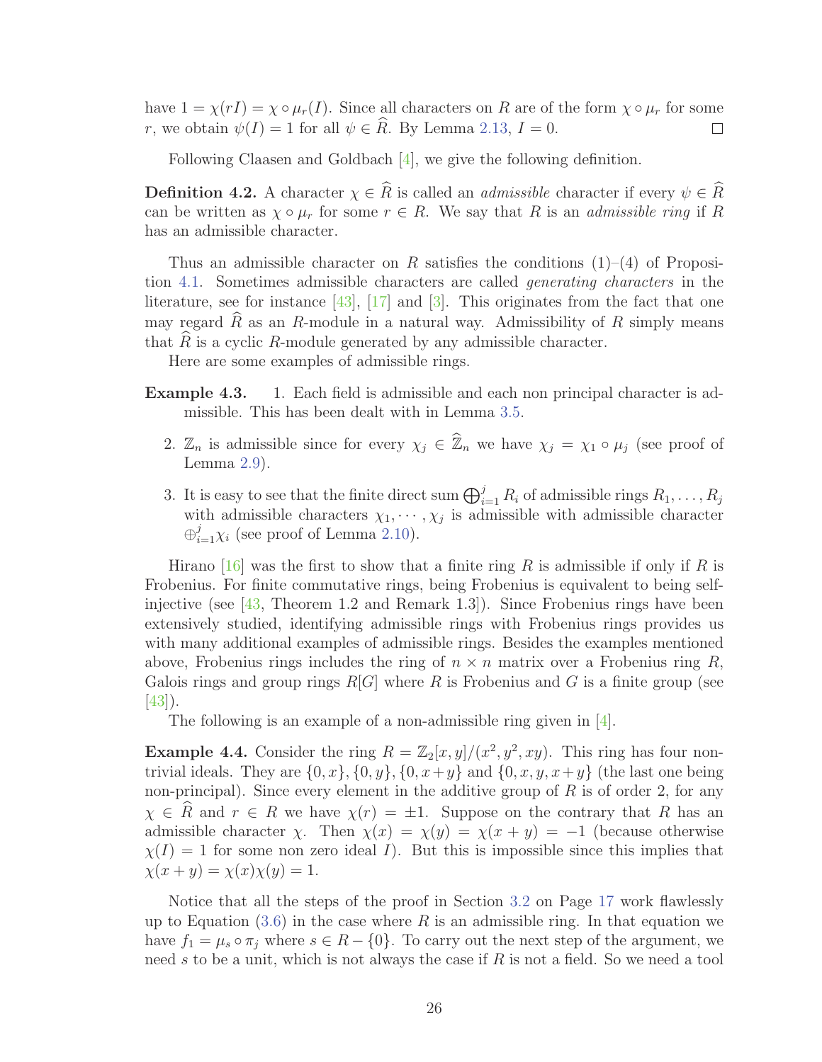have $1 = \chi(rI) = \chi \circ \mu_r(I)$. Since all characters on $R$ are of the form $\chi \circ \mu_r$ for some $r$, we obtain $\psi(I) = 1$ for all $\psi \in \widehat{R}$. By Lemma 2.13, $I = 0$. □

Following Claasen and Goldbach [4], we give the following definition.

**Definition 4.2.** A character $\chi \in \widehat{R}$ is called an *admissible* character if every $\psi \in \widehat{R}$ can be written as $\chi \circ \mu_r$ for some $r \in R$. We say that $R$ is an *admissible ring* if $R$ has an admissible character.

Thus an admissible character on $R$ satisfies the conditions (1)–(4) of Proposition 4.1. Sometimes admissible characters are called *generating characters* in the literature, see for instance [43], [17] and [3]. This originates from the fact that one may regard $\widehat{R}$ as an $R$-module in a natural way. Admissibility of $R$ simply means that $\widehat{R}$ is a cyclic $R$-module generated by any admissible character.

Here are some examples of admissible rings.

**Example 4.3.**

1. Each field is admissible and each non principal character is admissible. This has been dealt with in Lemma 3.5.
2. $\mathbb{Z}_n$ is admissible since for every $\chi_j \in \widehat{\mathbb{Z}}_n$ we have $\chi_j = \chi_1 \circ \mu_j$ (see proof of Lemma 2.9).
3. It is easy to see that the finite direct sum $\bigoplus_{i=1}^{j} R_i$ of admissible rings $R_1, \ldots, R_j$ with admissible characters $\chi_1, \cdots, \chi_j$ is admissible with admissible character $\oplus_{i=1}^{j}\chi_i$ (see proof of Lemma 2.10).

Hirano [16] was the first to show that a finite ring $R$ is admissible if only if $R$ is Frobenius. For finite commutative rings, being Frobenius is equivalent to being self-injective (see [43, Theorem 1.2 and Remark 1.3]). Since Frobenius rings have been extensively studied, identifying admissible rings with Frobenius rings provides us with many additional examples of admissible rings. Besides the examples mentioned above, Frobenius rings includes the ring of $n \times n$ matrix over a Frobenius ring $R$, Galois rings and group rings $R[G]$ where $R$ is Frobenius and $G$ is a finite group (see [43]).

The following is an example of a non-admissible ring given in [4].

**Example 4.4.** Consider the ring $R = \mathbb{Z}_2[x, y]/(x^2, y^2, xy)$. This ring has four non-trivial ideals. They are $\{0, x\}, \{0, y\}, \{0, x+y\}$ and $\{0, x, y, x+y\}$ (the last one being non-principal). Since every element in the additive group of $R$ is of order 2, for any $\chi \in \widehat{R}$ and $r \in R$ we have $\chi(r) = \pm 1$. Suppose on the contrary that $R$ has an admissible character $\chi$. Then $\chi(x) = \chi(y) = \chi(x + y) = -1$ (because otherwise $\chi(I) = 1$ for some non zero ideal $I$). But this is impossible since this implies that $\chi(x + y) = \chi(x)\chi(y) = 1$.

Notice that all the steps of the proof in Section 3.2 on Page 17 work flawlessly up to Equation (3.6) in the case where $R$ is an admissible ring. In that equation we have $f_1 = \mu_s \circ \pi_j$ where $s \in R - \{0\}$. To carry out the next step of the argument, we need $s$ to be a unit, which is not always the case if $R$ is not a field. So we need a tool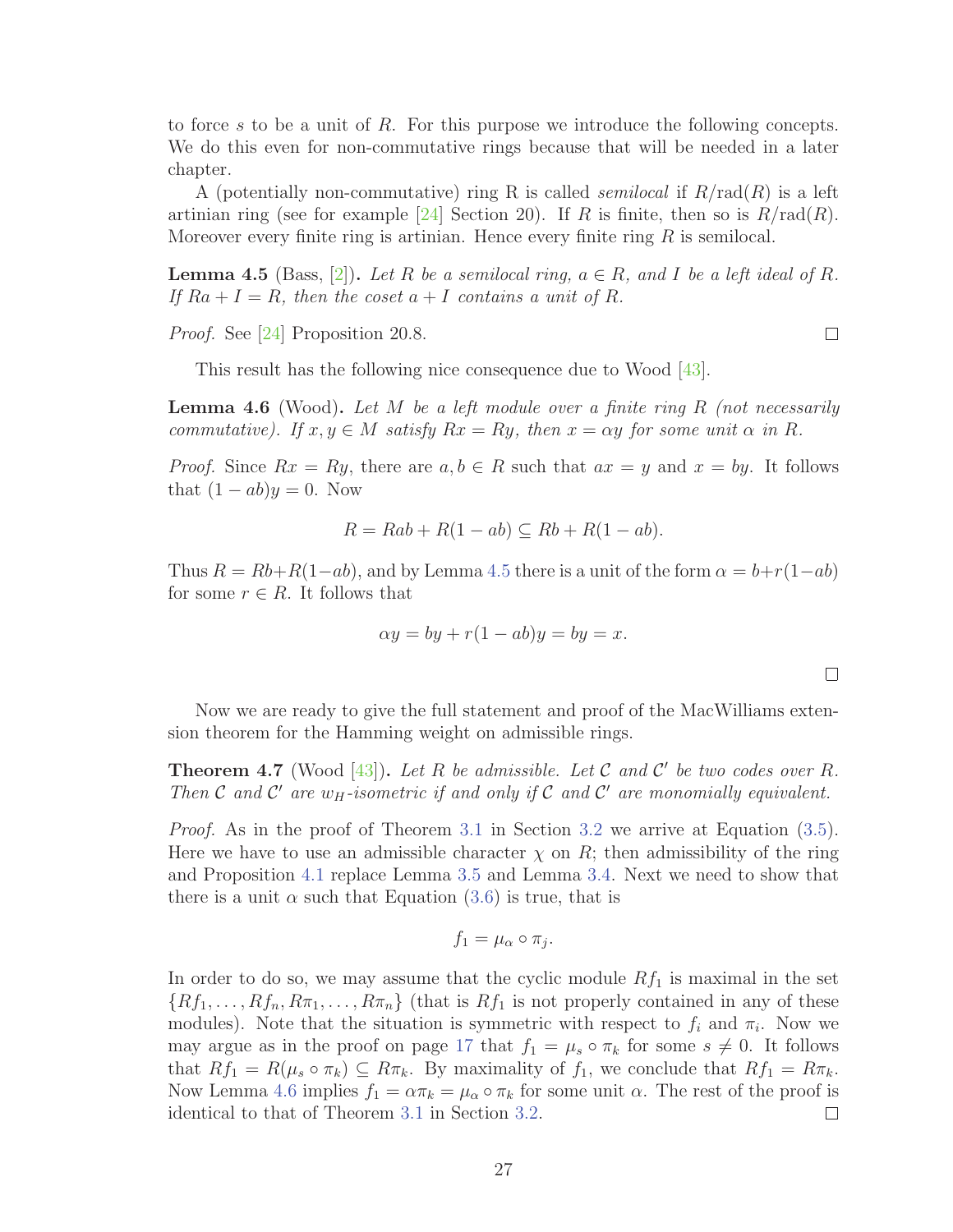to force $s$ to be a unit of $R$. For this purpose we introduce the following concepts. We do this even for non-commutative rings because that will be needed in a later chapter.

A (potentially non-commutative) ring R is called *semilocal* if $R/\mathrm{rad}(R)$ is a left artinian ring (see for example [24] Section 20). If $R$ is finite, then so is $R/\mathrm{rad}(R)$. Moreover every finite ring is artinian. Hence every finite ring $R$ is semilocal.

**Lemma 4.5** (Bass, [2])**.** *Let $R$ be a semilocal ring, $a \in R$, and $I$ be a left ideal of $R$. If $Ra + I = R$, then the coset $a + I$ contains a unit of $R$.*

*Proof.* See [24] Proposition 20.8. □

This result has the following nice consequence due to Wood [43].

**Lemma 4.6** (Wood)**.** *Let $M$ be a left module over a finite ring $R$ (not necessarily commutative). If $x, y \in M$ satisfy $Rx = Ry$, then $x = \alpha y$ for some unit $\alpha$ in $R$.*

*Proof.* Since $Rx = Ry$, there are $a, b \in R$ such that $ax = y$ and $x = by$. It follows that $(1 - ab)y = 0$. Now

$$R = Rab + R(1 - ab) \subseteq Rb + R(1 - ab).$$

Thus $R = Rb + R(1-ab)$, and by Lemma 4.5 there is a unit of the form $\alpha = b + r(1-ab)$ for some $r \in R$. It follows that

$$\alpha y = by + r(1 - ab)y = by = x.$$

□

Now we are ready to give the full statement and proof of the MacWilliams extension theorem for the Hamming weight on admissible rings.

**Theorem 4.7** (Wood [43])**.** *Let $R$ be admissible. Let $\mathcal{C}$ and $\mathcal{C}'$ be two codes over $R$. Then $\mathcal{C}$ and $\mathcal{C}'$ are $w_H$-isometric if and only if $\mathcal{C}$ and $\mathcal{C}'$ are monomially equivalent.*

*Proof.* As in the proof of Theorem 3.1 in Section 3.2 we arrive at Equation (3.5). Here we have to use an admissible character $\chi$ on $R$; then admissibility of the ring and Proposition 4.1 replace Lemma 3.5 and Lemma 3.4. Next we need to show that there is a unit $\alpha$ such that Equation (3.6) is true, that is

$$f_1 = \mu_\alpha \circ \pi_j.$$

In order to do so, we may assume that the cyclic module $Rf_1$ is maximal in the set $\{Rf_1, \ldots, Rf_n, R\pi_1, \ldots, R\pi_n\}$ (that is $Rf_1$ is not properly contained in any of these modules). Note that the situation is symmetric with respect to $f_i$ and $\pi_i$. Now we may argue as in the proof on page 17 that $f_1 = \mu_s \circ \pi_k$ for some $s \neq 0$. It follows that $Rf_1 = R(\mu_s \circ \pi_k) \subseteq R\pi_k$. By maximality of $f_1$, we conclude that $Rf_1 = R\pi_k$. Now Lemma 4.6 implies $f_1 = \alpha\pi_k = \mu_\alpha \circ \pi_k$ for some unit $\alpha$. The rest of the proof is identical to that of Theorem 3.1 in Section 3.2. □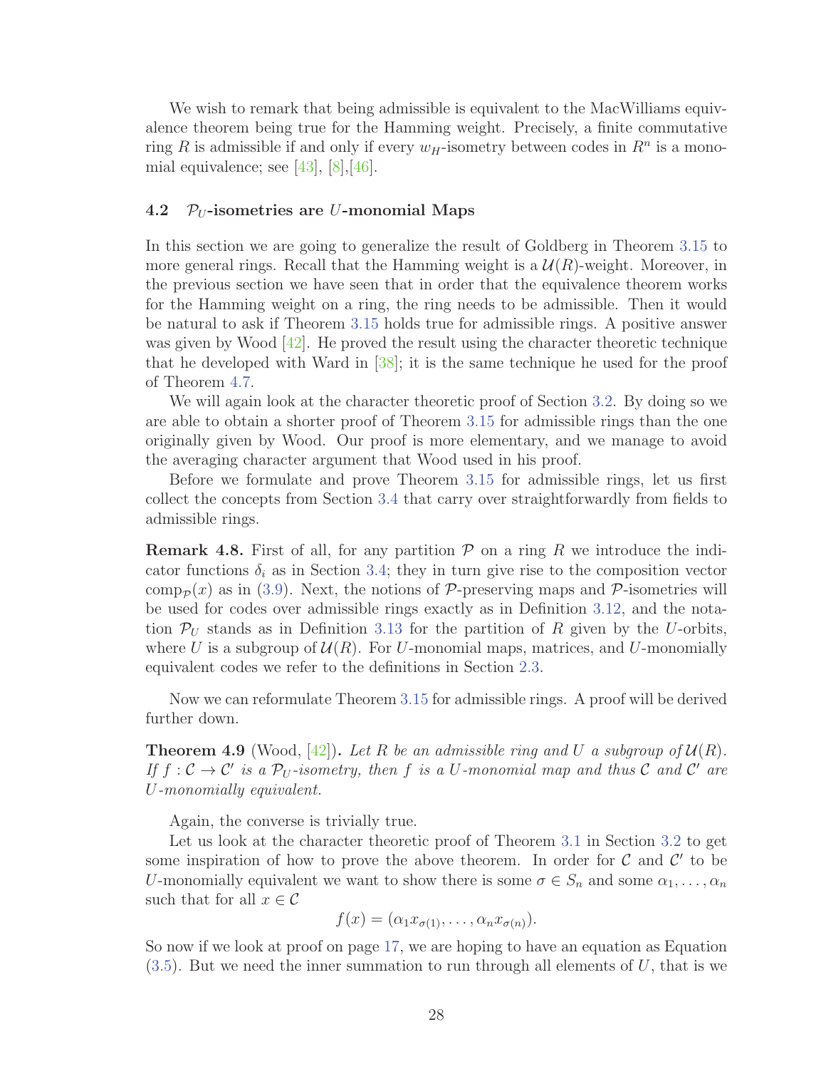We wish to remark that being admissible is equivalent to the MacWilliams equivalence theorem being true for the Hamming weight. Precisely, a finite commutative ring $R$ is admissible if and only if every $w_H$-isometry between codes in $R^n$ is a monomial equivalence; see [43], [8],[46].

### 4.2 $\mathcal{P}_U$-isometries are $U$-monomial Maps

In this section we are going to generalize the result of Goldberg in Theorem 3.15 to more general rings. Recall that the Hamming weight is a $\mathcal{U}(R)$-weight. Moreover, in the previous section we have seen that in order that the equivalence theorem works for the Hamming weight on a ring, the ring needs to be admissible. Then it would be natural to ask if Theorem 3.15 holds true for admissible rings. A positive answer was given by Wood [42]. He proved the result using the character theoretic technique that he developed with Ward in [38]; it is the same technique he used for the proof of Theorem 4.7.

We will again look at the character theoretic proof of Section 3.2. By doing so we are able to obtain a shorter proof of Theorem 3.15 for admissible rings than the one originally given by Wood. Our proof is more elementary, and we manage to avoid the averaging character argument that Wood used in his proof.

Before we formulate and prove Theorem 3.15 for admissible rings, let us first collect the concepts from Section 3.4 that carry over straightforwardly from fields to admissible rings.

**Remark 4.8.** First of all, for any partition $\mathcal{P}$ on a ring $R$ we introduce the indicator functions $\delta_i$ as in Section 3.4; they in turn give rise to the composition vector $\text{comp}_{\mathcal{P}}(x)$ as in (3.9). Next, the notions of $\mathcal{P}$-preserving maps and $\mathcal{P}$-isometries will be used for codes over admissible rings exactly as in Definition 3.12, and the notation $\mathcal{P}_U$ stands as in Definition 3.13 for the partition of $R$ given by the $U$-orbits, where $U$ is a subgroup of $\mathcal{U}(R)$. For $U$-monomial maps, matrices, and $U$-monomially equivalent codes we refer to the definitions in Section 2.3.

Now we can reformulate Theorem 3.15 for admissible rings. A proof will be derived further down.

**Theorem 4.9** (Wood, [42])**.** *Let $R$ be an admissible ring and $U$ a subgroup of $\mathcal{U}(R)$. If $f : \mathcal{C} \to \mathcal{C}'$ is a $\mathcal{P}_U$-isometry, then $f$ is a $U$-monomial map and thus $\mathcal{C}$ and $\mathcal{C}'$ are $U$-monomially equivalent.*

Again, the converse is trivially true.

Let us look at the character theoretic proof of Theorem 3.1 in Section 3.2 to get some inspiration of how to prove the above theorem. In order for $\mathcal{C}$ and $\mathcal{C}'$ to be $U$-monomially equivalent we want to show there is some $\sigma \in S_n$ and some $\alpha_1, \ldots, \alpha_n$ such that for all $x \in \mathcal{C}$

$$f(x) = (\alpha_1 x_{\sigma(1)}, \ldots, \alpha_n x_{\sigma(n)}).$$

So now if we look at proof on page 17, we are hoping to have an equation as Equation (3.5). But we need the inner summation to run through all elements of $U$, that is we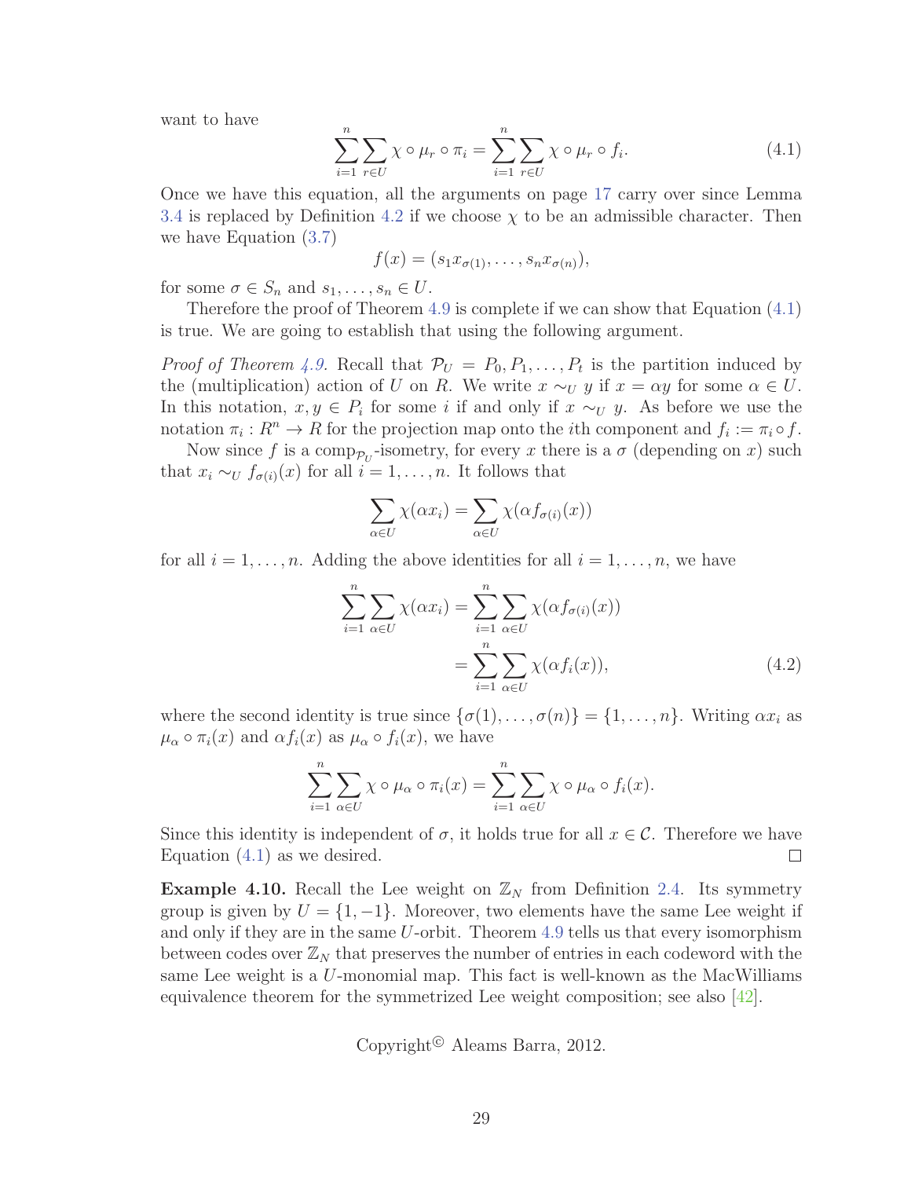want to have

$$\sum_{i=1}^{n}\sum_{r\in U}\chi\circ\mu_r\circ\pi_i=\sum_{i=1}^{n}\sum_{r\in U}\chi\circ\mu_r\circ f_i. \tag{4.1}$$

Once we have this equation, all the arguments on page 17 carry over since Lemma 3.4 is replaced by Definition 4.2 if we choose $\chi$ to be an admissible character. Then we have Equation (3.7)

$$f(x)=(s_1x_{\sigma(1)},\ldots,s_nx_{\sigma(n)}),$$

for some $\sigma\in S_n$ and $s_1,\ldots,s_n\in U$.

Therefore the proof of Theorem 4.9 is complete if we can show that Equation (4.1) is true. We are going to establish that using the following argument.

*Proof of Theorem 4.9.* Recall that $\mathcal{P}_U=P_0,P_1,\ldots,P_t$ is the partition induced by the (multiplication) action of $U$ on $R$. We write $x\sim_U y$ if $x=\alpha y$ for some $\alpha\in U$. In this notation, $x,y\in P_i$ for some $i$ if and only if $x\sim_U y$. As before we use the notation $\pi_i:R^n\to R$ for the projection map onto the $i$th component and $f_i:=\pi_i\circ f$.

Now since $f$ is a comp$_{\mathcal{P}_U}$-isometry, for every $x$ there is a $\sigma$ (depending on $x$) such that $x_i\sim_U f_{\sigma(i)}(x)$ for all $i=1,\ldots,n$. It follows that

$$\sum_{\alpha\in U}\chi(\alpha x_i)=\sum_{\alpha\in U}\chi(\alpha f_{\sigma(i)}(x))$$

for all $i=1,\ldots,n$. Adding the above identities for all $i=1,\ldots,n$, we have

$$\begin{aligned}\sum_{i=1}^{n}\sum_{\alpha\in U}\chi(\alpha x_i)&=\sum_{i=1}^{n}\sum_{\alpha\in U}\chi(\alpha f_{\sigma(i)}(x))\\&=\sum_{i=1}^{n}\sum_{\alpha\in U}\chi(\alpha f_i(x)),\end{aligned}\tag{4.2}$$

where the second identity is true since $\{\sigma(1),\ldots,\sigma(n)\}=\{1,\ldots,n\}$. Writing $\alpha x_i$ as $\mu_\alpha\circ\pi_i(x)$ and $\alpha f_i(x)$ as $\mu_\alpha\circ f_i(x)$, we have

$$\sum_{i=1}^{n}\sum_{\alpha\in U}\chi\circ\mu_\alpha\circ\pi_i(x)=\sum_{i=1}^{n}\sum_{\alpha\in U}\chi\circ\mu_\alpha\circ f_i(x).$$

Since this identity is independent of $\sigma$, it holds true for all $x\in\mathcal{C}$. Therefore we have Equation (4.1) as we desired. □

**Example 4.10.** Recall the Lee weight on $\mathbb{Z}_N$ from Definition 2.4. Its symmetry group is given by $U=\{1,-1\}$. Moreover, two elements have the same Lee weight if and only if they are in the same $U$-orbit. Theorem 4.9 tells us that every isomorphism between codes over $\mathbb{Z}_N$ that preserves the number of entries in each codeword with the same Lee weight is a $U$-monomial map. This fact is well-known as the MacWilliams equivalence theorem for the symmetrized Lee weight composition; see also [42].

Copyright© Aleams Barra, 2012.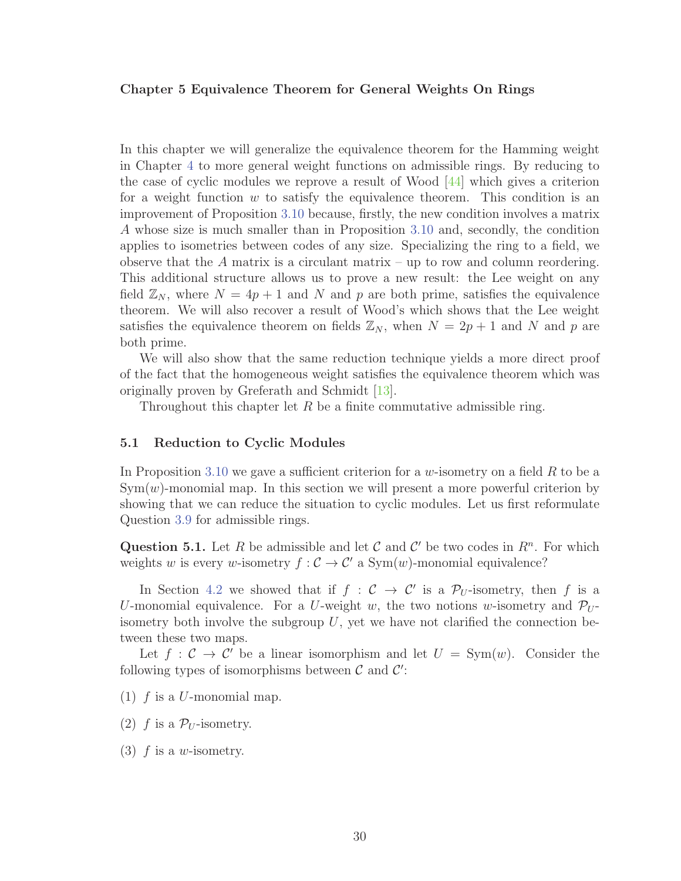## Chapter 5 Equivalence Theorem for General Weights On Rings

In this chapter we will generalize the equivalence theorem for the Hamming weight in Chapter 4 to more general weight functions on admissible rings. By reducing to the case of cyclic modules we reprove a result of Wood [44] which gives a criterion for a weight function $w$ to satisfy the equivalence theorem. This condition is an improvement of Proposition 3.10 because, firstly, the new condition involves a matrix $A$ whose size is much smaller than in Proposition 3.10 and, secondly, the condition applies to isometries between codes of any size. Specializing the ring to a field, we observe that the $A$ matrix is a circulant matrix – up to row and column reordering. This additional structure allows us to prove a new result: the Lee weight on any field $\mathbb{Z}_N$, where $N = 4p + 1$ and $N$ and $p$ are both prime, satisfies the equivalence theorem. We will also recover a result of Wood's which shows that the Lee weight satisfies the equivalence theorem on fields $\mathbb{Z}_N$, when $N = 2p + 1$ and $N$ and $p$ are both prime.

We will also show that the same reduction technique yields a more direct proof of the fact that the homogeneous weight satisfies the equivalence theorem which was originally proven by Greferath and Schmidt [13].

Throughout this chapter let $R$ be a finite commutative admissible ring.

### 5.1 Reduction to Cyclic Modules

In Proposition 3.10 we gave a sufficient criterion for a $w$-isometry on a field $R$ to be a $\mathrm{Sym}(w)$-monomial map. In this section we will present a more powerful criterion by showing that we can reduce the situation to cyclic modules. Let us first reformulate Question 3.9 for admissible rings.

**Question 5.1.** Let $R$ be admissible and let $\mathcal{C}$ and $\mathcal{C}'$ be two codes in $R^n$. For which weights $w$ is every $w$-isometry $f : \mathcal{C} \to \mathcal{C}'$ a $\mathrm{Sym}(w)$-monomial equivalence?

In Section 4.2 we showed that if $f : \mathcal{C} \to \mathcal{C}'$ is a $\mathcal{P}_U$-isometry, then $f$ is a $U$-monomial equivalence. For a $U$-weight $w$, the two notions $w$-isometry and $\mathcal{P}_U$-isometry both involve the subgroup $U$, yet we have not clarified the connection between these two maps.

Let $f : \mathcal{C} \to \mathcal{C}'$ be a linear isomorphism and let $U = \mathrm{Sym}(w)$. Consider the following types of isomorphisms between $\mathcal{C}$ and $\mathcal{C}'$:

(1) $f$ is a $U$-monomial map.

(2) $f$ is a $\mathcal{P}_U$-isometry.

(3) $f$ is a $w$-isometry.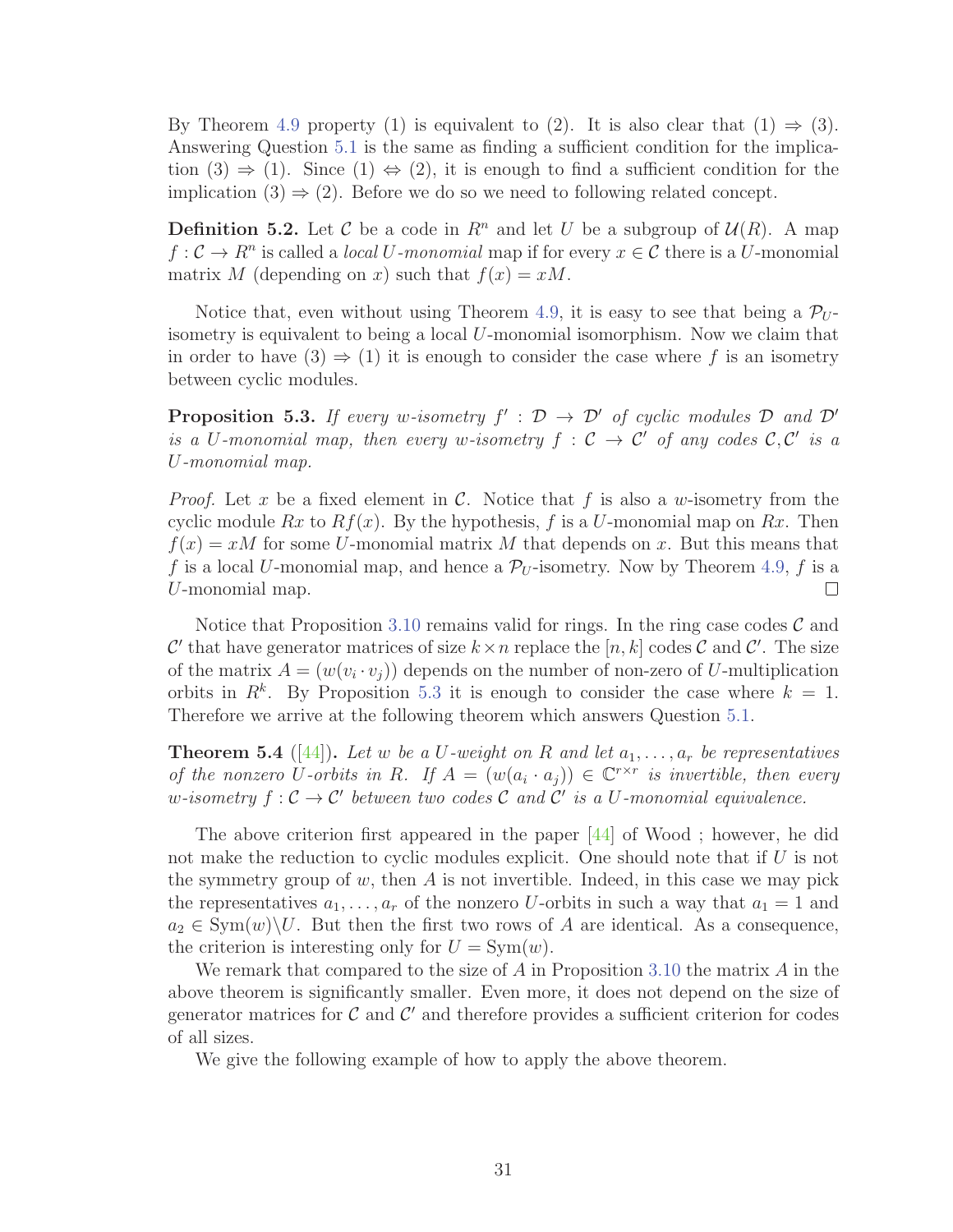By Theorem 4.9 property (1) is equivalent to (2). It is also clear that (1) $\Rightarrow$ (3). Answering Question 5.1 is the same as finding a sufficient condition for the implication (3) $\Rightarrow$ (1). Since (1) $\Leftrightarrow$ (2), it is enough to find a sufficient condition for the implication (3) $\Rightarrow$ (2). Before we do so we need to following related concept.

**Definition 5.2.** Let $\mathcal{C}$ be a code in $R^n$ and let $U$ be a subgroup of $\mathcal{U}(R)$. A map $f : \mathcal{C} \to R^n$ is called a *local $U$-monomial* map if for every $x \in \mathcal{C}$ there is a $U$-monomial matrix $M$ (depending on $x$) such that $f(x) = xM$.

Notice that, even without using Theorem 4.9, it is easy to see that being a $\mathcal{P}_U$-isometry is equivalent to being a local $U$-monomial isomorphism. Now we claim that in order to have (3) $\Rightarrow$ (1) it is enough to consider the case where $f$ is an isometry between cyclic modules.

**Proposition 5.3.** *If every $w$-isometry $f' : \mathcal{D} \to \mathcal{D}'$ of cyclic modules $\mathcal{D}$ and $\mathcal{D}'$ is a $U$-monomial map, then every $w$-isometry $f : \mathcal{C} \to \mathcal{C}'$ of any codes $\mathcal{C}, \mathcal{C}'$ is a $U$-monomial map.*

*Proof.* Let $x$ be a fixed element in $\mathcal{C}$. Notice that $f$ is also a $w$-isometry from the cyclic module $Rx$ to $Rf(x)$. By the hypothesis, $f$ is a $U$-monomial map on $Rx$. Then $f(x) = xM$ for some $U$-monomial matrix $M$ that depends on $x$. But this means that $f$ is a local $U$-monomial map, and hence a $\mathcal{P}_U$-isometry. Now by Theorem 4.9, $f$ is a $U$-monomial map. ∎

Notice that Proposition 3.10 remains valid for rings. In the ring case codes $\mathcal{C}$ and $\mathcal{C}'$ that have generator matrices of size $k \times n$ replace the $[n, k]$ codes $\mathcal{C}$ and $\mathcal{C}'$. The size of the matrix $A = (w(v_i \cdot v_j))$ depends on the number of non-zero of $U$-multiplication orbits in $R^k$. By Proposition 5.3 it is enough to consider the case where $k = 1$. Therefore we arrive at the following theorem which answers Question 5.1.

**Theorem 5.4** ([44])**.** *Let $w$ be a $U$-weight on $R$ and let $a_1, \ldots, a_r$ be representatives of the nonzero $U$-orbits in $R$. If $A = (w(a_i \cdot a_j)) \in \mathbb{C}^{r \times r}$ is invertible, then every $w$-isometry $f : \mathcal{C} \to \mathcal{C}'$ between two codes $\mathcal{C}$ and $\mathcal{C}'$ is a $U$-monomial equivalence.*

The above criterion first appeared in the paper [44] of Wood ; however, he did not make the reduction to cyclic modules explicit. One should note that if $U$ is not the symmetry group of $w$, then $A$ is not invertible. Indeed, in this case we may pick the representatives $a_1, \ldots, a_r$ of the nonzero $U$-orbits in such a way that $a_1 = 1$ and $a_2 \in \mathrm{Sym}(w) \backslash U$. But then the first two rows of $A$ are identical. As a consequence, the criterion is interesting only for $U = \mathrm{Sym}(w)$.

We remark that compared to the size of $A$ in Proposition 3.10 the matrix $A$ in the above theorem is significantly smaller. Even more, it does not depend on the size of generator matrices for $\mathcal{C}$ and $\mathcal{C}'$ and therefore provides a sufficient criterion for codes of all sizes.

We give the following example of how to apply the above theorem.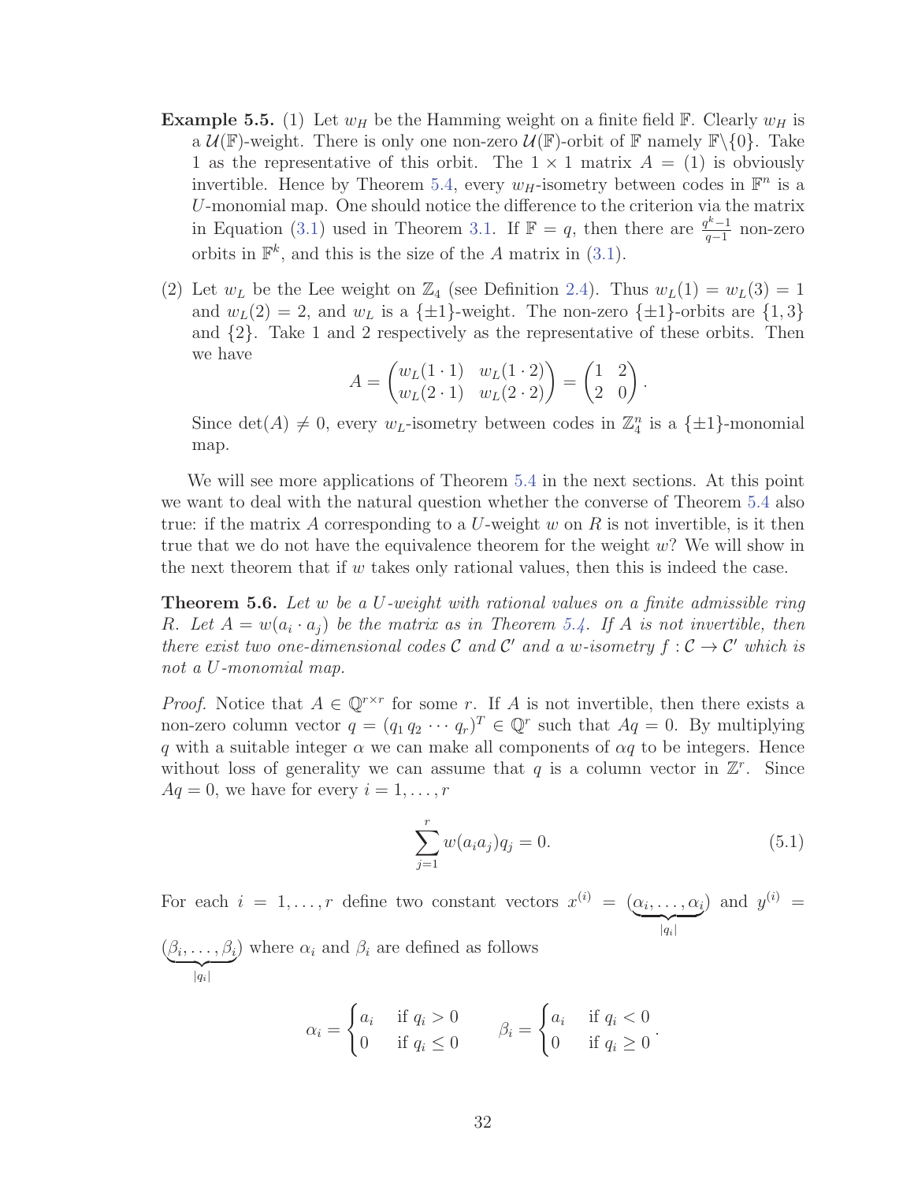**Example 5.5.** (1) Let $w_H$ be the Hamming weight on a finite field $\mathbb{F}$. Clearly $w_H$ is a $\mathcal{U}(\mathbb{F})$-weight. There is only one non-zero $\mathcal{U}(\mathbb{F})$-orbit of $\mathbb{F}$ namely $\mathbb{F}\backslash\{0\}$. Take 1 as the representative of this orbit. The $1 \times 1$ matrix $A = (1)$ is obviously invertible. Hence by Theorem 5.4, every $w_H$-isometry between codes in $\mathbb{F}^n$ is a $U$-monomial map. One should notice the difference to the criterion via the matrix in Equation (3.1) used in Theorem 3.1. If $\mathbb{F} = q$, then there are $\frac{q^k-1}{q-1}$ non-zero orbits in $\mathbb{F}^k$, and this is the size of the $A$ matrix in (3.1).

(2) Let $w_L$ be the Lee weight on $\mathbb{Z}_4$ (see Definition 2.4). Thus $w_L(1) = w_L(3) = 1$ and $w_L(2) = 2$, and $w_L$ is a $\{\pm 1\}$-weight. The non-zero $\{\pm 1\}$-orbits are $\{1, 3\}$ and $\{2\}$. Take 1 and 2 respectively as the representative of these orbits. Then we have

$$A = \begin{pmatrix} w_L(1 \cdot 1) & w_L(1 \cdot 2) \\ w_L(2 \cdot 1) & w_L(2 \cdot 2) \end{pmatrix} = \begin{pmatrix} 1 & 2 \\ 2 & 0 \end{pmatrix}.$$

Since $\det(A) \neq 0$, every $w_L$-isometry between codes in $\mathbb{Z}_4^n$ is a $\{\pm 1\}$-monomial map.

We will see more applications of Theorem 5.4 in the next sections. At this point we want to deal with the natural question whether the converse of Theorem 5.4 also true: if the matrix $A$ corresponding to a $U$-weight $w$ on $R$ is not invertible, is it then true that we do not have the equivalence theorem for the weight $w$? We will show in the next theorem that if $w$ takes only rational values, then this is indeed the case.

**Theorem 5.6.** *Let $w$ be a $U$-weight with rational values on a finite admissible ring $R$. Let $A = w(a_i \cdot a_j)$ be the matrix as in Theorem 5.4. If $A$ is not invertible, then there exist two one-dimensional codes $\mathcal{C}$ and $\mathcal{C}'$ and a $w$-isometry $f : \mathcal{C} \to \mathcal{C}'$ which is not a $U$-monomial map.*

*Proof.* Notice that $A \in \mathbb{Q}^{r \times r}$ for some $r$. If $A$ is not invertible, then there exists a non-zero column vector $q = (q_1\, q_2\, \cdots\, q_r)^T \in \mathbb{Q}^r$ such that $Aq = 0$. By multiplying $q$ with a suitable integer $\alpha$ we can make all components of $\alpha q$ to be integers. Hence without loss of generality we can assume that $q$ is a column vector in $\mathbb{Z}^r$. Since $Aq = 0$, we have for every $i = 1, \ldots, r$

$$\sum_{j=1}^{r} w(a_i a_j) q_j = 0. \tag{5.1}$$

For each $i = 1, \ldots, r$ define two constant vectors $x^{(i)} = (\underbrace{\alpha_i, \ldots, \alpha_i}_{|q_i|})$ and $y^{(i)} = (\underbrace{\beta_i, \ldots, \beta_i}_{|q_i|})$ where $\alpha_i$ and $\beta_i$ are defined as follows

$$\alpha_i = \begin{cases} a_i & \text{if } q_i > 0 \\ 0 & \text{if } q_i \leq 0 \end{cases} \qquad \beta_i = \begin{cases} a_i & \text{if } q_i < 0 \\ 0 & \text{if } q_i \geq 0 \end{cases}.$$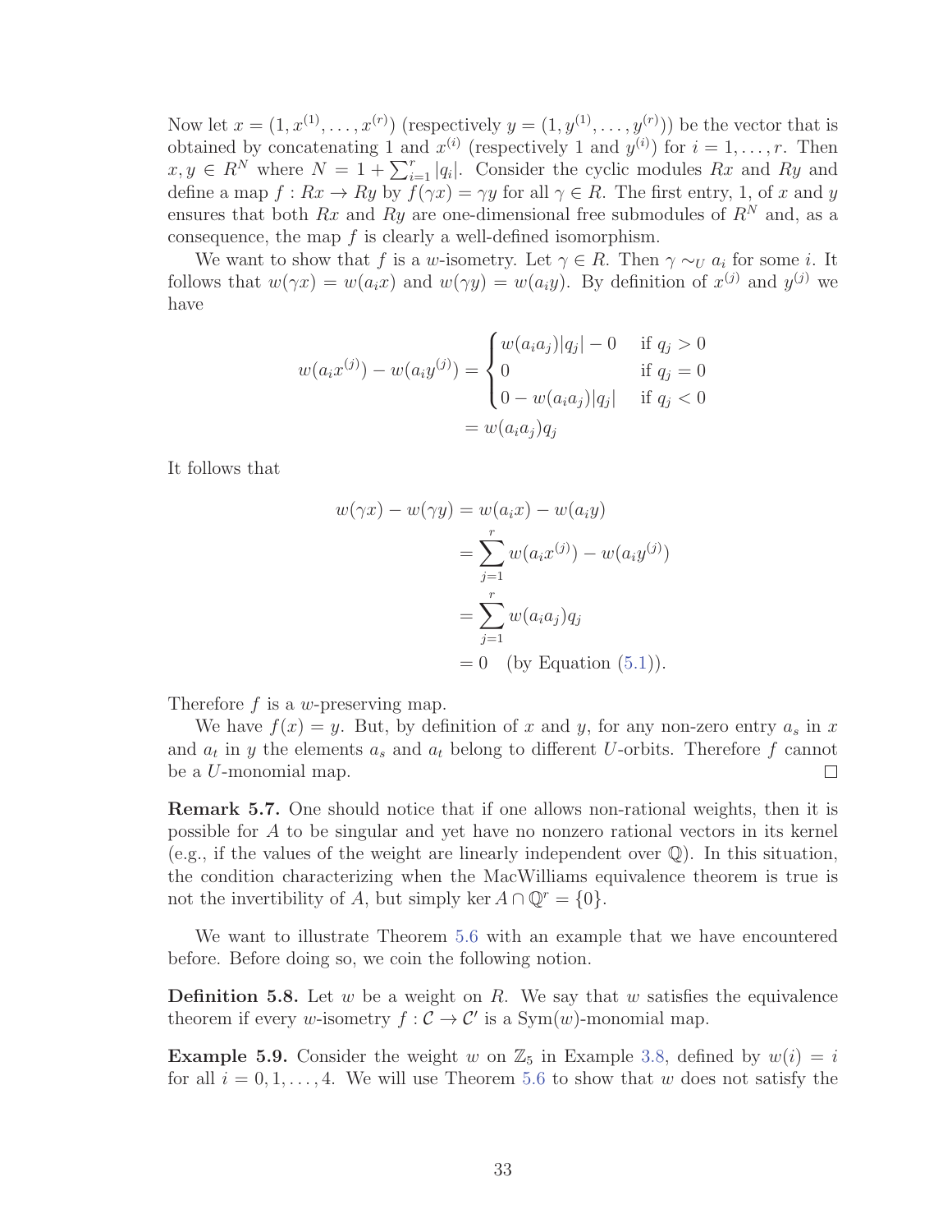Now let $x = (1, x^{(1)}, \dots, x^{(r)})$ (respectively $y = (1, y^{(1)}, \dots, y^{(r)})$) be the vector that is obtained by concatenating 1 and $x^{(i)}$ (respectively 1 and $y^{(i)}$) for $i = 1, \dots, r$. Then $x, y \in R^N$ where $N = 1 + \sum_{i=1}^{r} |q_i|$. Consider the cyclic modules $Rx$ and $Ry$ and define a map $f : Rx \to Ry$ by $f(\gamma x) = \gamma y$ for all $\gamma \in R$. The first entry, 1, of $x$ and $y$ ensures that both $Rx$ and $Ry$ are one-dimensional free submodules of $R^N$ and, as a consequence, the map $f$ is clearly a well-defined isomorphism.

We want to show that $f$ is a $w$-isometry. Let $\gamma \in R$. Then $\gamma \sim_U a_i$ for some $i$. It follows that $w(\gamma x) = w(a_i x)$ and $w(\gamma y) = w(a_i y)$. By definition of $x^{(j)}$ and $y^{(j)}$ we have

$$w(a_i x^{(j)}) - w(a_i y^{(j)}) = \begin{cases} w(a_i a_j)|q_j| - 0 & \text{if } q_j > 0 \\ 0 & \text{if } q_j = 0 \\ 0 - w(a_i a_j)|q_j| & \text{if } q_j < 0 \end{cases}$$
$$= w(a_i a_j) q_j$$

It follows that

$$\begin{aligned} w(\gamma x) - w(\gamma y) &= w(a_i x) - w(a_i y) \\ &= \sum_{j=1}^{r} w(a_i x^{(j)}) - w(a_i y^{(j)}) \\ &= \sum_{j=1}^{r} w(a_i a_j) q_j \\ &= 0 \quad \text{(by Equation (5.1))}. \end{aligned}$$

Therefore $f$ is a $w$-preserving map.

We have $f(x) = y$. But, by definition of $x$ and $y$, for any non-zero entry $a_s$ in $x$ and $a_t$ in $y$ the elements $a_s$ and $a_t$ belong to different $U$-orbits. Therefore $f$ cannot be a $U$-monomial map. ☐

**Remark 5.7.** One should notice that if one allows non-rational weights, then it is possible for $A$ to be singular and yet have no nonzero rational vectors in its kernel (e.g., if the values of the weight are linearly independent over $\mathbb{Q}$). In this situation, the condition characterizing when the MacWilliams equivalence theorem is true is not the invertibility of $A$, but simply $\ker A \cap \mathbb{Q}^r = \{0\}$.

We want to illustrate Theorem 5.6 with an example that we have encountered before. Before doing so, we coin the following notion.

**Definition 5.8.** Let $w$ be a weight on $R$. We say that $w$ satisfies the equivalence theorem if every $w$-isometry $f : \mathcal{C} \to \mathcal{C}'$ is a $\mathrm{Sym}(w)$-monomial map.

**Example 5.9.** Consider the weight $w$ on $\mathbb{Z}_5$ in Example 3.8, defined by $w(i) = i$ for all $i = 0, 1, \dots, 4$. We will use Theorem 5.6 to show that $w$ does not satisfy the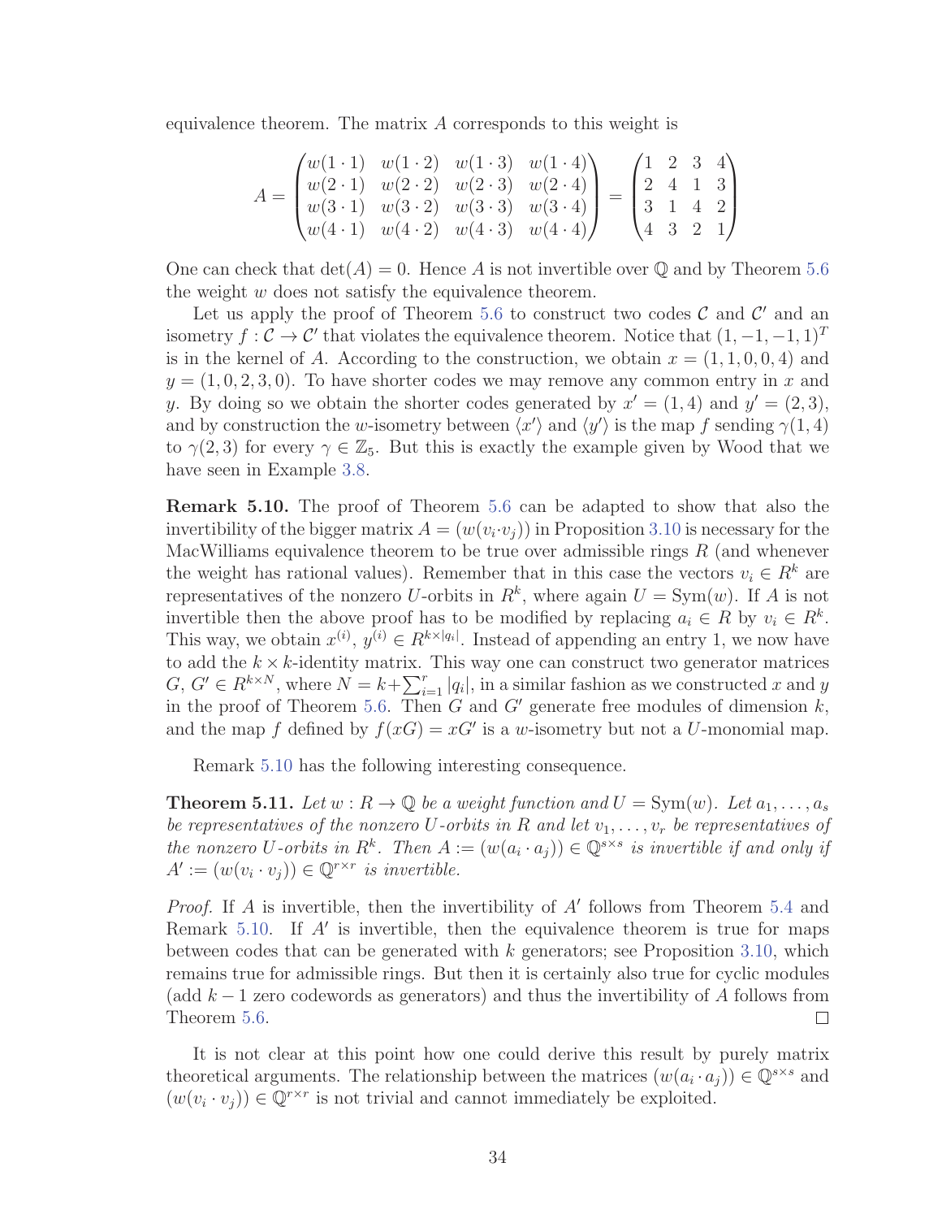equivalence theorem. The matrix $A$ corresponds to this weight is

$$A = \begin{pmatrix} w(1\cdot 1) & w(1\cdot 2) & w(1\cdot 3) & w(1\cdot 4) \\ w(2\cdot 1) & w(2\cdot 2) & w(2\cdot 3) & w(2\cdot 4) \\ w(3\cdot 1) & w(3\cdot 2) & w(3\cdot 3) & w(3\cdot 4) \\ w(4\cdot 1) & w(4\cdot 2) & w(4\cdot 3) & w(4\cdot 4) \end{pmatrix} = \begin{pmatrix} 1 & 2 & 3 & 4 \\ 2 & 4 & 1 & 3 \\ 3 & 1 & 4 & 2 \\ 4 & 3 & 2 & 1 \end{pmatrix}$$

One can check that $\det(A) = 0$. Hence $A$ is not invertible over $\mathbb{Q}$ and by Theorem 5.6 the weight $w$ does not satisfy the equivalence theorem.

Let us apply the proof of Theorem 5.6 to construct two codes $\mathcal{C}$ and $\mathcal{C}'$ and an isometry $f : \mathcal{C} \to \mathcal{C}'$ that violates the equivalence theorem. Notice that $(1, -1, -1, 1)^T$ is in the kernel of $A$. According to the construction, we obtain $x = (1, 1, 0, 0, 4)$ and $y = (1, 0, 2, 3, 0)$. To have shorter codes we may remove any common entry in $x$ and $y$. By doing so we obtain the shorter codes generated by $x' = (1, 4)$ and $y' = (2, 3)$, and by construction the $w$-isometry between $\langle x' \rangle$ and $\langle y' \rangle$ is the map $f$ sending $\gamma(1, 4)$ to $\gamma(2, 3)$ for every $\gamma \in \mathbb{Z}_5$. But this is exactly the example given by Wood that we have seen in Example 3.8.

**Remark 5.10.** The proof of Theorem 5.6 can be adapted to show that also the invertibility of the bigger matrix $A = (w(v_i \cdot v_j))$ in Proposition 3.10 is necessary for the MacWilliams equivalence theorem to be true over admissible rings $R$ (and whenever the weight has rational values). Remember that in this case the vectors $v_i \in R^k$ are representatives of the nonzero $U$-orbits in $R^k$, where again $U = \mathrm{Sym}(w)$. If $A$ is not invertible then the above proof has to be modified by replacing $a_i \in R$ by $v_i \in R^k$. This way, we obtain $x^{(i)}$, $y^{(i)} \in R^{k \times |q_i|}$. Instead of appending an entry 1, we now have to add the $k \times k$-identity matrix. This way one can construct two generator matrices $G$, $G' \in R^{k \times N}$, where $N = k + \sum_{i=1}^{r} |q_i|$, in a similar fashion as we constructed $x$ and $y$ in the proof of Theorem 5.6. Then $G$ and $G'$ generate free modules of dimension $k$, and the map $f$ defined by $f(xG) = xG'$ is a $w$-isometry but not a $U$-monomial map.

Remark 5.10 has the following interesting consequence.

**Theorem 5.11.** *Let $w : R \to \mathbb{Q}$ be a weight function and $U = \mathrm{Sym}(w)$. Let $a_1, \ldots, a_s$ be representatives of the nonzero $U$-orbits in $R$ and let $v_1, \ldots, v_r$ be representatives of the nonzero $U$-orbits in $R^k$. Then $A := (w(a_i \cdot a_j)) \in \mathbb{Q}^{s \times s}$ is invertible if and only if $A' := (w(v_i \cdot v_j)) \in \mathbb{Q}^{r \times r}$ is invertible.*

*Proof.* If $A$ is invertible, then the invertibility of $A'$ follows from Theorem 5.4 and Remark 5.10. If $A'$ is invertible, then the equivalence theorem is true for maps between codes that can be generated with $k$ generators; see Proposition 3.10, which remains true for admissible rings. But then it is certainly also true for cyclic modules (add $k - 1$ zero codewords as generators) and thus the invertibility of $A$ follows from Theorem 5.6. $\square$

It is not clear at this point how one could derive this result by purely matrix theoretical arguments. The relationship between the matrices $(w(a_i \cdot a_j)) \in \mathbb{Q}^{s \times s}$ and $(w(v_i \cdot v_j)) \in \mathbb{Q}^{r \times r}$ is not trivial and cannot immediately be exploited.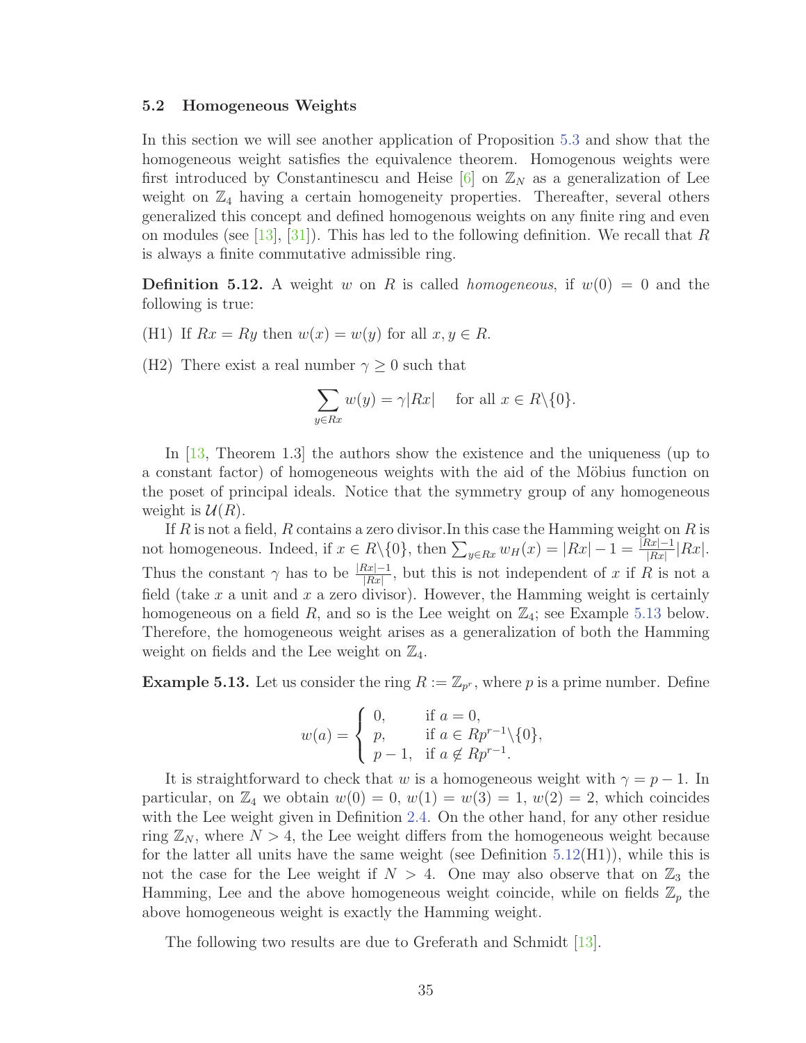### 5.2 Homogeneous Weights

In this section we will see another application of Proposition 5.3 and show that the homogeneous weight satisfies the equivalence theorem. Homogenous weights were first introduced by Constantinescu and Heise [6] on $\mathbb{Z}_N$ as a generalization of Lee weight on $\mathbb{Z}_4$ having a certain homogeneity properties. Thereafter, several others generalized this concept and defined homogenous weights on any finite ring and even on modules (see [13], [31]). This has led to the following definition. We recall that $R$ is always a finite commutative admissible ring.

**Definition 5.12.** A weight $w$ on $R$ is called *homogeneous*, if $w(0) = 0$ and the following is true:

(H1) If $Rx = Ry$ then $w(x) = w(y)$ for all $x, y \in R$.

(H2) There exist a real number $\gamma \geq 0$ such that

$$\sum_{y \in Rx} w(y) = \gamma |Rx| \quad \text{ for all } x \in R \backslash \{0\}.$$

In [13, Theorem 1.3] the authors show the existence and the uniqueness (up to a constant factor) of homogeneous weights with the aid of the Möbius function on the poset of principal ideals. Notice that the symmetry group of any homogeneous weight is $\mathcal{U}(R)$.

If $R$ is not a field, $R$ contains a zero divisor.In this case the Hamming weight on $R$ is not homogeneous. Indeed, if $x \in R \backslash \{0\}$, then $\sum_{y \in Rx} w_H(x) = |Rx| - 1 = \frac{|Rx|-1}{|Rx|}|Rx|$. Thus the constant $\gamma$ has to be $\frac{|Rx|-1}{|Rx|}$, but this is not independent of $x$ if $R$ is not a field (take $x$ a unit and $x$ a zero divisor). However, the Hamming weight is certainly homogeneous on a field $R$, and so is the Lee weight on $\mathbb{Z}_4$; see Example 5.13 below. Therefore, the homogeneous weight arises as a generalization of both the Hamming weight on fields and the Lee weight on $\mathbb{Z}_4$.

**Example 5.13.** Let us consider the ring $R := \mathbb{Z}_{p^r}$, where $p$ is a prime number. Define

$$w(a) = \begin{cases} 0, & \text{if } a = 0, \\ p, & \text{if } a \in Rp^{r-1} \backslash \{0\}, \\ p-1, & \text{if } a \notin Rp^{r-1}. \end{cases}$$

It is straightforward to check that $w$ is a homogeneous weight with $\gamma = p - 1$. In particular, on $\mathbb{Z}_4$ we obtain $w(0) = 0$, $w(1) = w(3) = 1$, $w(2) = 2$, which coincides with the Lee weight given in Definition 2.4. On the other hand, for any other residue ring $\mathbb{Z}_N$, where $N > 4$, the Lee weight differs from the homogeneous weight because for the latter all units have the same weight (see Definition 5.12(H1)), while this is not the case for the Lee weight if $N > 4$. One may also observe that on $\mathbb{Z}_3$ the Hamming, Lee and the above homogeneous weight coincide, while on fields $\mathbb{Z}_p$ the above homogeneous weight is exactly the Hamming weight.

The following two results are due to Greferath and Schmidt [13].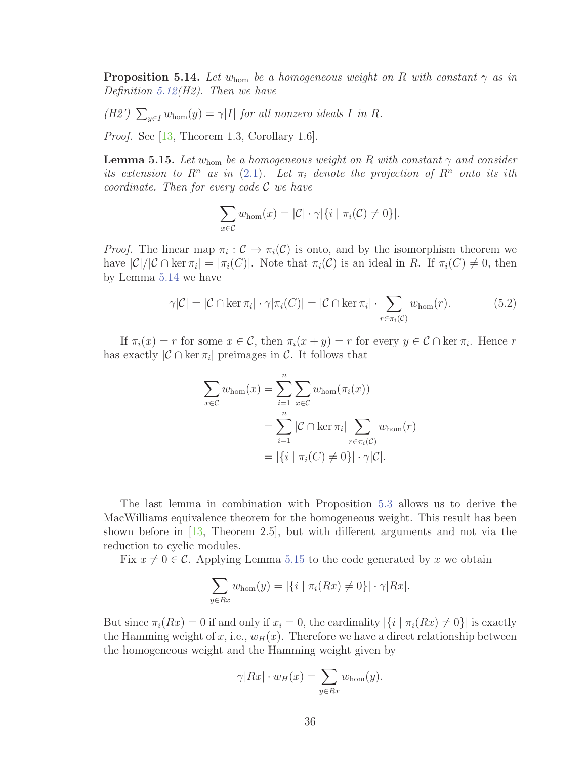**Proposition 5.14.** *Let $w_{\text{hom}}$ be a homogeneous weight on $R$ with constant $\gamma$ as in Definition 5.12(H2). Then we have*

*(H2') $\sum_{y \in I} w_{\text{hom}}(y) = \gamma |I|$ for all nonzero ideals $I$ in $R$.*

*Proof.* See [13, Theorem 1.3, Corollary 1.6]. □

**Lemma 5.15.** *Let $w_{\text{hom}}$ be a homogeneous weight on $R$ with constant $\gamma$ and consider its extension to $R^n$ as in (2.1). Let $\pi_i$ denote the projection of $R^n$ onto its ith coordinate. Then for every code $\mathcal{C}$ we have*

$$\sum_{x \in \mathcal{C}} w_{\text{hom}}(x) = |\mathcal{C}| \cdot \gamma |\{i \mid \pi_i(\mathcal{C}) \neq 0\}|.$$

*Proof.* The linear map $\pi_i : \mathcal{C} \to \pi_i(\mathcal{C})$ is onto, and by the isomorphism theorem we have $|\mathcal{C}|/|\mathcal{C} \cap \ker \pi_i| = |\pi_i(C)|$. Note that $\pi_i(\mathcal{C})$ is an ideal in $R$. If $\pi_i(C) \neq 0$, then by Lemma 5.14 we have

$$\gamma |\mathcal{C}| = |\mathcal{C} \cap \ker \pi_i| \cdot \gamma |\pi_i(C)| = |\mathcal{C} \cap \ker \pi_i| \cdot \sum_{r \in \pi_i(\mathcal{C})} w_{\text{hom}}(r). \tag{5.2}$$

If $\pi_i(x) = r$ for some $x \in \mathcal{C}$, then $\pi_i(x+y) = r$ for every $y \in \mathcal{C} \cap \ker \pi_i$. Hence $r$ has exactly $|\mathcal{C} \cap \ker \pi_i|$ preimages in $\mathcal{C}$. It follows that

$$\begin{aligned}
\sum_{x \in \mathcal{C}} w_{\text{hom}}(x) &= \sum_{i=1}^{n} \sum_{x \in \mathcal{C}} w_{\text{hom}}(\pi_i(x)) \\
&= \sum_{i=1}^{n} |\mathcal{C} \cap \ker \pi_i| \sum_{r \in \pi_i(\mathcal{C})} w_{\text{hom}}(r) \\
&= |\{i \mid \pi_i(C) \neq 0\}| \cdot \gamma |\mathcal{C}|.
\end{aligned}$$

□

The last lemma in combination with Proposition 5.3 allows us to derive the MacWilliams equivalence theorem for the homogeneous weight. This result has been shown before in [13, Theorem 2.5], but with different arguments and not via the reduction to cyclic modules.

Fix $x \neq 0 \in \mathcal{C}$. Applying Lemma 5.15 to the code generated by $x$ we obtain

$$\sum_{y \in Rx} w_{\text{hom}}(y) = |\{i \mid \pi_i(Rx) \neq 0\}| \cdot \gamma |Rx|.$$

But since $\pi_i(Rx) = 0$ if and only if $x_i = 0$, the cardinality $|\{i \mid \pi_i(Rx) \neq 0\}|$ is exactly the Hamming weight of $x$, i.e., $w_H(x)$. Therefore we have a direct relationship between the homogeneous weight and the Hamming weight given by

$$\gamma |Rx| \cdot w_H(x) = \sum_{y \in Rx} w_{\text{hom}}(y).$$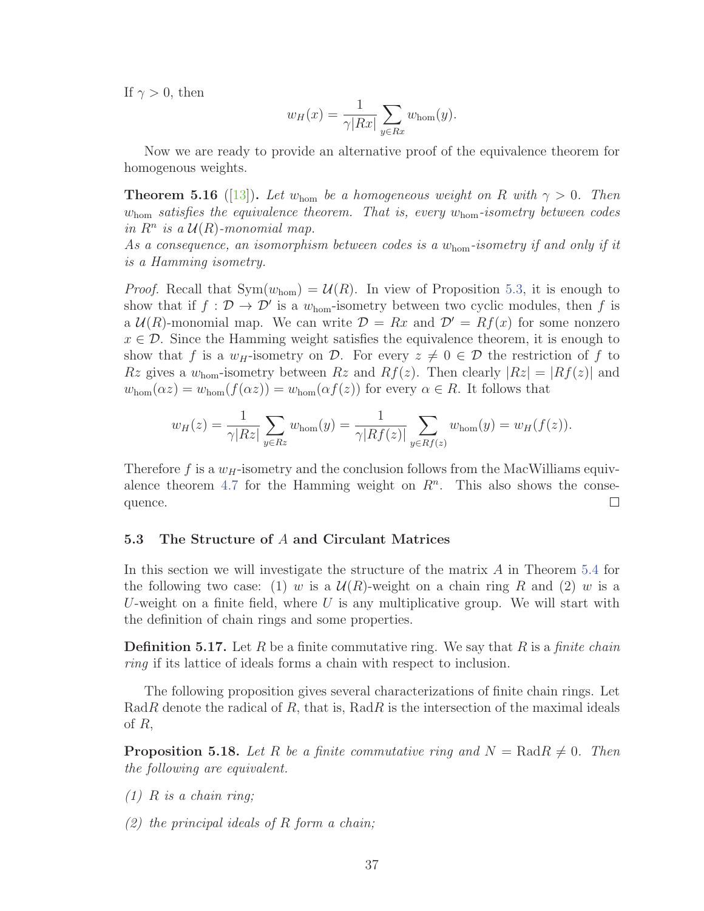If $\gamma > 0$, then

$$w_H(x) = \frac{1}{\gamma |Rx|} \sum_{y \in Rx} w_{\text{hom}}(y).$$

Now we are ready to provide an alternative proof of the equivalence theorem for homogenous weights.

**Theorem 5.16** ([13])**.** *Let $w_{\text{hom}}$ be a homogeneous weight on $R$ with $\gamma > 0$. Then $w_{\text{hom}}$ satisfies the equivalence theorem. That is, every $w_{\text{hom}}$-isometry between codes in $R^n$ is a $\mathcal{U}(R)$-monomial map.*
*As a consequence, an isomorphism between codes is a $w_{\text{hom}}$-isometry if and only if it is a Hamming isometry.*

*Proof.* Recall that $\text{Sym}(w_{\text{hom}}) = \mathcal{U}(R)$. In view of Proposition 5.3, it is enough to show that if $f : \mathcal{D} \to \mathcal{D}'$ is a $w_{\text{hom}}$-isometry between two cyclic modules, then $f$ is a $\mathcal{U}(R)$-monomial map. We can write $\mathcal{D} = Rx$ and $\mathcal{D}' = Rf(x)$ for some nonzero $x \in \mathcal{D}$. Since the Hamming weight satisfies the equivalence theorem, it is enough to show that $f$ is a $w_H$-isometry on $\mathcal{D}$. For every $z \neq 0 \in \mathcal{D}$ the restriction of $f$ to $Rz$ gives a $w_{\text{hom}}$-isometry between $Rz$ and $Rf(z)$. Then clearly $|Rz| = |Rf(z)|$ and $w_{\text{hom}}(\alpha z) = w_{\text{hom}}(f(\alpha z)) = w_{\text{hom}}(\alpha f(z))$ for every $\alpha \in R$. It follows that

$$w_H(z) = \frac{1}{\gamma |Rz|} \sum_{y \in Rz} w_{\text{hom}}(y) = \frac{1}{\gamma |Rf(z)|} \sum_{y \in Rf(z)} w_{\text{hom}}(y) = w_H(f(z)).$$

Therefore $f$ is a $w_H$-isometry and the conclusion follows from the MacWilliams equivalence theorem 4.7 for the Hamming weight on $R^n$. This also shows the consequence. □

### 5.3 The Structure of $A$ and Circulant Matrices

In this section we will investigate the structure of the matrix $A$ in Theorem 5.4 for the following two case: (1) $w$ is a $\mathcal{U}(R)$-weight on a chain ring $R$ and (2) $w$ is a $U$-weight on a finite field, where $U$ is any multiplicative group. We will start with the definition of chain rings and some properties.

**Definition 5.17.** Let $R$ be a finite commutative ring. We say that $R$ is a *finite chain ring* if its lattice of ideals forms a chain with respect to inclusion.

The following proposition gives several characterizations of finite chain rings. Let $\text{Rad}R$ denote the radical of $R$, that is, $\text{Rad}R$ is the intersection of the maximal ideals of $R$,

**Proposition 5.18.** *Let $R$ be a finite commutative ring and $N = \text{Rad}R \neq 0$. Then the following are equivalent.*

*(1) $R$ is a chain ring;*

*(2) the principal ideals of $R$ form a chain;*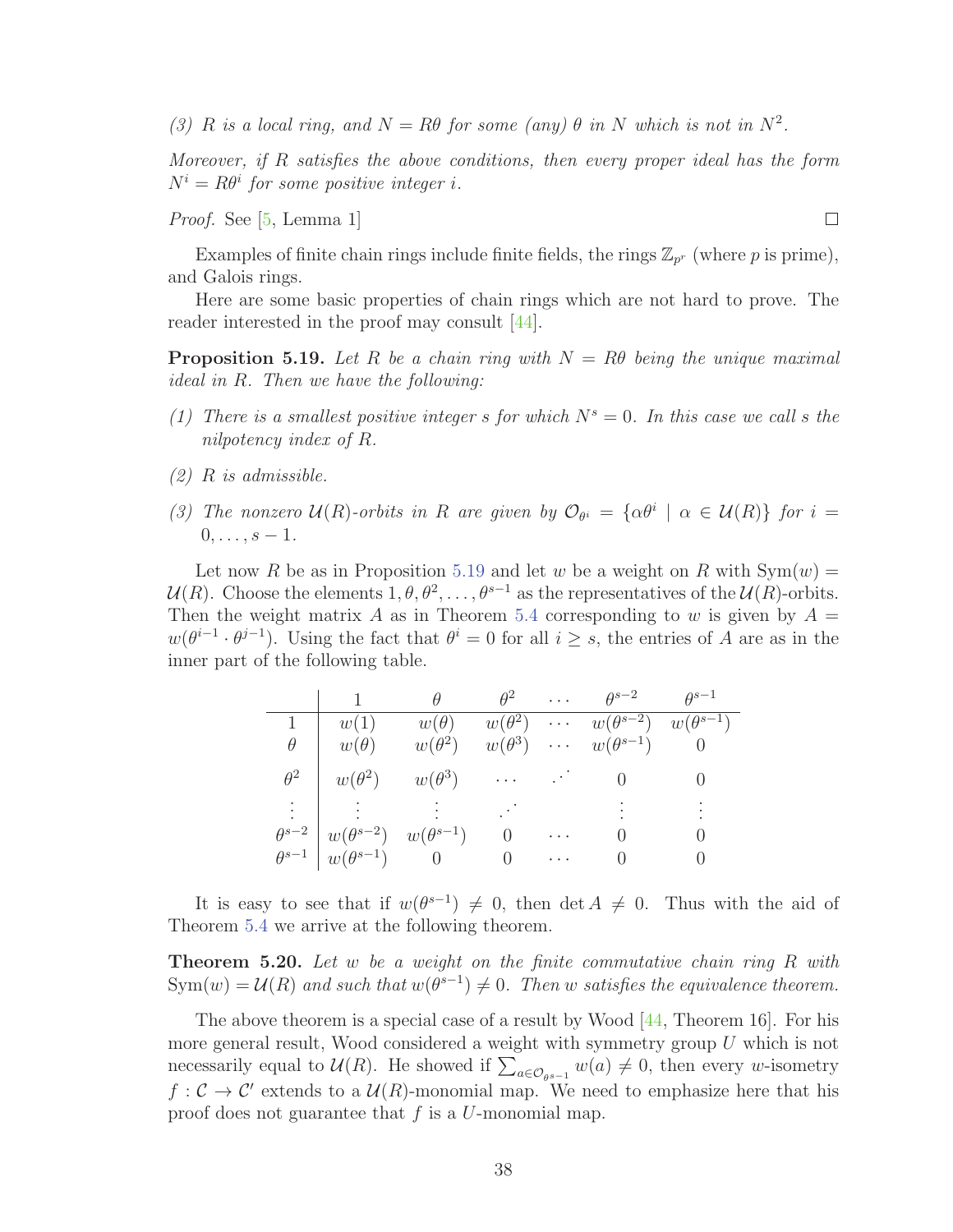*(3) $R$ is a local ring, and $N = R\theta$ for some (any) $\theta$ in $N$ which is not in $N^2$.*

*Moreover, if $R$ satisfies the above conditions, then every proper ideal has the form $N^i = R\theta^i$ for some positive integer $i$.*

*Proof.* See [5, Lemma 1] $\square$

Examples of finite chain rings include finite fields, the rings $\mathbb{Z}_{p^r}$ (where $p$ is prime), and Galois rings.

Here are some basic properties of chain rings which are not hard to prove. The reader interested in the proof may consult [44].

**Proposition 5.19.** *Let $R$ be a chain ring with $N = R\theta$ being the unique maximal ideal in $R$. Then we have the following:*

*(1) There is a smallest positive integer $s$ for which $N^s = 0$. In this case we call $s$ the nilpotency index of $R$.*

*(2) $R$ is admissible.*

*(3) The nonzero $\mathcal{U}(R)$-orbits in $R$ are given by $\mathcal{O}_{\theta^i} = \{\alpha\theta^i \mid \alpha \in \mathcal{U}(R)\}$ for $i = 0, \ldots, s-1$.*

Let now $R$ be as in Proposition 5.19 and let $w$ be a weight on $R$ with $\mathrm{Sym}(w) = \mathcal{U}(R)$. Choose the elements $1, \theta, \theta^2, \ldots, \theta^{s-1}$ as the representatives of the $\mathcal{U}(R)$-orbits. Then the weight matrix $A$ as in Theorem 5.4 corresponding to $w$ is given by $A = w(\theta^{i-1} \cdot \theta^{j-1})$. Using the fact that $\theta^i = 0$ for all $i \geq s$, the entries of $A$ are as in the inner part of the following table.

| | $1$ | $\theta$ | $\theta^2$ | $\cdots$ | $\theta^{s-2}$ | $\theta^{s-1}$ |
|---|---|---|---|---|---|---|
| $1$ | $w(1)$ | $w(\theta)$ | $w(\theta^2)$ | $\cdots$ | $w(\theta^{s-2})$ | $w(\theta^{s-1})$ |
| $\theta$ | $w(\theta)$ | $w(\theta^2)$ | $w(\theta^3)$ | $\cdots$ | $w(\theta^{s-1})$ | $0$ |
| $\theta^2$ | $w(\theta^2)$ | $w(\theta^3)$ | $\cdots$ | $\cdot^{\cdot^{\cdot}}$ | $0$ | $0$ |
| $\vdots$ | $\vdots$ | $\vdots$ | $\cdot^{\cdot^{\cdot}}$ | | $\vdots$ | $\vdots$ |
| $\theta^{s-2}$ | $w(\theta^{s-2})$ | $w(\theta^{s-1})$ | $0$ | $\cdots$ | $0$ | $0$ |
| $\theta^{s-1}$ | $w(\theta^{s-1})$ | $0$ | $0$ | $\cdots$ | $0$ | $0$ |

It is easy to see that if $w(\theta^{s-1}) \neq 0$, then $\det A \neq 0$. Thus with the aid of Theorem 5.4 we arrive at the following theorem.

**Theorem 5.20.** *Let $w$ be a weight on the finite commutative chain ring $R$ with $\mathrm{Sym}(w) = \mathcal{U}(R)$ and such that $w(\theta^{s-1}) \neq 0$. Then $w$ satisfies the equivalence theorem.*

The above theorem is a special case of a result by Wood [44, Theorem 16]. For his more general result, Wood considered a weight with symmetry group $U$ which is not necessarily equal to $\mathcal{U}(R)$. He showed if $\sum_{a \in \mathcal{O}_{\theta^{s-1}}} w(a) \neq 0$, then every $w$-isometry $f : \mathcal{C} \to \mathcal{C}'$ extends to a $\mathcal{U}(R)$-monomial map. We need to emphasize here that his proof does not guarantee that $f$ is a $U$-monomial map.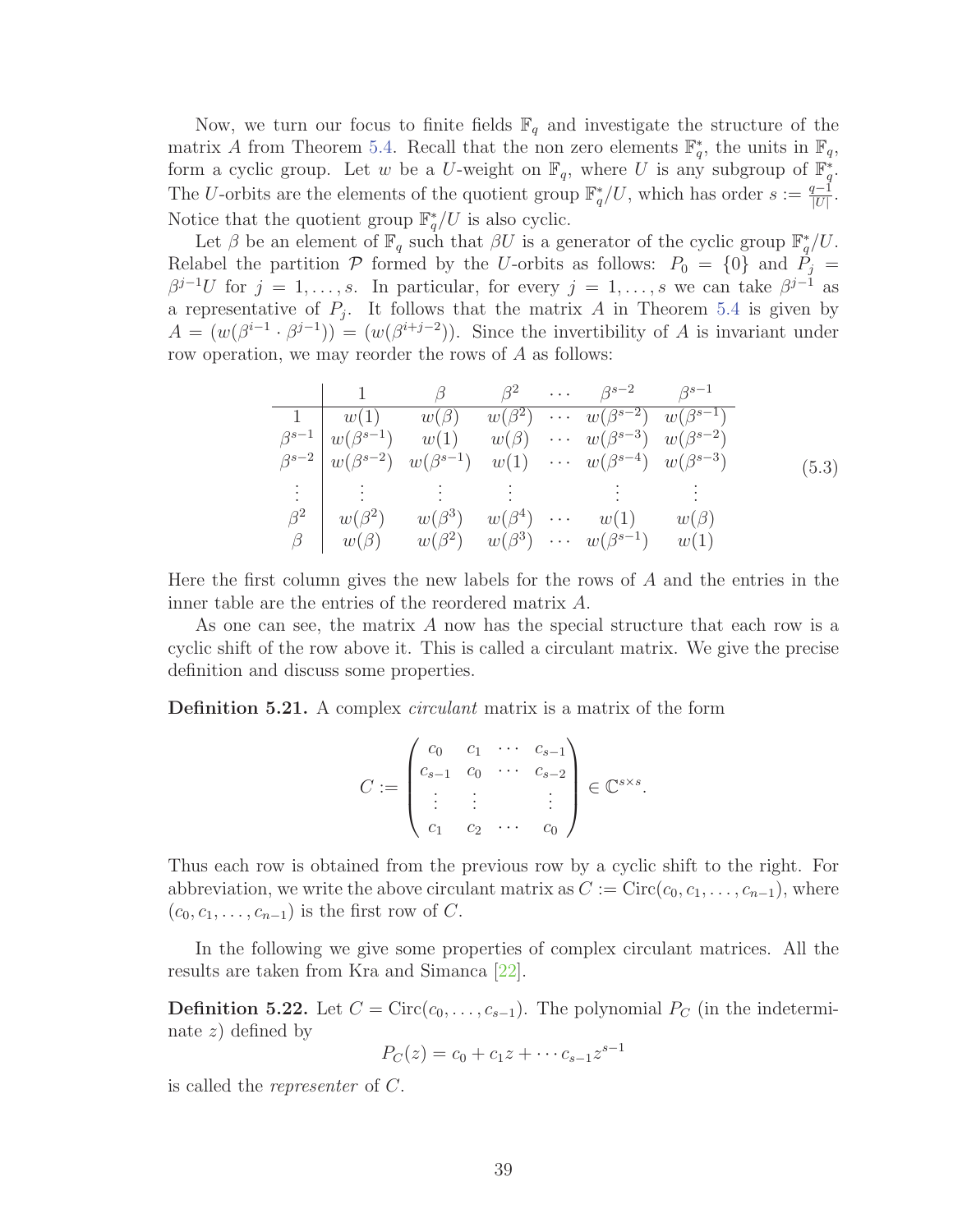Now, we turn our focus to finite fields $\mathbb{F}_q$ and investigate the structure of the matrix $A$ from Theorem 5.4. Recall that the non zero elements $\mathbb{F}_q^*$, the units in $\mathbb{F}_q$, form a cyclic group. Let $w$ be a $U$-weight on $\mathbb{F}_q$, where $U$ is any subgroup of $\mathbb{F}_q^*$. The $U$-orbits are the elements of the quotient group $\mathbb{F}_q^*/U$, which has order $s := \frac{q-1}{|U|}$. Notice that the quotient group $\mathbb{F}_q^*/U$ is also cyclic.

Let $\beta$ be an element of $\mathbb{F}_q$ such that $\beta U$ is a generator of the cyclic group $\mathbb{F}_q^*/U$. Relabel the partition $\mathcal{P}$ formed by the $U$-orbits as follows: $P_0 = \{0\}$ and $P_j = \beta^{j-1}U$ for $j = 1, \ldots, s$. In particular, for every $j = 1, \ldots, s$ we can take $\beta^{j-1}$ as a representative of $P_j$. It follows that the matrix $A$ in Theorem 5.4 is given by $A = (w(\beta^{i-1} \cdot \beta^{j-1})) = (w(\beta^{i+j-2}))$. Since the invertibility of $A$ is invariant under row operation, we may reorder the rows of $A$ as follows:

$$
\begin{array}{c|cccccc}
 & 1 & \beta & \beta^2 & \cdots & \beta^{s-2} & \beta^{s-1} \\
\hline
1 & w(1) & w(\beta) & w(\beta^2) & \cdots & w(\beta^{s-2}) & w(\beta^{s-1}) \\
\beta^{s-1} & w(\beta^{s-1}) & w(1) & w(\beta) & \cdots & w(\beta^{s-3}) & w(\beta^{s-2}) \\
\beta^{s-2} & w(\beta^{s-2}) & w(\beta^{s-1}) & w(1) & \cdots & w(\beta^{s-4}) & w(\beta^{s-3}) \\
\vdots & \vdots & \vdots & \vdots & & \vdots & \vdots \\
\beta^2 & w(\beta^2) & w(\beta^3) & w(\beta^4) & \cdots & w(1) & w(\beta) \\
\beta & w(\beta) & w(\beta^2) & w(\beta^3) & \cdots & w(\beta^{s-1}) & w(1)
\end{array}
\tag{5.3}
$$

Here the first column gives the new labels for the rows of $A$ and the entries in the inner table are the entries of the reordered matrix $A$.

As one can see, the matrix $A$ now has the special structure that each row is a cyclic shift of the row above it. This is called a circulant matrix. We give the precise definition and discuss some properties.

**Definition 5.21.** A complex *circulant* matrix is a matrix of the form

$$
C := \begin{pmatrix} c_0 & c_1 & \cdots & c_{s-1} \\ c_{s-1} & c_0 & \cdots & c_{s-2} \\ \vdots & \vdots & & \vdots \\ c_1 & c_2 & \cdots & c_0 \end{pmatrix} \in \mathbb{C}^{s \times s}.
$$

Thus each row is obtained from the previous row by a cyclic shift to the right. For abbreviation, we write the above circulant matrix as $C := \operatorname{Circ}(c_0, c_1, \ldots, c_{n-1})$, where $(c_0, c_1, \ldots, c_{n-1})$ is the first row of $C$.

In the following we give some properties of complex circulant matrices. All the results are taken from Kra and Simanca [22].

**Definition 5.22.** Let $C = \operatorname{Circ}(c_0, \ldots, c_{s-1})$. The polynomial $P_C$ (in the indeterminate $z$) defined by

$$
P_C(z) = c_0 + c_1 z + \cdots c_{s-1} z^{s-1}
$$

is called the *representer* of $C$.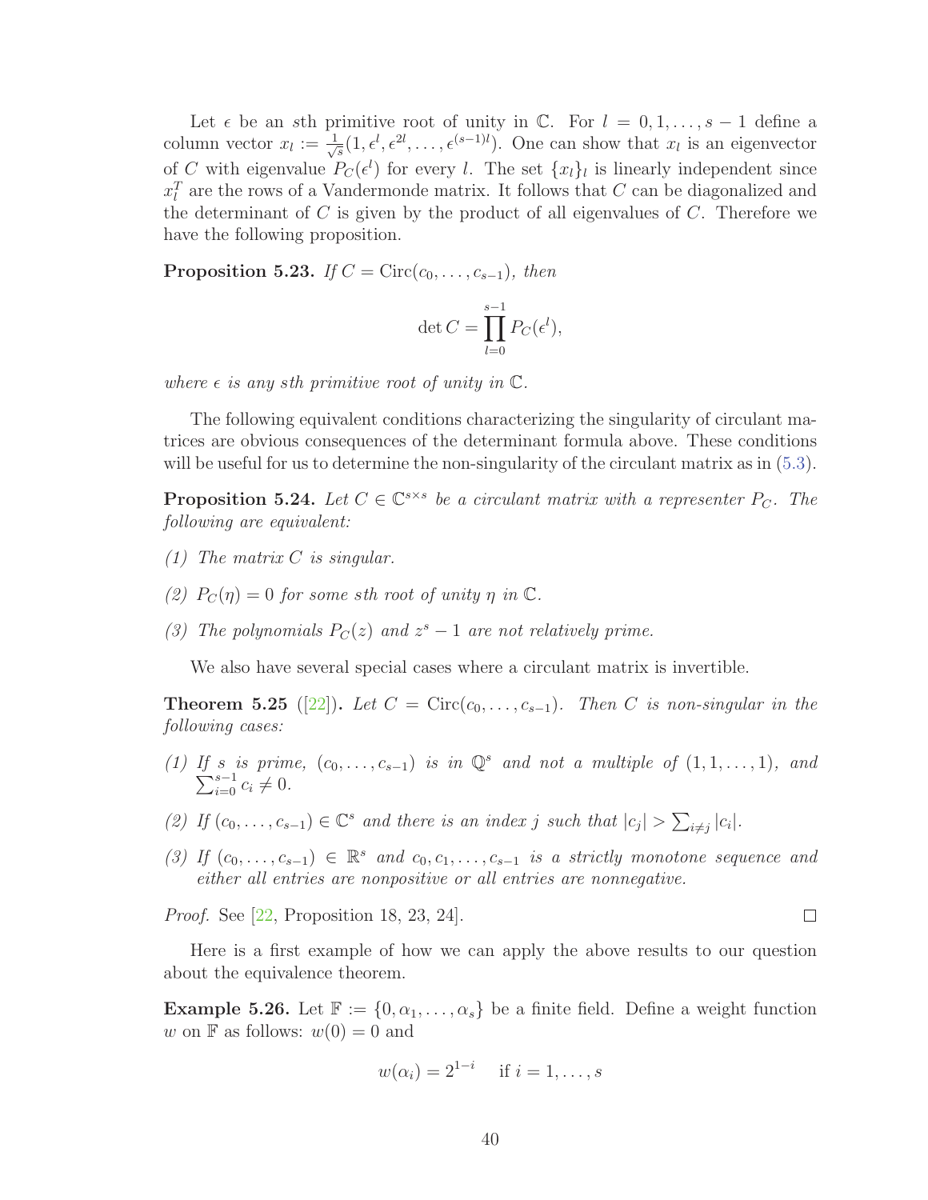Let $\epsilon$ be an $s$th primitive root of unity in $\mathbb{C}$. For $l = 0, 1, \ldots, s-1$ define a column vector $x_l := \frac{1}{\sqrt{s}}(1, \epsilon^l, \epsilon^{2l}, \ldots, \epsilon^{(s-1)l})$. One can show that $x_l$ is an eigenvector of $C$ with eigenvalue $P_C(\epsilon^l)$ for every $l$. The set $\{x_l\}_l$ is linearly independent since $x_l^T$ are the rows of a Vandermonde matrix. It follows that $C$ can be diagonalized and the determinant of $C$ is given by the product of all eigenvalues of $C$. Therefore we have the following proposition.

**Proposition 5.23.** *If $C = \operatorname{Circ}(c_0, \ldots, c_{s-1})$, then*

$$\det C = \prod_{l=0}^{s-1} P_C(\epsilon^l),$$

*where $\epsilon$ is any $s$th primitive root of unity in $\mathbb{C}$.*

The following equivalent conditions characterizing the singularity of circulant matrices are obvious consequences of the determinant formula above. These conditions will be useful for us to determine the non-singularity of the circulant matrix as in (5.3).

**Proposition 5.24.** *Let $C \in \mathbb{C}^{s \times s}$ be a circulant matrix with a representer $P_C$. The following are equivalent:*

*(1) The matrix $C$ is singular.*

*(2) $P_C(\eta) = 0$ for some $s$th root of unity $\eta$ in $\mathbb{C}$.*

*(3) The polynomials $P_C(z)$ and $z^s - 1$ are not relatively prime.*

We also have several special cases where a circulant matrix is invertible.

**Theorem 5.25** ([22])**.** *Let $C = \operatorname{Circ}(c_0, \ldots, c_{s-1})$. Then $C$ is non-singular in the following cases:*

*(1) If $s$ is prime, $(c_0, \ldots, c_{s-1})$ is in $\mathbb{Q}^s$ and not a multiple of $(1, 1, \ldots, 1)$, and $\sum_{i=0}^{s-1} c_i \neq 0$.*

*(2) If $(c_0, \ldots, c_{s-1}) \in \mathbb{C}^s$ and there is an index $j$ such that $|c_j| > \sum_{i \neq j} |c_i|$.*

*(3) If $(c_0, \ldots, c_{s-1}) \in \mathbb{R}^s$ and $c_0, c_1, \ldots, c_{s-1}$ is a strictly monotone sequence and either all entries are nonpositive or all entries are nonnegative.*

*Proof.* See [22, Proposition 18, 23, 24]. □

Here is a first example of how we can apply the above results to our question about the equivalence theorem.

**Example 5.26.** Let $\mathbb{F} := \{0, \alpha_1, \ldots, \alpha_s\}$ be a finite field. Define a weight function $w$ on $\mathbb{F}$ as follows: $w(0) = 0$ and

$$w(\alpha_i) = 2^{1-i} \quad \text{if } i = 1, \ldots, s$$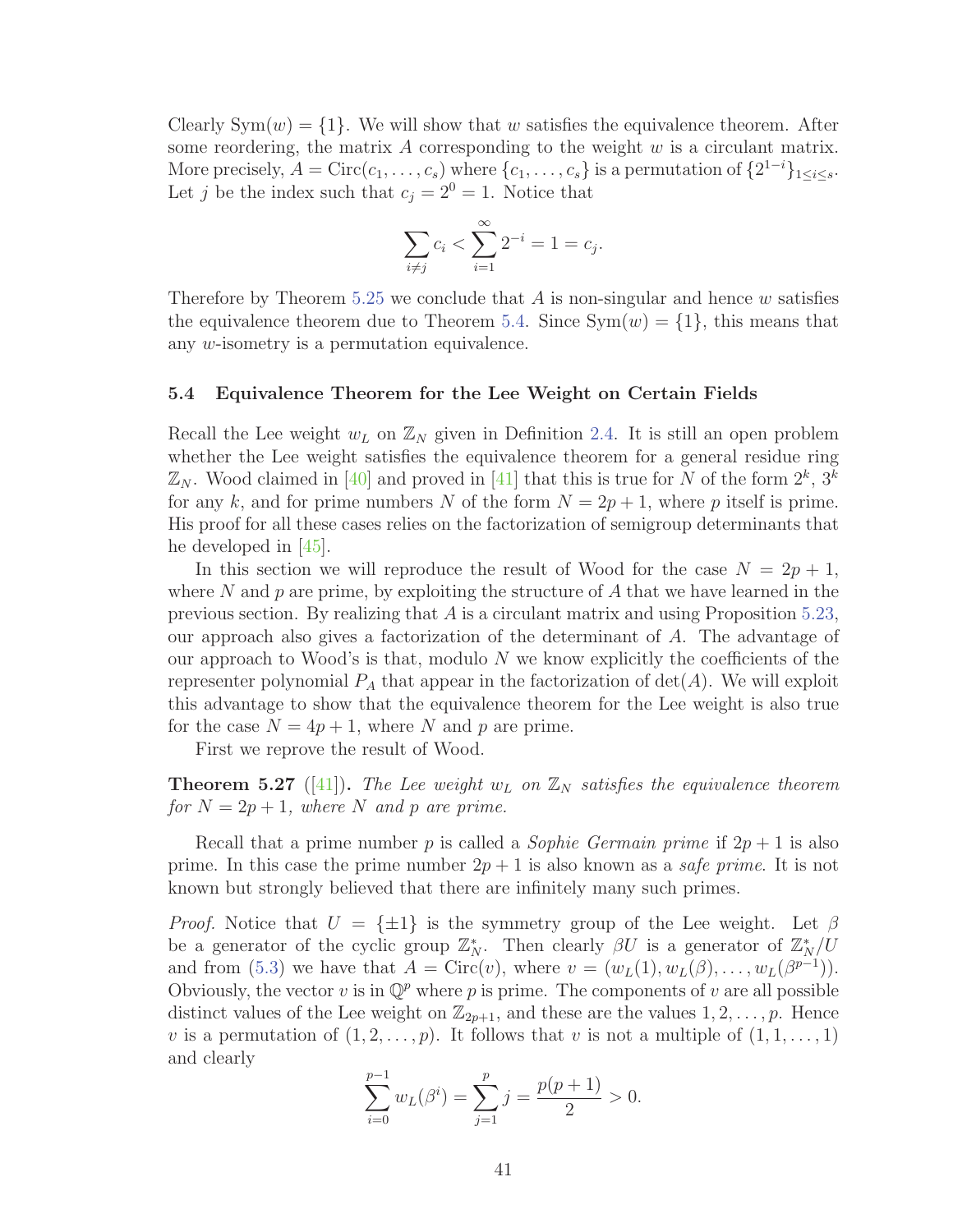Clearly $\mathrm{Sym}(w) = \{1\}$. We will show that $w$ satisfies the equivalence theorem. After some reordering, the matrix $A$ corresponding to the weight $w$ is a circulant matrix. More precisely, $A = \mathrm{Circ}(c_1, \ldots, c_s)$ where $\{c_1, \ldots, c_s\}$ is a permutation of $\{2^{1-i}\}_{1 \le i \le s}$. Let $j$ be the index such that $c_j = 2^0 = 1$. Notice that

$$\sum_{i \neq j} c_i < \sum_{i=1}^{\infty} 2^{-i} = 1 = c_j.$$

Therefore by Theorem 5.25 we conclude that $A$ is non-singular and hence $w$ satisfies the equivalence theorem due to Theorem 5.4. Since $\mathrm{Sym}(w) = \{1\}$, this means that any $w$-isometry is a permutation equivalence.

### 5.4 Equivalence Theorem for the Lee Weight on Certain Fields

Recall the Lee weight $w_L$ on $\mathbb{Z}_N$ given in Definition 2.4. It is still an open problem whether the Lee weight satisfies the equivalence theorem for a general residue ring $\mathbb{Z}_N$. Wood claimed in [40] and proved in [41] that this is true for $N$ of the form $2^k$, $3^k$ for any $k$, and for prime numbers $N$ of the form $N = 2p + 1$, where $p$ itself is prime. His proof for all these cases relies on the factorization of semigroup determinants that he developed in [45].

In this section we will reproduce the result of Wood for the case $N = 2p + 1$, where $N$ and $p$ are prime, by exploiting the structure of $A$ that we have learned in the previous section. By realizing that $A$ is a circulant matrix and using Proposition 5.23, our approach also gives a factorization of the determinant of $A$. The advantage of our approach to Wood's is that, modulo $N$ we know explicitly the coefficients of the representer polynomial $P_A$ that appear in the factorization of $\det(A)$. We will exploit this advantage to show that the equivalence theorem for the Lee weight is also true for the case $N = 4p + 1$, where $N$ and $p$ are prime.

First we reprove the result of Wood.

**Theorem 5.27** ([41]). *The Lee weight $w_L$ on $\mathbb{Z}_N$ satisfies the equivalence theorem for $N = 2p + 1$, where $N$ and $p$ are prime.*

Recall that a prime number $p$ is called a *Sophie Germain prime* if $2p + 1$ is also prime. In this case the prime number $2p + 1$ is also known as a *safe prime*. It is not known but strongly believed that there are infinitely many such primes.

*Proof.* Notice that $U = \{\pm 1\}$ is the symmetry group of the Lee weight. Let $\beta$ be a generator of the cyclic group $\mathbb{Z}_N^*$. Then clearly $\beta U$ is a generator of $\mathbb{Z}_N^*/U$ and from (5.3) we have that $A = \mathrm{Circ}(v)$, where $v = (w_L(1), w_L(\beta), \ldots, w_L(\beta^{p-1}))$. Obviously, the vector $v$ is in $\mathbb{Q}^p$ where $p$ is prime. The components of $v$ are all possible distinct values of the Lee weight on $\mathbb{Z}_{2p+1}$, and these are the values $1, 2, \ldots, p$. Hence $v$ is a permutation of $(1, 2, \ldots, p)$. It follows that $v$ is not a multiple of $(1, 1, \ldots, 1)$ and clearly

$$\sum_{i=0}^{p-1} w_L(\beta^i) = \sum_{j=1}^{p} j = \frac{p(p+1)}{2} > 0.$$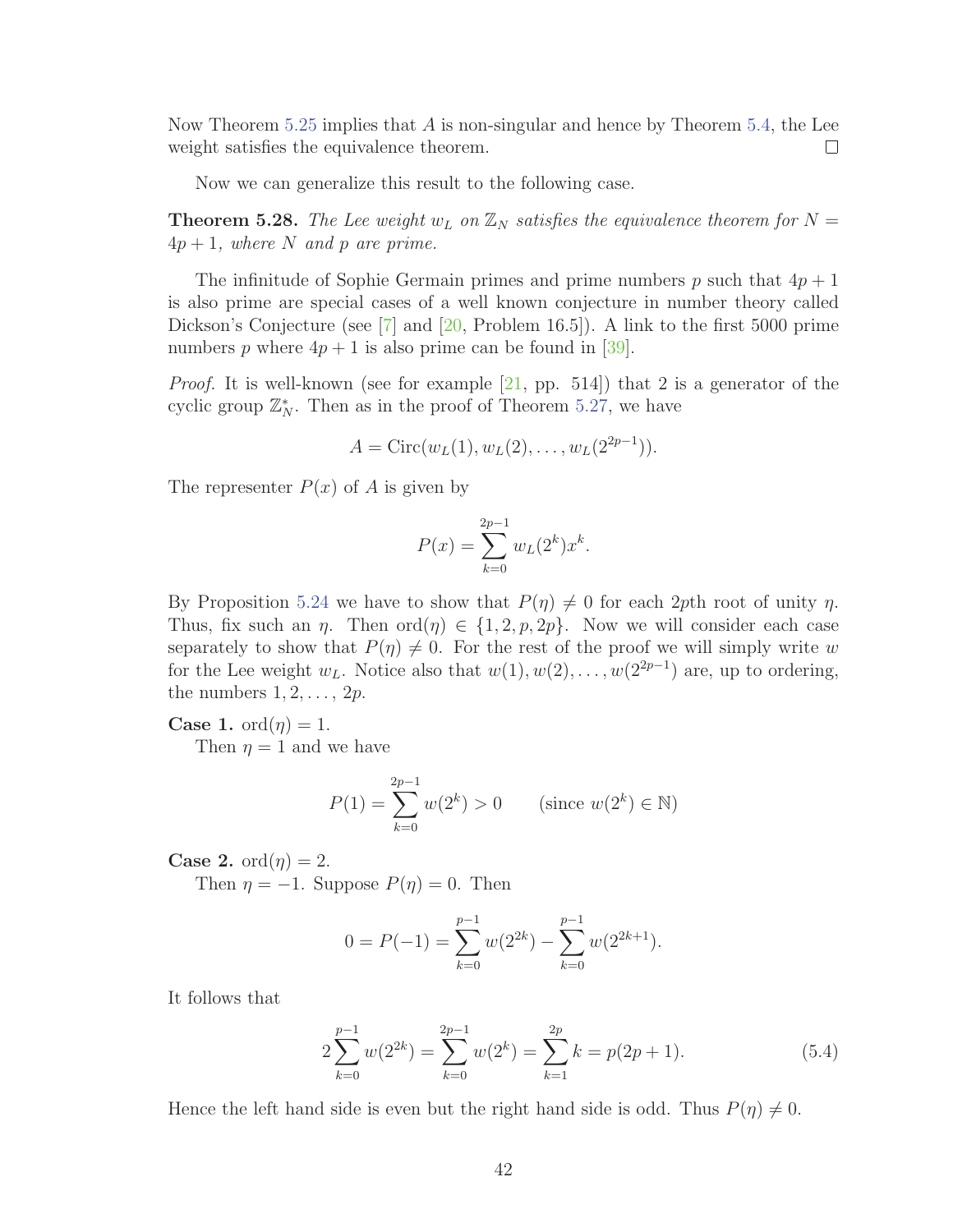Now Theorem 5.25 implies that $A$ is non-singular and hence by Theorem 5.4, the Lee weight satisfies the equivalence theorem. □

Now we can generalize this result to the following case.

**Theorem 5.28.** *The Lee weight $w_L$ on $\mathbb{Z}_N$ satisfies the equivalence theorem for $N = 4p + 1$, where $N$ and $p$ are prime.*

The infinitude of Sophie Germain primes and prime numbers $p$ such that $4p + 1$ is also prime are special cases of a well known conjecture in number theory called Dickson's Conjecture (see [7] and [20, Problem 16.5]). A link to the first 5000 prime numbers $p$ where $4p + 1$ is also prime can be found in [39].

*Proof.* It is well-known (see for example [21, pp. 514]) that 2 is a generator of the cyclic group $\mathbb{Z}_N^*$. Then as in the proof of Theorem 5.27, we have

$$A = \operatorname{Circ}(w_L(1), w_L(2), \dots, w_L(2^{2p-1})).$$

The representer $P(x)$ of $A$ is given by

$$P(x) = \sum_{k=0}^{2p-1} w_L(2^k)x^k.$$

By Proposition 5.24 we have to show that $P(\eta) \neq 0$ for each $2p$th root of unity $\eta$. Thus, fix such an $\eta$. Then $\operatorname{ord}(\eta) \in \{1, 2, p, 2p\}$. Now we will consider each case separately to show that $P(\eta) \neq 0$. For the rest of the proof we will simply write $w$ for the Lee weight $w_L$. Notice also that $w(1), w(2), \dots, w(2^{2p-1})$ are, up to ordering, the numbers $1, 2, \dots, 2p$.

**Case 1.** $\operatorname{ord}(\eta) = 1$.

Then $\eta = 1$ and we have

$$P(1) = \sum_{k=0}^{2p-1} w(2^k) > 0 \qquad (\text{since } w(2^k) \in \mathbb{N})$$

**Case 2.** $\operatorname{ord}(\eta) = 2$.

Then $\eta = -1$. Suppose $P(\eta) = 0$. Then

$$0 = P(-1) = \sum_{k=0}^{p-1} w(2^{2k}) - \sum_{k=0}^{p-1} w(2^{2k+1}).$$

It follows that

$$2\sum_{k=0}^{p-1} w(2^{2k}) = \sum_{k=0}^{2p-1} w(2^k) = \sum_{k=1}^{2p} k = p(2p + 1). \tag{5.4}$$

Hence the left hand side is even but the right hand side is odd. Thus $P(\eta) \neq 0$.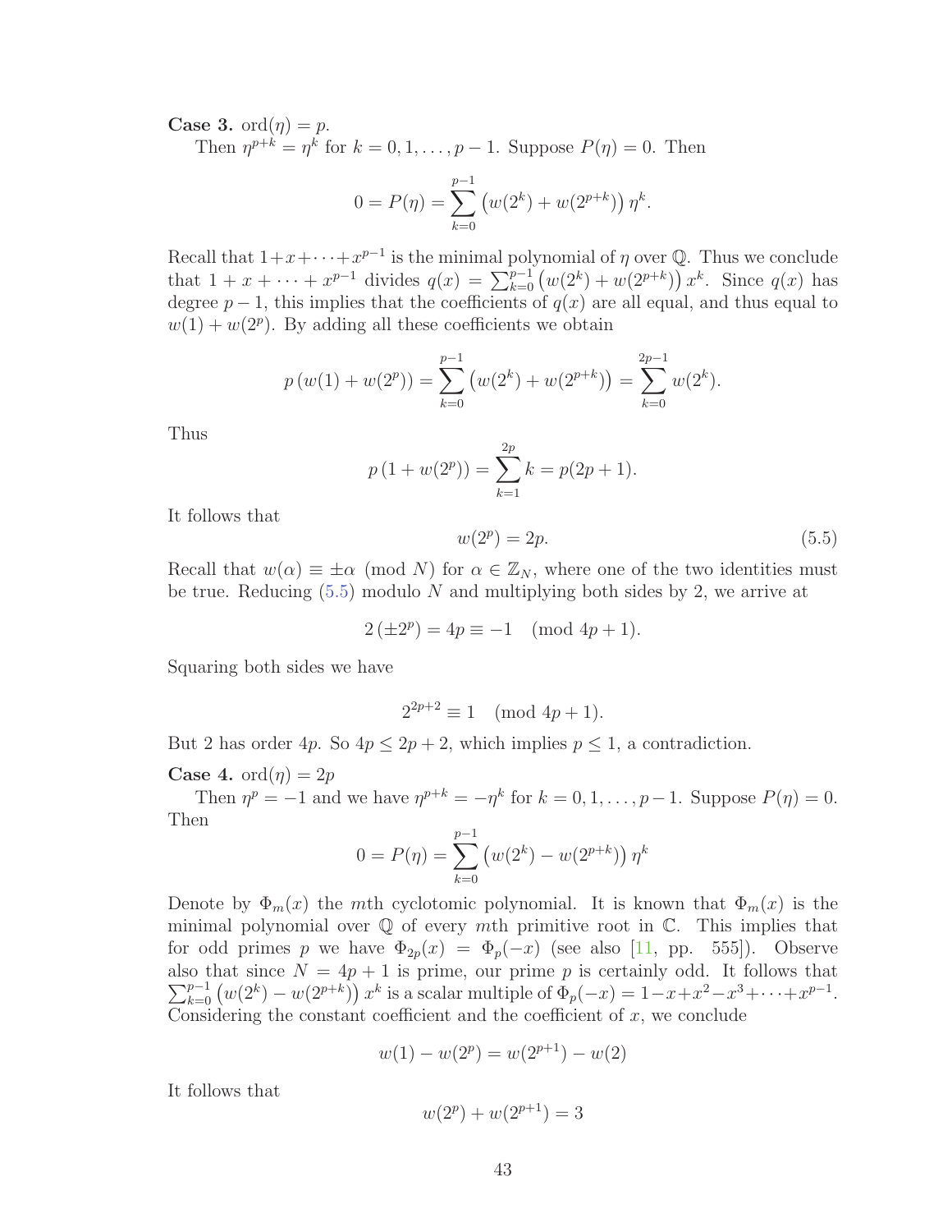**Case 3.** $\operatorname{ord}(\eta) = p$.

Then $\eta^{p+k} = \eta^k$ for $k = 0, 1, \ldots, p-1$. Suppose $P(\eta) = 0$. Then

$$0 = P(\eta) = \sum_{k=0}^{p-1} \left(w(2^k) + w(2^{p+k})\right) \eta^k.$$

Recall that $1+x+\cdots+x^{p-1}$ is the minimal polynomial of $\eta$ over $\mathbb{Q}$. Thus we conclude that $1 + x + \cdots + x^{p-1}$ divides $q(x) = \sum_{k=0}^{p-1} \left(w(2^k) + w(2^{p+k})\right) x^k$. Since $q(x)$ has degree $p-1$, this implies that the coefficients of $q(x)$ are all equal, and thus equal to $w(1) + w(2^p)$. By adding all these coefficients we obtain

$$p\left(w(1) + w(2^p)\right) = \sum_{k=0}^{p-1} \left(w(2^k) + w(2^{p+k})\right) = \sum_{k=0}^{2p-1} w(2^k).$$

Thus

$$p\left(1 + w(2^p)\right) = \sum_{k=1}^{2p} k = p(2p+1).$$

It follows that

$$w(2^p) = 2p. \tag{5.5}$$

Recall that $w(\alpha) \equiv \pm\alpha \pmod{N}$ for $\alpha \in \mathbb{Z}_N$, where one of the two identities must be true. Reducing (5.5) modulo $N$ and multiplying both sides by 2, we arrive at

$$2\left(\pm 2^p\right) = 4p \equiv -1 \pmod{4p+1}.$$

Squaring both sides we have

$$2^{2p+2} \equiv 1 \pmod{4p+1}.$$

But 2 has order $4p$. So $4p \leq 2p+2$, which implies $p \leq 1$, a contradiction.

**Case 4.** $\operatorname{ord}(\eta) = 2p$

Then $\eta^p = -1$ and we have $\eta^{p+k} = -\eta^k$ for $k = 0, 1, \ldots, p-1$. Suppose $P(\eta) = 0$. Then

$$0 = P(\eta) = \sum_{k=0}^{p-1} \left(w(2^k) - w(2^{p+k})\right) \eta^k$$

Denote by $\Phi_m(x)$ the $m$th cyclotomic polynomial. It is known that $\Phi_m(x)$ is the minimal polynomial over $\mathbb{Q}$ of every $m$th primitive root in $\mathbb{C}$. This implies that for odd primes $p$ we have $\Phi_{2p}(x) = \Phi_p(-x)$ (see also [11, pp. 555]). Observe also that since $N = 4p+1$ is prime, our prime $p$ is certainly odd. It follows that $\sum_{k=0}^{p-1} \left(w(2^k) - w(2^{p+k})\right) x^k$ is a scalar multiple of $\Phi_p(-x) = 1 - x + x^2 - x^3 + \cdots + x^{p-1}$. Considering the constant coefficient and the coefficient of $x$, we conclude

$$w(1) - w(2^p) = w(2^{p+1}) - w(2)$$

It follows that

$$w(2^p) + w(2^{p+1}) = 3$$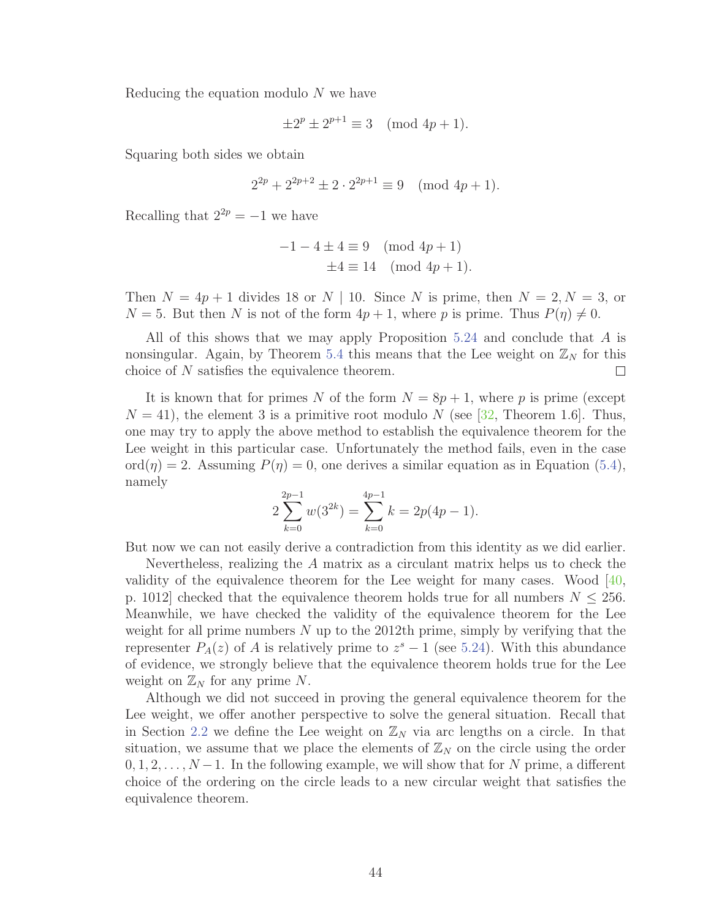Reducing the equation modulo $N$ we have

$$\pm 2^p \pm 2^{p+1} \equiv 3 \pmod{4p+1}.$$

Squaring both sides we obtain

$$2^{2p} + 2^{2p+2} \pm 2 \cdot 2^{2p+1} \equiv 9 \pmod{4p+1}.$$

Recalling that $2^{2p} = -1$ we have

$$\begin{aligned} -1 - 4 \pm 4 &\equiv 9 \pmod{4p+1} \\ \pm 4 &\equiv 14 \pmod{4p+1}. \end{aligned}$$

Then $N = 4p+1$ divides 18 or $N \mid 10$. Since $N$ is prime, then $N = 2, N = 3$, or $N = 5$. But then $N$ is not of the form $4p+1$, where $p$ is prime. Thus $P(\eta) \neq 0$.

All of this shows that we may apply Proposition 5.24 and conclude that $A$ is nonsingular. Again, by Theorem 5.4 this means that the Lee weight on $\mathbb{Z}_N$ for this choice of $N$ satisfies the equivalence theorem. □

It is known that for primes $N$ of the form $N = 8p+1$, where $p$ is prime (except $N = 41$), the element 3 is a primitive root modulo $N$ (see [32, Theorem 1.6]. Thus, one may try to apply the above method to establish the equivalence theorem for the Lee weight in this particular case. Unfortunately the method fails, even in the case $\operatorname{ord}(\eta) = 2$. Assuming $P(\eta) = 0$, one derives a similar equation as in Equation (5.4), namely

$$2 \sum_{k=0}^{2p-1} w(3^{2k}) = \sum_{k=0}^{4p-1} k = 2p(4p-1).$$

But now we can not easily derive a contradiction from this identity as we did earlier.

Nevertheless, realizing the $A$ matrix as a circulant matrix helps us to check the validity of the equivalence theorem for the Lee weight for many cases. Wood [40, p. 1012] checked that the equivalence theorem holds true for all numbers $N \leq 256$. Meanwhile, we have checked the validity of the equivalence theorem for the Lee weight for all prime numbers $N$ up to the 2012th prime, simply by verifying that the representer $P_A(z)$ of $A$ is relatively prime to $z^s - 1$ (see 5.24). With this abundance of evidence, we strongly believe that the equivalence theorem holds true for the Lee weight on $\mathbb{Z}_N$ for any prime $N$.

Although we did not succeed in proving the general equivalence theorem for the Lee weight, we offer another perspective to solve the general situation. Recall that in Section 2.2 we define the Lee weight on $\mathbb{Z}_N$ via arc lengths on a circle. In that situation, we assume that we place the elements of $\mathbb{Z}_N$ on the circle using the order $0, 1, 2, \ldots, N-1$. In the following example, we will show that for $N$ prime, a different choice of the ordering on the circle leads to a new circular weight that satisfies the equivalence theorem.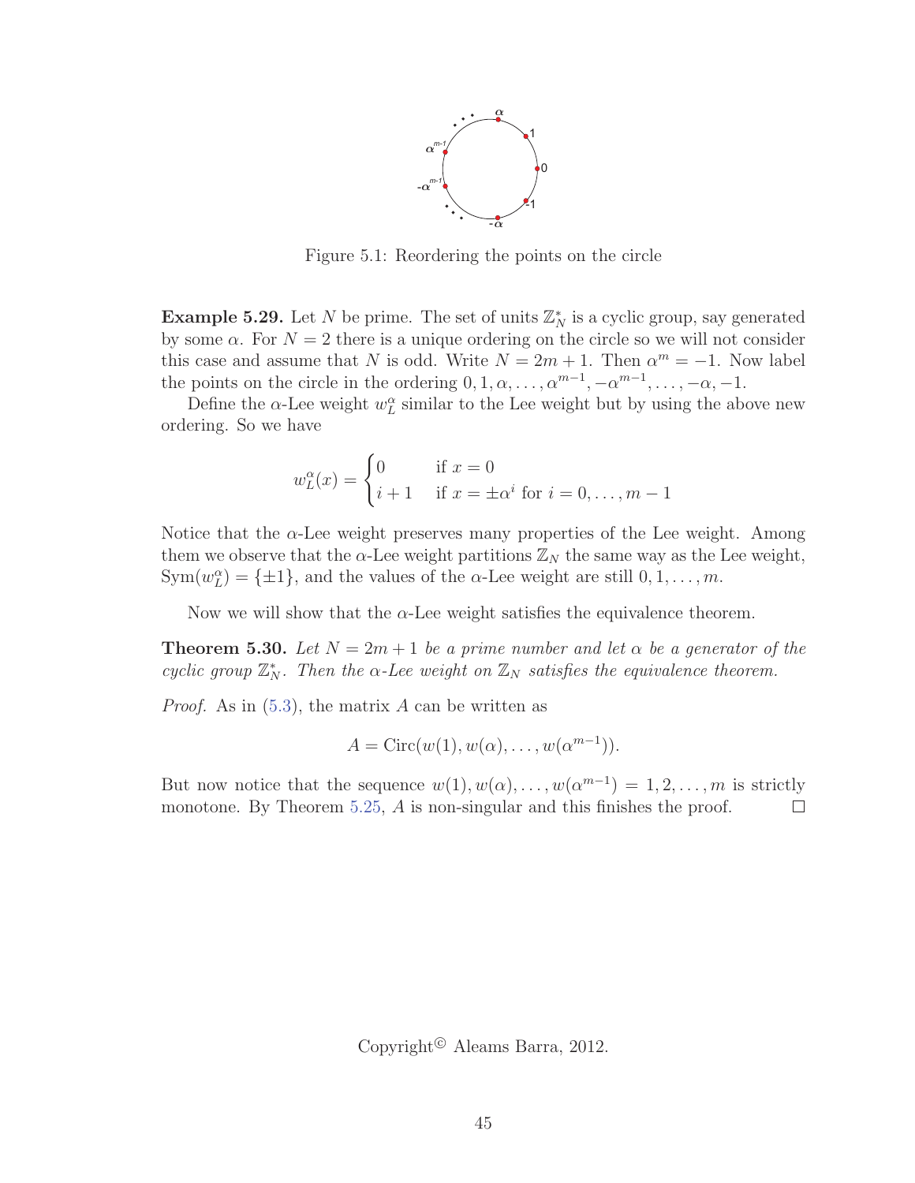Figure 5.1: Reordering the points on the circle

**Example 5.29.** Let $N$ be prime. The set of units $\mathbb{Z}_N^*$ is a cyclic group, say generated by some $\alpha$. For $N = 2$ there is a unique ordering on the circle so we will not consider this case and assume that $N$ is odd. Write $N = 2m+1$. Then $\alpha^m = -1$. Now label the points on the circle in the ordering $0, 1, \alpha, \ldots, \alpha^{m-1}, -\alpha^{m-1}, \ldots, -\alpha, -1$.

Define the $\alpha$-Lee weight $w_L^\alpha$ similar to the Lee weight but by using the above new ordering. So we have

$$w_L^\alpha(x) = \begin{cases} 0 & \text{if } x = 0 \\ i+1 & \text{if } x = \pm\alpha^i \text{ for } i = 0, \ldots, m-1 \end{cases}$$

Notice that the $\alpha$-Lee weight preserves many properties of the Lee weight. Among them we observe that the $\alpha$-Lee weight partitions $\mathbb{Z}_N$ the same way as the Lee weight, $\mathrm{Sym}(w_L^\alpha) = \{\pm 1\}$, and the values of the $\alpha$-Lee weight are still $0, 1, \ldots, m$.

Now we will show that the $\alpha$-Lee weight satisfies the equivalence theorem.

**Theorem 5.30.** *Let $N = 2m+1$ be a prime number and let $\alpha$ be a generator of the cyclic group $\mathbb{Z}_N^*$. Then the $\alpha$-Lee weight on $\mathbb{Z}_N$ satisfies the equivalence theorem.*

*Proof.* As in (5.3), the matrix $A$ can be written as

$$A = \mathrm{Circ}(w(1), w(\alpha), \ldots, w(\alpha^{m-1})).$$

But now notice that the sequence $w(1), w(\alpha), \ldots, w(\alpha^{m-1}) = 1, 2, \ldots, m$ is strictly monotone. By Theorem 5.25, $A$ is non-singular and this finishes the proof. □

Copyright© Aleams Barra, 2012.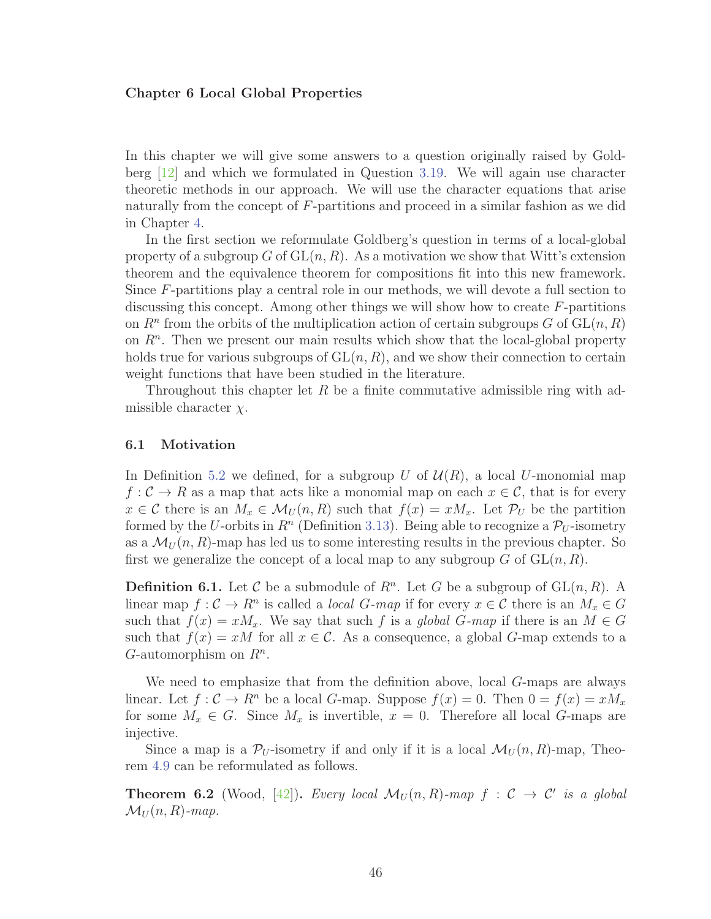# Chapter 6 Local Global Properties

In this chapter we will give some answers to a question originally raised by Goldberg [12] and which we formulated in Question 3.19. We will again use character theoretic methods in our approach. We will use the character equations that arise naturally from the concept of $F$-partitions and proceed in a similar fashion as we did in Chapter 4.

In the first section we reformulate Goldberg's question in terms of a local-global property of a subgroup $G$ of $\mathrm{GL}(n, R)$. As a motivation we show that Witt's extension theorem and the equivalence theorem for compositions fit into this new framework. Since $F$-partitions play a central role in our methods, we will devote a full section to discussing this concept. Among other things we will show how to create $F$-partitions on $R^n$ from the orbits of the multiplication action of certain subgroups $G$ of $\mathrm{GL}(n, R)$ on $R^n$. Then we present our main results which show that the local-global property holds true for various subgroups of $\mathrm{GL}(n, R)$, and we show their connection to certain weight functions that have been studied in the literature.

Throughout this chapter let $R$ be a finite commutative admissible ring with admissible character $\chi$.

## 6.1 Motivation

In Definition 5.2 we defined, for a subgroup $U$ of $\mathcal{U}(R)$, a local $U$-monomial map $f : \mathcal{C} \to R$ as a map that acts like a monomial map on each $x \in \mathcal{C}$, that is for every $x \in \mathcal{C}$ there is an $M_x \in \mathcal{M}_U(n, R)$ such that $f(x) = xM_x$. Let $\mathcal{P}_U$ be the partition formed by the $U$-orbits in $R^n$ (Definition 3.13). Being able to recognize a $\mathcal{P}_U$-isometry as a $\mathcal{M}_U(n, R)$-map has led us to some interesting results in the previous chapter. So first we generalize the concept of a local map to any subgroup $G$ of $\mathrm{GL}(n, R)$.

**Definition 6.1.** Let $\mathcal{C}$ be a submodule of $R^n$. Let $G$ be a subgroup of $\mathrm{GL}(n, R)$. A linear map $f : \mathcal{C} \to R^n$ is called a *local $G$-map* if for every $x \in \mathcal{C}$ there is an $M_x \in G$ such that $f(x) = xM_x$. We say that such $f$ is a *global $G$-map* if there is an $M \in G$ such that $f(x) = xM$ for all $x \in \mathcal{C}$. As a consequence, a global $G$-map extends to a $G$-automorphism on $R^n$.

We need to emphasize that from the definition above, local $G$-maps are always linear. Let $f : \mathcal{C} \to R^n$ be a local $G$-map. Suppose $f(x) = 0$. Then $0 = f(x) = xM_x$ for some $M_x \in G$. Since $M_x$ is invertible, $x = 0$. Therefore all local $G$-maps are injective.

Since a map is a $\mathcal{P}_U$-isometry if and only if it is a local $\mathcal{M}_U(n, R)$-map, Theorem 4.9 can be reformulated as follows.

**Theorem 6.2** (Wood, [42])**.** *Every local $\mathcal{M}_U(n, R)$-map $f : \mathcal{C} \to \mathcal{C}'$ is a global $\mathcal{M}_U(n, R)$-map.*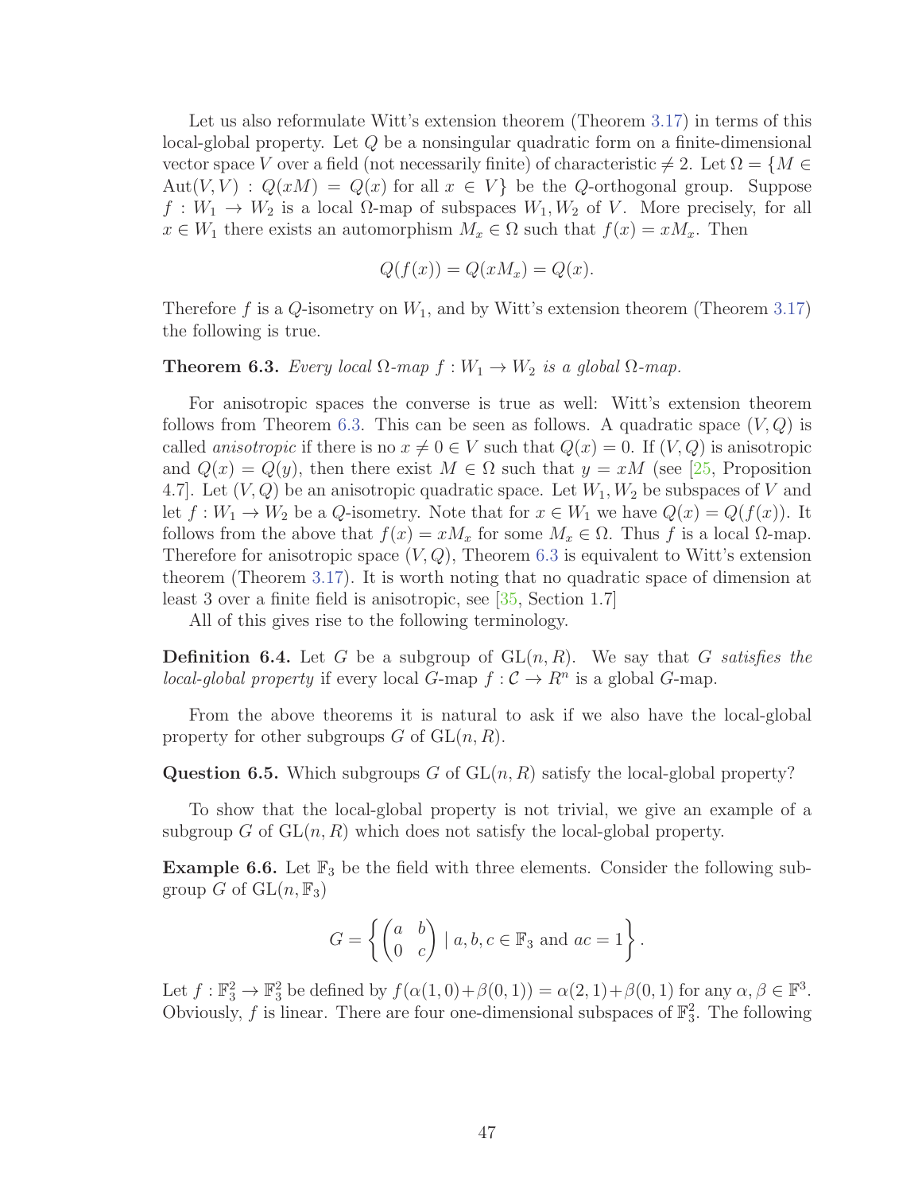Let us also reformulate Witt's extension theorem (Theorem 3.17) in terms of this local-global property. Let $Q$ be a nonsingular quadratic form on a finite-dimensional vector space $V$ over a field (not necessarily finite) of characteristic $\neq 2$. Let $\Omega = \{M \in \mathrm{Aut}(V,V) : Q(xM) = Q(x) \text{ for all } x \in V\}$ be the $Q$-orthogonal group. Suppose $f : W_1 \to W_2$ is a local $\Omega$-map of subspaces $W_1, W_2$ of $V$. More precisely, for all $x \in W_1$ there exists an automorphism $M_x \in \Omega$ such that $f(x) = xM_x$. Then

$$Q(f(x)) = Q(xM_x) = Q(x).$$

Therefore $f$ is a $Q$-isometry on $W_1$, and by Witt's extension theorem (Theorem 3.17) the following is true.

**Theorem 6.3.** *Every local $\Omega$-map $f : W_1 \to W_2$ is a global $\Omega$-map.*

For anisotropic spaces the converse is true as well: Witt's extension theorem follows from Theorem 6.3. This can be seen as follows. A quadratic space $(V,Q)$ is called *anisotropic* if there is no $x \neq 0 \in V$ such that $Q(x) = 0$. If $(V,Q)$ is anisotropic and $Q(x) = Q(y)$, then there exist $M \in \Omega$ such that $y = xM$ (see [25, Proposition 4.7]. Let $(V,Q)$ be an anisotropic quadratic space. Let $W_1, W_2$ be subspaces of $V$ and let $f : W_1 \to W_2$ be a $Q$-isometry. Note that for $x \in W_1$ we have $Q(x) = Q(f(x))$. It follows from the above that $f(x) = xM_x$ for some $M_x \in \Omega$. Thus $f$ is a local $\Omega$-map. Therefore for anisotropic space $(V,Q)$, Theorem 6.3 is equivalent to Witt's extension theorem (Theorem 3.17). It is worth noting that no quadratic space of dimension at least 3 over a finite field is anisotropic, see [35, Section 1.7]

All of this gives rise to the following terminology.

**Definition 6.4.** Let $G$ be a subgroup of $\mathrm{GL}(n,R)$. We say that $G$ *satisfies the local-global property* if every local $G$-map $f : \mathcal{C} \to R^n$ is a global $G$-map.

From the above theorems it is natural to ask if we also have the local-global property for other subgroups $G$ of $\mathrm{GL}(n,R)$.

**Question 6.5.** Which subgroups $G$ of $\mathrm{GL}(n,R)$ satisfy the local-global property?

To show that the local-global property is not trivial, we give an example of a subgroup $G$ of $\mathrm{GL}(n,R)$ which does not satisfy the local-global property.

**Example 6.6.** Let $\mathbb{F}_3$ be the field with three elements. Consider the following subgroup $G$ of $\mathrm{GL}(n,\mathbb{F}_3)$

$$G = \left\{ \begin{pmatrix} a & b \\ 0 & c \end{pmatrix} \mid a,b,c \in \mathbb{F}_3 \text{ and } ac = 1 \right\}.$$

Let $f : \mathbb{F}_3^2 \to \mathbb{F}_3^2$ be defined by $f(\alpha(1,0)+\beta(0,1)) = \alpha(2,1)+\beta(0,1)$ for any $\alpha, \beta \in \mathbb{F}^3$. Obviously, $f$ is linear. There are four one-dimensional subspaces of $\mathbb{F}_3^2$. The following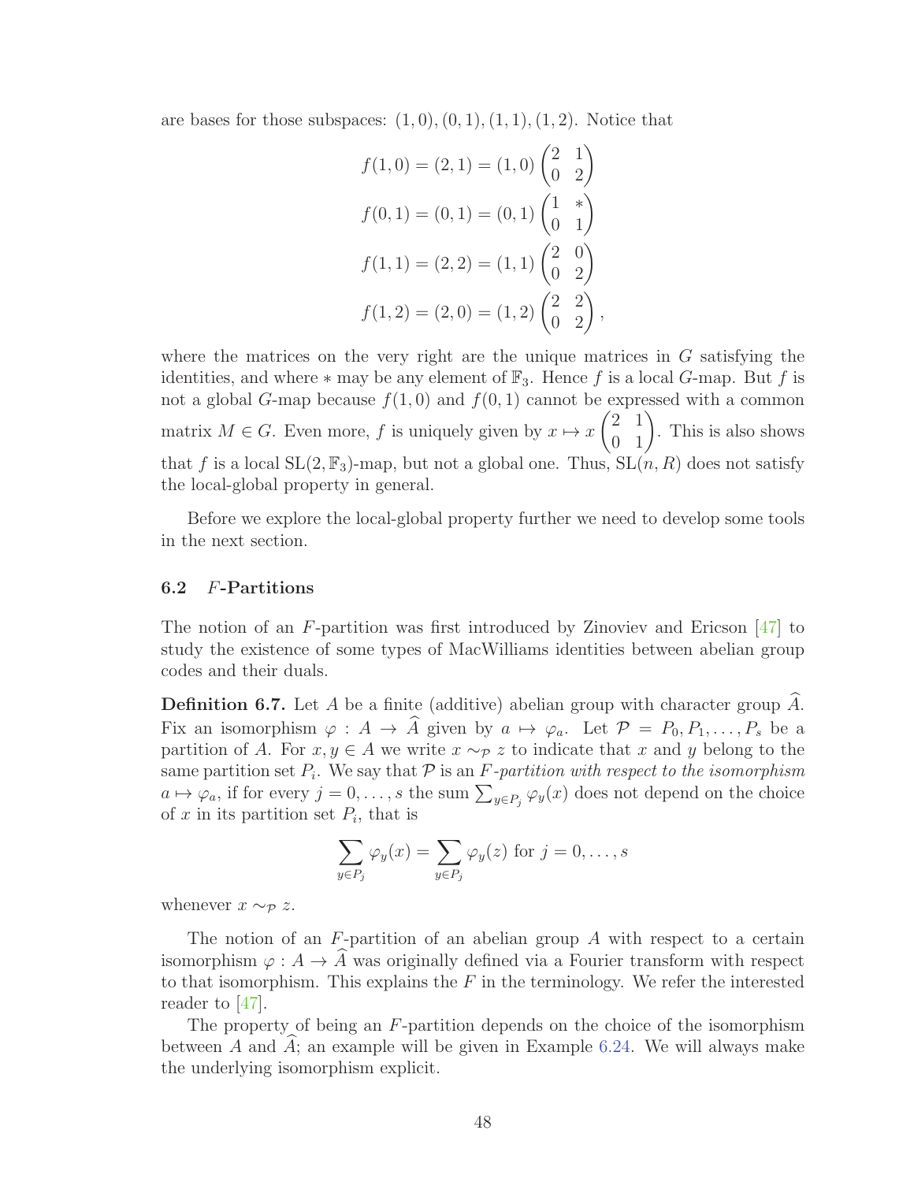are bases for those subspaces: $(1,0), (0,1), (1,1), (1,2)$. Notice that

$$
\begin{aligned}
f(1,0) &= (2,1) = (1,0)\begin{pmatrix} 2 & 1 \\ 0 & 2 \end{pmatrix} \\
f(0,1) &= (0,1) = (0,1)\begin{pmatrix} 1 & * \\ 0 & 1 \end{pmatrix} \\
f(1,1) &= (2,2) = (1,1)\begin{pmatrix} 2 & 0 \\ 0 & 2 \end{pmatrix} \\
f(1,2) &= (2,0) = (1,2)\begin{pmatrix} 2 & 2 \\ 0 & 2 \end{pmatrix},
\end{aligned}
$$

where the matrices on the very right are the unique matrices in $G$ satisfying the identities, and where $*$ may be any element of $\mathbb{F}_3$. Hence $f$ is a local $G$-map. But $f$ is not a global $G$-map because $f(1,0)$ and $f(0,1)$ cannot be expressed with a common matrix $M \in G$. Even more, $f$ is uniquely given by $x \mapsto x\begin{pmatrix} 2 & 1 \\ 0 & 1 \end{pmatrix}$. This is also shows that $f$ is a local $\mathrm{SL}(2, \mathbb{F}_3)$-map, but not a global one. Thus, $\mathrm{SL}(n, R)$ does not satisfy the local-global property in general.

Before we explore the local-global property further we need to develop some tools in the next section.

### 6.2 $F$-Partitions

The notion of an $F$-partition was first introduced by Zinoviev and Ericson [47] to study the existence of some types of MacWilliams identities between abelian group codes and their duals.

**Definition 6.7.** Let $A$ be a finite (additive) abelian group with character group $\widehat{A}$. Fix an isomorphism $\varphi : A \to \widehat{A}$ given by $a \mapsto \varphi_a$. Let $\mathcal{P} = P_0, P_1, \ldots, P_s$ be a partition of $A$. For $x, y \in A$ we write $x \sim_{\mathcal{P}} z$ to indicate that $x$ and $y$ belong to the same partition set $P_i$. We say that $\mathcal{P}$ is an *$F$-partition with respect to the isomorphism* $a \mapsto \varphi_a$, if for every $j = 0, \ldots, s$ the sum $\sum_{y \in P_j} \varphi_y(x)$ does not depend on the choice of $x$ in its partition set $P_i$, that is

$$
\sum_{y \in P_j} \varphi_y(x) = \sum_{y \in P_j} \varphi_y(z) \text{ for } j = 0, \ldots, s
$$

whenever $x \sim_{\mathcal{P}} z$.

The notion of an $F$-partition of an abelian group $A$ with respect to a certain isomorphism $\varphi : A \to \widehat{A}$ was originally defined via a Fourier transform with respect to that isomorphism. This explains the $F$ in the terminology. We refer the interested reader to [47].

The property of being an $F$-partition depends on the choice of the isomorphism between $A$ and $\widehat{A}$; an example will be given in Example 6.24. We will always make the underlying isomorphism explicit.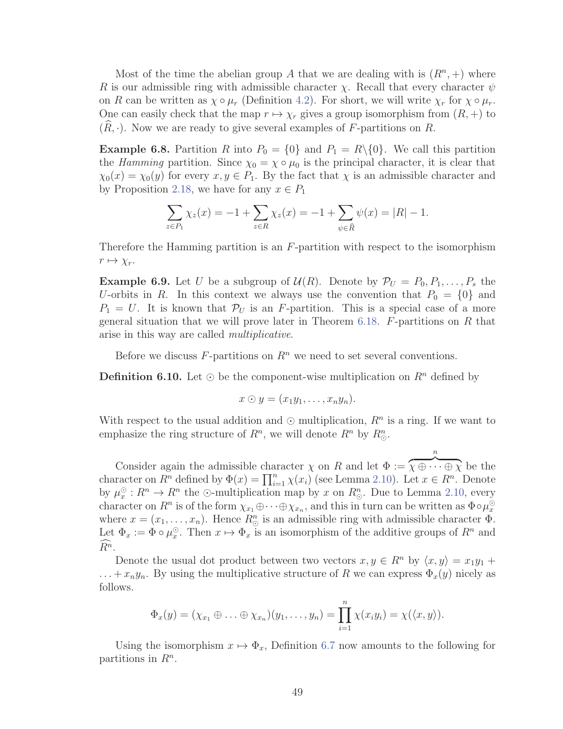Most of the time the abelian group $A$ that we are dealing with is $(R^n, +)$ where $R$ is our admissible ring with admissible character $\chi$. Recall that every character $\psi$ on $R$ can be written as $\chi \circ \mu_r$ (Definition 4.2). For short, we will write $\chi_r$ for $\chi \circ \mu_r$. One can easily check that the map $r \mapsto \chi_r$ gives a group isomorphism from $(R, +)$ to $(\widehat{R}, \cdot)$. Now we are ready to give several examples of $F$-partitions on $R$.

**Example 6.8.** Partition $R$ into $P_0 = \{0\}$ and $P_1 = R \backslash \{0\}$. We call this partition the *Hamming* partition. Since $\chi_0 = \chi \circ \mu_0$ is the principal character, it is clear that $\chi_0(x) = \chi_0(y)$ for every $x, y \in P_1$. By the fact that $\chi$ is an admissible character and by Proposition 2.18, we have for any $x \in P_1$

$$\sum_{z \in P_1} \chi_z(x) = -1 + \sum_{z \in R} \chi_z(x) = -1 + \sum_{\psi \in \widehat{R}} \psi(x) = |R| - 1.$$

Therefore the Hamming partition is an $F$-partition with respect to the isomorphism $r \mapsto \chi_r$.

**Example 6.9.** Let $U$ be a subgroup of $\mathcal{U}(R)$. Denote by $\mathcal{P}_U = P_0, P_1, \ldots, P_s$ the $U$-orbits in $R$. In this context we always use the convention that $P_0 = \{0\}$ and $P_1 = U$. It is known that $\mathcal{P}_U$ is an $F$-partition. This is a special case of a more general situation that we will prove later in Theorem 6.18. $F$-partitions on $R$ that arise in this way are called *multiplicative*.

Before we discuss $F$-partitions on $R^n$ we need to set several conventions.

**Definition 6.10.** Let $\odot$ be the component-wise multiplication on $R^n$ defined by

$$x \odot y = (x_1 y_1, \ldots, x_n y_n).$$

With respect to the usual addition and $\odot$ multiplication, $R^n$ is a ring. If we want to emphasize the ring structure of $R^n$, we will denote $R^n$ by $R^n_\odot$.

Consider again the admissible character $\chi$ on $R$ and let $\Phi := \overbrace{\chi \oplus \cdots \oplus \chi}^{n}$ be the character on $R^n$ defined by $\Phi(x) = \prod_{i=1}^n \chi(x_i)$ (see Lemma 2.10). Let $x \in R^n$. Denote by $\mu^\odot_x : R^n \to R^n$ the $\odot$-multiplication map by $x$ on $R^n_\odot$. Due to Lemma 2.10, every character on $R^n$ is of the form $\chi_{x_1} \oplus \cdots \oplus \chi_{x_n}$, and this in turn can be written as $\Phi \circ \mu^\odot_x$ where $x = (x_1, \ldots, x_n)$. Hence $R^n_\odot$ is an admissible ring with admissible character $\Phi$. Let $\Phi_x := \Phi \circ \mu^\odot_x$. Then $x \mapsto \Phi_x$ is an isomorphism of the additive groups of $R^n$ and $\widehat{R^n}$.

Denote the usual dot product between two vectors $x, y \in R^n$ by $\langle x, y \rangle = x_1 y_1 + \ldots + x_n y_n$. By using the multiplicative structure of $R$ we can express $\Phi_x(y)$ nicely as follows.

$$\Phi_x(y) = (\chi_{x_1} \oplus \ldots \oplus \chi_{x_n})(y_1, \ldots, y_n) = \prod_{i=1}^n \chi(x_i y_i) = \chi(\langle x, y \rangle).$$

Using the isomorphism $x \mapsto \Phi_x$, Definition 6.7 now amounts to the following for partitions in $R^n$.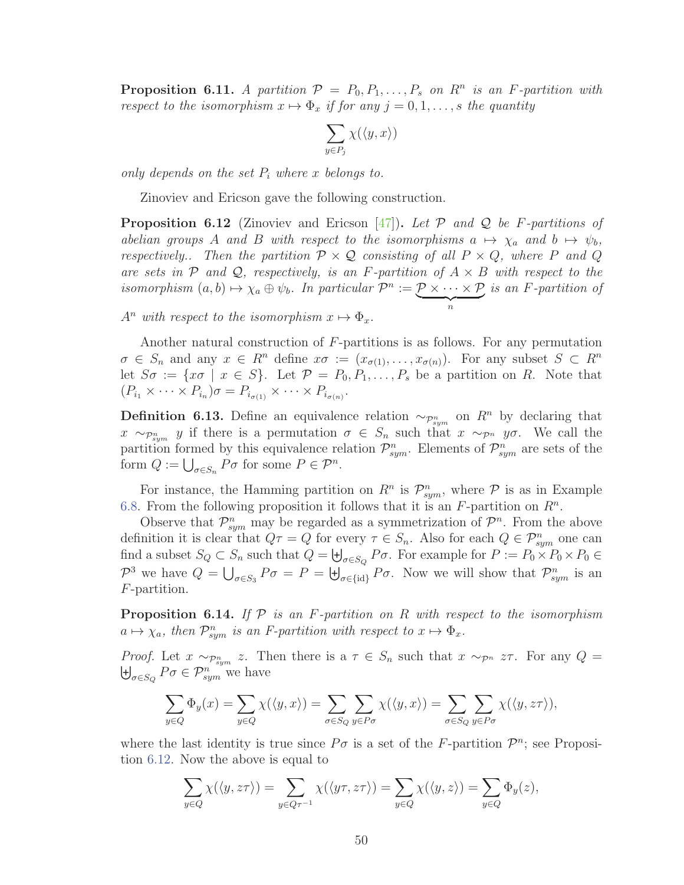**Proposition 6.11.** *A partition $\mathcal{P} = P_0, P_1, \ldots, P_s$ on $R^n$ is an $F$-partition with respect to the isomorphism $x \mapsto \Phi_x$ if for any $j = 0, 1, \ldots, s$ the quantity*

$$\sum_{y \in P_j} \chi(\langle y, x \rangle)$$

*only depends on the set $P_i$ where $x$ belongs to.*

Zinoviev and Ericson gave the following construction.

**Proposition 6.12** (Zinoviev and Ericson [47])**.** *Let $\mathcal{P}$ and $\mathcal{Q}$ be $F$-partitions of abelian groups $A$ and $B$ with respect to the isomorphisms $a \mapsto \chi_a$ and $b \mapsto \psi_b$, respectively.. Then the partition $\mathcal{P} \times \mathcal{Q}$ consisting of all $P \times Q$, where $P$ and $Q$ are sets in $\mathcal{P}$ and $\mathcal{Q}$, respectively, is an $F$-partition of $A \times B$ with respect to the isomorphism $(a, b) \mapsto \chi_a \oplus \psi_b$. In particular $\mathcal{P}^n := \underbrace{\mathcal{P} \times \cdots \times \mathcal{P}}_{n}$ is an $F$-partition of $A^n$ with respect to the isomorphism $x \mapsto \Phi_x$.*

Another natural construction of $F$-partitions is as follows. For any permutation $\sigma \in S_n$ and any $x \in R^n$ define $x\sigma := (x_{\sigma(1)}, \ldots, x_{\sigma(n)})$. For any subset $S \subset R^n$ let $S\sigma := \{x\sigma \mid x \in S\}$. Let $\mathcal{P} = P_0, P_1, \ldots, P_s$ be a partition on $R$. Note that $(P_{i_1} \times \cdots \times P_{i_n})\sigma = P_{i_{\sigma(1)}} \times \cdots \times P_{i_{\sigma(n)}}$.

**Definition 6.13.** Define an equivalence relation $\sim_{\mathcal{P}^n_{sym}}$ on $R^n$ by declaring that $x \sim_{\mathcal{P}^n_{sym}} y$ if there is a permutation $\sigma \in S_n$ such that $x \sim_{\mathcal{P}^n} y\sigma$. We call the partition formed by this equivalence relation $\mathcal{P}^n_{sym}$. Elements of $\mathcal{P}^n_{sym}$ are sets of the form $Q := \bigcup_{\sigma \in S_n} P\sigma$ for some $P \in \mathcal{P}^n$.

For instance, the Hamming partition on $R^n$ is $\mathcal{P}^n_{sym}$, where $\mathcal{P}$ is as in Example 6.8. From the following proposition it follows that it is an $F$-partition on $R^n$.

Observe that $\mathcal{P}^n_{sym}$ may be regarded as a symmetrization of $\mathcal{P}^n$. From the above definition it is clear that $Q\tau = Q$ for every $\tau \in S_n$. Also for each $Q \in \mathcal{P}^n_{sym}$ one can find a subset $S_Q \subset S_n$ such that $Q = \biguplus_{\sigma \in S_Q} P\sigma$. For example for $P := P_0 \times P_0 \times P_0 \in \mathcal{P}^3$ we have $Q = \bigcup_{\sigma \in S_3} P\sigma = P = \biguplus_{\sigma \in \{\mathrm{id}\}} P\sigma$. Now we will show that $\mathcal{P}^n_{sym}$ is an $F$-partition.

**Proposition 6.14.** *If $\mathcal{P}$ is an $F$-partition on $R$ with respect to the isomorphism $a \mapsto \chi_a$, then $\mathcal{P}^n_{sym}$ is an $F$-partition with respect to $x \mapsto \Phi_x$.*

*Proof.* Let $x \sim_{\mathcal{P}^n_{sym}} z$. Then there is a $\tau \in S_n$ such that $x \sim_{\mathcal{P}^n} z\tau$. For any $Q = \biguplus_{\sigma \in S_Q} P\sigma \in \mathcal{P}^n_{sym}$ we have

$$\sum_{y \in Q} \Phi_y(x) = \sum_{y \in Q} \chi(\langle y, x \rangle) = \sum_{\sigma \in S_Q} \sum_{y \in P\sigma} \chi(\langle y, x \rangle) = \sum_{\sigma \in S_Q} \sum_{y \in P\sigma} \chi(\langle y, z\tau \rangle),$$

where the last identity is true since $P\sigma$ is a set of the $F$-partition $\mathcal{P}^n$; see Proposition 6.12. Now the above is equal to

$$\sum_{y \in Q} \chi(\langle y, z\tau \rangle) = \sum_{y \in Q\tau^{-1}} \chi(\langle y\tau, z\tau \rangle) = \sum_{y \in Q} \chi(\langle y, z \rangle) = \sum_{y \in Q} \Phi_y(z),$$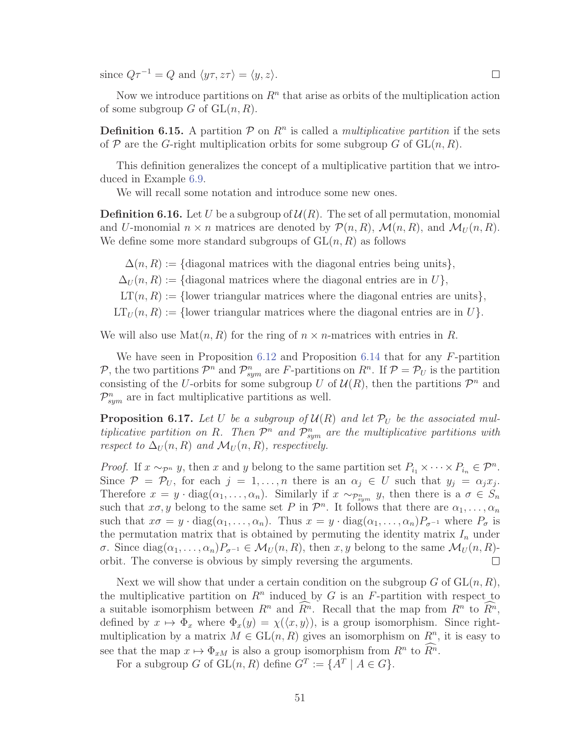since $Q\tau^{-1} = Q$ and $\langle y\tau, z\tau\rangle = \langle y, z\rangle$. ☐

Now we introduce partitions on $R^n$ that arise as orbits of the multiplication action of some subgroup $G$ of $\mathrm{GL}(n, R)$.

**Definition 6.15.** A partition $\mathcal{P}$ on $R^n$ is called a *multiplicative partition* if the sets of $\mathcal{P}$ are the $G$-right multiplication orbits for some subgroup $G$ of $\mathrm{GL}(n, R)$.

This definition generalizes the concept of a multiplicative partition that we introduced in Example 6.9.

We will recall some notation and introduce some new ones.

**Definition 6.16.** Let $U$ be a subgroup of $\mathcal{U}(R)$. The set of all permutation, monomial and $U$-monomial $n \times n$ matrices are denoted by $\mathcal{P}(n, R)$, $\mathcal{M}(n, R)$, and $\mathcal{M}_U(n, R)$. We define some more standard subgroups of $\mathrm{GL}(n, R)$ as follows

$$\begin{aligned}
\Delta(n, R) &:= \{\text{diagonal matrices with the diagonal entries being units}\},\\
\Delta_U(n, R) &:= \{\text{diagonal matrices where the diagonal entries are in } U\},\\
\mathrm{LT}(n, R) &:= \{\text{lower triangular matrices where the diagonal entries are units}\},\\
\mathrm{LT}_U(n, R) &:= \{\text{lower triangular matrices where the diagonal entries are in } U\}.
\end{aligned}$$

We will also use $\mathrm{Mat}(n, R)$ for the ring of $n \times n$-matrices with entries in $R$.

We have seen in Proposition 6.12 and Proposition 6.14 that for any $F$-partition $\mathcal{P}$, the two partitions $\mathcal{P}^n$ and $\mathcal{P}^n_{sym}$ are $F$-partitions on $R^n$. If $\mathcal{P} = \mathcal{P}_U$ is the partition consisting of the $U$-orbits for some subgroup $U$ of $\mathcal{U}(R)$, then the partitions $\mathcal{P}^n$ and $\mathcal{P}^n_{sym}$ are in fact multiplicative partitions as well.

**Proposition 6.17.** *Let $U$ be a subgroup of $\mathcal{U}(R)$ and let $\mathcal{P}_U$ be the associated multiplicative partition on $R$. Then $\mathcal{P}^n$ and $\mathcal{P}^n_{sym}$ are the multiplicative partitions with respect to $\Delta_U(n, R)$ and $\mathcal{M}_U(n, R)$, respectively.*

*Proof.* If $x \sim_{\mathcal{P}^n} y$, then $x$ and $y$ belong to the same partition set $P_{i_1} \times \cdots \times P_{i_n} \in \mathcal{P}^n$. Since $\mathcal{P} = \mathcal{P}_U$, for each $j = 1, \ldots, n$ there is an $\alpha_j \in U$ such that $y_j = \alpha_j x_j$. Therefore $x = y \cdot \mathrm{diag}(\alpha_1, \ldots, \alpha_n)$. Similarly if $x \sim_{\mathcal{P}^n_{sym}} y$, then there is a $\sigma \in S_n$ such that $x\sigma, y$ belong to the same set $P$ in $\mathcal{P}^n$. It follows that there are $\alpha_1, \ldots, \alpha_n$ such that $x\sigma = y \cdot \mathrm{diag}(\alpha_1, \ldots, \alpha_n)$. Thus $x = y \cdot \mathrm{diag}(\alpha_1, \ldots, \alpha_n)P_{\sigma^{-1}}$ where $P_\sigma$ is the permutation matrix that is obtained by permuting the identity matrix $I_n$ under $\sigma$. Since $\mathrm{diag}(\alpha_1, \ldots, \alpha_n)P_{\sigma^{-1}} \in \mathcal{M}_U(n, R)$, then $x, y$ belong to the same $\mathcal{M}_U(n, R)$-orbit. The converse is obvious by simply reversing the arguments. ☐

Next we will show that under a certain condition on the subgroup $G$ of $\mathrm{GL}(n, R)$, the multiplicative partition on $R^n$ induced by $G$ is an $F$-partition with respect to a suitable isomorphism between $R^n$ and $\widehat{R^n}$. Recall that the map from $R^n$ to $\widehat{R^n}$, defined by $x \mapsto \Phi_x$ where $\Phi_x(y) = \chi(\langle x, y\rangle)$, is a group isomorphism. Since right-multiplication by a matrix $M \in \mathrm{GL}(n, R)$ gives an isomorphism on $R^n$, it is easy to see that the map $x \mapsto \Phi_{xM}$ is also a group isomorphism from $R^n$ to $\widehat{R^n}$.

For a subgroup $G$ of $\mathrm{GL}(n, R)$ define $G^T := \{A^T \mid A \in G\}$.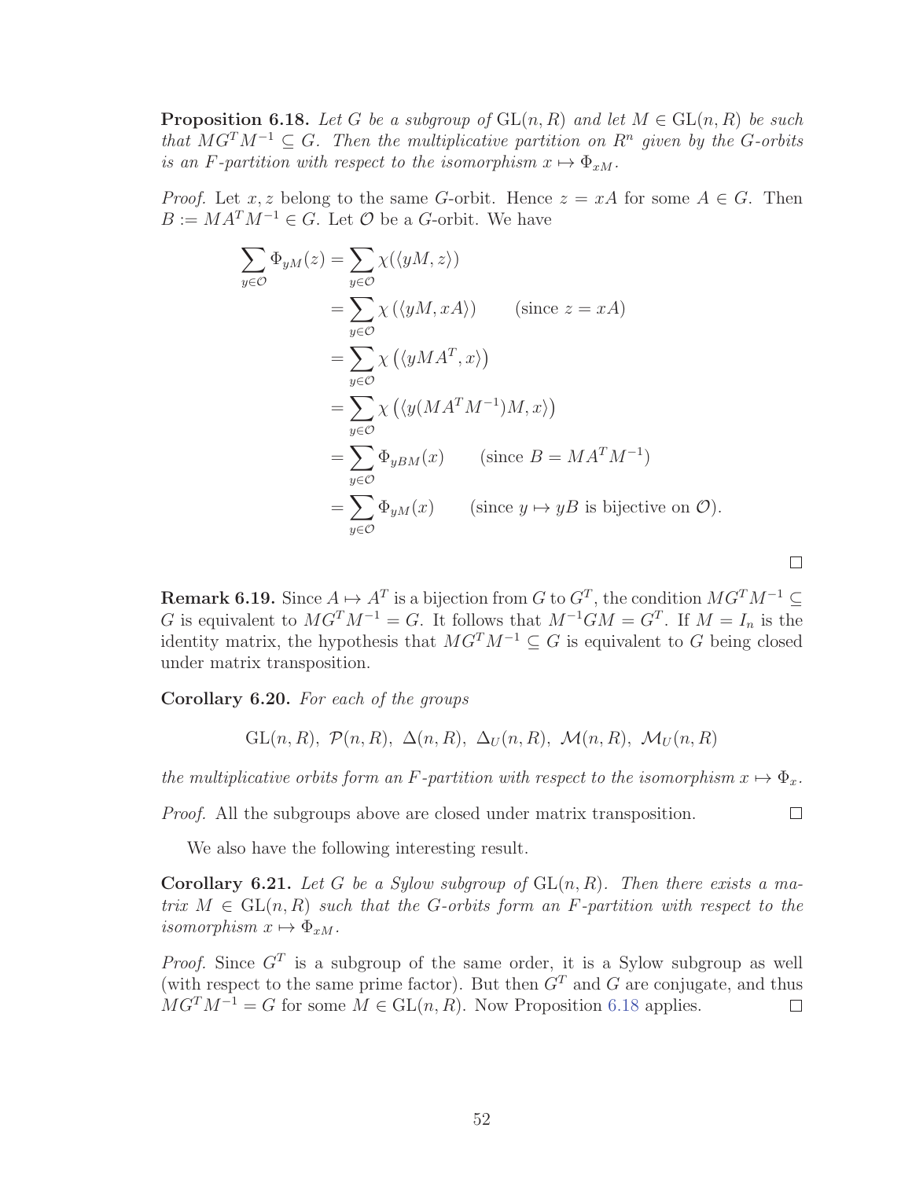**Proposition 6.18.** *Let $G$ be a subgroup of $\mathrm{GL}(n, R)$ and let $M \in \mathrm{GL}(n, R)$ be such that $MG^TM^{-1} \subseteq G$. Then the multiplicative partition on $R^n$ given by the $G$-orbits is an $F$-partition with respect to the isomorphism $x \mapsto \Phi_{xM}$.*

*Proof.* Let $x, z$ belong to the same $G$-orbit. Hence $z = xA$ for some $A \in G$. Then $B := MA^TM^{-1} \in G$. Let $\mathcal{O}$ be a $G$-orbit. We have

$$
\begin{aligned}
\sum_{y \in \mathcal{O}} \Phi_{yM}(z) &= \sum_{y \in \mathcal{O}} \chi(\langle yM, z \rangle) \\
&= \sum_{y \in \mathcal{O}} \chi\left(\langle yM, xA \rangle\right) \qquad (\text{since } z = xA) \\
&= \sum_{y \in \mathcal{O}} \chi\left(\langle yMA^T, x \rangle\right) \\
&= \sum_{y \in \mathcal{O}} \chi\left(\langle y(MA^TM^{-1})M, x \rangle\right) \\
&= \sum_{y \in \mathcal{O}} \Phi_{yBM}(x) \qquad (\text{since } B = MA^TM^{-1}) \\
&= \sum_{y \in \mathcal{O}} \Phi_{yM}(x) \qquad (\text{since } y \mapsto yB \text{ is bijective on } \mathcal{O}).
\end{aligned}
$$

□

**Remark 6.19.** Since $A \mapsto A^T$ is a bijection from $G$ to $G^T$, the condition $MG^TM^{-1} \subseteq G$ is equivalent to $MG^TM^{-1} = G$. It follows that $M^{-1}GM = G^T$. If $M = I_n$ is the identity matrix, the hypothesis that $MG^TM^{-1} \subseteq G$ is equivalent to $G$ being closed under matrix transposition.

**Corollary 6.20.** *For each of the groups*

$$\mathrm{GL}(n, R),\ \mathcal{P}(n, R),\ \Delta(n, R),\ \Delta_U(n, R),\ \mathcal{M}(n, R),\ \mathcal{M}_U(n, R)$$

*the multiplicative orbits form an $F$-partition with respect to the isomorphism $x \mapsto \Phi_x$.*

*Proof.* All the subgroups above are closed under matrix transposition. □

We also have the following interesting result.

**Corollary 6.21.** *Let $G$ be a Sylow subgroup of $\mathrm{GL}(n, R)$. Then there exists a matrix $M \in \mathrm{GL}(n, R)$ such that the $G$-orbits form an $F$-partition with respect to the isomorphism $x \mapsto \Phi_{xM}$.*

*Proof.* Since $G^T$ is a subgroup of the same order, it is a Sylow subgroup as well (with respect to the same prime factor). But then $G^T$ and $G$ are conjugate, and thus $MG^TM^{-1} = G$ for some $M \in \mathrm{GL}(n, R)$. Now Proposition 6.18 applies. □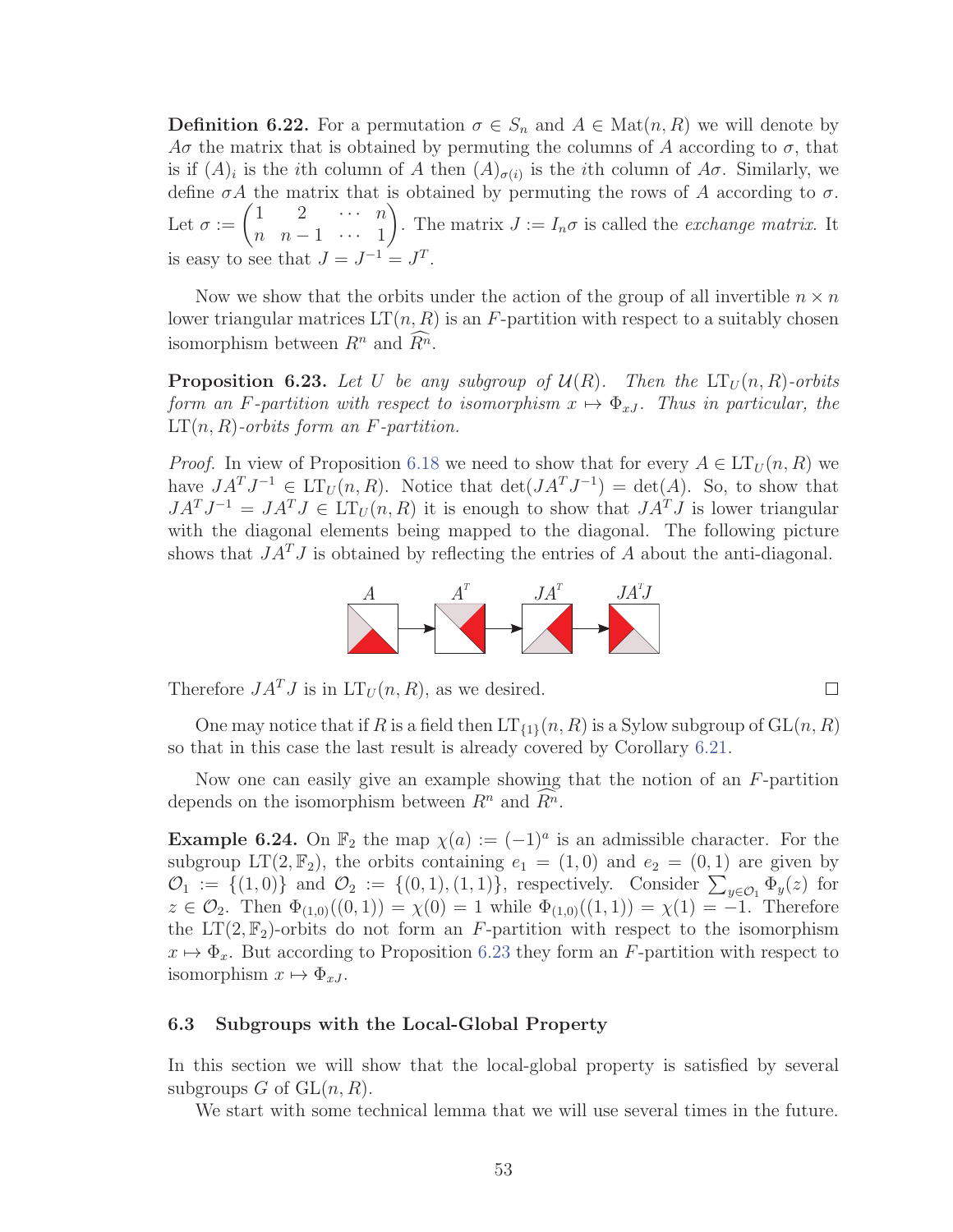**Definition 6.22.** For a permutation $\sigma \in S_n$ and $A \in \mathrm{Mat}(n, R)$ we will denote by $A\sigma$ the matrix that is obtained by permuting the columns of $A$ according to $\sigma$, that is if $(A)_i$ is the $i$th column of $A$ then $(A)_{\sigma(i)}$ is the $i$th column of $A\sigma$. Similarly, we define $\sigma A$ the matrix that is obtained by permuting the rows of $A$ according to $\sigma$. Let $\sigma := \begin{pmatrix} 1 & 2 & \cdots & n \\ n & n-1 & \cdots & 1 \end{pmatrix}$. The matrix $J := I_n \sigma$ is called the *exchange matrix*. It is easy to see that $J = J^{-1} = J^T$.

Now we show that the orbits under the action of the group of all invertible $n \times n$ lower triangular matrices $\mathrm{LT}(n, R)$ is an $F$-partition with respect to a suitably chosen isomorphism between $R^n$ and $\widehat{R^n}$.

**Proposition 6.23.** *Let $U$ be any subgroup of $\mathcal{U}(R)$. Then the $\mathrm{LT}_U(n, R)$-orbits form an $F$-partition with respect to isomorphism $x \mapsto \Phi_{xJ}$. Thus in particular, the $\mathrm{LT}(n, R)$-orbits form an $F$-partition.*

*Proof.* In view of Proposition 6.18 we need to show that for every $A \in \mathrm{LT}_U(n, R)$ we have $JA^TJ^{-1} \in \mathrm{LT}_U(n, R)$. Notice that $\det(JA^TJ^{-1}) = \det(A)$. So, to show that $JA^TJ^{-1} = JA^TJ \in \mathrm{LT}_U(n, R)$ it is enough to show that $JA^TJ$ is lower triangular with the diagonal elements being mapped to the diagonal. The following picture shows that $JA^TJ$ is obtained by reflecting the entries of $A$ about the anti-diagonal.

$A \rightarrow A^T \rightarrow JA^T \rightarrow JA^TJ$

Therefore $JA^TJ$ is in $\mathrm{LT}_U(n, R)$, as we desired. $\square$

One may notice that if $R$ is a field then $\mathrm{LT}_{\{1\}}(n, R)$ is a Sylow subgroup of $\mathrm{GL}(n, R)$ so that in this case the last result is already covered by Corollary 6.21.

Now one can easily give an example showing that the notion of an $F$-partition depends on the isomorphism between $R^n$ and $\widehat{R^n}$.

**Example 6.24.** On $\mathbb{F}_2$ the map $\chi(a) := (-1)^a$ is an admissible character. For the subgroup $\mathrm{LT}(2, \mathbb{F}_2)$, the orbits containing $e_1 = (1, 0)$ and $e_2 = (0, 1)$ are given by $\mathcal{O}_1 := \{(1, 0)\}$ and $\mathcal{O}_2 := \{(0, 1), (1, 1)\}$, respectively. Consider $\sum_{y \in \mathcal{O}_1} \Phi_y(z)$ for $z \in \mathcal{O}_2$. Then $\Phi_{(1,0)}((0, 1)) = \chi(0) = 1$ while $\Phi_{(1,0)}((1, 1)) = \chi(1) = -1$. Therefore the $\mathrm{LT}(2, \mathbb{F}_2)$-orbits do not form an $F$-partition with respect to the isomorphism $x \mapsto \Phi_x$. But according to Proposition 6.23 they form an $F$-partition with respect to isomorphism $x \mapsto \Phi_{xJ}$.

### 6.3 Subgroups with the Local-Global Property

In this section we will show that the local-global property is satisfied by several subgroups $G$ of $\mathrm{GL}(n, R)$.

We start with some technical lemma that we will use several times in the future.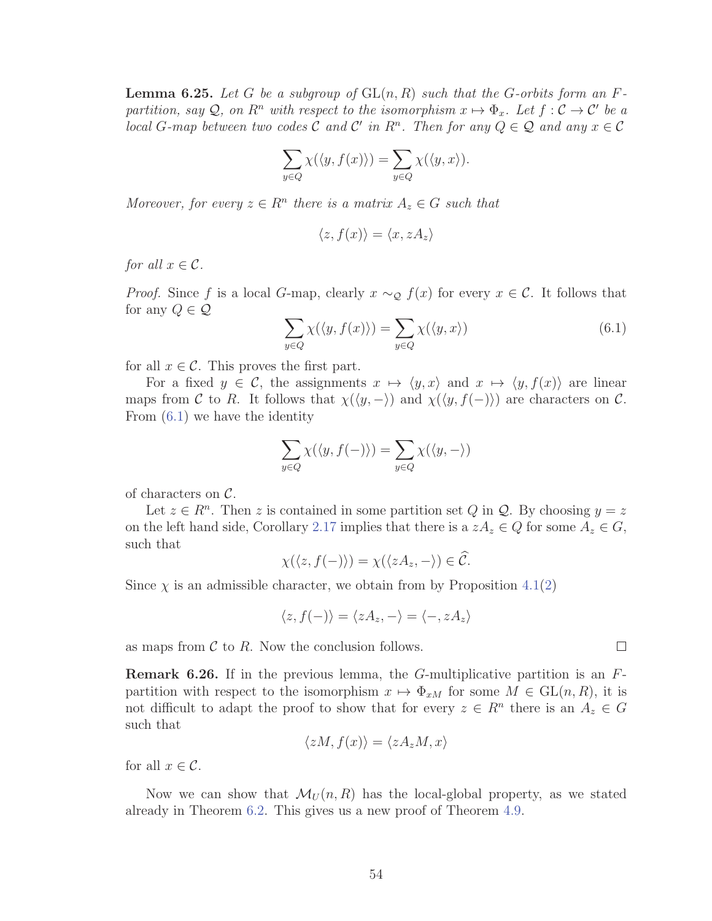**Lemma 6.25.** *Let $G$ be a subgroup of $\mathrm{GL}(n, R)$ such that the $G$-orbits form an $F$-partition, say $\mathcal{Q}$, on $R^n$ with respect to the isomorphism $x \mapsto \Phi_x$. Let $f : \mathcal{C} \to \mathcal{C}'$ be a local $G$-map between two codes $\mathcal{C}$ and $\mathcal{C}'$ in $R^n$. Then for any $Q \in \mathcal{Q}$ and any $x \in \mathcal{C}$*

$$\sum_{y \in Q} \chi(\langle y, f(x) \rangle) = \sum_{y \in Q} \chi(\langle y, x \rangle).$$

*Moreover, for every $z \in R^n$ there is a matrix $A_z \in G$ such that*

$$\langle z, f(x) \rangle = \langle x, zA_z \rangle$$

*for all $x \in \mathcal{C}$.*

*Proof.* Since $f$ is a local $G$-map, clearly $x \sim_{\mathcal{Q}} f(x)$ for every $x \in \mathcal{C}$. It follows that for any $Q \in \mathcal{Q}$

$$\sum_{y \in Q} \chi(\langle y, f(x) \rangle) = \sum_{y \in Q} \chi(\langle y, x \rangle) \tag{6.1}$$

for all $x \in \mathcal{C}$. This proves the first part.

For a fixed $y \in \mathcal{C}$, the assignments $x \mapsto \langle y, x \rangle$ and $x \mapsto \langle y, f(x) \rangle$ are linear maps from $\mathcal{C}$ to $R$. It follows that $\chi(\langle y, - \rangle)$ and $\chi(\langle y, f(-) \rangle)$ are characters on $\mathcal{C}$. From (6.1) we have the identity

$$\sum_{y \in Q} \chi(\langle y, f(-) \rangle) = \sum_{y \in Q} \chi(\langle y, - \rangle)$$

of characters on $\mathcal{C}$.

Let $z \in R^n$. Then $z$ is contained in some partition set $Q$ in $\mathcal{Q}$. By choosing $y = z$ on the left hand side, Corollary 2.17 implies that there is a $zA_z \in Q$ for some $A_z \in G$, such that

$$\chi(\langle z, f(-) \rangle) = \chi(\langle zA_z, - \rangle) \in \widehat{\mathcal{C}}.$$

Since $\chi$ is an admissible character, we obtain from by Proposition 4.1(2)

$$\langle z, f(-) \rangle = \langle zA_z, - \rangle = \langle -, zA_z \rangle$$

as maps from $\mathcal{C}$ to $R$. Now the conclusion follows. $\square$

**Remark 6.26.** If in the previous lemma, the $G$-multiplicative partition is an $F$-partition with respect to the isomorphism $x \mapsto \Phi_{xM}$ for some $M \in \mathrm{GL}(n, R)$, it is not difficult to adapt the proof to show that for every $z \in R^n$ there is an $A_z \in G$ such that

$$\langle zM, f(x) \rangle = \langle zA_z M, x \rangle$$

for all $x \in \mathcal{C}$.

Now we can show that $\mathcal{M}_U(n, R)$ has the local-global property, as we stated already in Theorem 6.2. This gives us a new proof of Theorem 4.9.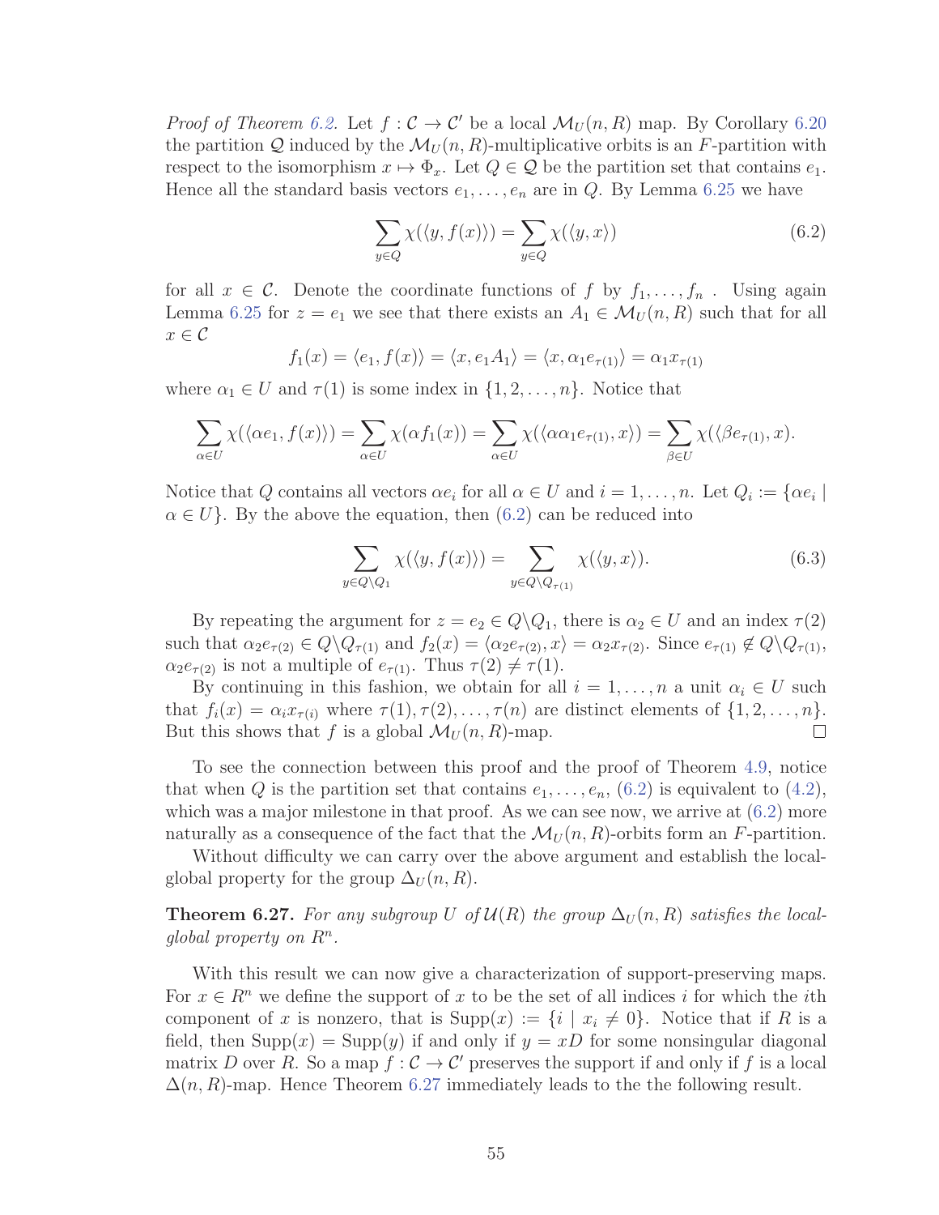*Proof of Theorem 6.2.* Let $f : \mathcal{C} \to \mathcal{C}'$ be a local $\mathcal{M}_U(n, R)$ map. By Corollary 6.20 the partition $\mathcal{Q}$ induced by the $\mathcal{M}_U(n, R)$-multiplicative orbits is an $F$-partition with respect to the isomorphism $x \mapsto \Phi_x$. Let $Q \in \mathcal{Q}$ be the partition set that contains $e_1$. Hence all the standard basis vectors $e_1, \ldots, e_n$ are in $Q$. By Lemma 6.25 we have

$$\sum_{y \in Q} \chi(\langle y, f(x) \rangle) = \sum_{y \in Q} \chi(\langle y, x \rangle) \tag{6.2}$$

for all $x \in \mathcal{C}$. Denote the coordinate functions of $f$ by $f_1, \ldots, f_n$ . Using again Lemma 6.25 for $z = e_1$ we see that there exists an $A_1 \in \mathcal{M}_U(n, R)$ such that for all $x \in \mathcal{C}$

$$f_1(x) = \langle e_1, f(x) \rangle = \langle x, e_1 A_1 \rangle = \langle x, \alpha_1 e_{\tau(1)} \rangle = \alpha_1 x_{\tau(1)}$$

where $\alpha_1 \in U$ and $\tau(1)$ is some index in $\{1, 2, \ldots, n\}$. Notice that

$$\sum_{\alpha \in U} \chi(\langle \alpha e_1, f(x) \rangle) = \sum_{\alpha \in U} \chi(\alpha f_1(x)) = \sum_{\alpha \in U} \chi(\langle \alpha \alpha_1 e_{\tau(1)}, x \rangle) = \sum_{\beta \in U} \chi(\langle \beta e_{\tau(1)}, x).$$

Notice that $Q$ contains all vectors $\alpha e_i$ for all $\alpha \in U$ and $i = 1, \ldots, n$. Let $Q_i := \{\alpha e_i \mid \alpha \in U\}$. By the above the equation, then (6.2) can be reduced into

$$\sum_{y \in Q \setminus Q_1} \chi(\langle y, f(x) \rangle) = \sum_{y \in Q \setminus Q_{\tau(1)}} \chi(\langle y, x \rangle). \tag{6.3}$$

By repeating the argument for $z = e_2 \in Q \setminus Q_1$, there is $\alpha_2 \in U$ and an index $\tau(2)$ such that $\alpha_2 e_{\tau(2)} \in Q \setminus Q_{\tau(1)}$ and $f_2(x) = \langle \alpha_2 e_{\tau(2)}, x \rangle = \alpha_2 x_{\tau(2)}$. Since $e_{\tau(1)} \notin Q \setminus Q_{\tau(1)}$, $\alpha_2 e_{\tau(2)}$ is not a multiple of $e_{\tau(1)}$. Thus $\tau(2) \neq \tau(1)$.

By continuing in this fashion, we obtain for all $i = 1, \ldots, n$ a unit $\alpha_i \in U$ such that $f_i(x) = \alpha_i x_{\tau(i)}$ where $\tau(1), \tau(2), \ldots, \tau(n)$ are distinct elements of $\{1, 2, \ldots, n\}$. But this shows that $f$ is a global $\mathcal{M}_U(n, R)$-map. $\square$

To see the connection between this proof and the proof of Theorem 4.9, notice that when $Q$ is the partition set that contains $e_1, \ldots, e_n$, (6.2) is equivalent to (4.2), which was a major milestone in that proof. As we can see now, we arrive at (6.2) more naturally as a consequence of the fact that the $\mathcal{M}_U(n, R)$-orbits form an $F$-partition.

Without difficulty we can carry over the above argument and establish the local-global property for the group $\Delta_U(n, R)$.

**Theorem 6.27.** *For any subgroup $U$ of $\mathcal{U}(R)$ the group $\Delta_U(n, R)$ satisfies the local-global property on $R^n$.*

With this result we can now give a characterization of support-preserving maps. For $x \in R^n$ we define the support of $x$ to be the set of all indices $i$ for which the $i$th component of $x$ is nonzero, that is $\text{Supp}(x) := \{i \mid x_i \neq 0\}$. Notice that if $R$ is a field, then $\text{Supp}(x) = \text{Supp}(y)$ if and only if $y = xD$ for some nonsingular diagonal matrix $D$ over $R$. So a map $f : \mathcal{C} \to \mathcal{C}'$ preserves the support if and only if $f$ is a local $\Delta(n, R)$-map. Hence Theorem 6.27 immediately leads to the the following result.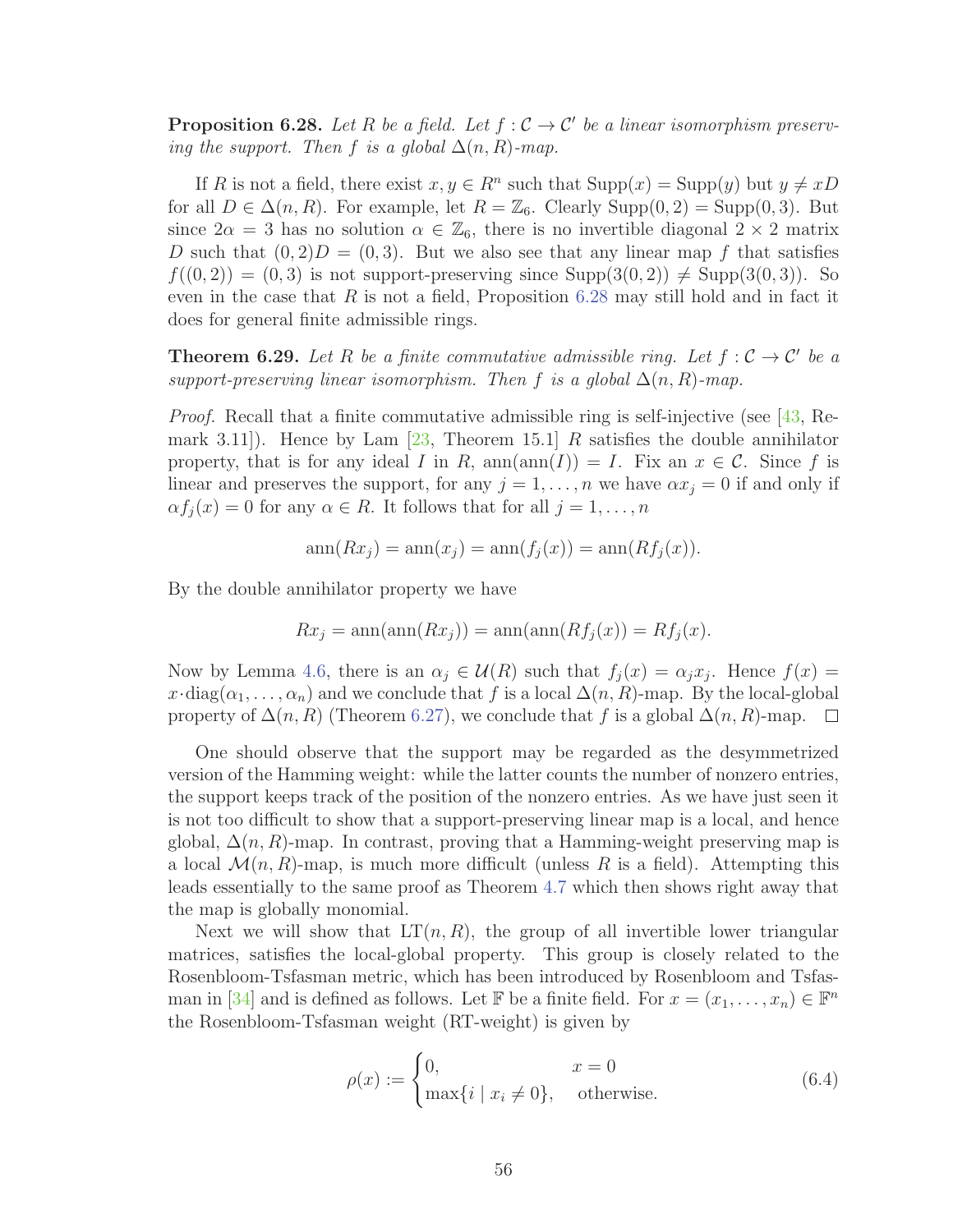**Proposition 6.28.** *Let $R$ be a field. Let $f : \mathcal{C} \to \mathcal{C}'$ be a linear isomorphism preserving the support. Then $f$ is a global $\Delta(n, R)$-map.*

If $R$ is not a field, there exist $x, y \in R^n$ such that $\text{Supp}(x) = \text{Supp}(y)$ but $y \neq xD$ for all $D \in \Delta(n, R)$. For example, let $R = \mathbb{Z}_6$. Clearly $\text{Supp}(0, 2) = \text{Supp}(0, 3)$. But since $2\alpha = 3$ has no solution $\alpha \in \mathbb{Z}_6$, there is no invertible diagonal $2 \times 2$ matrix $D$ such that $(0, 2)D = (0, 3)$. But we also see that any linear map $f$ that satisfies $f((0, 2)) = (0, 3)$ is not support-preserving since $\text{Supp}(3(0, 2)) \neq \text{Supp}(3(0, 3))$. So even in the case that $R$ is not a field, Proposition 6.28 may still hold and in fact it does for general finite admissible rings.

**Theorem 6.29.** *Let $R$ be a finite commutative admissible ring. Let $f : \mathcal{C} \to \mathcal{C}'$ be a support-preserving linear isomorphism. Then $f$ is a global $\Delta(n, R)$-map.*

*Proof.* Recall that a finite commutative admissible ring is self-injective (see [43, Remark 3.11]). Hence by Lam [23, Theorem 15.1] $R$ satisfies the double annihilator property, that is for any ideal $I$ in $R$, $\text{ann}(\text{ann}(I)) = I$. Fix an $x \in \mathcal{C}$. Since $f$ is linear and preserves the support, for any $j = 1, \ldots, n$ we have $\alpha x_j = 0$ if and only if $\alpha f_j(x) = 0$ for any $\alpha \in R$. It follows that for all $j = 1, \ldots, n$

$$\text{ann}(Rx_j) = \text{ann}(x_j) = \text{ann}(f_j(x)) = \text{ann}(Rf_j(x)).$$

By the double annihilator property we have

$$Rx_j = \text{ann}(\text{ann}(Rx_j)) = \text{ann}(\text{ann}(Rf_j(x)) = Rf_j(x).$$

Now by Lemma 4.6, there is an $\alpha_j \in \mathcal{U}(R)$ such that $f_j(x) = \alpha_j x_j$. Hence $f(x) = x \cdot \text{diag}(\alpha_1, \ldots, \alpha_n)$ and we conclude that $f$ is a local $\Delta(n, R)$-map. By the local-global property of $\Delta(n, R)$ (Theorem 6.27), we conclude that $f$ is a global $\Delta(n, R)$-map. $\square$

One should observe that the support may be regarded as the desymmetrized version of the Hamming weight: while the latter counts the number of nonzero entries, the support keeps track of the position of the nonzero entries. As we have just seen it is not too difficult to show that a support-preserving linear map is a local, and hence global, $\Delta(n, R)$-map. In contrast, proving that a Hamming-weight preserving map is a local $\mathcal{M}(n, R)$-map, is much more difficult (unless $R$ is a field). Attempting this leads essentially to the same proof as Theorem 4.7 which then shows right away that the map is globally monomial.

Next we will show that $\text{LT}(n, R)$, the group of all invertible lower triangular matrices, satisfies the local-global property. This group is closely related to the Rosenbloom-Tsfasman metric, which has been introduced by Rosenbloom and Tsfasman in [34] and is defined as follows. Let $\mathbb{F}$ be a finite field. For $x = (x_1, \ldots, x_n) \in \mathbb{F}^n$ the Rosenbloom-Tsfasman weight (RT-weight) is given by

$$\rho(x) := \begin{cases} 0, & x = 0 \\ \max\{i \mid x_i \neq 0\}, & \text{otherwise.} \end{cases} \tag{6.4}$$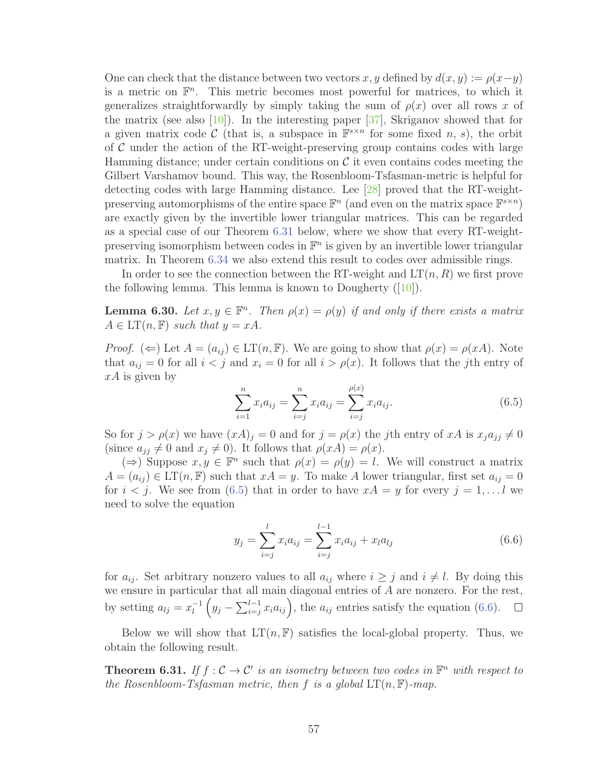One can check that the distance between two vectors $x, y$ defined by $d(x, y) := \rho(x-y)$ is a metric on $\mathbb{F}^n$. This metric becomes most powerful for matrices, to which it generalizes straightforwardly by simply taking the sum of $\rho(x)$ over all rows $x$ of the matrix (see also [10]). In the interesting paper [37], Skriganov showed that for a given matrix code $\mathcal{C}$ (that is, a subspace in $\mathbb{F}^{s\times n}$ for some fixed $n$, $s$), the orbit of $\mathcal{C}$ under the action of the RT-weight-preserving group contains codes with large Hamming distance; under certain conditions on $\mathcal{C}$ it even contains codes meeting the Gilbert Varshamov bound. This way, the Rosenbloom-Tsfasman-metric is helpful for detecting codes with large Hamming distance. Lee [28] proved that the RT-weight-preserving automorphisms of the entire space $\mathbb{F}^n$ (and even on the matrix space $\mathbb{F}^{s\times n}$) are exactly given by the invertible lower triangular matrices. This can be regarded as a special case of our Theorem 6.31 below, where we show that every RT-weight-preserving isomorphism between codes in $\mathbb{F}^n$ is given by an invertible lower triangular matrix. In Theorem 6.34 we also extend this result to codes over admissible rings.

In order to see the connection between the RT-weight and $\mathrm{LT}(n, R)$ we first prove the following lemma. This lemma is known to Dougherty ([10]).

**Lemma 6.30.** *Let $x, y \in \mathbb{F}^n$. Then $\rho(x) = \rho(y)$ if and only if there exists a matrix $A \in \mathrm{LT}(n, \mathbb{F})$ such that $y = xA$.*

*Proof.* ($\Leftarrow$) Let $A = (a_{ij}) \in \mathrm{LT}(n, \mathbb{F})$. We are going to show that $\rho(x) = \rho(xA)$. Note that $a_{ij} = 0$ for all $i < j$ and $x_i = 0$ for all $i > \rho(x)$. It follows that the $j$th entry of $xA$ is given by

$$\sum_{i=1}^{n} x_i a_{ij} = \sum_{i=j}^{n} x_i a_{ij} = \sum_{i=j}^{\rho(x)} x_i a_{ij}. \tag{6.5}$$

So for $j > \rho(x)$ we have $(xA)_j = 0$ and for $j = \rho(x)$ the $j$th entry of $xA$ is $x_j a_{jj} \neq 0$ (since $a_{jj} \neq 0$ and $x_j \neq 0$). It follows that $\rho(xA) = \rho(x)$.

($\Rightarrow$) Suppose $x, y \in \mathbb{F}^n$ such that $\rho(x) = \rho(y) = l$. We will construct a matrix $A = (a_{ij}) \in \mathrm{LT}(n, \mathbb{F})$ such that $xA = y$. To make $A$ lower triangular, first set $a_{ij} = 0$ for $i < j$. We see from (6.5) that in order to have $xA = y$ for every $j = 1, \ldots l$ we need to solve the equation

$$y_j = \sum_{i=j}^{l} x_i a_{ij} = \sum_{i=j}^{l-1} x_i a_{ij} + x_l a_{lj} \tag{6.6}$$

for $a_{ij}$. Set arbitrary nonzero values to all $a_{ij}$ where $i \geq j$ and $i \neq l$. By doing this we ensure in particular that all main diagonal entries of $A$ are nonzero. For the rest, by setting $a_{lj} = x_l^{-1}\left(y_j - \sum_{i=j}^{l-1} x_i a_{ij}\right)$, the $a_{ij}$ entries satisfy the equation (6.6). $\square$

Below we will show that $\mathrm{LT}(n, \mathbb{F})$ satisfies the local-global property. Thus, we obtain the following result.

**Theorem 6.31.** *If $f : \mathcal{C} \to \mathcal{C}'$ is an isometry between two codes in $\mathbb{F}^n$ with respect to the Rosenbloom-Tsfasman metric, then $f$ is a global $\mathrm{LT}(n, \mathbb{F})$-map.*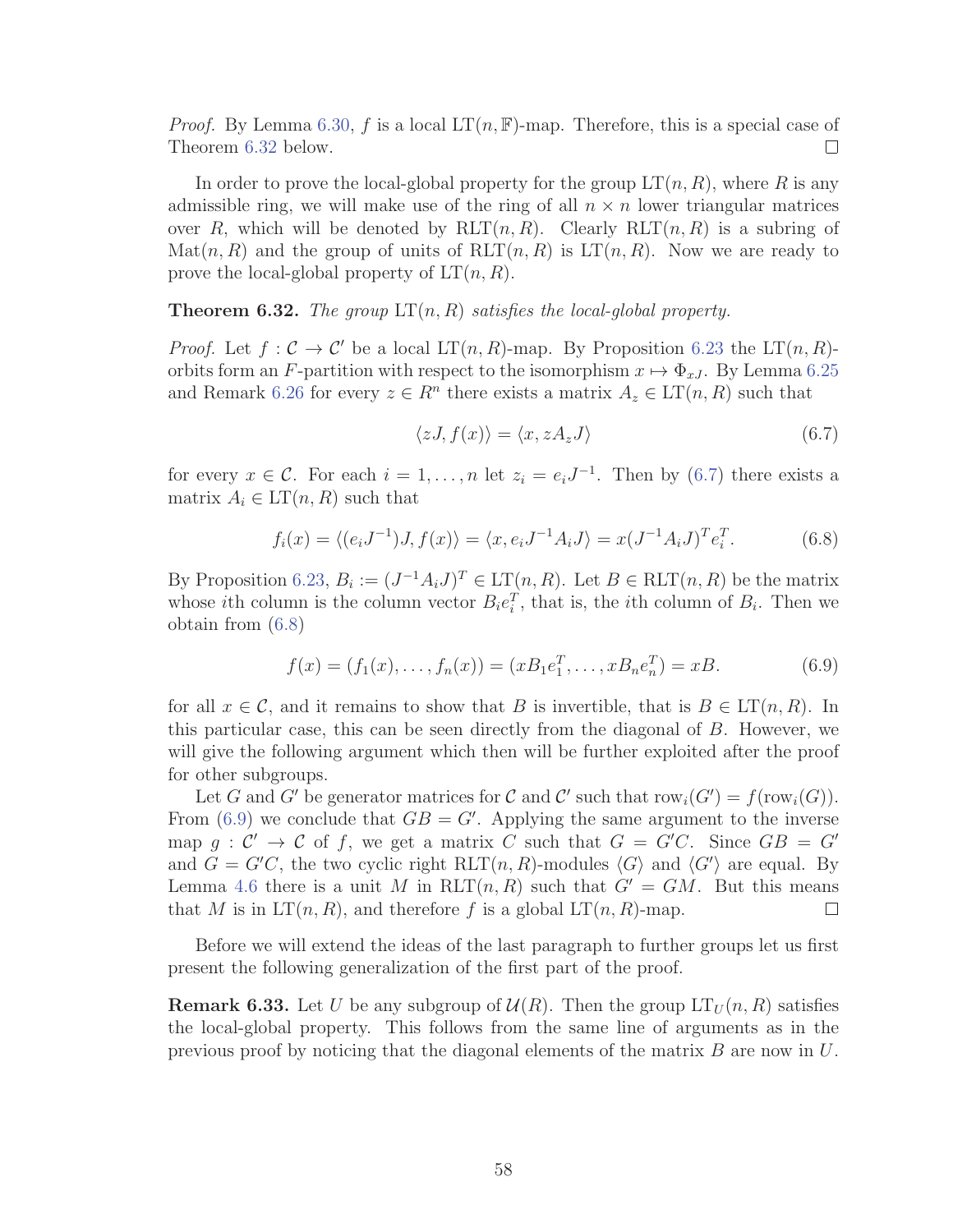*Proof.* By Lemma 6.30, $f$ is a local $\mathrm{LT}(n, \mathbb{F})$-map. Therefore, this is a special case of Theorem 6.32 below. □

In order to prove the local-global property for the group $\mathrm{LT}(n, R)$, where $R$ is any admissible ring, we will make use of the ring of all $n \times n$ lower triangular matrices over $R$, which will be denoted by $\mathrm{RLT}(n, R)$. Clearly $\mathrm{RLT}(n, R)$ is a subring of $\mathrm{Mat}(n, R)$ and the group of units of $\mathrm{RLT}(n, R)$ is $\mathrm{LT}(n, R)$. Now we are ready to prove the local-global property of $\mathrm{LT}(n, R)$.

**Theorem 6.32.** *The group* $\mathrm{LT}(n, R)$ *satisfies the local-global property.*

*Proof.* Let $f : \mathcal{C} \to \mathcal{C}'$ be a local $\mathrm{LT}(n, R)$-map. By Proposition 6.23 the $\mathrm{LT}(n, R)$-orbits form an $F$-partition with respect to the isomorphism $x \mapsto \Phi_{xJ}$. By Lemma 6.25 and Remark 6.26 for every $z \in R^n$ there exists a matrix $A_z \in \mathrm{LT}(n, R)$ such that

$$\langle zJ, f(x)\rangle = \langle x, zA_zJ\rangle \tag{6.7}$$

for every $x \in \mathcal{C}$. For each $i = 1, \ldots, n$ let $z_i = e_iJ^{-1}$. Then by (6.7) there exists a matrix $A_i \in \mathrm{LT}(n, R)$ such that

$$f_i(x) = \langle (e_iJ^{-1})J, f(x)\rangle = \langle x, e_iJ^{-1}A_iJ\rangle = x(J^{-1}A_iJ)^Te_i^T. \tag{6.8}$$

By Proposition 6.23, $B_i := (J^{-1}A_iJ)^T \in \mathrm{LT}(n, R)$. Let $B \in \mathrm{RLT}(n, R)$ be the matrix whose $i$th column is the column vector $B_ie_i^T$, that is, the $i$th column of $B_i$. Then we obtain from (6.8)

$$f(x) = (f_1(x), \ldots, f_n(x)) = (xB_1e_1^T, \ldots, xB_ne_n^T) = xB. \tag{6.9}$$

for all $x \in \mathcal{C}$, and it remains to show that $B$ is invertible, that is $B \in \mathrm{LT}(n, R)$. In this particular case, this can be seen directly from the diagonal of $B$. However, we will give the following argument which then will be further exploited after the proof for other subgroups.

Let $G$ and $G'$ be generator matrices for $\mathcal{C}$ and $\mathcal{C}'$ such that $\mathrm{row}_i(G') = f(\mathrm{row}_i(G))$. From (6.9) we conclude that $GB = G'$. Applying the same argument to the inverse map $g : \mathcal{C}' \to \mathcal{C}$ of $f$, we get a matrix $C$ such that $G = G'C$. Since $GB = G'$ and $G = G'C$, the two cyclic right $\mathrm{RLT}(n, R)$-modules $\langle G\rangle$ and $\langle G'\rangle$ are equal. By Lemma 4.6 there is a unit $M$ in $\mathrm{RLT}(n, R)$ such that $G' = GM$. But this means that $M$ is in $\mathrm{LT}(n, R)$, and therefore $f$ is a global $\mathrm{LT}(n, R)$-map. □

Before we will extend the ideas of the last paragraph to further groups let us first present the following generalization of the first part of the proof.

**Remark 6.33.** Let $U$ be any subgroup of $\mathcal{U}(R)$. Then the group $\mathrm{LT}_U(n, R)$ satisfies the local-global property. This follows from the same line of arguments as in the previous proof by noticing that the diagonal elements of the matrix $B$ are now in $U$.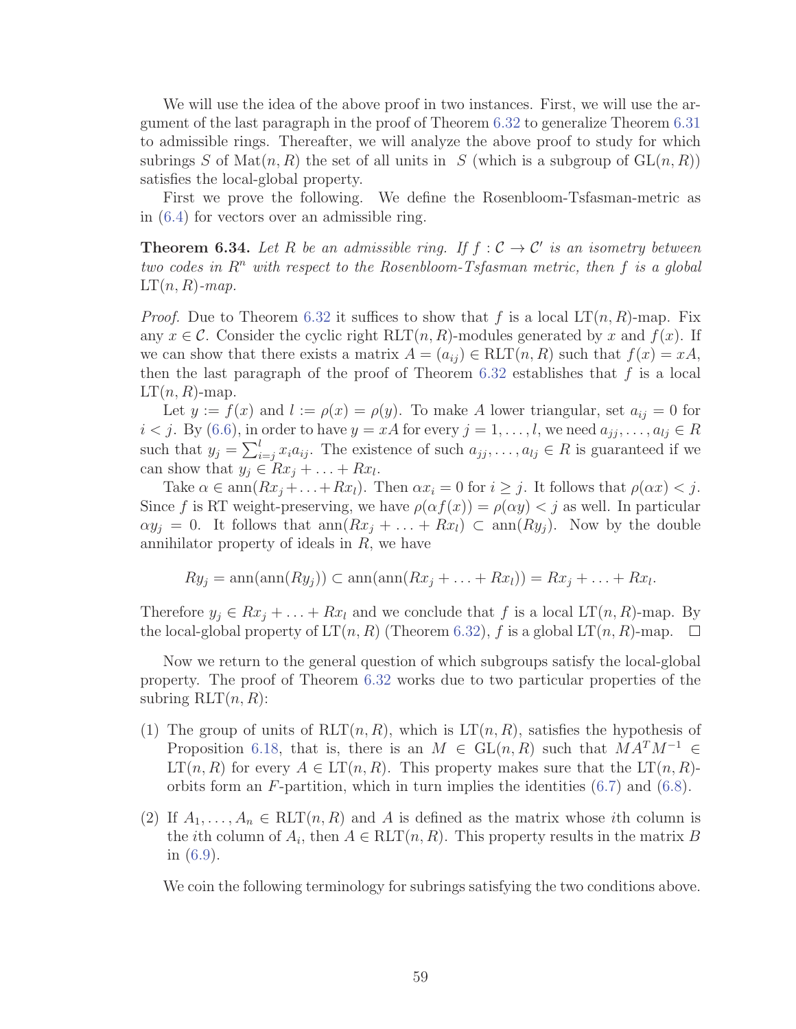We will use the idea of the above proof in two instances. First, we will use the argument of the last paragraph in the proof of Theorem 6.32 to generalize Theorem 6.31 to admissible rings. Thereafter, we will analyze the above proof to study for which subrings $S$ of $\mathrm{Mat}(n, R)$ the set of all units in $S$ (which is a subgroup of $\mathrm{GL}(n, R)$) satisfies the local-global property.

First we prove the following. We define the Rosenbloom-Tsfasman-metric as in (6.4) for vectors over an admissible ring.

**Theorem 6.34.** *Let $R$ be an admissible ring. If $f : \mathcal{C} \to \mathcal{C}'$ is an isometry between two codes in $R^n$ with respect to the Rosenbloom-Tsfasman metric, then $f$ is a global $\mathrm{LT}(n, R)$-map.*

*Proof.* Due to Theorem 6.32 it suffices to show that $f$ is a local $\mathrm{LT}(n, R)$-map. Fix any $x \in \mathcal{C}$. Consider the cyclic right $\mathrm{RLT}(n, R)$-modules generated by $x$ and $f(x)$. If we can show that there exists a matrix $A = (a_{ij}) \in \mathrm{RLT}(n, R)$ such that $f(x) = xA$, then the last paragraph of the proof of Theorem 6.32 establishes that $f$ is a local $\mathrm{LT}(n, R)$-map.

Let $y := f(x)$ and $l := \rho(x) = \rho(y)$. To make $A$ lower triangular, set $a_{ij} = 0$ for $i < j$. By (6.6), in order to have $y = xA$ for every $j = 1, \ldots, l$, we need $a_{jj}, \ldots, a_{lj} \in R$ such that $y_j = \sum_{i=j}^{l} x_i a_{ij}$. The existence of such $a_{jj}, \ldots, a_{lj} \in R$ is guaranteed if we can show that $y_j \in Rx_j + \ldots + Rx_l$.

Take $\alpha \in \mathrm{ann}(Rx_j + \ldots + Rx_l)$. Then $\alpha x_i = 0$ for $i \geq j$. It follows that $\rho(\alpha x) < j$. Since $f$ is RT weight-preserving, we have $\rho(\alpha f(x)) = \rho(\alpha y) < j$ as well. In particular $\alpha y_j = 0$. It follows that $\mathrm{ann}(Rx_j + \ldots + Rx_l) \subset \mathrm{ann}(Ry_j)$. Now by the double annihilator property of ideals in $R$, we have

$$Ry_j = \mathrm{ann}(\mathrm{ann}(Ry_j)) \subset \mathrm{ann}(\mathrm{ann}(Rx_j + \ldots + Rx_l)) = Rx_j + \ldots + Rx_l.$$

Therefore $y_j \in Rx_j + \ldots + Rx_l$ and we conclude that $f$ is a local $\mathrm{LT}(n, R)$-map. By the local-global property of $\mathrm{LT}(n, R)$ (Theorem 6.32), $f$ is a global $\mathrm{LT}(n, R)$-map. $\square$

Now we return to the general question of which subgroups satisfy the local-global property. The proof of Theorem 6.32 works due to two particular properties of the subring $\mathrm{RLT}(n, R)$:

(1) The group of units of $\mathrm{RLT}(n, R)$, which is $\mathrm{LT}(n, R)$, satisfies the hypothesis of Proposition 6.18, that is, there is an $M \in \mathrm{GL}(n, R)$ such that $MA^TM^{-1} \in \mathrm{LT}(n, R)$ for every $A \in \mathrm{LT}(n, R)$. This property makes sure that the $\mathrm{LT}(n, R)$-orbits form an $F$-partition, which in turn implies the identities (6.7) and (6.8).

(2) If $A_1, \ldots, A_n \in \mathrm{RLT}(n, R)$ and $A$ is defined as the matrix whose $i$th column is the $i$th column of $A_i$, then $A \in \mathrm{RLT}(n, R)$. This property results in the matrix $B$ in (6.9).

We coin the following terminology for subrings satisfying the two conditions above.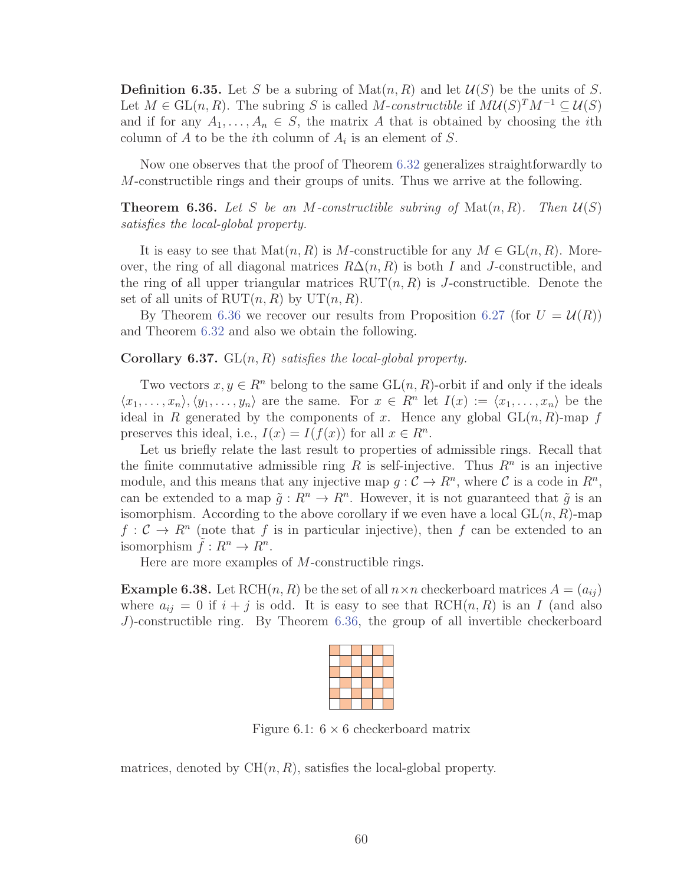**Definition 6.35.** Let $S$ be a subring of $\mathrm{Mat}(n, R)$ and let $\mathcal{U}(S)$ be the units of $S$. Let $M \in \mathrm{GL}(n, R)$. The subring $S$ is called *$M$-constructible* if $M\mathcal{U}(S)^T M^{-1} \subseteq \mathcal{U}(S)$ and if for any $A_1, \ldots, A_n \in S$, the matrix $A$ that is obtained by choosing the $i$th column of $A$ to be the $i$th column of $A_i$ is an element of $S$.

Now one observes that the proof of Theorem 6.32 generalizes straightforwardly to $M$-constructible rings and their groups of units. Thus we arrive at the following.

**Theorem 6.36.** *Let $S$ be an $M$-constructible subring of $\mathrm{Mat}(n, R)$. Then $\mathcal{U}(S)$ satisfies the local-global property.*

It is easy to see that $\mathrm{Mat}(n, R)$ is $M$-constructible for any $M \in \mathrm{GL}(n, R)$. Moreover, the ring of all diagonal matrices $R\Delta(n, R)$ is both $I$ and $J$-constructible, and the ring of all upper triangular matrices $\mathrm{RUT}(n, R)$ is $J$-constructible. Denote the set of all units of $\mathrm{RUT}(n, R)$ by $\mathrm{UT}(n, R)$.

By Theorem 6.36 we recover our results from Proposition 6.27 (for $U = \mathcal{U}(R)$) and Theorem 6.32 and also we obtain the following.

**Corollary 6.37.** *$\mathrm{GL}(n, R)$ satisfies the local-global property.*

Two vectors $x, y \in R^n$ belong to the same $\mathrm{GL}(n, R)$-orbit if and only if the ideals $\langle x_1, \ldots, x_n \rangle, \langle y_1, \ldots, y_n \rangle$ are the same. For $x \in R^n$ let $I(x) := \langle x_1, \ldots, x_n \rangle$ be the ideal in $R$ generated by the components of $x$. Hence any global $\mathrm{GL}(n, R)$-map $f$ preserves this ideal, i.e., $I(x) = I(f(x))$ for all $x \in R^n$.

Let us briefly relate the last result to properties of admissible rings. Recall that the finite commutative admissible ring $R$ is self-injective. Thus $R^n$ is an injective module, and this means that any injective map $g : \mathcal{C} \to R^n$, where $\mathcal{C}$ is a code in $R^n$, can be extended to a map $\tilde{g} : R^n \to R^n$. However, it is not guaranteed that $\tilde{g}$ is an isomorphism. According to the above corollary if we even have a local $\mathrm{GL}(n, R)$-map $f : \mathcal{C} \to R^n$ (note that $f$ is in particular injective), then $f$ can be extended to an isomorphism $\tilde{f} : R^n \to R^n$.

Here are more examples of $M$-constructible rings.

**Example 6.38.** Let $\mathrm{RCH}(n, R)$ be the set of all $n \times n$ checkerboard matrices $A = (a_{ij})$ where $a_{ij} = 0$ if $i + j$ is odd. It is easy to see that $\mathrm{RCH}(n, R)$ is an $I$ (and also $J$)-constructible ring. By Theorem 6.36, the group of all invertible checkerboard matrices, denoted by $\mathrm{CH}(n, R)$, satisfies the local-global property.

Figure 6.1: $6 \times 6$ checkerboard matrix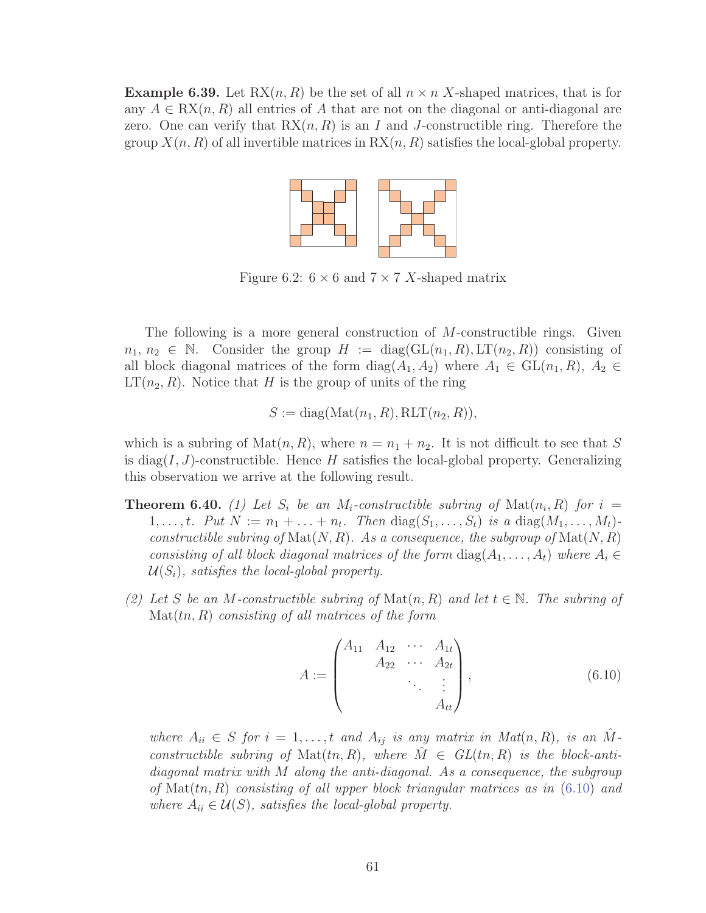**Example 6.39.** Let $\mathrm{RX}(n, R)$ be the set of all $n \times n$ $X$-shaped matrices, that is for any $A \in \mathrm{RX}(n, R)$ all entries of $A$ that are not on the diagonal or anti-diagonal are zero. One can verify that $\mathrm{RX}(n, R)$ is an $I$ and $J$-constructible ring. Therefore the group $X(n, R)$ of all invertible matrices in $\mathrm{RX}(n, R)$ satisfies the local-global property.

Figure 6.2: $6 \times 6$ and $7 \times 7$ $X$-shaped matrix

The following is a more general construction of $M$-constructible rings. Given $n_1, n_2 \in \mathbb{N}$. Consider the group $H := \mathrm{diag}(\mathrm{GL}(n_1, R), \mathrm{LT}(n_2, R))$ consisting of all block diagonal matrices of the form $\mathrm{diag}(A_1, A_2)$ where $A_1 \in \mathrm{GL}(n_1, R)$, $A_2 \in \mathrm{LT}(n_2, R)$. Notice that $H$ is the group of units of the ring

$$S := \mathrm{diag}(\mathrm{Mat}(n_1, R), \mathrm{RLT}(n_2, R)),$$

which is a subring of $\mathrm{Mat}(n, R)$, where $n = n_1 + n_2$. It is not difficult to see that $S$ is $\mathrm{diag}(I, J)$-constructible. Hence $H$ satisfies the local-global property. Generalizing this observation we arrive at the following result.

**Theorem 6.40.** *(1) Let $S_i$ be an $M_i$-constructible subring of $\mathrm{Mat}(n_i, R)$ for $i = 1, \ldots, t$. Put $N := n_1 + \ldots + n_t$. Then $\mathrm{diag}(S_1, \ldots, S_t)$ is a $\mathrm{diag}(M_1, \ldots, M_t)$-constructible subring of $\mathrm{Mat}(N, R)$. As a consequence, the subgroup of $\mathrm{Mat}(N, R)$ consisting of all block diagonal matrices of the form $\mathrm{diag}(A_1, \ldots, A_t)$ where $A_i \in \mathcal{U}(S_i)$, satisfies the local-global property.*

*(2) Let $S$ be an $M$-constructible subring of $\mathrm{Mat}(n, R)$ and let $t \in \mathbb{N}$. The subring of $\mathrm{Mat}(tn, R)$ consisting of all matrices of the form*

$$A := \begin{pmatrix} A_{11} & A_{12} & \cdots & A_{1t} \\ & A_{22} & \cdots & A_{2t} \\ & & \ddots & \vdots \\ & & & A_{tt} \end{pmatrix}, \tag{6.10}$$

*where $A_{ii} \in S$ for $i = 1, \ldots, t$ and $A_{ij}$ is any matrix in $Mat(n, R)$, is an $\hat{M}$-constructible subring of $\mathrm{Mat}(tn, R)$, where $\hat{M} \in GL(tn, R)$ is the block-anti-diagonal matrix with $M$ along the anti-diagonal. As a consequence, the subgroup of $\mathrm{Mat}(tn, R)$ consisting of all upper block triangular matrices as in (6.10) and where $A_{ii} \in \mathcal{U}(S)$, satisfies the local-global property.*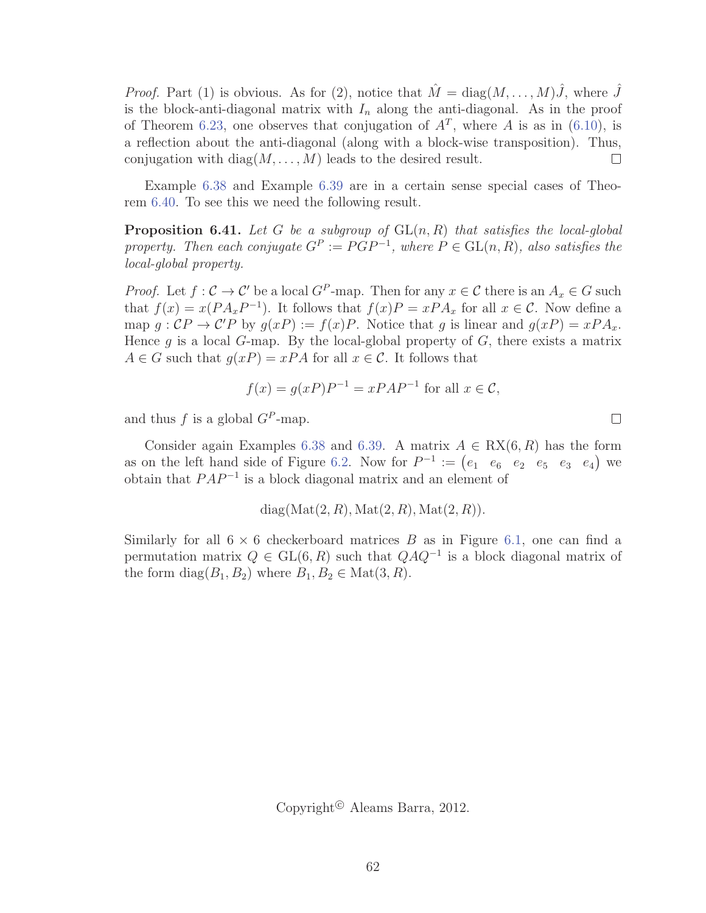*Proof.* Part (1) is obvious. As for (2), notice that $\hat{M} = \text{diag}(M, \dots, M)\hat{J}$, where $\hat{J}$ is the block-anti-diagonal matrix with $I_n$ along the anti-diagonal. As in the proof of Theorem 6.23, one observes that conjugation of $A^T$, where $A$ is as in (6.10), is a reflection about the anti-diagonal (along with a block-wise transposition). Thus, conjugation with $\text{diag}(M, \dots, M)$ leads to the desired result. □

Example 6.38 and Example 6.39 are in a certain sense special cases of Theorem 6.40. To see this we need the following result.

**Proposition 6.41.** *Let $G$ be a subgroup of $\text{GL}(n, R)$ that satisfies the local-global property. Then each conjugate $G^P := PGP^{-1}$, where $P \in \text{GL}(n, R)$, also satisfies the local-global property.*

*Proof.* Let $f : \mathcal{C} \to \mathcal{C}'$ be a local $G^P$-map. Then for any $x \in \mathcal{C}$ there is an $A_x \in G$ such that $f(x) = x(PA_xP^{-1})$. It follows that $f(x)P = xPA_x$ for all $x \in \mathcal{C}$. Now define a map $g : \mathcal{C}P \to \mathcal{C}'P$ by $g(xP) := f(x)P$. Notice that $g$ is linear and $g(xP) = xPA_x$. Hence $g$ is a local $G$-map. By the local-global property of $G$, there exists a matrix $A \in G$ such that $g(xP) = xPA$ for all $x \in \mathcal{C}$. It follows that

$$f(x) = g(xP)P^{-1} = xPAP^{-1} \text{ for all } x \in \mathcal{C},$$

and thus $f$ is a global $G^P$-map. □

Consider again Examples 6.38 and 6.39. A matrix $A \in \text{RX}(6, R)$ has the form as on the left hand side of Figure 6.2. Now for $P^{-1} := \begin{pmatrix} e_1 & e_6 & e_2 & e_5 & e_3 & e_4 \end{pmatrix}$ we obtain that $PAP^{-1}$ is a block diagonal matrix and an element of

$$\text{diag}(\text{Mat}(2, R), \text{Mat}(2, R), \text{Mat}(2, R)).$$

Similarly for all $6 \times 6$ checkerboard matrices $B$ as in Figure 6.1, one can find a permutation matrix $Q \in \text{GL}(6, R)$ such that $QAQ^{-1}$ is a block diagonal matrix of the form $\text{diag}(B_1, B_2)$ where $B_1, B_2 \in \text{Mat}(3, R)$.

Copyright© Aleams Barra, 2012.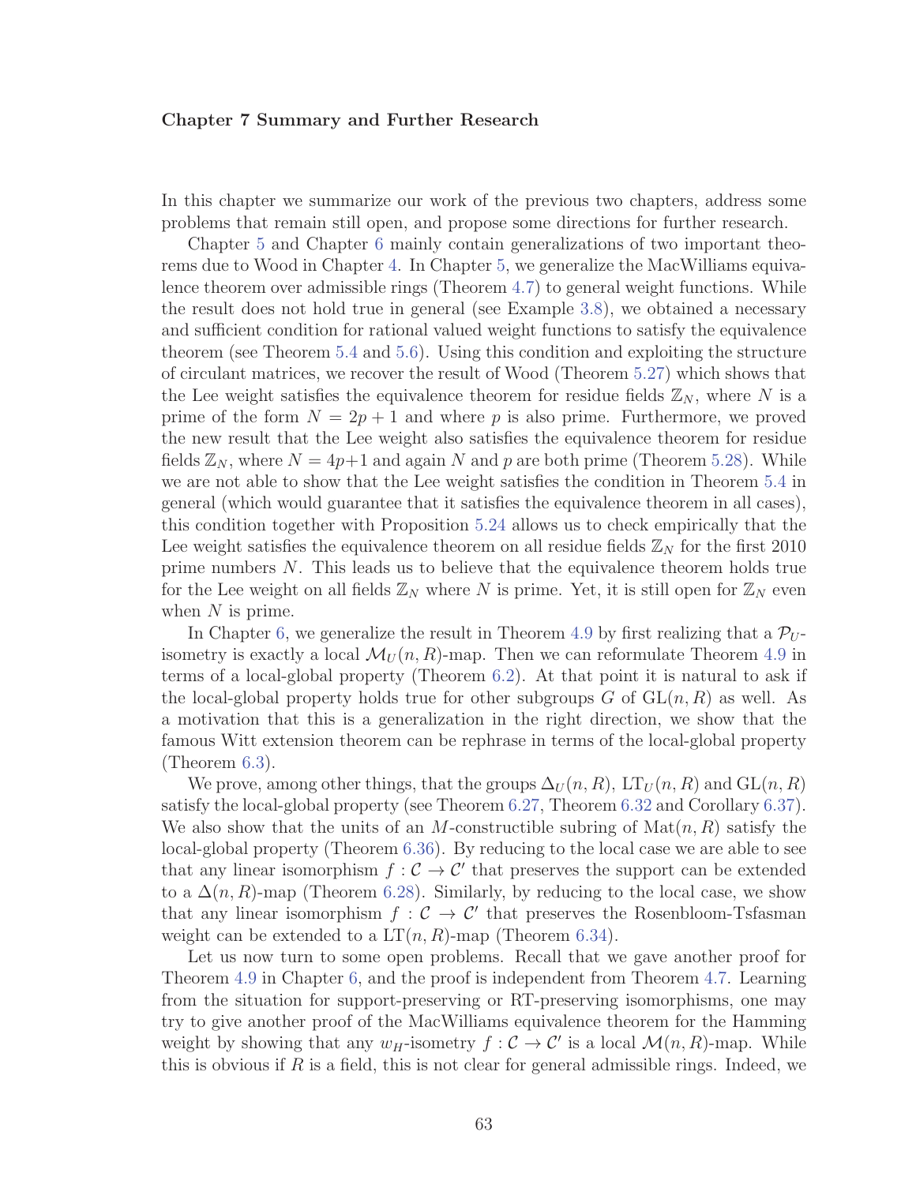# Chapter 7 Summary and Further Research

In this chapter we summarize our work of the previous two chapters, address some problems that remain still open, and propose some directions for further research.

Chapter 5 and Chapter 6 mainly contain generalizations of two important theorems due to Wood in Chapter 4. In Chapter 5, we generalize the MacWilliams equivalence theorem over admissible rings (Theorem 4.7) to general weight functions. While the result does not hold true in general (see Example 3.8), we obtained a necessary and sufficient condition for rational valued weight functions to satisfy the equivalence theorem (see Theorem 5.4 and 5.6). Using this condition and exploiting the structure of circulant matrices, we recover the result of Wood (Theorem 5.27) which shows that the Lee weight satisfies the equivalence theorem for residue fields $\mathbb{Z}_N$, where $N$ is a prime of the form $N = 2p + 1$ and where $p$ is also prime. Furthermore, we proved the new result that the Lee weight also satisfies the equivalence theorem for residue fields $\mathbb{Z}_N$, where $N = 4p+1$ and again $N$ and $p$ are both prime (Theorem 5.28). While we are not able to show that the Lee weight satisfies the condition in Theorem 5.4 in general (which would guarantee that it satisfies the equivalence theorem in all cases), this condition together with Proposition 5.24 allows us to check empirically that the Lee weight satisfies the equivalence theorem on all residue fields $\mathbb{Z}_N$ for the first 2010 prime numbers $N$. This leads us to believe that the equivalence theorem holds true for the Lee weight on all fields $\mathbb{Z}_N$ where $N$ is prime. Yet, it is still open for $\mathbb{Z}_N$ even when $N$ is prime.

In Chapter 6, we generalize the result in Theorem 4.9 by first realizing that a $\mathcal{P}_U$-isometry is exactly a local $\mathcal{M}_U(n, R)$-map. Then we can reformulate Theorem 4.9 in terms of a local-global property (Theorem 6.2). At that point it is natural to ask if the local-global property holds true for other subgroups $G$ of $\mathrm{GL}(n, R)$ as well. As a motivation that this is a generalization in the right direction, we show that the famous Witt extension theorem can be rephrase in terms of the local-global property (Theorem 6.3).

We prove, among other things, that the groups $\Delta_U(n, R)$, $\mathrm{LT}_U(n, R)$ and $\mathrm{GL}(n, R)$ satisfy the local-global property (see Theorem 6.27, Theorem 6.32 and Corollary 6.37). We also show that the units of an $M$-constructible subring of $\mathrm{Mat}(n, R)$ satisfy the local-global property (Theorem 6.36). By reducing to the local case we are able to see that any linear isomorphism $f : \mathcal{C} \to \mathcal{C}'$ that preserves the support can be extended to a $\Delta(n, R)$-map (Theorem 6.28). Similarly, by reducing to the local case, we show that any linear isomorphism $f : \mathcal{C} \to \mathcal{C}'$ that preserves the Rosenbloom-Tsfasman weight can be extended to a $\mathrm{LT}(n, R)$-map (Theorem 6.34).

Let us now turn to some open problems. Recall that we gave another proof for Theorem 4.9 in Chapter 6, and the proof is independent from Theorem 4.7. Learning from the situation for support-preserving or RT-preserving isomorphisms, one may try to give another proof of the MacWilliams equivalence theorem for the Hamming weight by showing that any $w_H$-isometry $f : \mathcal{C} \to \mathcal{C}'$ is a local $\mathcal{M}(n, R)$-map. While this is obvious if $R$ is a field, this is not clear for general admissible rings. Indeed, we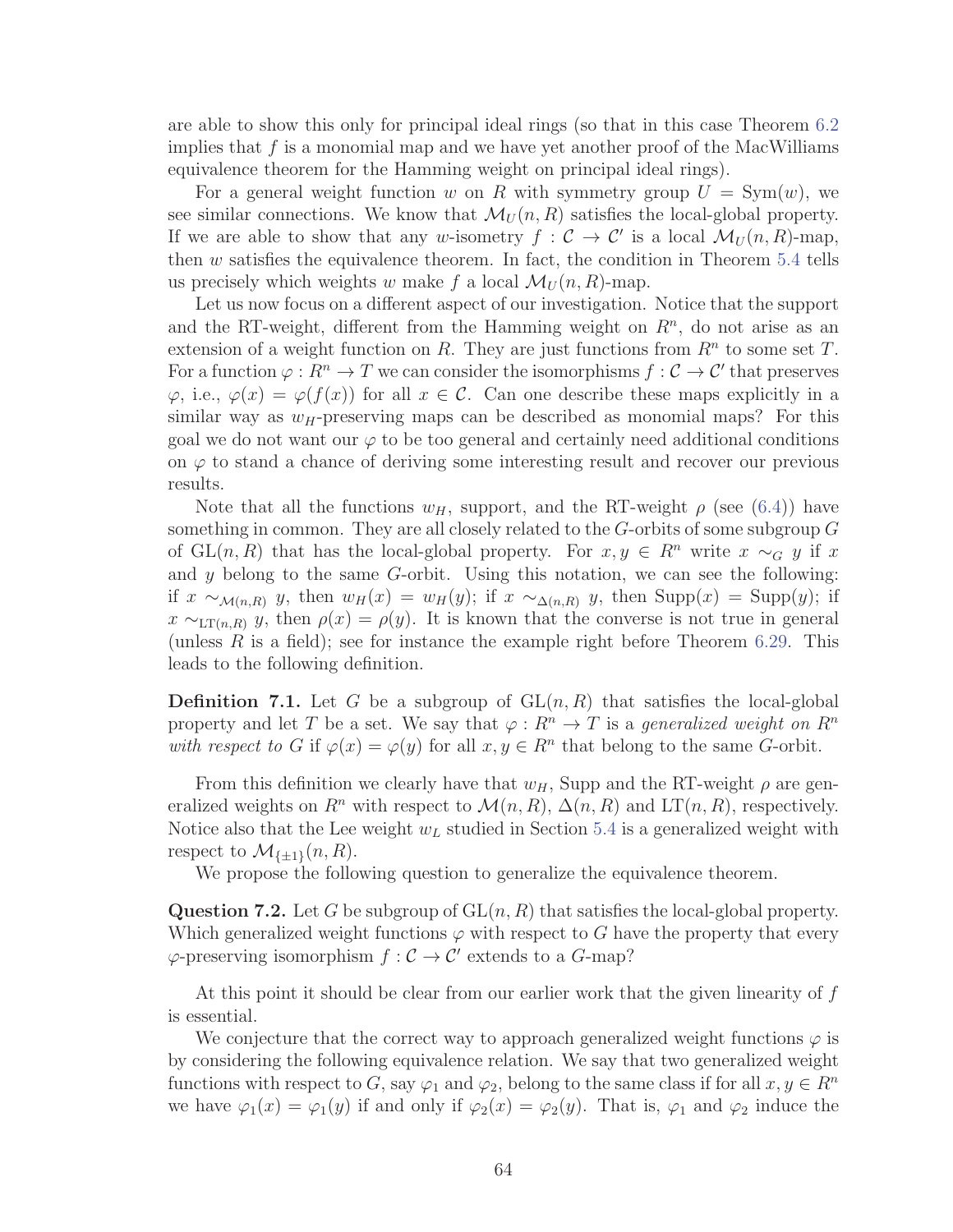are able to show this only for principal ideal rings (so that in this case Theorem 6.2 implies that $f$ is a monomial map and we have yet another proof of the MacWilliams equivalence theorem for the Hamming weight on principal ideal rings).

For a general weight function $w$ on $R$ with symmetry group $U = \mathrm{Sym}(w)$, we see similar connections. We know that $\mathcal{M}_U(n, R)$ satisfies the local-global property. If we are able to show that any $w$-isometry $f : \mathcal{C} \to \mathcal{C}'$ is a local $\mathcal{M}_U(n, R)$-map, then $w$ satisfies the equivalence theorem. In fact, the condition in Theorem 5.4 tells us precisely which weights $w$ make $f$ a local $\mathcal{M}_U(n, R)$-map.

Let us now focus on a different aspect of our investigation. Notice that the support and the RT-weight, different from the Hamming weight on $R^n$, do not arise as an extension of a weight function on $R$. They are just functions from $R^n$ to some set $T$. For a function $\varphi : R^n \to T$ we can consider the isomorphisms $f : \mathcal{C} \to \mathcal{C}'$ that preserves $\varphi$, i.e., $\varphi(x) = \varphi(f(x))$ for all $x \in \mathcal{C}$. Can one describe these maps explicitly in a similar way as $w_H$-preserving maps can be described as monomial maps? For this goal we do not want our $\varphi$ to be too general and certainly need additional conditions on $\varphi$ to stand a chance of deriving some interesting result and recover our previous results.

Note that all the functions $w_H$, support, and the RT-weight $\rho$ (see (6.4)) have something in common. They are all closely related to the $G$-orbits of some subgroup $G$ of $\mathrm{GL}(n, R)$ that has the local-global property. For $x, y \in R^n$ write $x \sim_G y$ if $x$ and $y$ belong to the same $G$-orbit. Using this notation, we can see the following: if $x \sim_{\mathcal{M}(n,R)} y$, then $w_H(x) = w_H(y)$; if $x \sim_{\Delta(n,R)} y$, then $\mathrm{Supp}(x) = \mathrm{Supp}(y)$; if $x \sim_{\mathrm{LT}(n,R)} y$, then $\rho(x) = \rho(y)$. It is known that the converse is not true in general (unless $R$ is a field); see for instance the example right before Theorem 6.29. This leads to the following definition.

**Definition 7.1.** Let $G$ be a subgroup of $\mathrm{GL}(n, R)$ that satisfies the local-global property and let $T$ be a set. We say that $\varphi : R^n \to T$ is a *generalized weight on $R^n$ with respect to $G$* if $\varphi(x) = \varphi(y)$ for all $x, y \in R^n$ that belong to the same $G$-orbit.

From this definition we clearly have that $w_H$, Supp and the RT-weight $\rho$ are generalized weights on $R^n$ with respect to $\mathcal{M}(n, R)$, $\Delta(n, R)$ and $\mathrm{LT}(n, R)$, respectively. Notice also that the Lee weight $w_L$ studied in Section 5.4 is a generalized weight with respect to $\mathcal{M}_{\{\pm 1\}}(n, R)$.

We propose the following question to generalize the equivalence theorem.

**Question 7.2.** Let $G$ be subgroup of $\mathrm{GL}(n, R)$ that satisfies the local-global property. Which generalized weight functions $\varphi$ with respect to $G$ have the property that every $\varphi$-preserving isomorphism $f : \mathcal{C} \to \mathcal{C}'$ extends to a $G$-map?

At this point it should be clear from our earlier work that the given linearity of $f$ is essential.

We conjecture that the correct way to approach generalized weight functions $\varphi$ is by considering the following equivalence relation. We say that two generalized weight functions with respect to $G$, say $\varphi_1$ and $\varphi_2$, belong to the same class if for all $x, y \in R^n$ we have $\varphi_1(x) = \varphi_1(y)$ if and only if $\varphi_2(x) = \varphi_2(y)$. That is, $\varphi_1$ and $\varphi_2$ induce the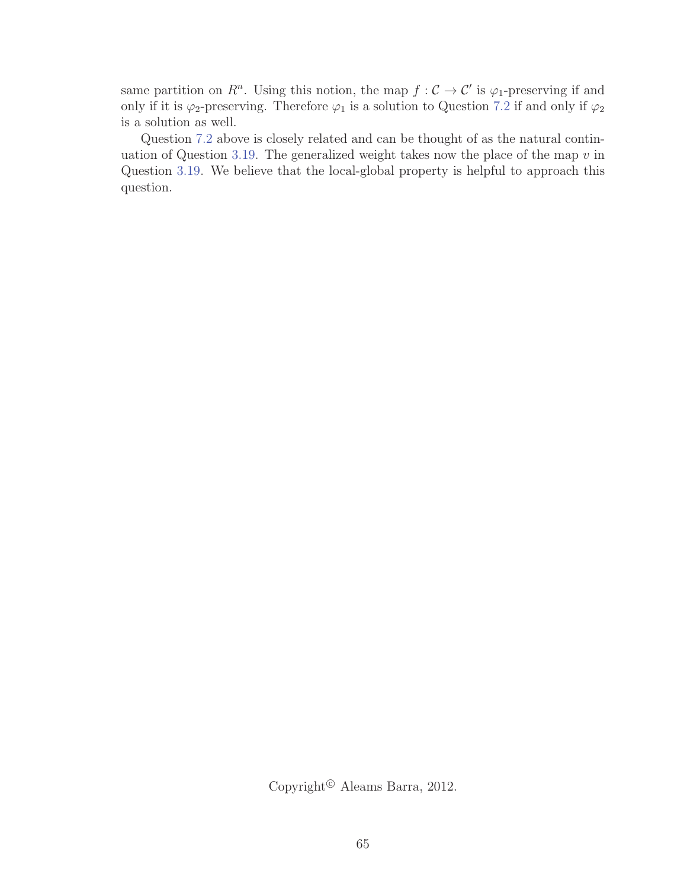same partition on $R^n$. Using this notion, the map $f : \mathcal{C} \to \mathcal{C}'$ is $\varphi_1$-preserving if and only if it is $\varphi_2$-preserving. Therefore $\varphi_1$ is a solution to Question 7.2 if and only if $\varphi_2$ is a solution as well.

Question 7.2 above is closely related and can be thought of as the natural continuation of Question 3.19. The generalized weight takes now the place of the map $v$ in Question 3.19. We believe that the local-global property is helpful to approach this question.

Copyright© Aleams Barra, 2012.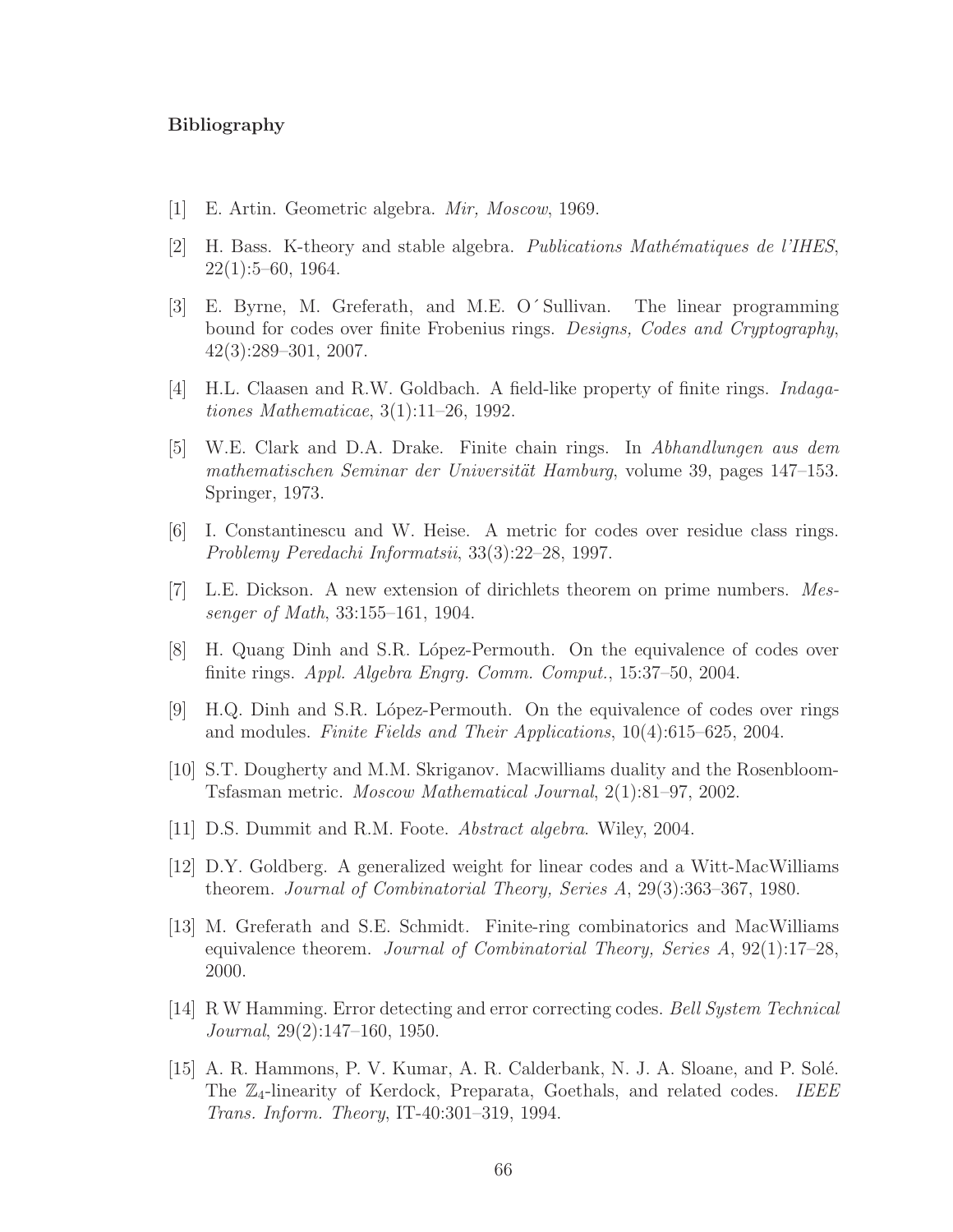# Bibliography

[1] E. Artin. Geometric algebra. *Mir, Moscow*, 1969.

[2] H. Bass. K-theory and stable algebra. *Publications Mathématiques de l'IHES*, 22(1):5–60, 1964.

[3] E. Byrne, M. Greferath, and M.E. O´Sullivan. The linear programming bound for codes over finite Frobenius rings. *Designs, Codes and Cryptography*, 42(3):289–301, 2007.

[4] H.L. Claasen and R.W. Goldbach. A field-like property of finite rings. *Indagationes Mathematicae*, 3(1):11–26, 1992.

[5] W.E. Clark and D.A. Drake. Finite chain rings. In *Abhandlungen aus dem mathematischen Seminar der Universität Hamburg*, volume 39, pages 147–153. Springer, 1973.

[6] I. Constantinescu and W. Heise. A metric for codes over residue class rings. *Problemy Peredachi Informatsii*, 33(3):22–28, 1997.

[7] L.E. Dickson. A new extension of dirichlets theorem on prime numbers. *Messenger of Math*, 33:155–161, 1904.

[8] H. Quang Dinh and S.R. López-Permouth. On the equivalence of codes over finite rings. *Appl. Algebra Engrg. Comm. Comput.*, 15:37–50, 2004.

[9] H.Q. Dinh and S.R. López-Permouth. On the equivalence of codes over rings and modules. *Finite Fields and Their Applications*, 10(4):615–625, 2004.

[10] S.T. Dougherty and M.M. Skriganov. Macwilliams duality and the Rosenbloom-Tsfasman metric. *Moscow Mathematical Journal*, 2(1):81–97, 2002.

[11] D.S. Dummit and R.M. Foote. *Abstract algebra*. Wiley, 2004.

[12] D.Y. Goldberg. A generalized weight for linear codes and a Witt-MacWilliams theorem. *Journal of Combinatorial Theory, Series A*, 29(3):363–367, 1980.

[13] M. Greferath and S.E. Schmidt. Finite-ring combinatorics and MacWilliams equivalence theorem. *Journal of Combinatorial Theory, Series A*, 92(1):17–28, 2000.

[14] R W Hamming. Error detecting and error correcting codes. *Bell System Technical Journal*, 29(2):147–160, 1950.

[15] A. R. Hammons, P. V. Kumar, A. R. Calderbank, N. J. A. Sloane, and P. Solé. The $\mathbb{Z}_4$-linearity of Kerdock, Preparata, Goethals, and related codes. *IEEE Trans. Inform. Theory*, IT-40:301–319, 1994.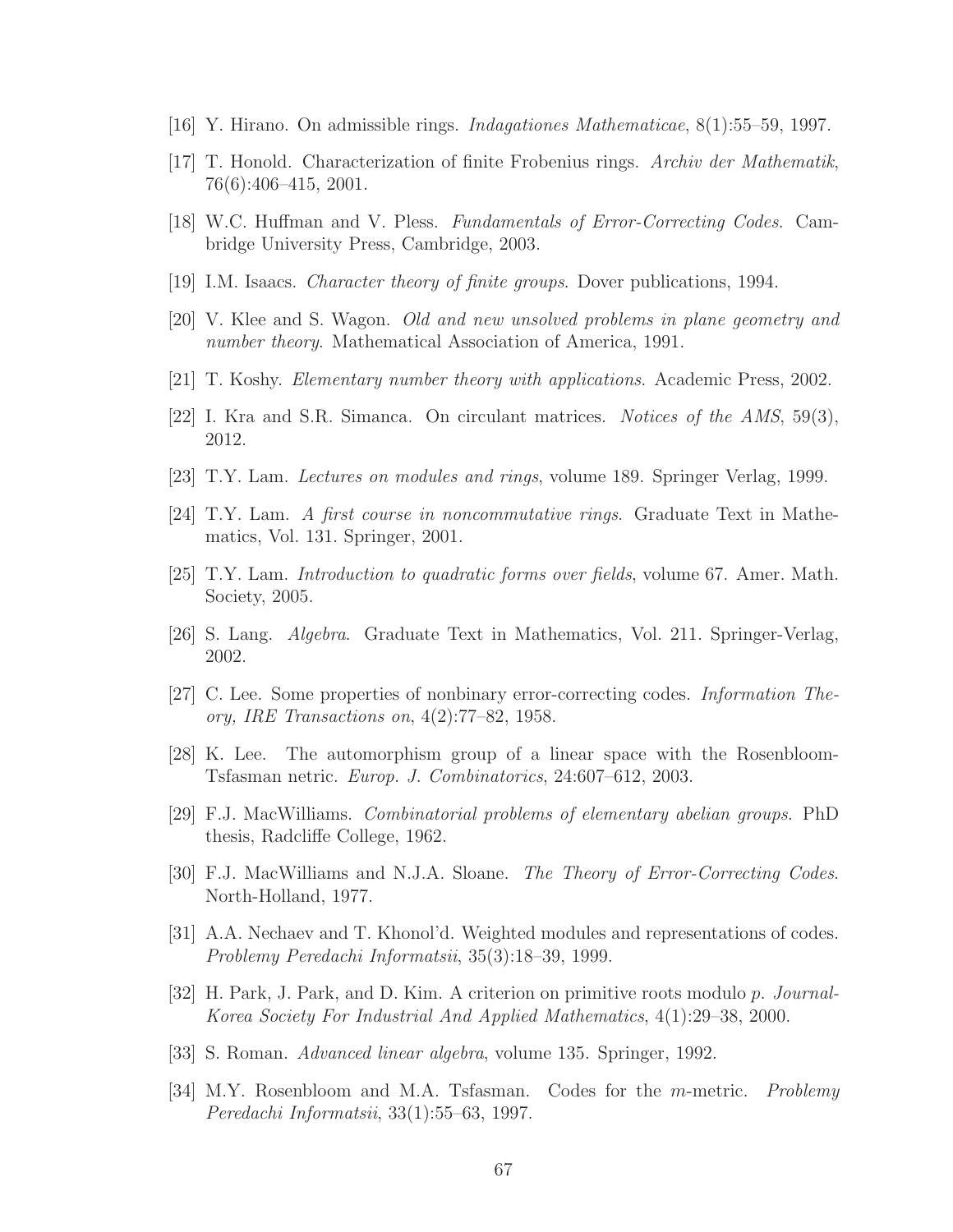[16] Y. Hirano. On admissible rings. *Indagationes Mathematicae*, 8(1):55–59, 1997.

[17] T. Honold. Characterization of finite Frobenius rings. *Archiv der Mathematik*, 76(6):406–415, 2001.

[18] W.C. Huffman and V. Pless. *Fundamentals of Error-Correcting Codes*. Cambridge University Press, Cambridge, 2003.

[19] I.M. Isaacs. *Character theory of finite groups*. Dover publications, 1994.

[20] V. Klee and S. Wagon. *Old and new unsolved problems in plane geometry and number theory*. Mathematical Association of America, 1991.

[21] T. Koshy. *Elementary number theory with applications*. Academic Press, 2002.

[22] I. Kra and S.R. Simanca. On circulant matrices. *Notices of the AMS*, 59(3), 2012.

[23] T.Y. Lam. *Lectures on modules and rings*, volume 189. Springer Verlag, 1999.

[24] T.Y. Lam. *A first course in noncommutative rings*. Graduate Text in Mathematics, Vol. 131. Springer, 2001.

[25] T.Y. Lam. *Introduction to quadratic forms over fields*, volume 67. Amer. Math. Society, 2005.

[26] S. Lang. *Algebra*. Graduate Text in Mathematics, Vol. 211. Springer-Verlag, 2002.

[27] C. Lee. Some properties of nonbinary error-correcting codes. *Information Theory, IRE Transactions on*, 4(2):77–82, 1958.

[28] K. Lee. The automorphism group of a linear space with the Rosenbloom-Tsfasman netric. *Europ. J. Combinatorics*, 24:607–612, 2003.

[29] F.J. MacWilliams. *Combinatorial problems of elementary abelian groups*. PhD thesis, Radcliffe College, 1962.

[30] F.J. MacWilliams and N.J.A. Sloane. *The Theory of Error-Correcting Codes*. North-Holland, 1977.

[31] A.A. Nechaev and T. Khonol'd. Weighted modules and representations of codes. *Problemy Peredachi Informatsii*, 35(3):18–39, 1999.

[32] H. Park, J. Park, and D. Kim. A criterion on primitive roots modulo $p$. *Journal-Korea Society For Industrial And Applied Mathematics*, 4(1):29–38, 2000.

[33] S. Roman. *Advanced linear algebra*, volume 135. Springer, 1992.

[34] M.Y. Rosenbloom and M.A. Tsfasman. Codes for the $m$-metric. *Problemy Peredachi Informatsii*, 33(1):55–63, 1997.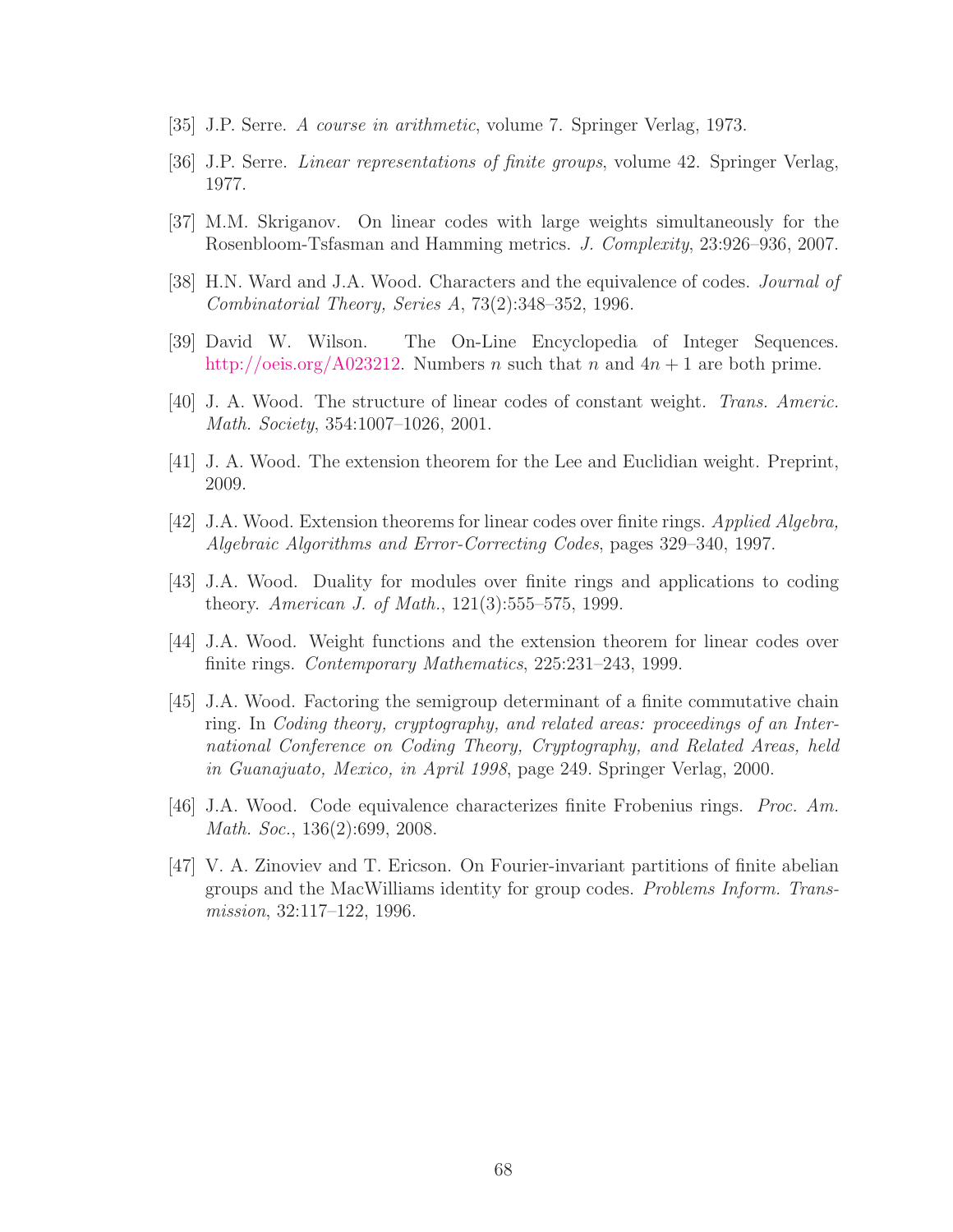[35] J.P. Serre. *A course in arithmetic*, volume 7. Springer Verlag, 1973.

[36] J.P. Serre. *Linear representations of finite groups*, volume 42. Springer Verlag, 1977.

[37] M.M. Skriganov. On linear codes with large weights simultaneously for the Rosenbloom-Tsfasman and Hamming metrics. *J. Complexity*, 23:926–936, 2007.

[38] H.N. Ward and J.A. Wood. Characters and the equivalence of codes. *Journal of Combinatorial Theory, Series A*, 73(2):348–352, 1996.

[39] David W. Wilson. The On-Line Encyclopedia of Integer Sequences. http://oeis.org/A023212. Numbers $n$ such that $n$ and $4n + 1$ are both prime.

[40] J. A. Wood. The structure of linear codes of constant weight. *Trans. Americ. Math. Society*, 354:1007–1026, 2001.

[41] J. A. Wood. The extension theorem for the Lee and Euclidian weight. Preprint, 2009.

[42] J.A. Wood. Extension theorems for linear codes over finite rings. *Applied Algebra, Algebraic Algorithms and Error-Correcting Codes*, pages 329–340, 1997.

[43] J.A. Wood. Duality for modules over finite rings and applications to coding theory. *American J. of Math.*, 121(3):555–575, 1999.

[44] J.A. Wood. Weight functions and the extension theorem for linear codes over finite rings. *Contemporary Mathematics*, 225:231–243, 1999.

[45] J.A. Wood. Factoring the semigroup determinant of a finite commutative chain ring. In *Coding theory, cryptography, and related areas: proceedings of an International Conference on Coding Theory, Cryptography, and Related Areas, held in Guanajuato, Mexico, in April 1998*, page 249. Springer Verlag, 2000.

[46] J.A. Wood. Code equivalence characterizes finite Frobenius rings. *Proc. Am. Math. Soc.*, 136(2):699, 2008.

[47] V. A. Zinoviev and T. Ericson. On Fourier-invariant partitions of finite abelian groups and the MacWilliams identity for group codes. *Problems Inform. Transmission*, 32:117–122, 1996.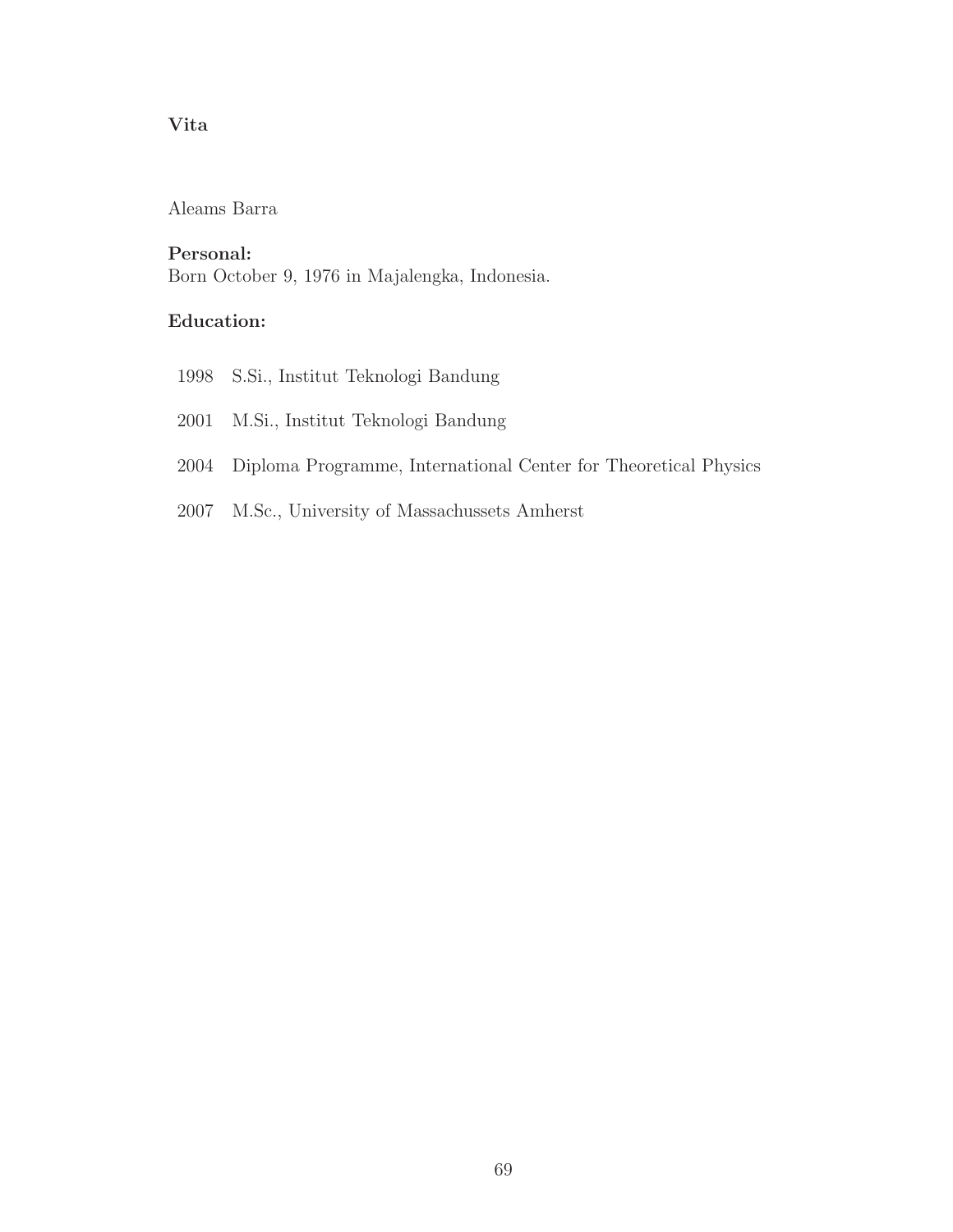# Vita

Aleams Barra

**Personal:**
Born October 9, 1976 in Majalengka, Indonesia.

**Education:**

| | |
|---|---|
| 1998 | S.Si., Institut Teknologi Bandung |
| 2001 | M.Si., Institut Teknologi Bandung |
| 2004 | Diploma Programme, International Center for Theoretical Physics |
| 2007 | M.Sc., University of Massachussets Amherst |